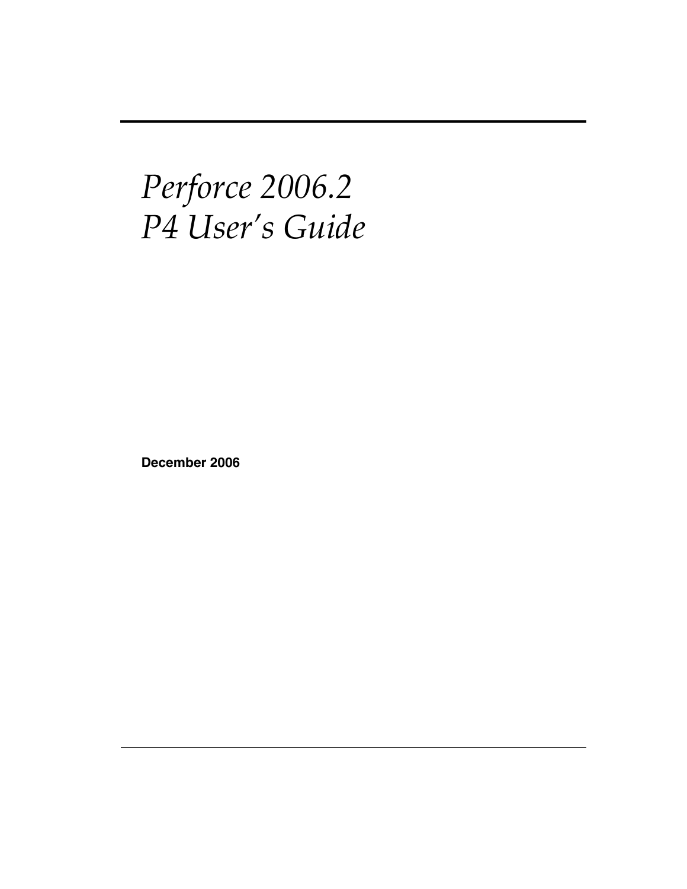# *Perforce 2006.2*
# *P4 User's Guide*

**December 2006**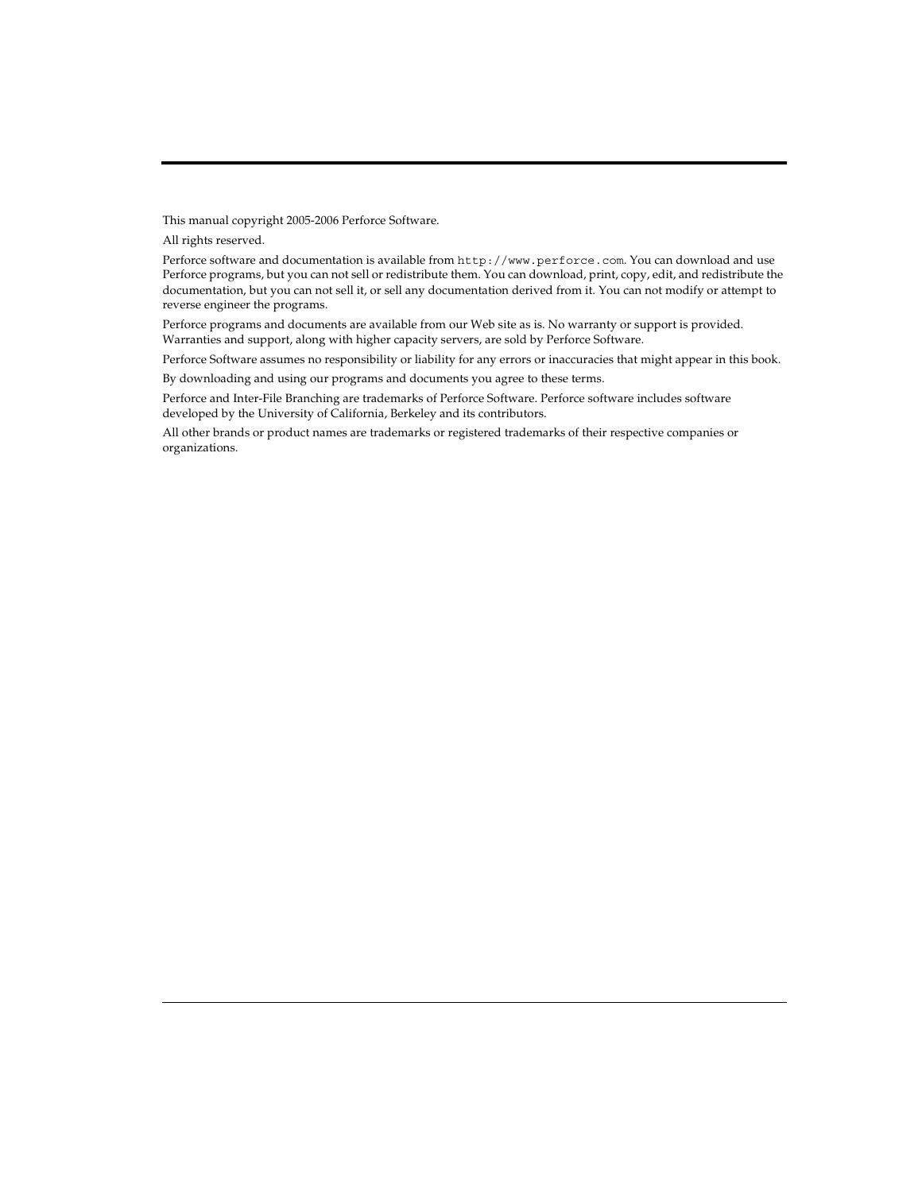This manual copyright 2005-2006 Perforce Software.

All rights reserved.

Perforce software and documentation is available from `http://www.perforce.com`. You can download and use Perforce programs, but you can not sell or redistribute them. You can download, print, copy, edit, and redistribute the documentation, but you can not sell it, or sell any documentation derived from it. You can not modify or attempt to reverse engineer the programs.

Perforce programs and documents are available from our Web site as is. No warranty or support is provided. Warranties and support, along with higher capacity servers, are sold by Perforce Software.

Perforce Software assumes no responsibility or liability for any errors or inaccuracies that might appear in this book.

By downloading and using our programs and documents you agree to these terms.

Perforce and Inter-File Branching are trademarks of Perforce Software. Perforce software includes software developed by the University of California, Berkeley and its contributors.

All other brands or product names are trademarks or registered trademarks of their respective companies or organizations.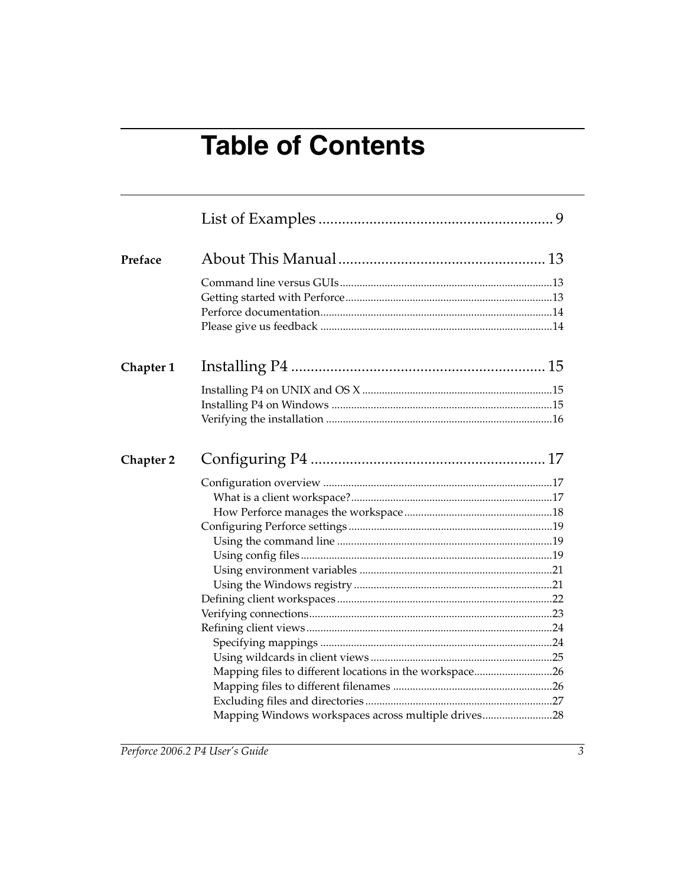# Table of Contents

List of Examples ............................................................ 9

**Preface** About This Manual ..................................................... 13

- Command line versus GUIs ........................................................................... 13
- Getting started with Perforce ......................................................................... 13
- Perforce documentation .................................................................................. 14
- Please give us feedback .................................................................................. 14

**Chapter 1** Installing P4 ................................................................. 15

- Installing P4 on UNIX and OS X ................................................................... 15
- Installing P4 on Windows .............................................................................. 15
- Verifying the installation ................................................................................ 16

**Chapter 2** Configuring P4 ............................................................ 17

- Configuration overview ................................................................................. 17
  - What is a client workspace? ....................................................................... 17
  - How Perforce manages the workspace .................................................... 18
- Configuring Perforce settings ........................................................................ 19
  - Using the command line ............................................................................ 19
  - Using config files ......................................................................................... 19
  - Using environment variables .................................................................... 21
  - Using the Windows registry ...................................................................... 21
- Defining client workspaces ............................................................................ 22
- Verifying connections ...................................................................................... 23
- Refining client views ....................................................................................... 24
  - Specifying mappings .................................................................................. 24
  - Using wildcards in client views ................................................................ 25
  - Mapping files to different locations in the workspace ............................ 26
  - Mapping files to different filenames ........................................................ 26
  - Excluding files and directories .................................................................. 27
  - Mapping Windows workspaces across multiple drives ......................... 28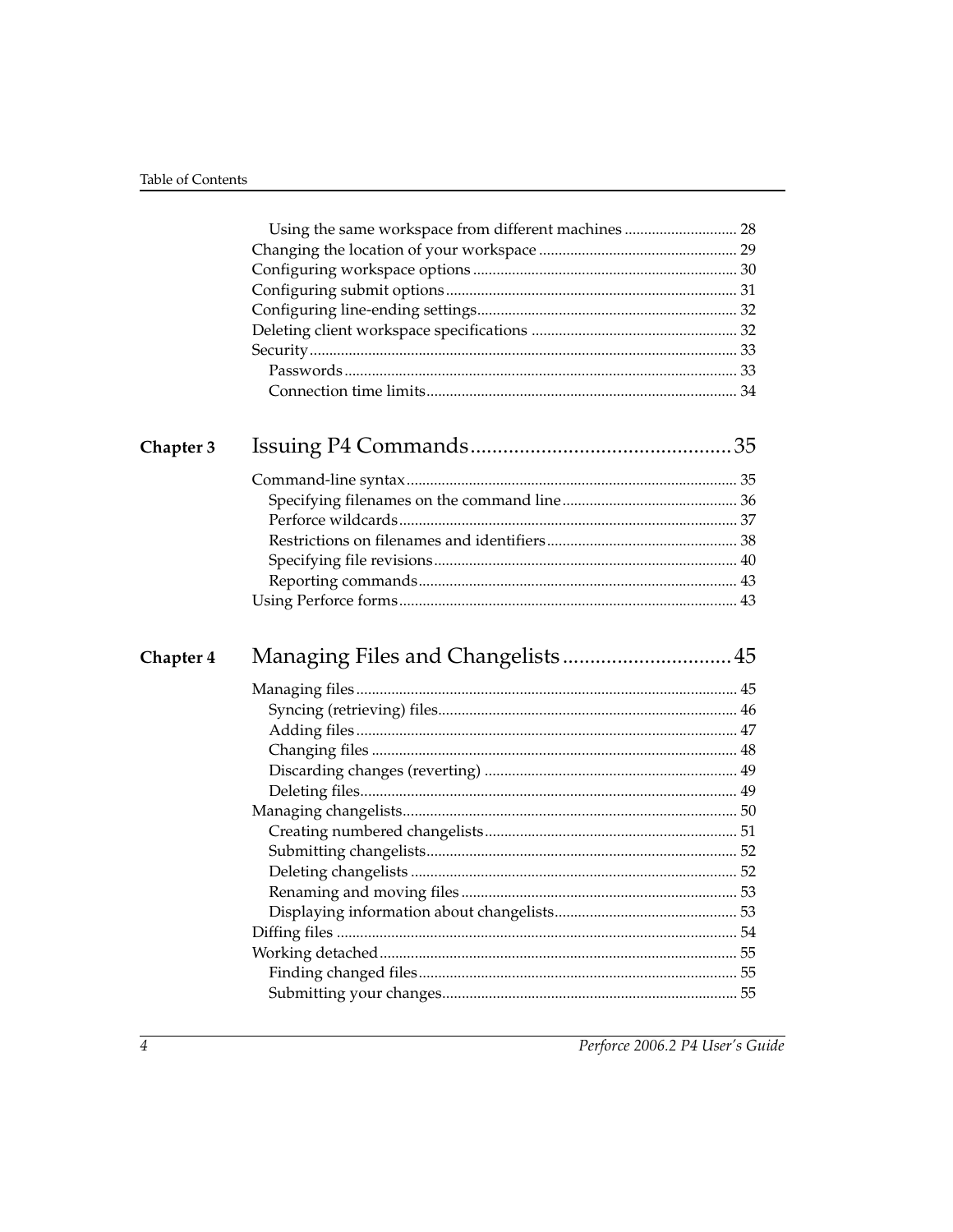- Using the same workspace from different machines ............................ 28
- Changing the location of your workspace .................................................. 29
- Configuring workspace options ................................................................... 30
- Configuring submit options .......................................................................... 31
- Configuring line-ending settings .................................................................. 32
- Deleting client workspace specifications .................................................... 32
- Security ............................................................................................................ 33
  - Passwords ................................................................................................... 33
  - Connection time limits .............................................................................. 34

## Chapter 3 Issuing P4 Commands ................................................ 35

- Command-line syntax ................................................................................... 35
  - Specifying filenames on the command line ............................................ 36
  - Perforce wildcards ..................................................................................... 37
  - Restrictions on filenames and identifiers ................................................ 38
  - Specifying file revisions ............................................................................ 40
  - Reporting commands ................................................................................. 43
- Using Perforce forms ..................................................................................... 43

## Chapter 4 Managing Files and Changelists ............................... 45

- Managing files ................................................................................................ 45
  - Syncing (retrieving) files ........................................................................... 46
  - Adding files ................................................................................................ 47
  - Changing files ............................................................................................ 48
  - Discarding changes (reverting) ................................................................ 49
  - Deleting files ............................................................................................... 49
- Managing changelists .................................................................................... 50
  - Creating numbered changelists ................................................................ 51
  - Submitting changelists .............................................................................. 52
  - Deleting changelists .................................................................................. 52
  - Renaming and moving files ...................................................................... 53
  - Displaying information about changelists .............................................. 53
- Diffing files ..................................................................................................... 54
- Working detached .......................................................................................... 55
  - Finding changed files ................................................................................. 55
  - Submitting your changes ........................................................................... 55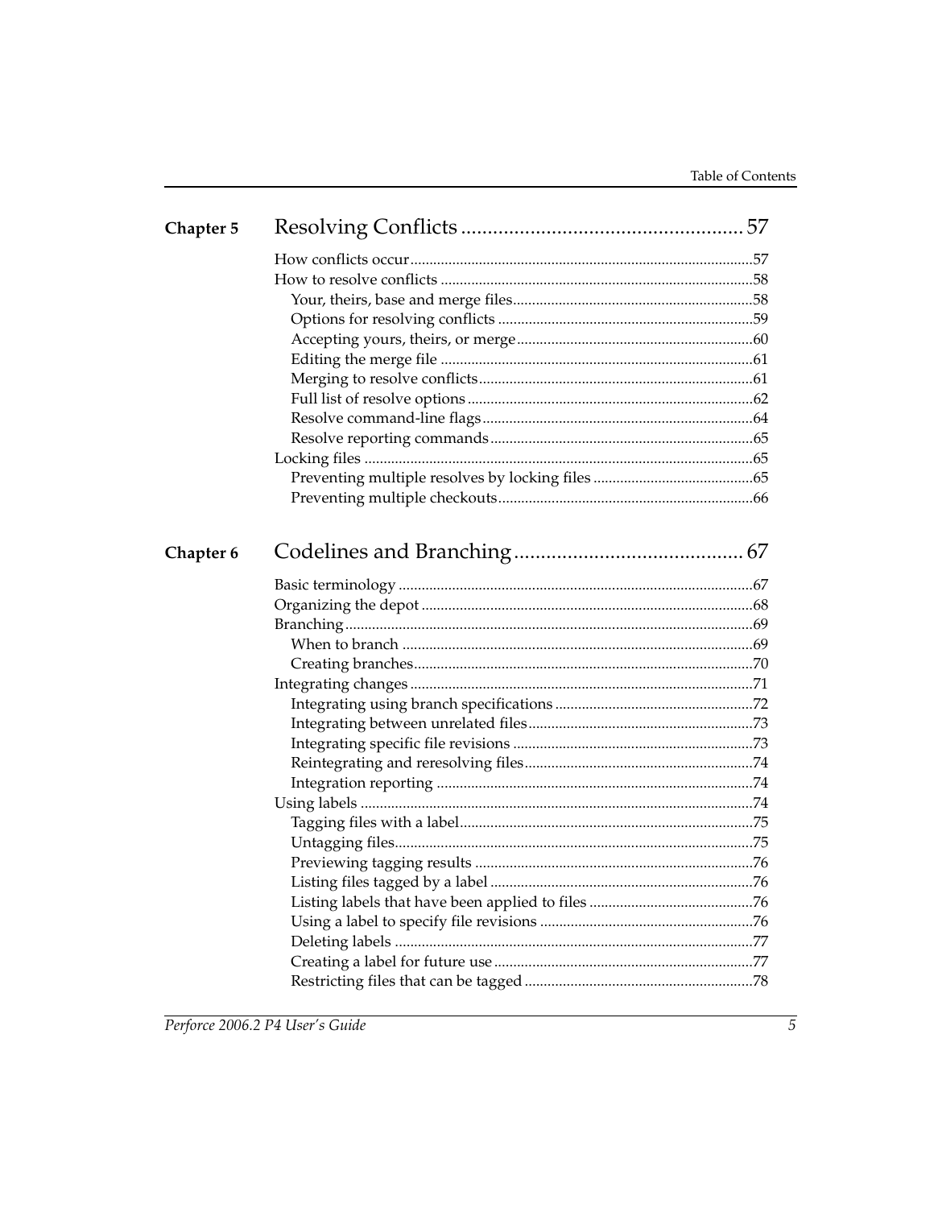## Chapter 5 Resolving Conflicts ..................................................... 57

How conflicts occur.........................................................................................57
How to resolve conflicts .................................................................................58
    Your, theirs, base and merge files...............................................................58
    Options for resolving conflicts ...................................................................59
    Accepting yours, theirs, or merge..............................................................60
    Editing the merge file .................................................................................61
    Merging to resolve conflicts........................................................................61
    Full list of resolve options ...........................................................................62
    Resolve command-line flags.......................................................................64
    Resolve reporting commands.....................................................................65
Locking files .....................................................................................................65
    Preventing multiple resolves by locking files ..........................................65
    Preventing multiple checkouts...................................................................66

## Chapter 6 Codelines and Branching ........................................... 67

Basic terminology ............................................................................................67
Organizing the depot ......................................................................................68
Branching..........................................................................................................69
    When to branch ...........................................................................................69
    Creating branches........................................................................................70
Integrating changes .........................................................................................71
    Integrating using branch specifications ....................................................72
    Integrating between unrelated files...........................................................73
    Integrating specific file revisions ...............................................................73
    Reintegrating and reresolving files............................................................74
    Integration reporting ...................................................................................74
Using labels ......................................................................................................74
    Tagging files with a label.............................................................................75
    Untagging files.............................................................................................75
    Previewing tagging results .........................................................................76
    Listing files tagged by a label .....................................................................76
    Listing labels that have been applied to files ...........................................76
    Using a label to specify file revisions ........................................................76
    Deleting labels .............................................................................................77
    Creating a label for future use....................................................................77
    Restricting files that can be tagged ............................................................78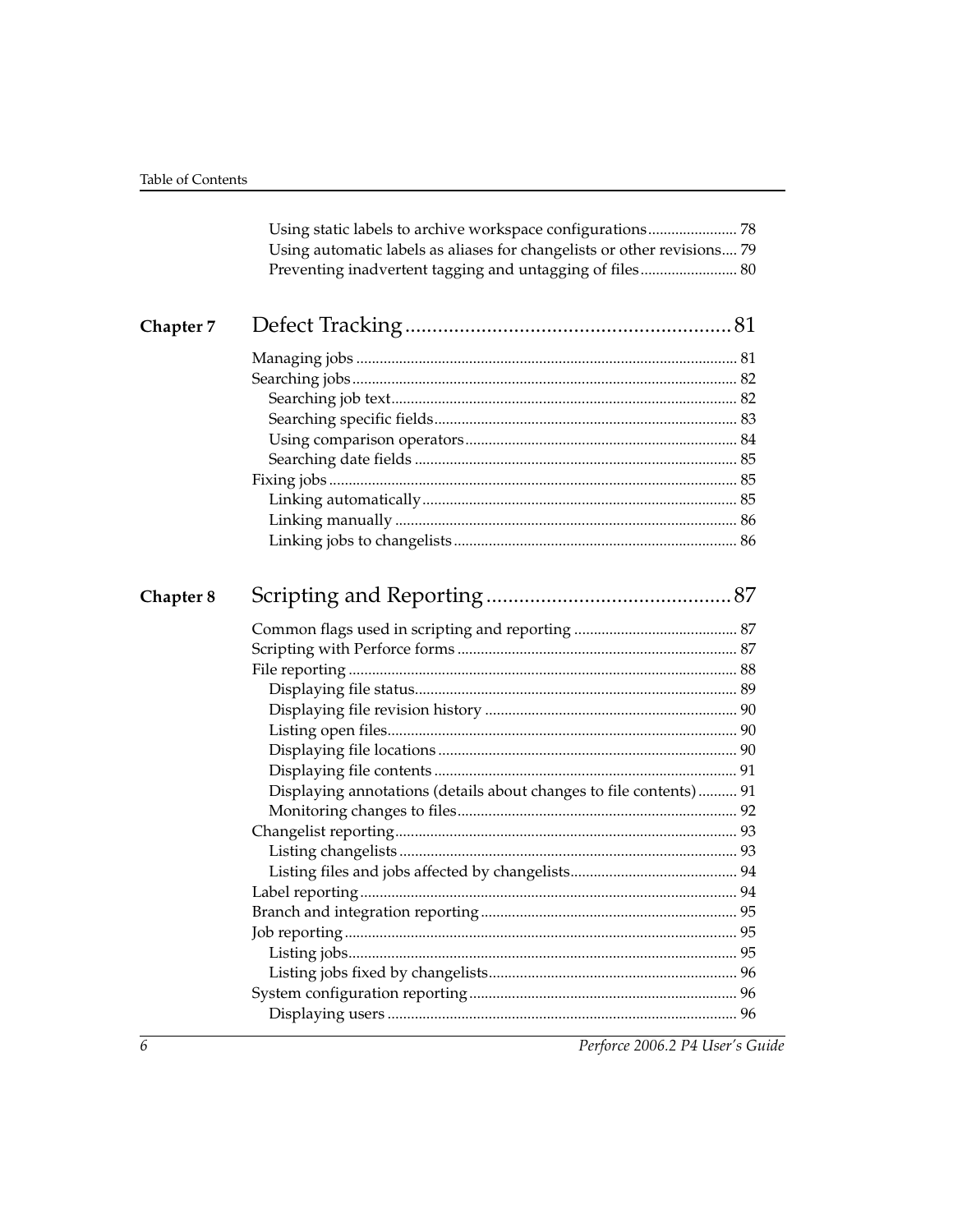- Using static labels to archive workspace configurations ...... 78
- Using automatic labels as aliases for changelists or other revisions .... 79
- Preventing inadvertent tagging and untagging of files ...... 80

## Chapter 7 Defect Tracking ...... 81

- Managing jobs ...... 81
- Searching jobs ...... 82
  - Searching job text ...... 82
  - Searching specific fields ...... 83
  - Using comparison operators ...... 84
  - Searching date fields ...... 85
- Fixing jobs ...... 85
  - Linking automatically ...... 85
  - Linking manually ...... 86
  - Linking jobs to changelists ...... 86

## Chapter 8 Scripting and Reporting ...... 87

- Common flags used in scripting and reporting ...... 87
- Scripting with Perforce forms ...... 87
- File reporting ...... 88
  - Displaying file status ...... 89
  - Displaying file revision history ...... 90
  - Listing open files ...... 90
  - Displaying file locations ...... 90
  - Displaying file contents ...... 91
  - Displaying annotations (details about changes to file contents) ...... 91
  - Monitoring changes to files ...... 92
- Changelist reporting ...... 93
  - Listing changelists ...... 93
  - Listing files and jobs affected by changelists ...... 94
- Label reporting ...... 94
- Branch and integration reporting ...... 95
- Job reporting ...... 95
  - Listing jobs ...... 95
  - Listing jobs fixed by changelists ...... 96
- System configuration reporting ...... 96
  - Displaying users ...... 96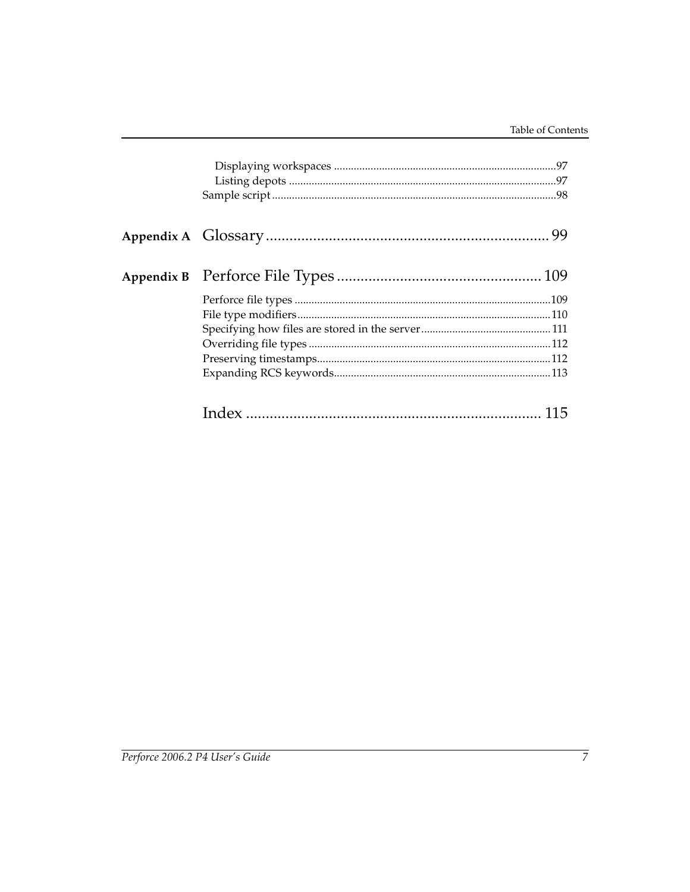Displaying workspaces ..............................................................................97
Listing depots ..............................................................................................97
Sample script.....................................................................................................98

**Appendix A** Glossary......................................................................... 99

**Appendix B** Perforce File Types.................................................... 109

Perforce file types ..........................................................................................109
File type modifiers..........................................................................................110
Specifying how files are stored in the server.............................................. 111
Overriding file types ......................................................................................112
Preserving timestamps...................................................................................112
Expanding RCS keywords.............................................................................113

Index ........................................................................... 115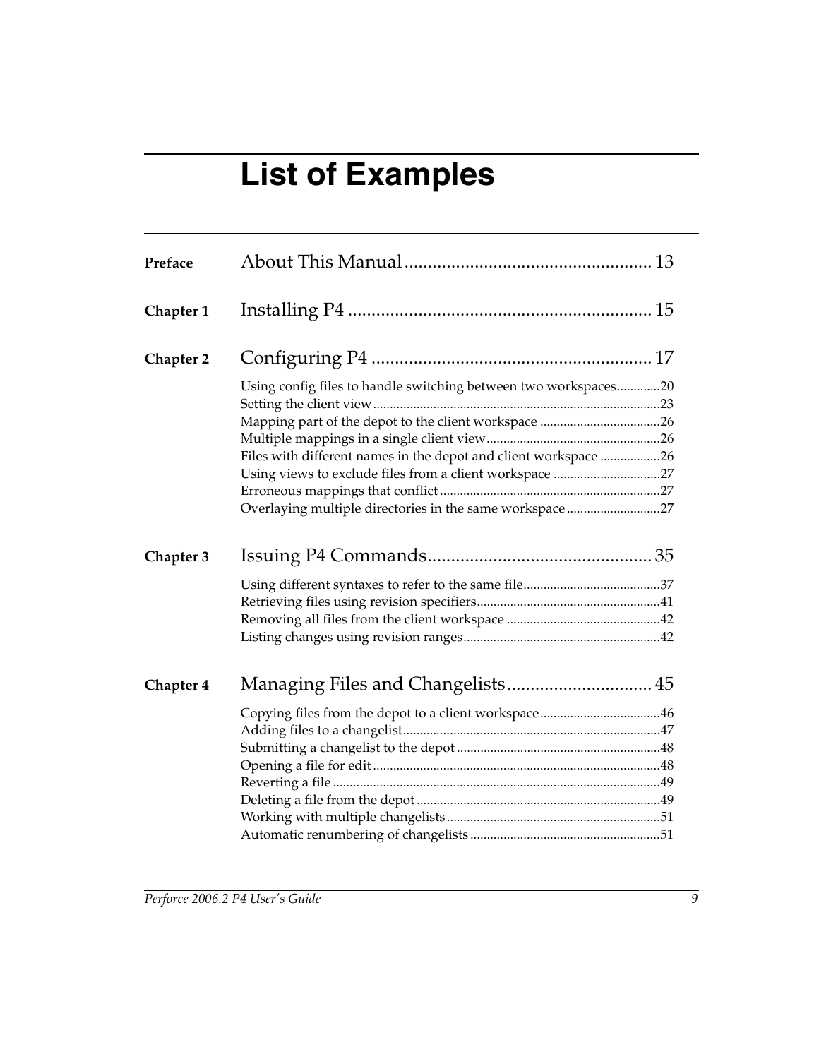# List of Examples

**Preface** About This Manual ..................................................... 13

**Chapter 1** Installing P4 ................................................................. 15

**Chapter 2** Configuring P4 ............................................................ 17

Using config files to handle switching between two workspaces.............20
Setting the client view.......................................................................................23
Mapping part of the depot to the client workspace ....................................26
Multiple mappings in a single client view....................................................26
Files with different names in the depot and client workspace ..................26
Using views to exclude files from a client workspace ................................27
Erroneous mappings that conflict..................................................................27
Overlaying multiple directories in the same workspace............................27

**Chapter 3** Issuing P4 Commands................................................. 35

Using different syntaxes to refer to the same file.........................................37
Retrieving files using revision specifiers.......................................................41
Removing all files from the client workspace ..............................................42
Listing changes using revision ranges...........................................................42

**Chapter 4** Managing Files and Changelists............................... 45

Copying files from the depot to a client workspace....................................46
Adding files to a changelist.............................................................................47
Submitting a changelist to the depot .............................................................48
Opening a file for edit......................................................................................48
Reverting a file ..................................................................................................49
Deleting a file from the depot.........................................................................49
Working with multiple changelists.................................................................51
Automatic renumbering of changelists .........................................................51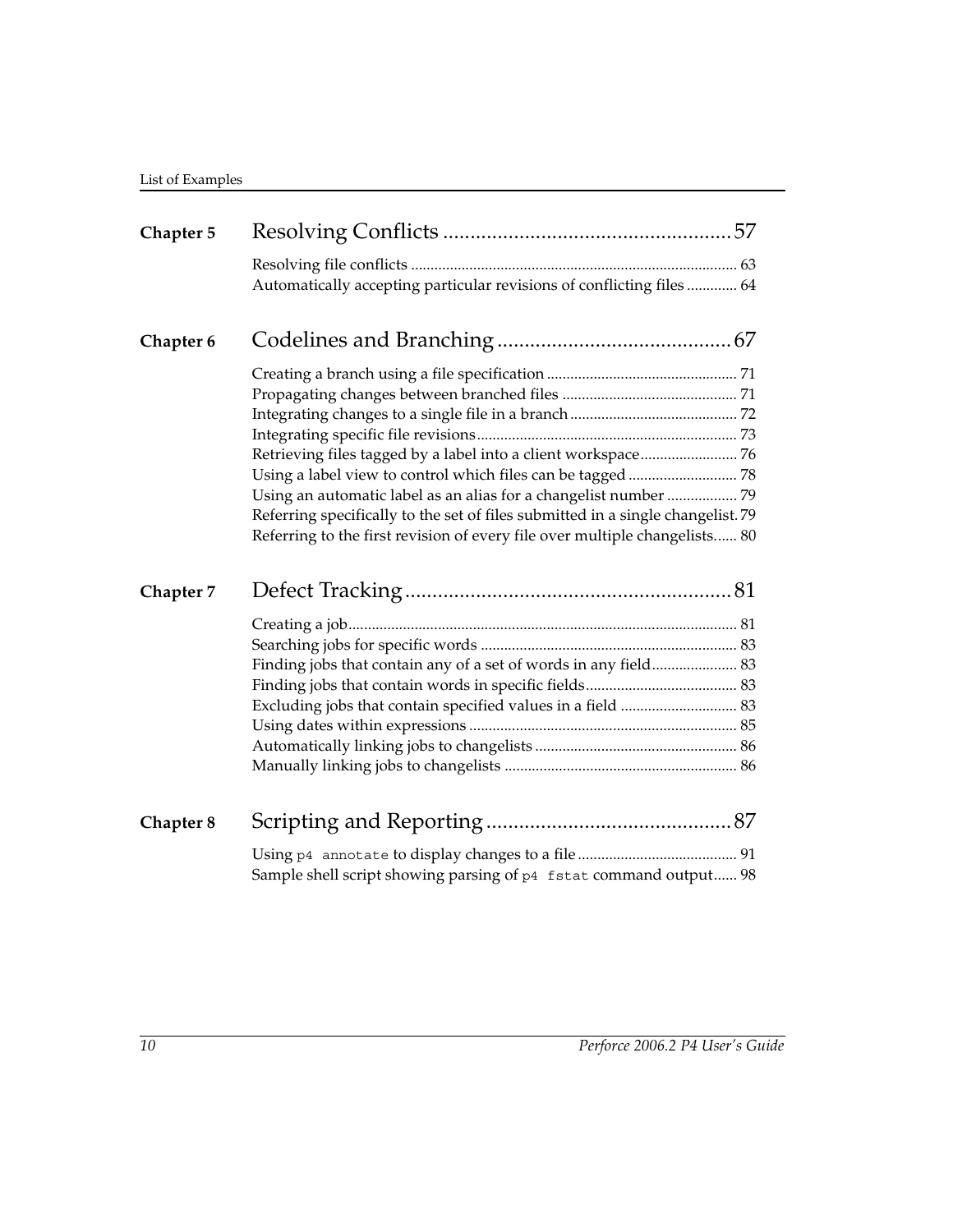## Chapter 5 Resolving Conflicts ..................................................... 57

Resolving file conflicts .................................................................................... 63
Automatically accepting particular revisions of conflicting files ............. 64

## Chapter 6 Codelines and Branching ........................................... 67

Creating a branch using a file specification ................................................ 71
Propagating changes between branched files ............................................. 71
Integrating changes to a single file in a branch ........................................... 72
Integrating specific file revisions................................................................... 73
Retrieving files tagged by a label into a client workspace......................... 76
Using a label view to control which files can be tagged ............................ 78
Using an automatic label as an alias for a changelist number .................. 79
Referring specifically to the set of files submitted in a single changelist. 79
Referring to the first revision of every file over multiple changelists...... 80

## Chapter 7 Defect Tracking............................................................ 81

Creating a job.................................................................................................... 81
Searching jobs for specific words .................................................................. 83
Finding jobs that contain any of a set of words in any field...................... 83
Finding jobs that contain words in specific fields....................................... 83
Excluding jobs that contain specified values in a field .............................. 83
Using dates within expressions ..................................................................... 85
Automatically linking jobs to changelists .................................................... 86
Manually linking jobs to changelists ............................................................ 86

## Chapter 8 Scripting and Reporting ............................................. 87

Using `p4 annotate` to display changes to a file .......................................... 91
Sample shell script showing parsing of `p4 fstat` command output...... 98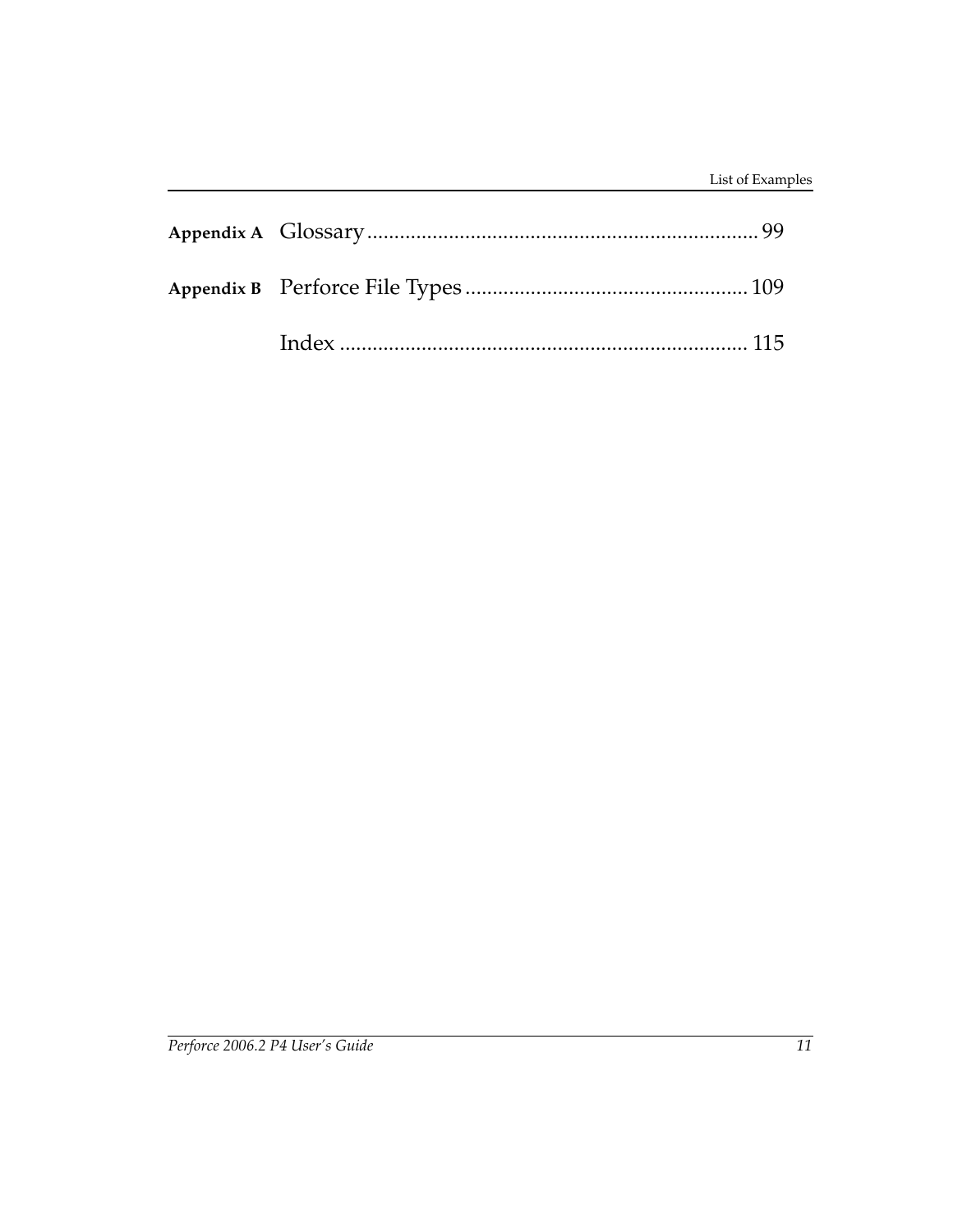**Appendix A** Glossary ........................................................................ 99

**Appendix B** Perforce File Types .................................................... 109

Index ........................................................................ 115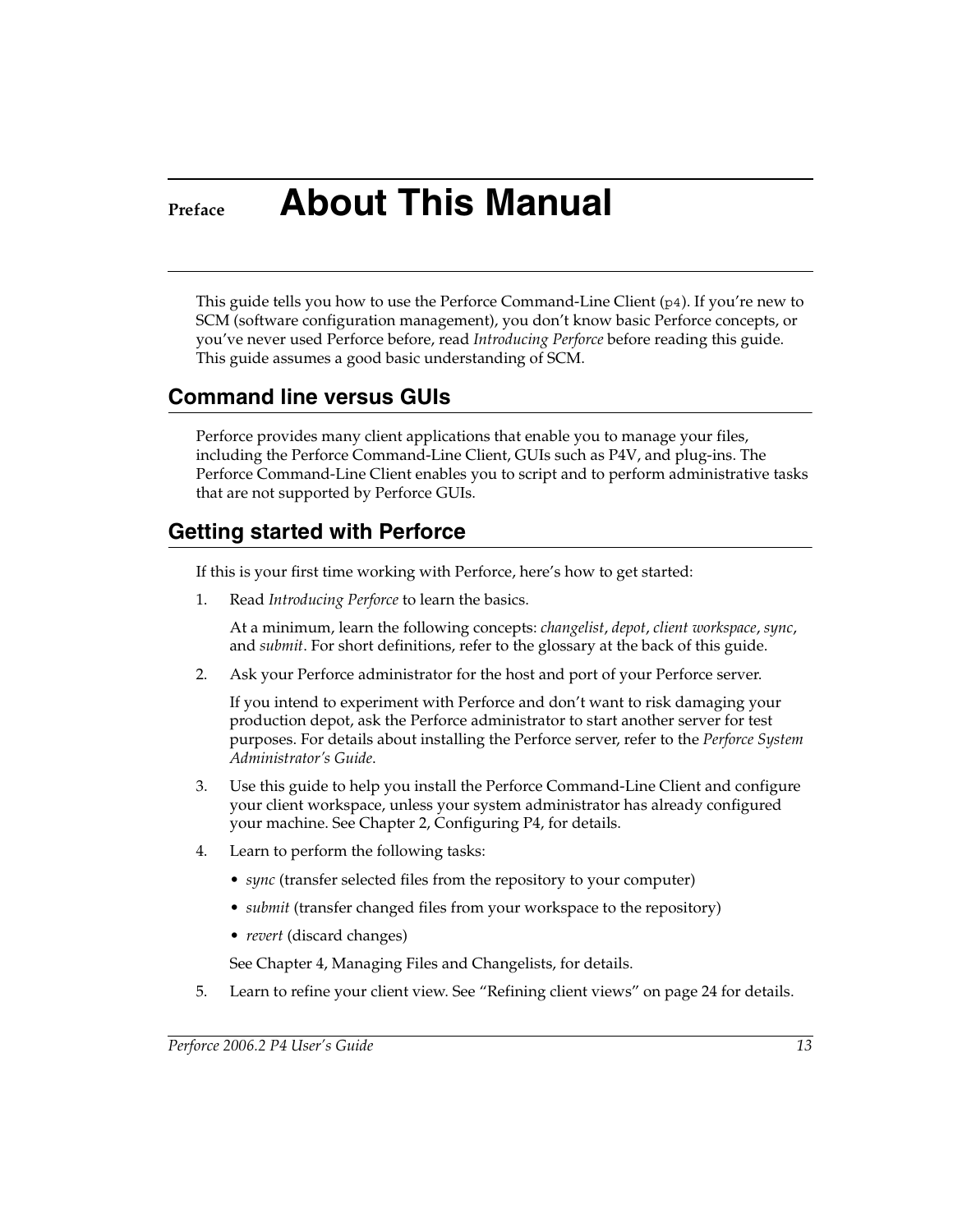# Preface About This Manual

This guide tells you how to use the Perforce Command-Line Client (`p4`). If you're new to SCM (software configuration management), you don't know basic Perforce concepts, or you've never used Perforce before, read *Introducing Perforce* before reading this guide. This guide assumes a good basic understanding of SCM.

## Command line versus GUIs

Perforce provides many client applications that enable you to manage your files, including the Perforce Command-Line Client, GUIs such as P4V, and plug-ins. The Perforce Command-Line Client enables you to script and to perform administrative tasks that are not supported by Perforce GUIs.

## Getting started with Perforce

If this is your first time working with Perforce, here's how to get started:

1. Read *Introducing Perforce* to learn the basics.

   At a minimum, learn the following concepts: *changelist*, *depot*, *client workspace*, *sync*, and *submit*. For short definitions, refer to the glossary at the back of this guide.

2. Ask your Perforce administrator for the host and port of your Perforce server.

   If you intend to experiment with Perforce and don't want to risk damaging your production depot, ask the Perforce administrator to start another server for test purposes. For details about installing the Perforce server, refer to the *Perforce System Administrator's Guide*.

3. Use this guide to help you install the Perforce Command-Line Client and configure your client workspace, unless your system administrator has already configured your machine. See Chapter 2, Configuring P4, for details.

4. Learn to perform the following tasks:

   - *sync* (transfer selected files from the repository to your computer)
   - *submit* (transfer changed files from your workspace to the repository)
   - *revert* (discard changes)

   See Chapter 4, Managing Files and Changelists, for details.

5. Learn to refine your client view. See "Refining client views" on page 24 for details.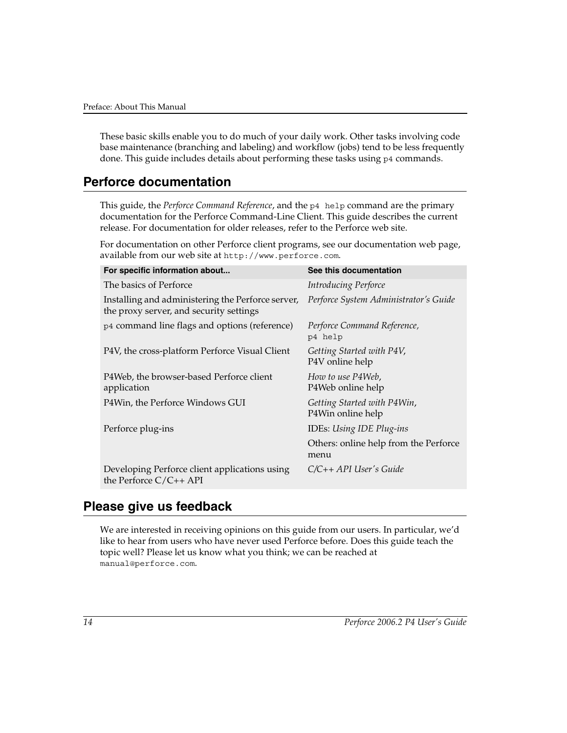These basic skills enable you to do much of your daily work. Other tasks involving code base maintenance (branching and labeling) and workflow (jobs) tend to be less frequently done. This guide includes details about performing these tasks using `p4` commands.

## Perforce documentation

This guide, the *Perforce Command Reference*, and the `p4 help` command are the primary documentation for the Perforce Command-Line Client. This guide describes the current release. For documentation for older releases, refer to the Perforce web site.

For documentation on other Perforce client programs, see our documentation web page, available from our web site at `http://www.perforce.com`.

| For specific information about... | See this documentation |
|---|---|
| The basics of Perforce | *Introducing Perforce* |
| Installing and administering the Perforce server, the proxy server, and security settings | *Perforce System Administrator's Guide* |
| `p4` command line flags and options (reference) | *Perforce Command Reference*, `p4 help` |
| P4V, the cross-platform Perforce Visual Client | *Getting Started with P4V*, P4V online help |
| P4Web, the browser-based Perforce client application | *How to use P4Web*, P4Web online help |
| P4Win, the Perforce Windows GUI | *Getting Started with P4Win*, P4Win online help |
| Perforce plug-ins | IDEs: *Using IDE Plug-ins* |
| | Others: online help from the Perforce menu |
| Developing Perforce client applications using the Perforce C/C++ API | *C/C++ API User's Guide* |

## Please give us feedback

We are interested in receiving opinions on this guide from our users. In particular, we'd like to hear from users who have never used Perforce before. Does this guide teach the topic well? Please let us know what you think; we can be reached at `manual@perforce.com`.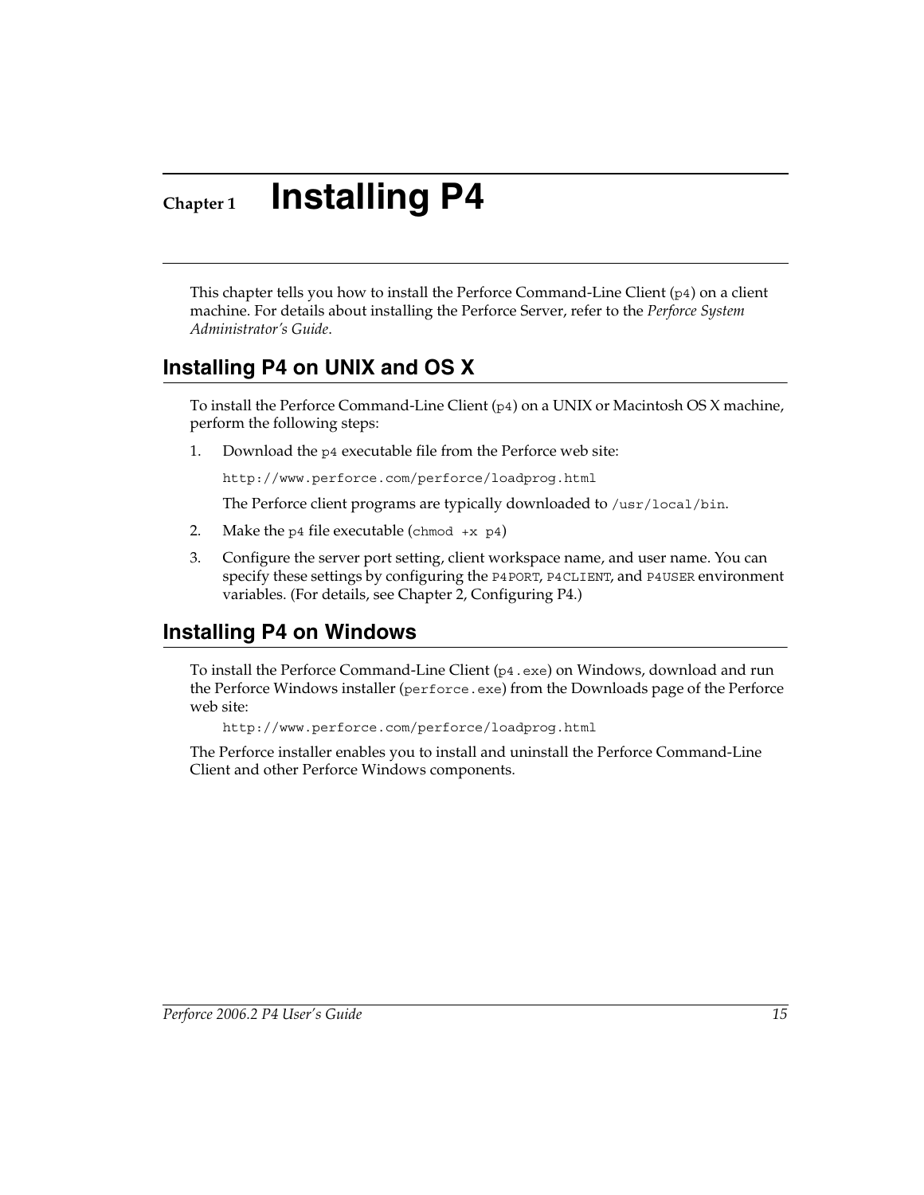# Chapter 1 Installing P4

This chapter tells you how to install the Perforce Command-Line Client (`p4`) on a client machine. For details about installing the Perforce Server, refer to the *Perforce System Administrator's Guide*.

## Installing P4 on UNIX and OS X

To install the Perforce Command-Line Client (`p4`) on a UNIX or Macintosh OS X machine, perform the following steps:

1. Download the `p4` executable file from the Perforce web site:

   `http://www.perforce.com/perforce/loadprog.html`

   The Perforce client programs are typically downloaded to `/usr/local/bin`.

2. Make the `p4` file executable (`chmod +x p4`)

3. Configure the server port setting, client workspace name, and user name. You can specify these settings by configuring the `P4PORT`, `P4CLIENT`, and `P4USER` environment variables. (For details, see Chapter 2, Configuring P4.)

## Installing P4 on Windows

To install the Perforce Command-Line Client (`p4.exe`) on Windows, download and run the Perforce Windows installer (`perforce.exe`) from the Downloads page of the Perforce web site:

`http://www.perforce.com/perforce/loadprog.html`

The Perforce installer enables you to install and uninstall the Perforce Command-Line Client and other Perforce Windows components.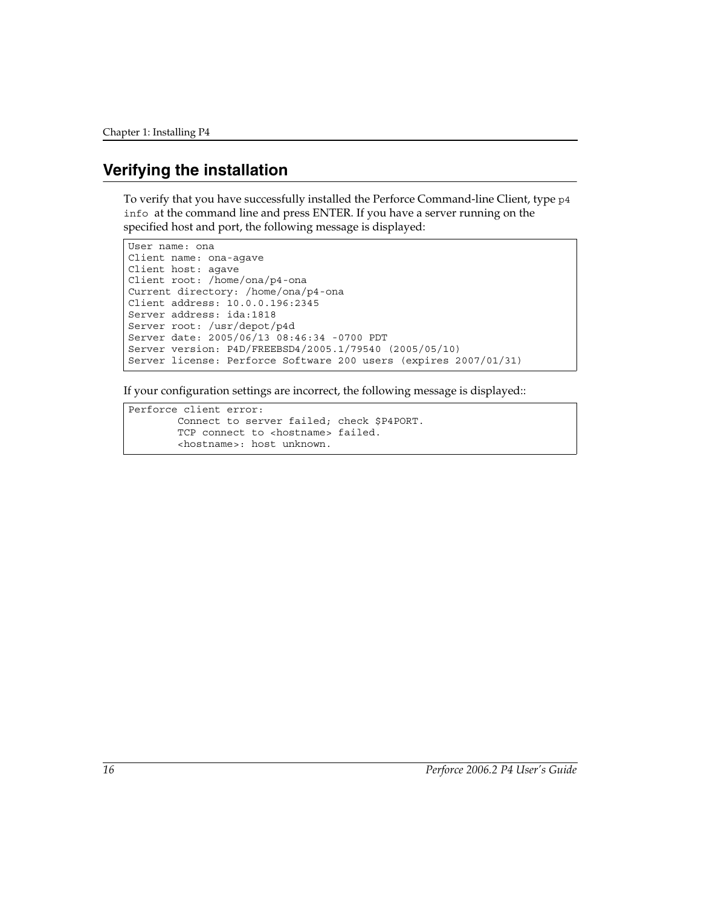## Verifying the installation

To verify that you have successfully installed the Perforce Command-line Client, type `p4 info` at the command line and press ENTER. If you have a server running on the specified host and port, the following message is displayed:

```
User name: ona
Client name: ona-agave
Client host: agave
Client root: /home/ona/p4-ona
Current directory: /home/ona/p4-ona
Client address: 10.0.0.196:2345
Server address: ida:1818
Server root: /usr/depot/p4d
Server date: 2005/06/13 08:46:34 -0700 PDT
Server version: P4D/FREEBSD4/2005.1/79540 (2005/05/10)
Server license: Perforce Software 200 users (expires 2007/01/31)
```

If your configuration settings are incorrect, the following message is displayed::

```
Perforce client error:
        Connect to server failed; check $P4PORT.
        TCP connect to <hostname> failed.
        <hostname>: host unknown.
```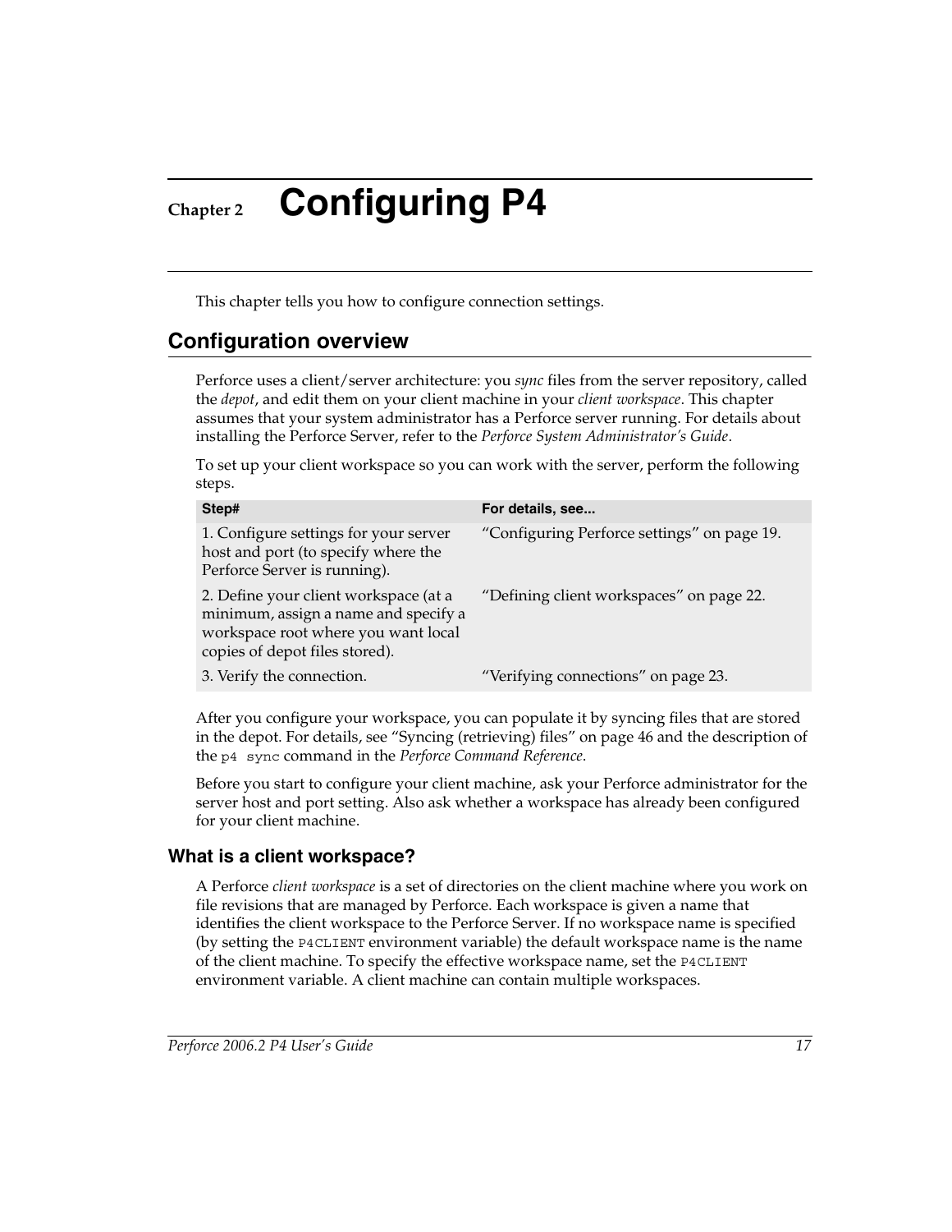# Chapter 2 Configuring P4

This chapter tells you how to configure connection settings.

## Configuration overview

Perforce uses a client/server architecture: you *sync* files from the server repository, called the *depot*, and edit them on your client machine in your *client workspace*. This chapter assumes that your system administrator has a Perforce server running. For details about installing the Perforce Server, refer to the *Perforce System Administrator's Guide*.

To set up your client workspace so you can work with the server, perform the following steps.

| Step# | For details, see... |
|---|---|
| 1. Configure settings for your server host and port (to specify where the Perforce Server is running). | "Configuring Perforce settings" on page 19. |
| 2. Define your client workspace (at a minimum, assign a name and specify a workspace root where you want local copies of depot files stored). | "Defining client workspaces" on page 22. |
| 3. Verify the connection. | "Verifying connections" on page 23. |

After you configure your workspace, you can populate it by syncing files that are stored in the depot. For details, see "Syncing (retrieving) files" on page 46 and the description of the `p4 sync` command in the *Perforce Command Reference*.

Before you start to configure your client machine, ask your Perforce administrator for the server host and port setting. Also ask whether a workspace has already been configured for your client machine.

### What is a client workspace?

A Perforce *client workspace* is a set of directories on the client machine where you work on file revisions that are managed by Perforce. Each workspace is given a name that identifies the client workspace to the Perforce Server. If no workspace name is specified (by setting the `P4CLIENT` environment variable) the default workspace name is the name of the client machine. To specify the effective workspace name, set the `P4CLIENT` environment variable. A client machine can contain multiple workspaces.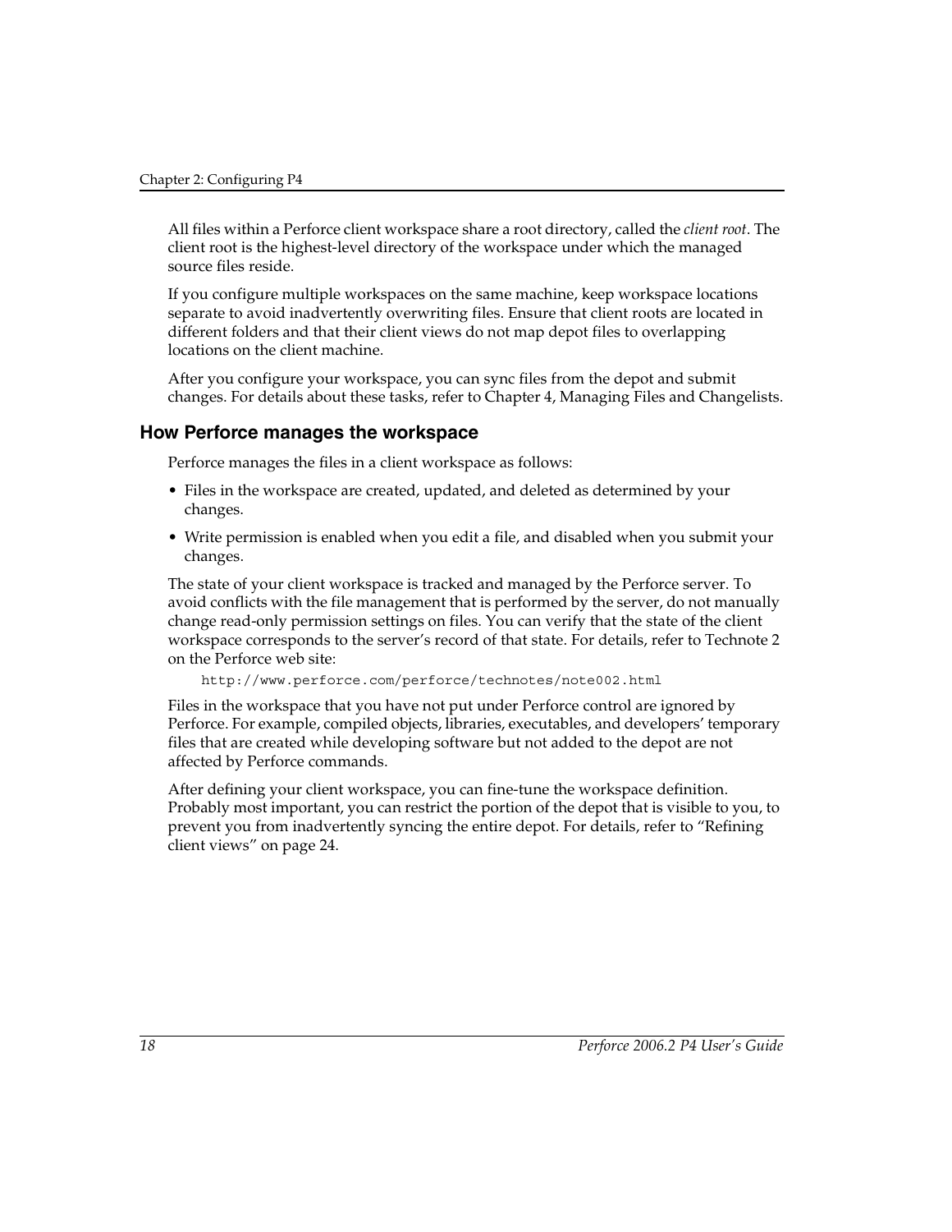All files within a Perforce client workspace share a root directory, called the *client root*. The client root is the highest-level directory of the workspace under which the managed source files reside.

If you configure multiple workspaces on the same machine, keep workspace locations separate to avoid inadvertently overwriting files. Ensure that client roots are located in different folders and that their client views do not map depot files to overlapping locations on the client machine.

After you configure your workspace, you can sync files from the depot and submit changes. For details about these tasks, refer to Chapter 4, Managing Files and Changelists.

## How Perforce manages the workspace

Perforce manages the files in a client workspace as follows:

- Files in the workspace are created, updated, and deleted as determined by your changes.
- Write permission is enabled when you edit a file, and disabled when you submit your changes.

The state of your client workspace is tracked and managed by the Perforce server. To avoid conflicts with the file management that is performed by the server, do not manually change read-only permission settings on files. You can verify that the state of the client workspace corresponds to the server's record of that state. For details, refer to Technote 2 on the Perforce web site:

```
http://www.perforce.com/perforce/technotes/note002.html
```

Files in the workspace that you have not put under Perforce control are ignored by Perforce. For example, compiled objects, libraries, executables, and developers' temporary files that are created while developing software but not added to the depot are not affected by Perforce commands.

After defining your client workspace, you can fine-tune the workspace definition. Probably most important, you can restrict the portion of the depot that is visible to you, to prevent you from inadvertently syncing the entire depot. For details, refer to "Refining client views" on page 24.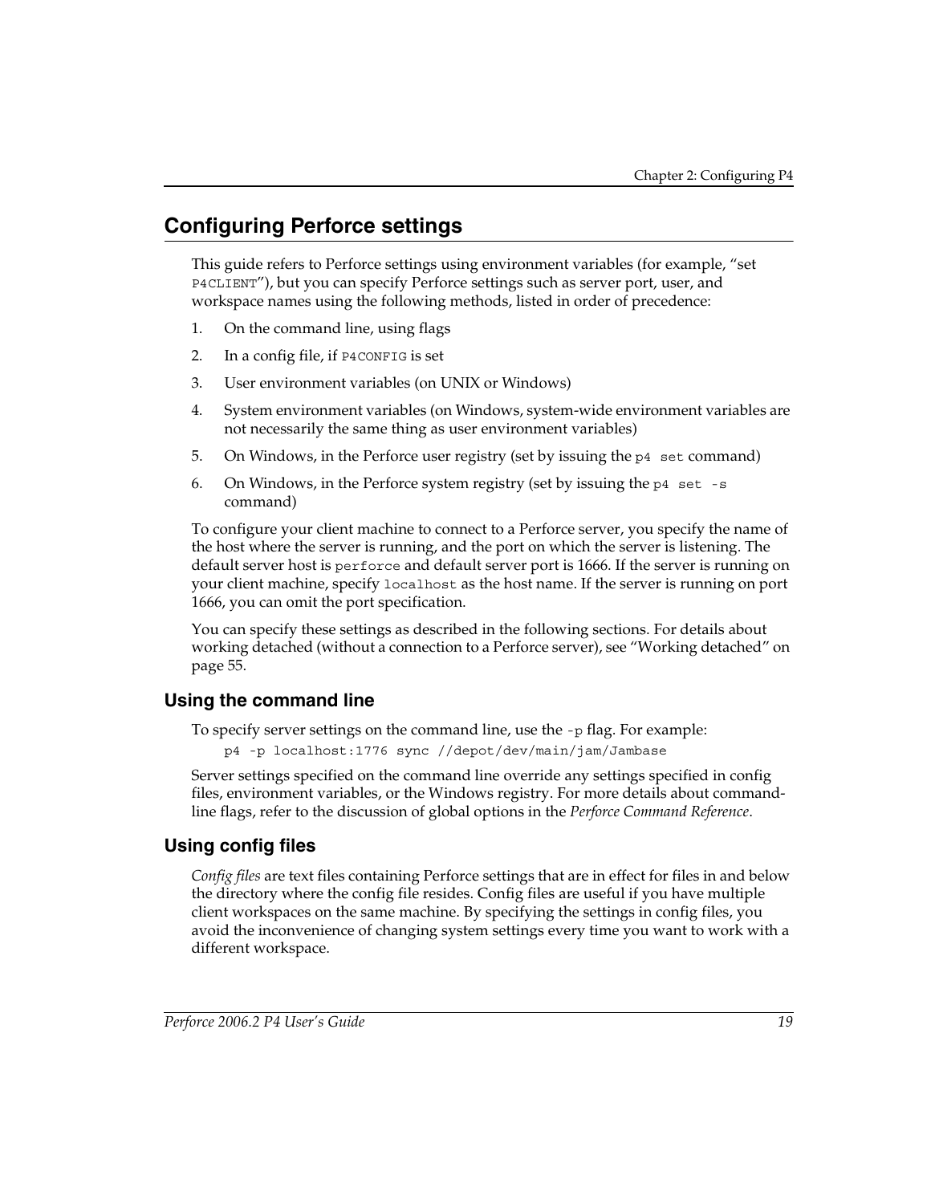## Configuring Perforce settings

This guide refers to Perforce settings using environment variables (for example, "set `P4CLIENT`"), but you can specify Perforce settings such as server port, user, and workspace names using the following methods, listed in order of precedence:

1. On the command line, using flags
2. In a config file, if `P4CONFIG` is set
3. User environment variables (on UNIX or Windows)
4. System environment variables (on Windows, system-wide environment variables are not necessarily the same thing as user environment variables)
5. On Windows, in the Perforce user registry (set by issuing the `p4 set` command)
6. On Windows, in the Perforce system registry (set by issuing the `p4 set -s` command)

To configure your client machine to connect to a Perforce server, you specify the name of the host where the server is running, and the port on which the server is listening. The default server host is `perforce` and default server port is 1666. If the server is running on your client machine, specify `localhost` as the host name. If the server is running on port 1666, you can omit the port specification.

You can specify these settings as described in the following sections. For details about working detached (without a connection to a Perforce server), see "Working detached" on page 55.

### Using the command line

To specify server settings on the command line, use the `-p` flag. For example:

```
p4 -p localhost:1776 sync //depot/dev/main/jam/Jambase
```

Server settings specified on the command line override any settings specified in config files, environment variables, or the Windows registry. For more details about command-line flags, refer to the discussion of global options in the *Perforce Command Reference*.

### Using config files

*Config files* are text files containing Perforce settings that are in effect for files in and below the directory where the config file resides. Config files are useful if you have multiple client workspaces on the same machine. By specifying the settings in config files, you avoid the inconvenience of changing system settings every time you want to work with a different workspace.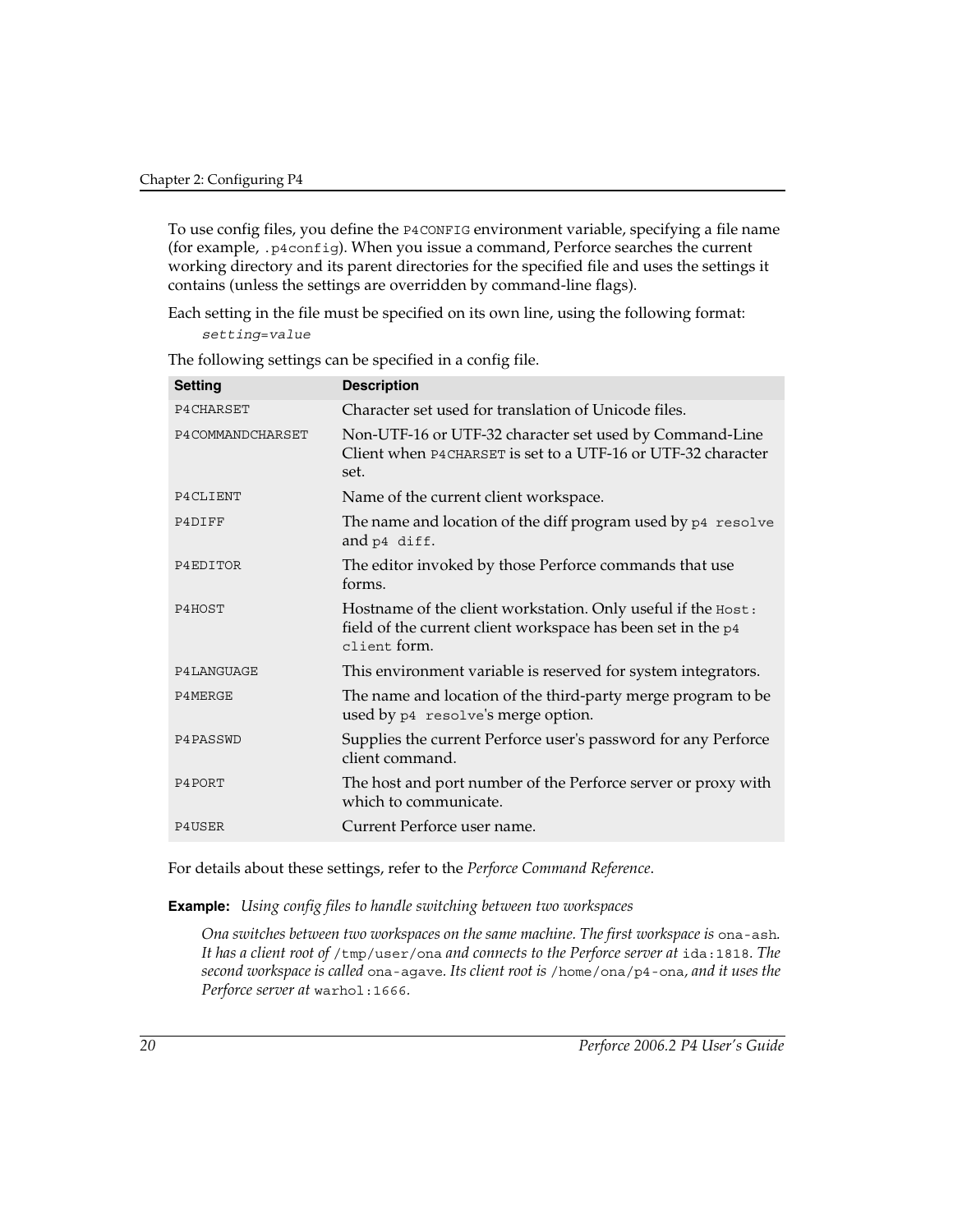To use config files, you define the `P4CONFIG` environment variable, specifying a file name (for example, `.p4config`). When you issue a command, Perforce searches the current working directory and its parent directories for the specified file and uses the settings it contains (unless the settings are overridden by command-line flags).

Each setting in the file must be specified on its own line, using the following format:

```
setting=value
```

The following settings can be specified in a config file.

| Setting | Description |
| --- | --- |
| `P4CHARSET` | Character set used for translation of Unicode files. |
| `P4COMMANDCHARSET` | Non-UTF-16 or UTF-32 character set used by Command-Line Client when `P4CHARSET` is set to a UTF-16 or UTF-32 character set. |
| `P4CLIENT` | Name of the current client workspace. |
| `P4DIFF` | The name and location of the diff program used by `p4 resolve` and `p4 diff`. |
| `P4EDITOR` | The editor invoked by those Perforce commands that use forms. |
| `P4HOST` | Hostname of the client workstation. Only useful if the `Host:` field of the current client workspace has been set in the `p4 client` form. |
| `P4LANGUAGE` | This environment variable is reserved for system integrators. |
| `P4MERGE` | The name and location of the third-party merge program to be used by `p4 resolve`'s merge option. |
| `P4PASSWD` | Supplies the current Perforce user's password for any Perforce client command. |
| `P4PORT` | The host and port number of the Perforce server or proxy with which to communicate. |
| `P4USER` | Current Perforce user name. |

For details about these settings, refer to the *Perforce Command Reference*.

**Example:** *Using config files to handle switching between two workspaces*

*Ona switches between two workspaces on the same machine. The first workspace is* `ona-ash`*. It has a client root of* `/tmp/user/ona` *and connects to the Perforce server at* `ida:1818`*. The second workspace is called* `ona-agave`*. Its client root is* `/home/ona/p4-ona`*, and it uses the Perforce server at* `warhol:1666`*.*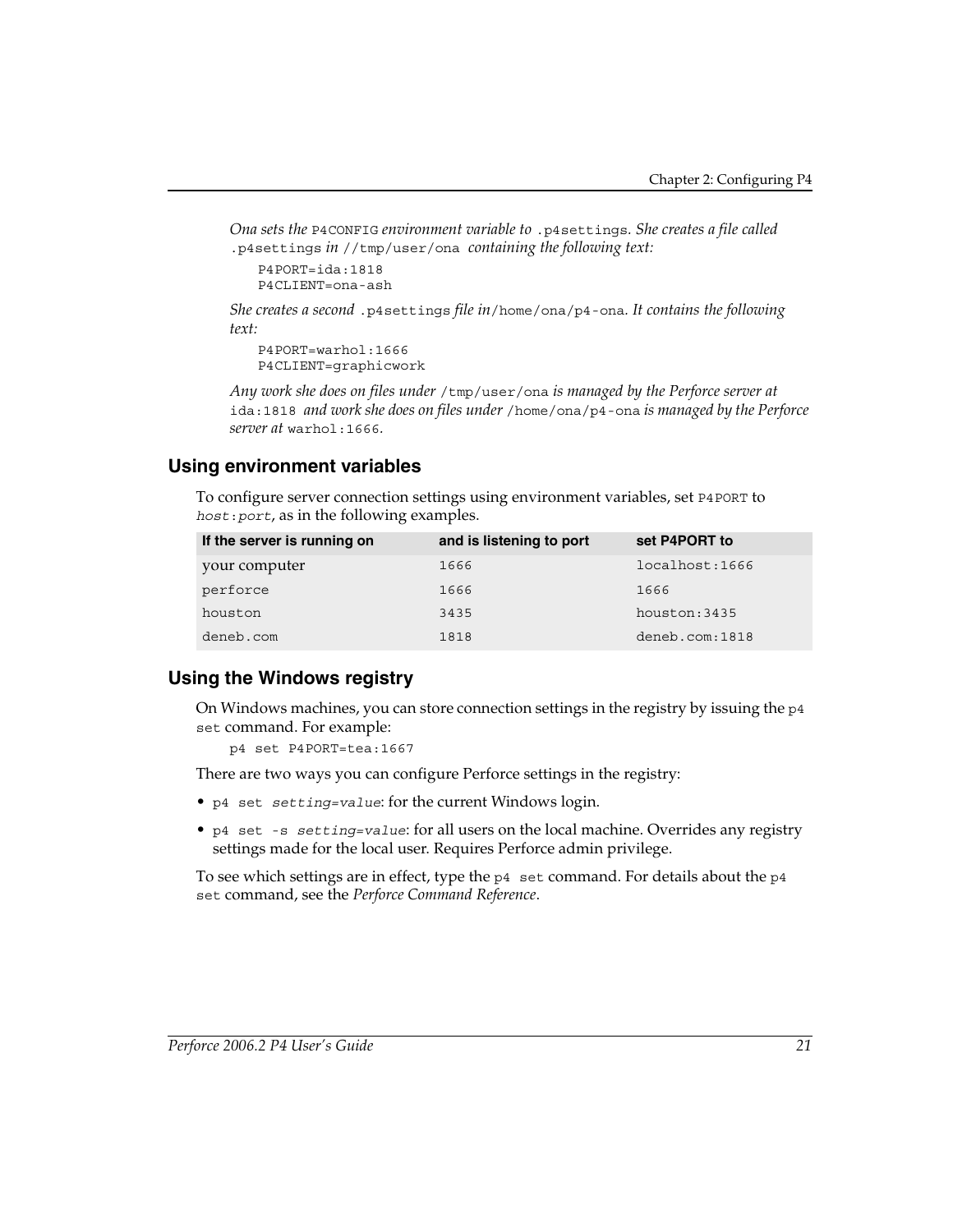*Ona sets the* `P4CONFIG` *environment variable to* `.p4settings`. *She creates a file called* `.p4settings` *in* `//tmp/user/ona` *containing the following text:*

```
P4PORT=ida:1818
P4CLIENT=ona-ash
```

*She creates a second* `.p4settings` *file in* `/home/ona/p4-ona`. *It contains the following text:*

```
P4PORT=warhol:1666
P4CLIENT=graphicwork
```

*Any work she does on files under* `/tmp/user/ona` *is managed by the Perforce server at* `ida:1818` *and work she does on files under* `/home/ona/p4-ona` *is managed by the Perforce server at* `warhol:1666`.

## Using environment variables

To configure server connection settings using environment variables, set `P4PORT` to *`host`*`:`*`port`*, as in the following examples.

| If the server is running on | and is listening to port | set P4PORT to |
|---|---|---|
| your computer | `1666` | `localhost:1666` |
| `perforce` | `1666` | `1666` |
| `houston` | `3435` | `houston:3435` |
| `deneb.com` | `1818` | `deneb.com:1818` |

## Using the Windows registry

On Windows machines, you can store connection settings in the registry by issuing the `p4 set` command. For example:

```
p4 set P4PORT=tea:1667
```

There are two ways you can configure Perforce settings in the registry:

- `p4 set` *`setting=value`*: for the current Windows login.
- `p4 set -s` *`setting=value`*: for all users on the local machine. Overrides any registry settings made for the local user. Requires Perforce admin privilege.

To see which settings are in effect, type the `p4 set` command. For details about the `p4 set` command, see the *Perforce Command Reference*.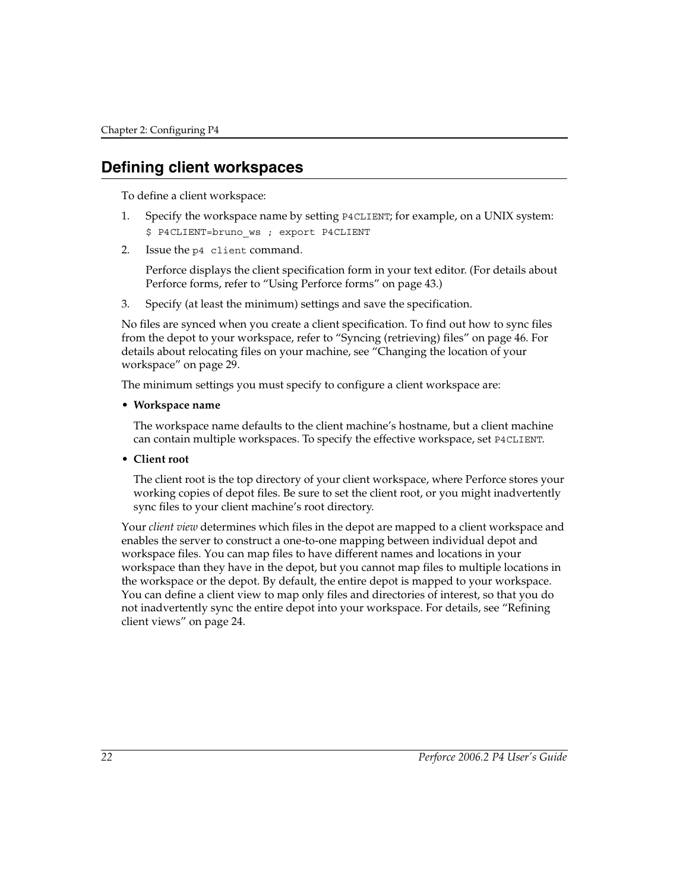## Defining client workspaces

To define a client workspace:

1. Specify the workspace name by setting `P4CLIENT`; for example, on a UNIX system:

   ```
   $ P4CLIENT=bruno_ws ; export P4CLIENT
   ```

2. Issue the `p4 client` command.

   Perforce displays the client specification form in your text editor. (For details about Perforce forms, refer to "Using Perforce forms" on page 43.)

3. Specify (at least the minimum) settings and save the specification.

No files are synced when you create a client specification. To find out how to sync files from the depot to your workspace, refer to "Syncing (retrieving) files" on page 46. For details about relocating files on your machine, see "Changing the location of your workspace" on page 29.

The minimum settings you must specify to configure a client workspace are:

- **Workspace name**

  The workspace name defaults to the client machine's hostname, but a client machine can contain multiple workspaces. To specify the effective workspace, set `P4CLIENT`.

- **Client root**

  The client root is the top directory of your client workspace, where Perforce stores your working copies of depot files. Be sure to set the client root, or you might inadvertently sync files to your client machine's root directory.

Your *client view* determines which files in the depot are mapped to a client workspace and enables the server to construct a one-to-one mapping between individual depot and workspace files. You can map files to have different names and locations in your workspace than they have in the depot, but you cannot map files to multiple locations in the workspace or the depot. By default, the entire depot is mapped to your workspace. You can define a client view to map only files and directories of interest, so that you do not inadvertently sync the entire depot into your workspace. For details, see "Refining client views" on page 24.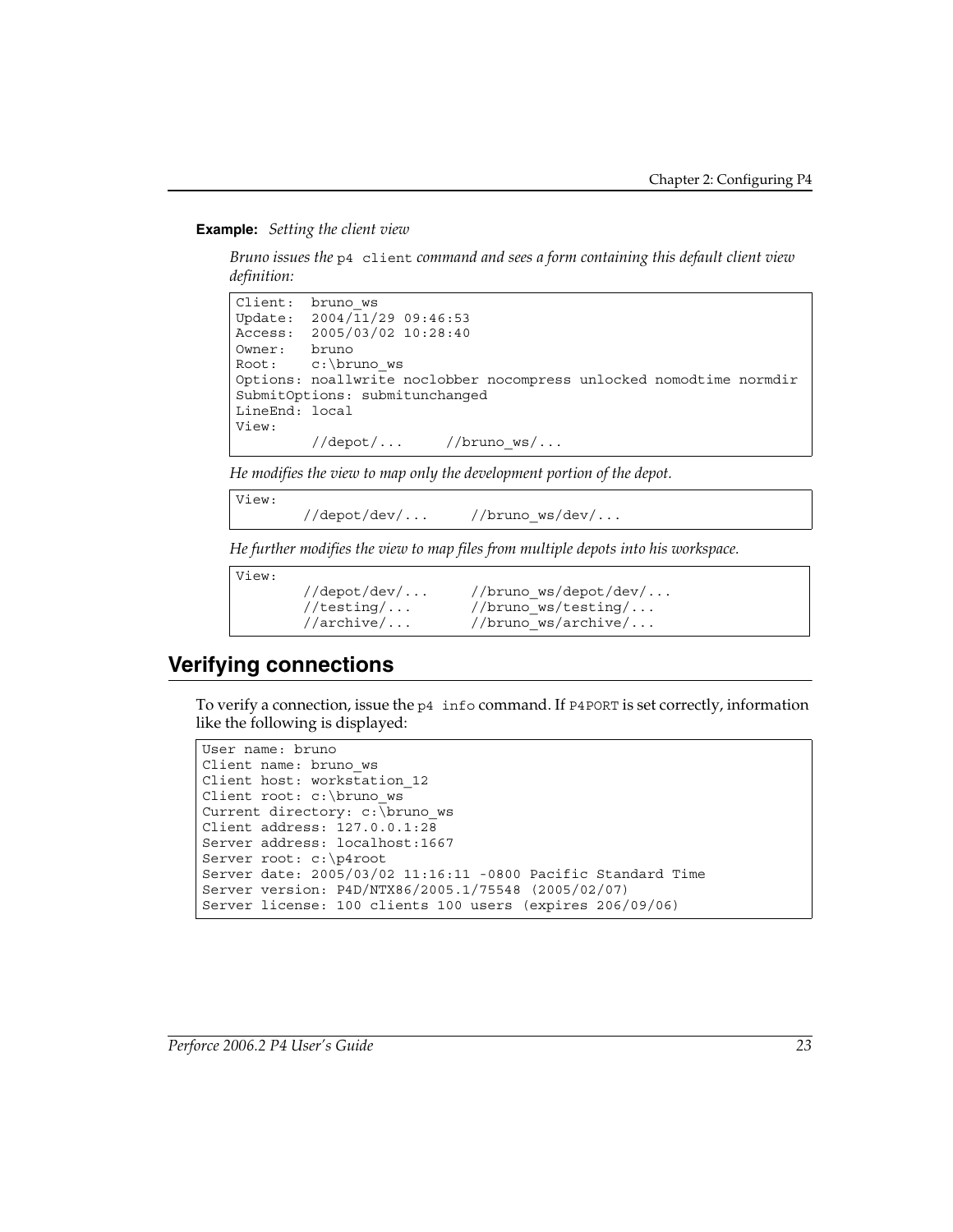**Example:** *Setting the client view*

*Bruno issues the* `p4 client` *command and sees a form containing this default client view definition:*

```
Client:  bruno_ws
Update:  2004/11/29 09:46:53
Access:  2005/03/02 10:28:40
Owner:   bruno
Root:    c:\bruno_ws
Options: noallwrite noclobber nocompress unlocked nomodtime normdir
SubmitOptions: submitunchanged
LineEnd: local
View:
        //depot/...     //bruno_ws/...
```

*He modifies the view to map only the development portion of the depot.*

```
View:
        //depot/dev/...     //bruno_ws/dev/...
```

*He further modifies the view to map files from multiple depots into his workspace.*

```
View:
        //depot/dev/...     //bruno_ws/depot/dev/...
        //testing/...       //bruno_ws/testing/...
        //archive/...       //bruno_ws/archive/...
```

## Verifying connections

To verify a connection, issue the `p4 info` command. If `P4PORT` is set correctly, information like the following is displayed:

```
User name: bruno
Client name: bruno_ws
Client host: workstation_12
Client root: c:\bruno_ws
Current directory: c:\bruno_ws
Client address: 127.0.0.1:28
Server address: localhost:1667
Server root: c:\p4root
Server date: 2005/03/02 11:16:11 -0800 Pacific Standard Time
Server version: P4D/NTX86/2005.1/75548 (2005/02/07)
Server license: 100 clients 100 users (expires 206/09/06)
```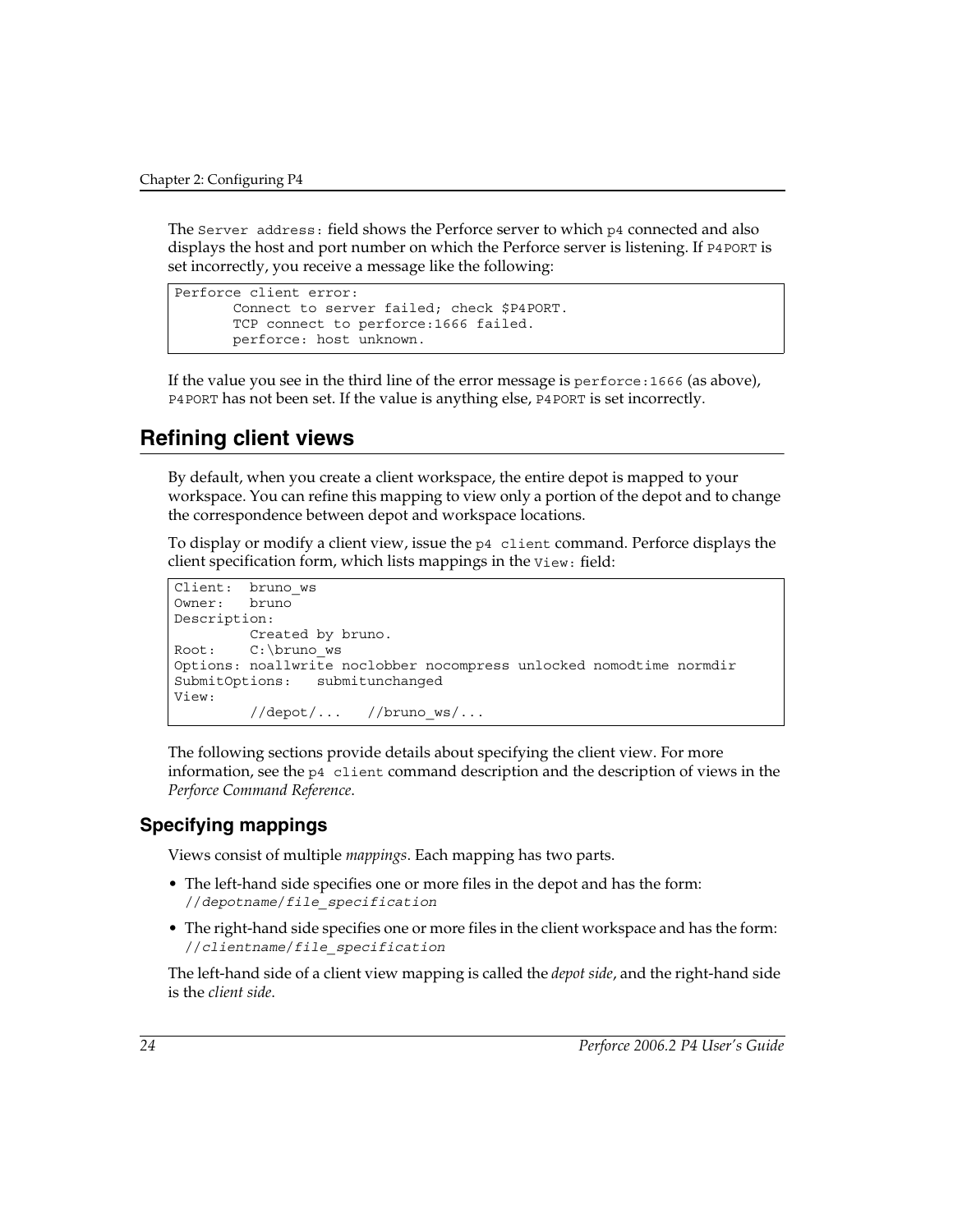The `Server address:` field shows the Perforce server to which `p4` connected and also displays the host and port number on which the Perforce server is listening. If `P4PORT` is set incorrectly, you receive a message like the following:

```
Perforce client error:
       Connect to server failed; check $P4PORT.
       TCP connect to perforce:1666 failed.
       perforce: host unknown.
```

If the value you see in the third line of the error message is `perforce:1666` (as above), `P4PORT` has not been set. If the value is anything else, `P4PORT` is set incorrectly.

## Refining client views

By default, when you create a client workspace, the entire depot is mapped to your workspace. You can refine this mapping to view only a portion of the depot and to change the correspondence between depot and workspace locations.

To display or modify a client view, issue the `p4 client` command. Perforce displays the client specification form, which lists mappings in the `View:` field:

```
Client:  bruno_ws
Owner:   bruno
Description:
         Created by bruno.
Root:    C:\bruno_ws
Options: noallwrite noclobber nocompress unlocked nomodtime normdir
SubmitOptions:   submitunchanged
View:
         //depot/...   //bruno_ws/...
```

The following sections provide details about specifying the client view. For more information, see the `p4 client` command description and the description of views in the *Perforce Command Reference*.

### Specifying mappings

Views consist of multiple *mappings*. Each mapping has two parts.

- The left-hand side specifies one or more files in the depot and has the form: `//depotname/file_specification`
- The right-hand side specifies one or more files in the client workspace and has the form: `//clientname/file_specification`

The left-hand side of a client view mapping is called the *depot side*, and the right-hand side is the *client side*.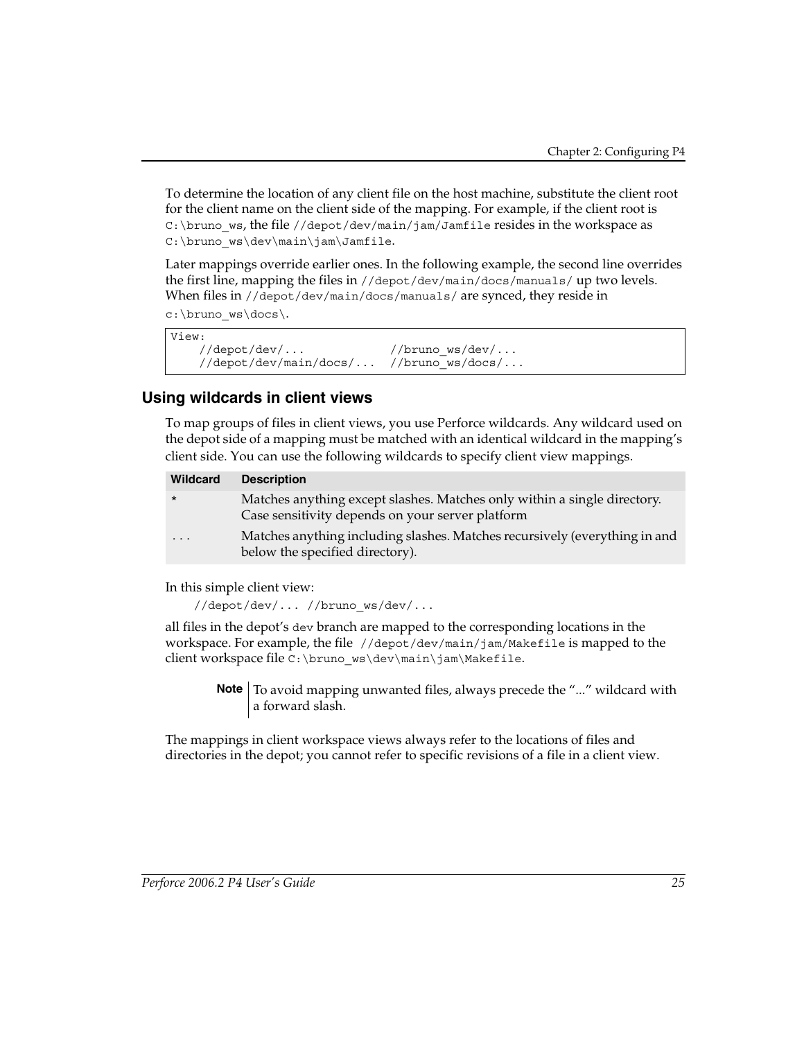To determine the location of any client file on the host machine, substitute the client root for the client name on the client side of the mapping. For example, if the client root is `C:\bruno_ws`, the file `//depot/dev/main/jam/Jamfile` resides in the workspace as `C:\bruno_ws\dev\main\jam\Jamfile`.

Later mappings override earlier ones. In the following example, the second line overrides the first line, mapping the files in `//depot/dev/main/docs/manuals/` up two levels. When files in `//depot/dev/main/docs/manuals/` are synced, they reside in `c:\bruno_ws\docs\`.

```
View:
    //depot/dev/...            //bruno_ws/dev/...
    //depot/dev/main/docs/...  //bruno_ws/docs/...
```

## Using wildcards in client views

To map groups of files in client views, you use Perforce wildcards. Any wildcard used on the depot side of a mapping must be matched with an identical wildcard in the mapping's client side. You can use the following wildcards to specify client view mappings.

| Wildcard | Description |
|---|---|
| `*` | Matches anything except slashes. Matches only within a single directory. Case sensitivity depends on your server platform |
| `...` | Matches anything including slashes. Matches recursively (everything in and below the specified directory). |

In this simple client view:

```
//depot/dev/... //bruno_ws/dev/...
```

all files in the depot's `dev` branch are mapped to the corresponding locations in the workspace. For example, the file `//depot/dev/main/jam/Makefile` is mapped to the client workspace file `C:\bruno_ws\dev\main\jam\Makefile`.

> **Note** To avoid mapping unwanted files, always precede the "..." wildcard with a forward slash.

The mappings in client workspace views always refer to the locations of files and directories in the depot; you cannot refer to specific revisions of a file in a client view.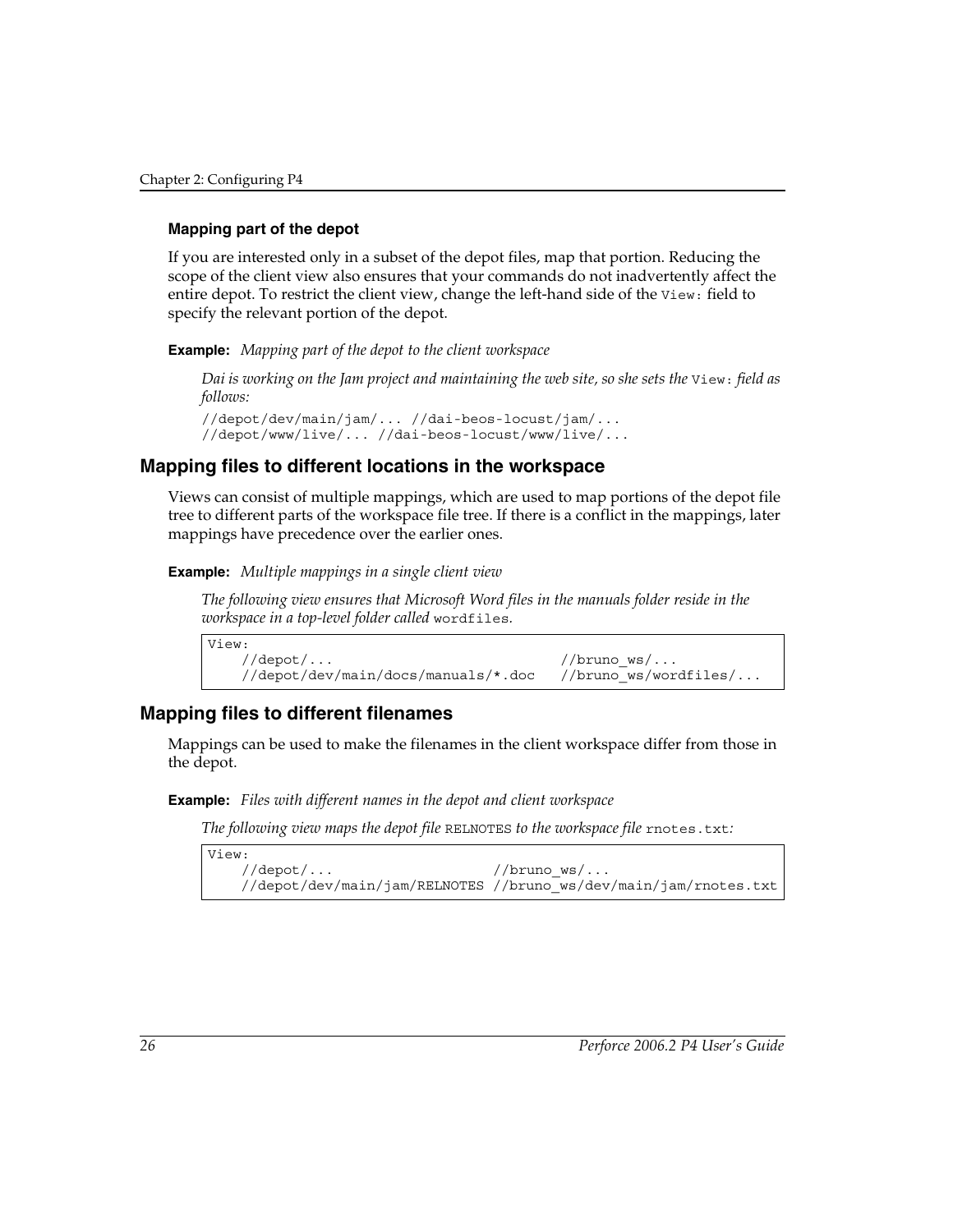#### Mapping part of the depot

If you are interested only in a subset of the depot files, map that portion. Reducing the scope of the client view also ensures that your commands do not inadvertently affect the entire depot. To restrict the client view, change the left-hand side of the `View:` field to specify the relevant portion of the depot.

**Example:** *Mapping part of the depot to the client workspace*

*Dai is working on the Jam project and maintaining the web site, so she sets the* `View:` *field as follows:*

```
//depot/dev/main/jam/... //dai-beos-locust/jam/...
//depot/www/live/... //dai-beos-locust/www/live/...
```

### Mapping files to different locations in the workspace

Views can consist of multiple mappings, which are used to map portions of the depot file tree to different parts of the workspace file tree. If there is a conflict in the mappings, later mappings have precedence over the earlier ones.

**Example:** *Multiple mappings in a single client view*

*The following view ensures that Microsoft Word files in the manuals folder reside in the workspace in a top-level folder called* `wordfiles`.

```
View:
    //depot/...                           //bruno_ws/...
    //depot/dev/main/docs/manuals/*.doc   //bruno_ws/wordfiles/...
```

### Mapping files to different filenames

Mappings can be used to make the filenames in the client workspace differ from those in the depot.

**Example:** *Files with different names in the depot and client workspace*

*The following view maps the depot file* `RELNOTES` *to the workspace file* `rnotes.txt`*:*

```
View:
    //depot/...                    //bruno_ws/...
    //depot/dev/main/jam/RELNOTES //bruno_ws/dev/main/jam/rnotes.txt
```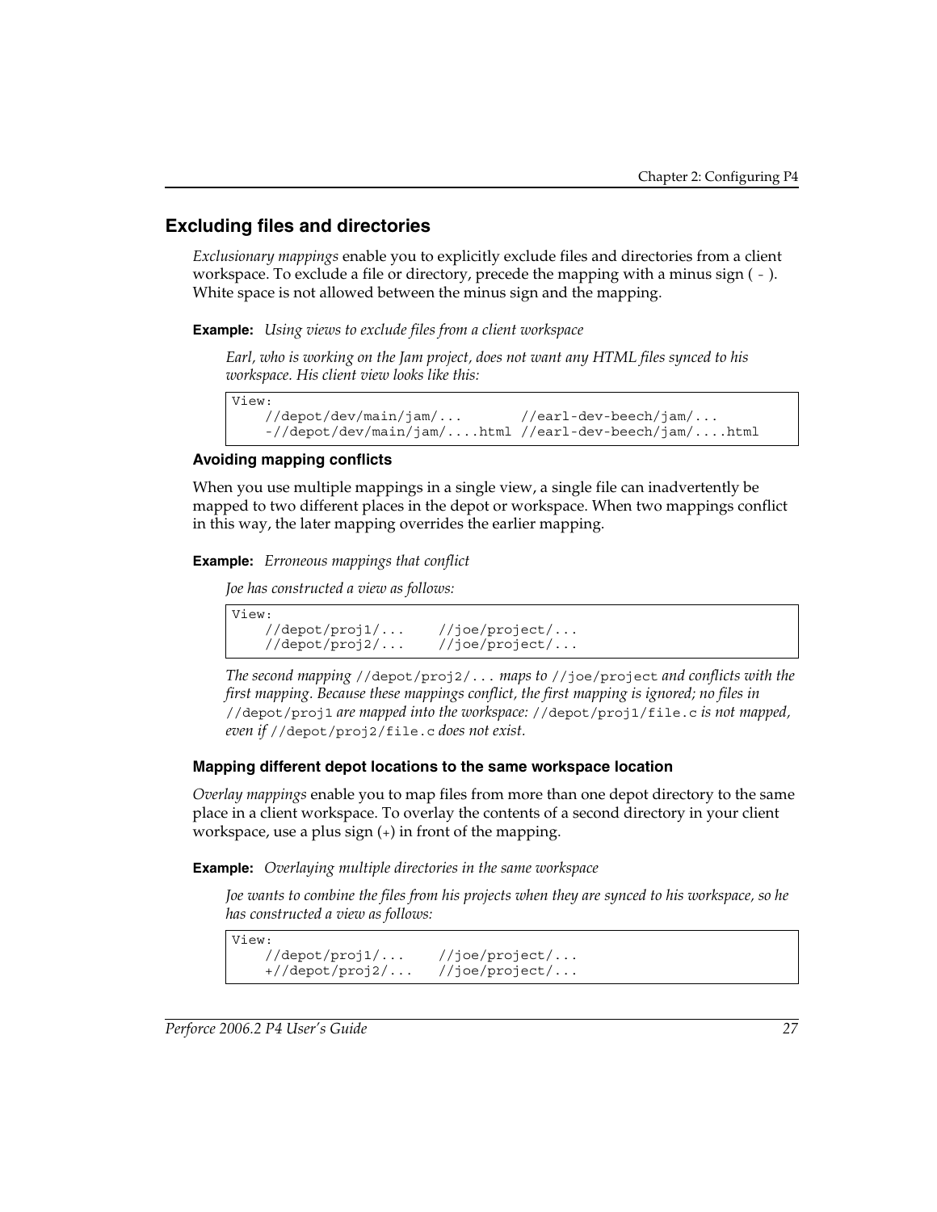## Excluding files and directories

*Exclusionary mappings* enable you to explicitly exclude files and directories from a client workspace. To exclude a file or directory, precede the mapping with a minus sign ( - ). White space is not allowed between the minus sign and the mapping.

**Example:** *Using views to exclude files from a client workspace*

*Earl, who is working on the Jam project, does not want any HTML files synced to his workspace. His client view looks like this:*

```
View:
    //depot/dev/main/jam/...       //earl-dev-beech/jam/...
    -//depot/dev/main/jam/....html //earl-dev-beech/jam/....html
```

### Avoiding mapping conflicts

When you use multiple mappings in a single view, a single file can inadvertently be mapped to two different places in the depot or workspace. When two mappings conflict in this way, the later mapping overrides the earlier mapping.

**Example:** *Erroneous mappings that conflict*

*Joe has constructed a view as follows:*

```
View:
    //depot/proj1/...    //joe/project/...
    //depot/proj2/...    //joe/project/...
```

*The second mapping* `//depot/proj2/...` *maps to* `//joe/project` *and conflicts with the first mapping. Because these mappings conflict, the first mapping is ignored; no files in* `//depot/proj1` *are mapped into the workspace:* `//depot/proj1/file.c` *is not mapped, even if* `//depot/proj2/file.c` *does not exist.*

### Mapping different depot locations to the same workspace location

*Overlay mappings* enable you to map files from more than one depot directory to the same place in a client workspace. To overlay the contents of a second directory in your client workspace, use a plus sign (+) in front of the mapping.

**Example:** *Overlaying multiple directories in the same workspace*

*Joe wants to combine the files from his projects when they are synced to his workspace, so he has constructed a view as follows:*

```
View:
    //depot/proj1/...    //joe/project/...
    +//depot/proj2/...   //joe/project/...
```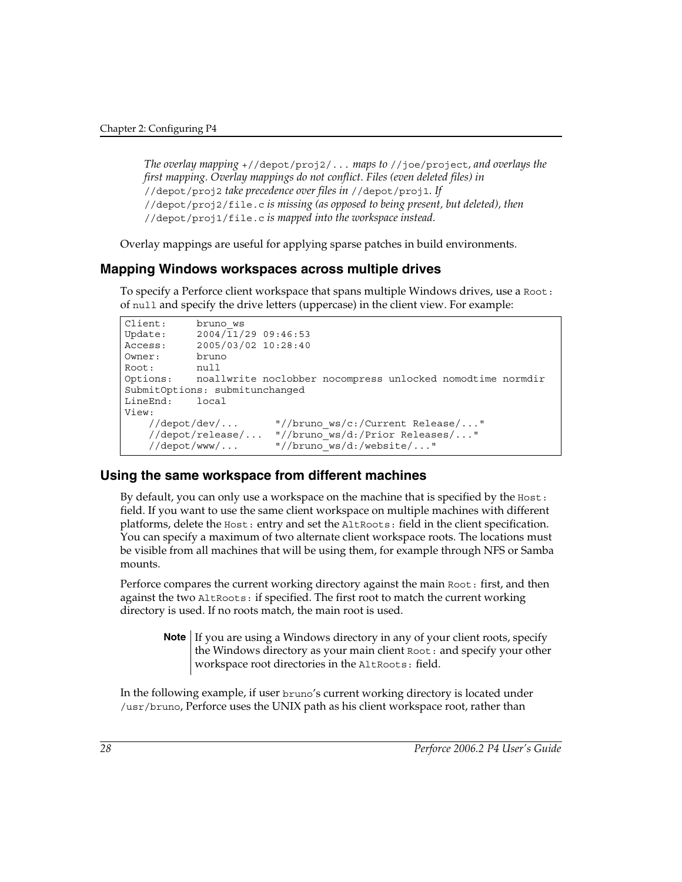*The overlay mapping* `+//depot/proj2/...` *maps to* `//joe/project`*, and overlays the first mapping. Overlay mappings do not conflict. Files (even deleted files) in* `//depot/proj2` *take precedence over files in* `//depot/proj1`*. If* `//depot/proj2/file.c` *is missing (as opposed to being present, but deleted), then* `//depot/proj1/file.c` *is mapped into the workspace instead.*

Overlay mappings are useful for applying sparse patches in build environments.

### Mapping Windows workspaces across multiple drives

To specify a Perforce client workspace that spans multiple Windows drives, use a `Root:` of `null` and specify the drive letters (uppercase) in the client view. For example:

```
Client:     bruno_ws
Update:     2004/11/29 09:46:53
Access:     2005/03/02 10:28:40
Owner:      bruno
Root:       null
Options:    noallwrite noclobber nocompress unlocked nomodtime normdir
SubmitOptions: submitunchanged
LineEnd:    local
View:
    //depot/dev/...       "//bruno_ws/c:/Current Release/..."
    //depot/release/...   "//bruno_ws/d:/Prior Releases/..."
    //depot/www/...       "//bruno_ws/d:/website/..."
```

### Using the same workspace from different machines

By default, you can only use a workspace on the machine that is specified by the `Host:` field. If you want to use the same client workspace on multiple machines with different platforms, delete the `Host:` entry and set the `AltRoots:` field in the client specification. You can specify a maximum of two alternate client workspace roots. The locations must be visible from all machines that will be using them, for example through NFS or Samba mounts.

Perforce compares the current working directory against the main `Root:` first, and then against the two `AltRoots:` if specified. The first root to match the current working directory is used. If no roots match, the main root is used.

> **Note** If you are using a Windows directory in any of your client roots, specify the Windows directory as your main client `Root:` and specify your other workspace root directories in the `AltRoots:` field.

In the following example, if user `bruno`'s current working directory is located under `/usr/bruno`, Perforce uses the UNIX path as his client workspace root, rather than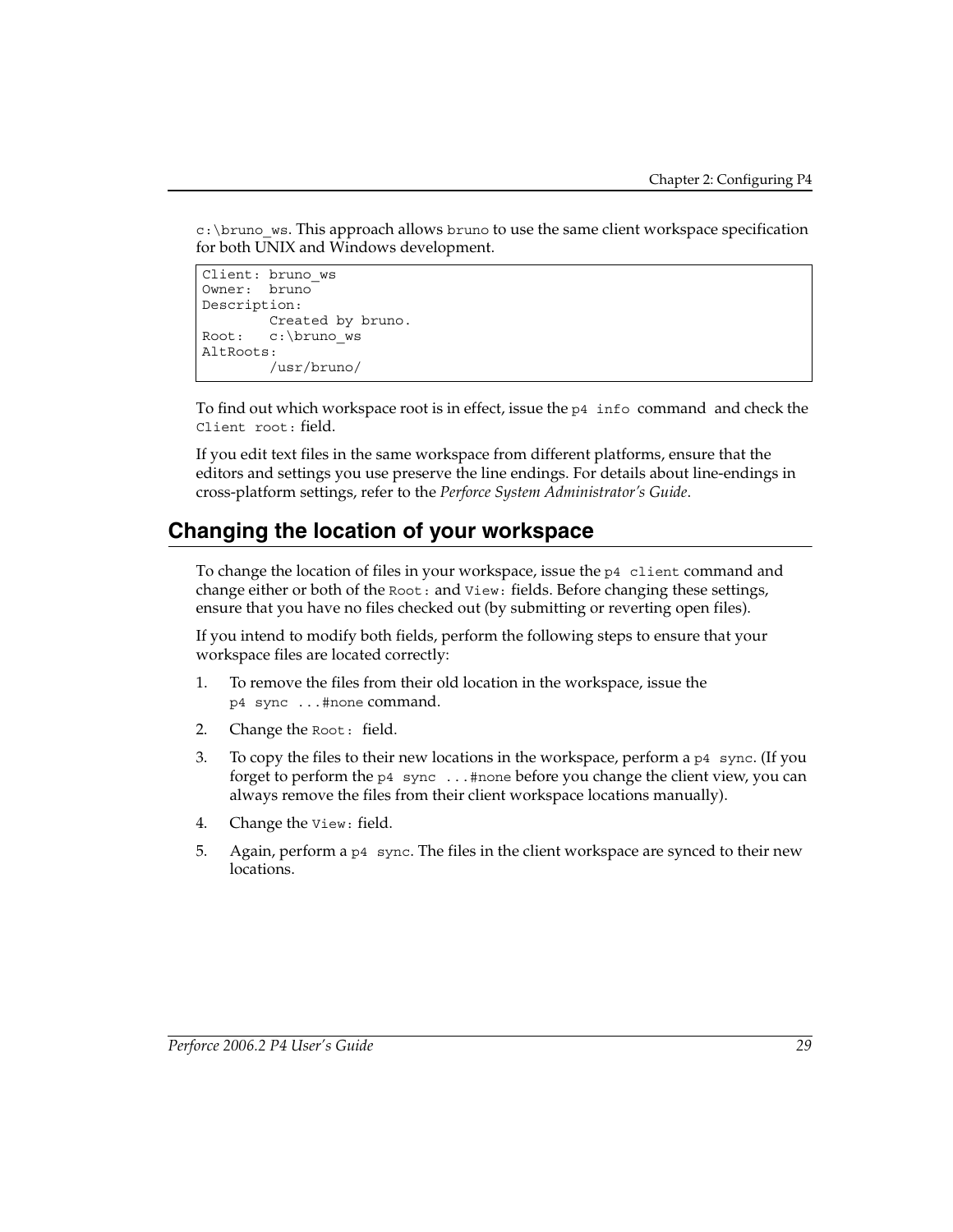`c:\bruno_ws`. This approach allows `bruno` to use the same client workspace specification for both UNIX and Windows development.

```
Client: bruno_ws
Owner:  bruno
Description:
        Created by bruno.
Root:   c:\bruno_ws
AltRoots:
        /usr/bruno/
```

To find out which workspace root is in effect, issue the `p4 info` command and check the `Client root:` field.

If you edit text files in the same workspace from different platforms, ensure that the editors and settings you use preserve the line endings. For details about line-endings in cross-platform settings, refer to the *Perforce System Administrator's Guide*.

## Changing the location of your workspace

To change the location of files in your workspace, issue the `p4 client` command and change either or both of the `Root:` and `View:` fields. Before changing these settings, ensure that you have no files checked out (by submitting or reverting open files).

If you intend to modify both fields, perform the following steps to ensure that your workspace files are located correctly:

1. To remove the files from their old location in the workspace, issue the `p4 sync ...#none` command.
2. Change the `Root:` field.
3. To copy the files to their new locations in the workspace, perform a `p4 sync`. (If you forget to perform the `p4 sync ...#none` before you change the client view, you can always remove the files from their client workspace locations manually).
4. Change the `View:` field.
5. Again, perform a `p4 sync`. The files in the client workspace are synced to their new locations.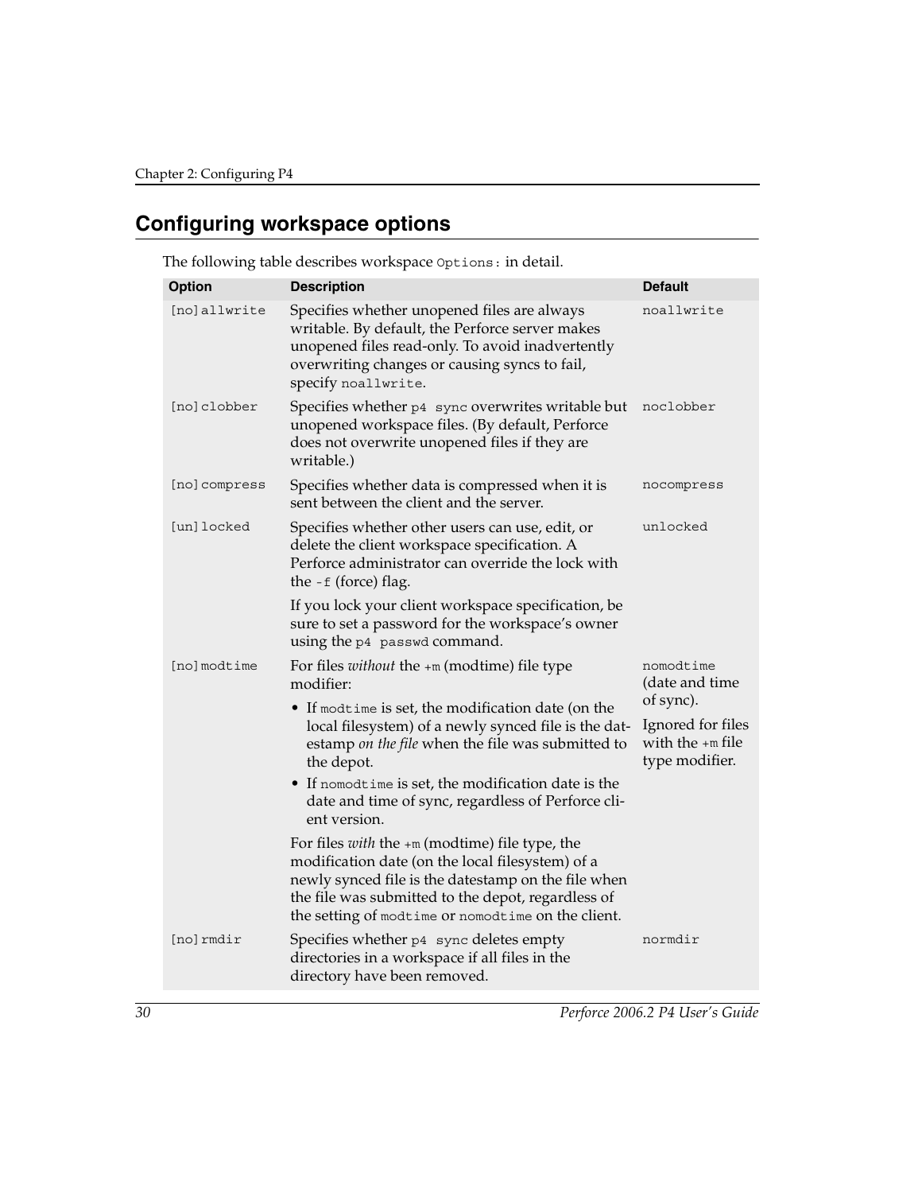## Configuring workspace options

The following table describes workspace `Options:` in detail.

| Option | Description | Default |
|---|---|---|
| `[no]allwrite` | Specifies whether unopened files are always writable. By default, the Perforce server makes unopened files read-only. To avoid inadvertently overwriting changes or causing syncs to fail, specify `noallwrite`. | `noallwrite` |
| `[no]clobber` | Specifies whether `p4 sync` overwrites writable but unopened workspace files. (By default, Perforce does not overwrite unopened files if they are writable.) | `noclobber` |
| `[no]compress` | Specifies whether data is compressed when it is sent between the client and the server. | `nocompress` |
| `[un]locked` | Specifies whether other users can use, edit, or delete the client workspace specification. A Perforce administrator can override the lock with the `-f` (force) flag.<br><br>If you lock your client workspace specification, be sure to set a password for the workspace's owner using the `p4 passwd` command. | `unlocked` |
| `[no]modtime` | For files *without* the `+m` (modtime) file type modifier:<br>• If `modtime` is set, the modification date (on the local filesystem) of a newly synced file is the datestamp *on the file* when the file was submitted to the depot.<br>• If `nomodtime` is set, the modification date is the date and time of sync, regardless of Perforce client version.<br><br>For files *with* the `+m` (modtime) file type, the modification date (on the local filesystem) of a newly synced file is the datestamp on the file when the file was submitted to the depot, regardless of the setting of `modtime` or `nomodtime` on the client. | `nomodtime` (date and time of sync).<br><br>Ignored for files with the `+m` file type modifier. |
| `[no]rmdir` | Specifies whether `p4 sync` deletes empty directories in a workspace if all files in the directory have been removed. | `normdir` |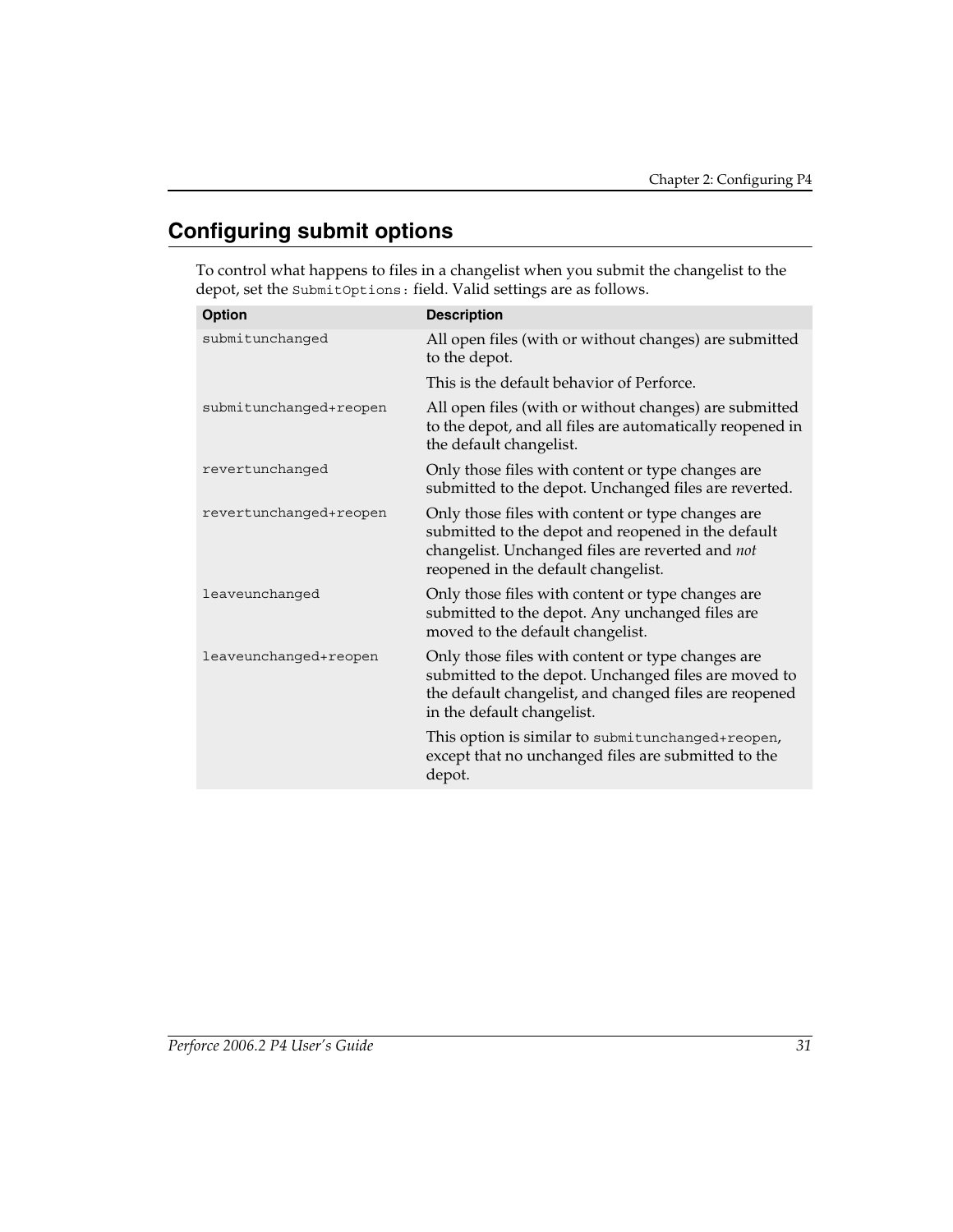## Configuring submit options

To control what happens to files in a changelist when you submit the changelist to the depot, set the `SubmitOptions:` field. Valid settings are as follows.

| Option | Description |
|---|---|
| `submitunchanged` | All open files (with or without changes) are submitted to the depot.<br><br>This is the default behavior of Perforce. |
| `submitunchanged+reopen` | All open files (with or without changes) are submitted to the depot, and all files are automatically reopened in the default changelist. |
| `revertunchanged` | Only those files with content or type changes are submitted to the depot. Unchanged files are reverted. |
| `revertunchanged+reopen` | Only those files with content or type changes are submitted to the depot and reopened in the default changelist. Unchanged files are reverted and *not* reopened in the default changelist. |
| `leaveunchanged` | Only those files with content or type changes are submitted to the depot. Any unchanged files are moved to the default changelist. |
| `leaveunchanged+reopen` | Only those files with content or type changes are submitted to the depot. Unchanged files are moved to the default changelist, and changed files are reopened in the default changelist.<br><br>This option is similar to `submitunchanged+reopen`, except that no unchanged files are submitted to the depot. |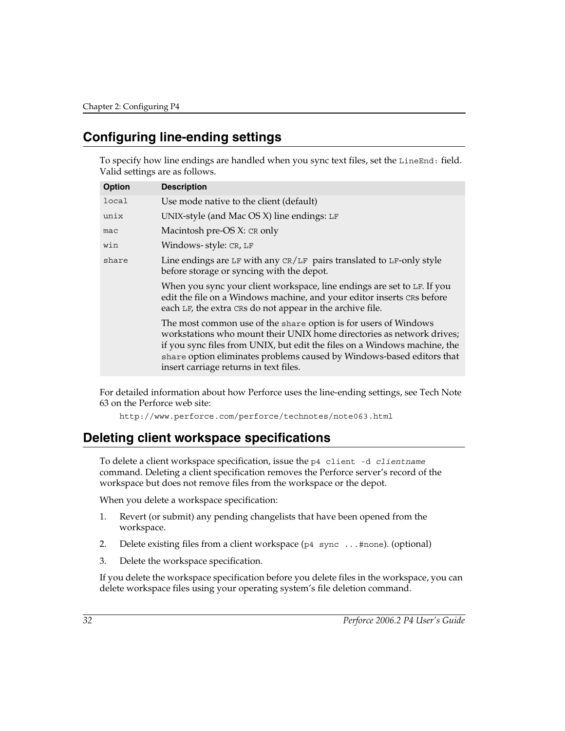## Configuring line-ending settings

To specify how line endings are handled when you sync text files, set the `LineEnd:` field. Valid settings are as follows.

| Option | Description |
| --- | --- |
| `local` | Use mode native to the client (default) |
| `unix` | UNIX-style (and Mac OS X) line endings: `LF` |
| `mac` | Macintosh pre-OS X: `CR` only |
| `win` | Windows- style: `CR`, `LF` |
| `share` | Line endings are `LF` with any `CR`/`LF` pairs translated to `LF`-only style before storage or syncing with the depot.<br><br>When you sync your client workspace, line endings are set to `LF`. If you edit the file on a Windows machine, and your editor inserts `CR`s before each `LF`, the extra `CR`s do not appear in the archive file.<br><br>The most common use of the `share` option is for users of Windows workstations who mount their UNIX home directories as network drives; if you sync files from UNIX, but edit the files on a Windows machine, the `share` option eliminates problems caused by Windows-based editors that insert carriage returns in text files. |

For detailed information about how Perforce uses the line-ending settings, see Tech Note 63 on the Perforce web site:

```
http://www.perforce.com/perforce/technotes/note063.html
```

## Deleting client workspace specifications

To delete a client workspace specification, issue the `p4 client -d` *`clientname`* command. Deleting a client specification removes the Perforce server's record of the workspace but does not remove files from the workspace or the depot.

When you delete a workspace specification:

1. Revert (or submit) any pending changelists that have been opened from the workspace.
2. Delete existing files from a client workspace (`p4 sync ...#none`). (optional)
3. Delete the workspace specification.

If you delete the workspace specification before you delete files in the workspace, you can delete workspace files using your operating system's file deletion command.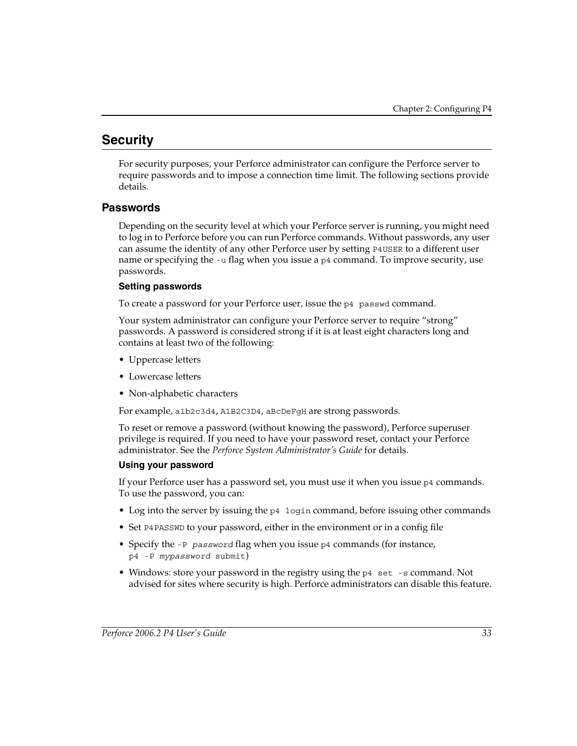# Security

For security purposes, your Perforce administrator can configure the Perforce server to require passwords and to impose a connection time limit. The following sections provide details.

## Passwords

Depending on the security level at which your Perforce server is running, you might need to log in to Perforce before you can run Perforce commands. Without passwords, any user can assume the identity of any other Perforce user by setting `P4USER` to a different user name or specifying the `-u` flag when you issue a `p4` command. To improve security, use passwords.

### Setting passwords

To create a password for your Perforce user, issue the `p4 passwd` command.

Your system administrator can configure your Perforce server to require "strong" passwords. A password is considered strong if it is at least eight characters long and contains at least two of the following:

- Uppercase letters
- Lowercase letters
- Non-alphabetic characters

For example, `a1b2c3d4`, `A1B2C3D4`, `aBcDeFgH` are strong passwords.

To reset or remove a password (without knowing the password), Perforce superuser privilege is required. If you need to have your password reset, contact your Perforce administrator. See the *Perforce System Administrator's Guide* for details.

### Using your password

If your Perforce user has a password set, you must use it when you issue `p4` commands. To use the password, you can:

- Log into the server by issuing the `p4 login` command, before issuing other commands
- Set `P4PASSWD` to your password, either in the environment or in a config file
- Specify the `-P` *`password`* flag when you issue `p4` commands (for instance, `p4 -P` *`mypassword`* `submit`)
- Windows: store your password in the registry using the `p4 set -s` command. Not advised for sites where security is high. Perforce administrators can disable this feature.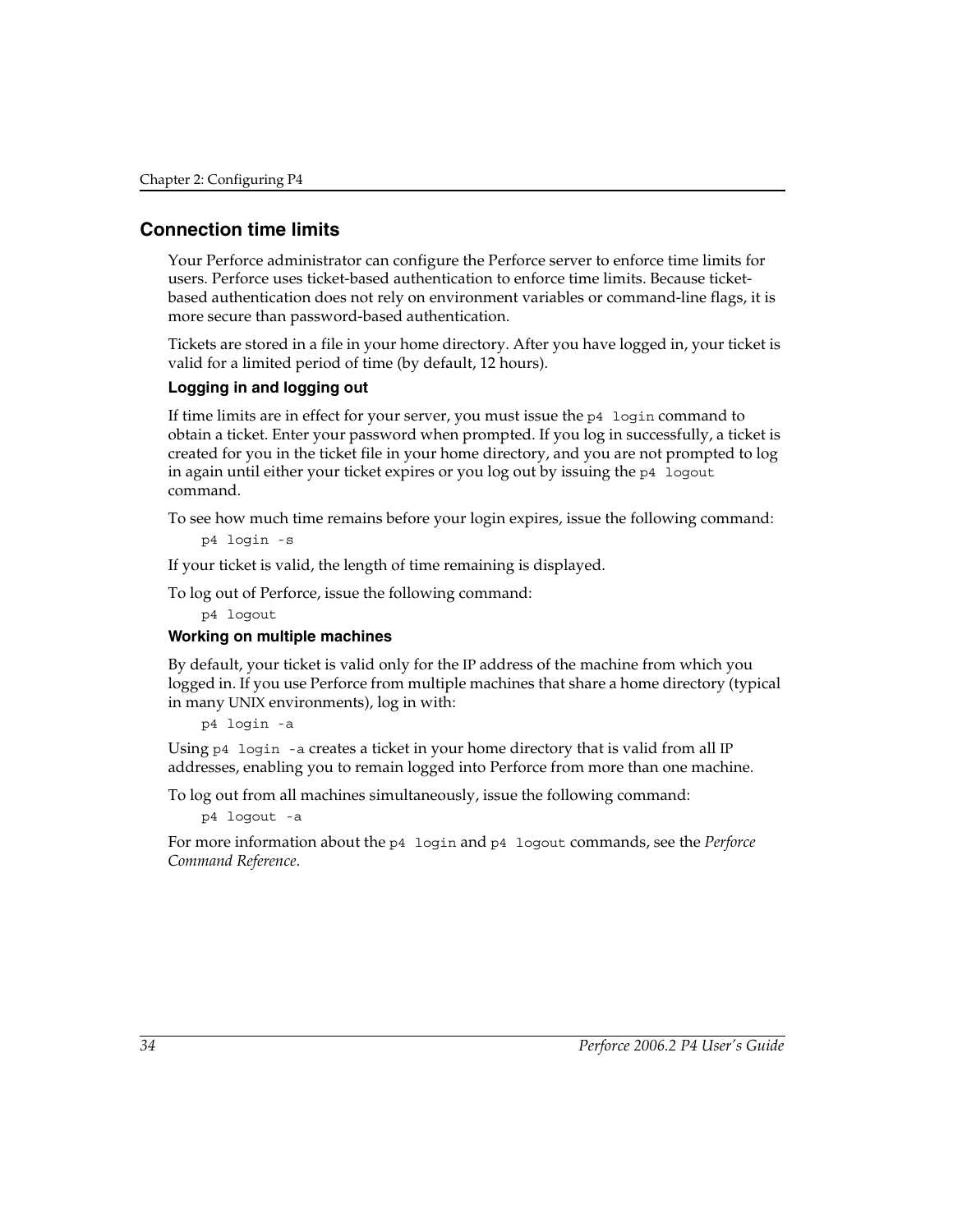## Connection time limits

Your Perforce administrator can configure the Perforce server to enforce time limits for users. Perforce uses ticket-based authentication to enforce time limits. Because ticket-based authentication does not rely on environment variables or command-line flags, it is more secure than password-based authentication.

Tickets are stored in a file in your home directory. After you have logged in, your ticket is valid for a limited period of time (by default, 12 hours).

### Logging in and logging out

If time limits are in effect for your server, you must issue the `p4 login` command to obtain a ticket. Enter your password when prompted. If you log in successfully, a ticket is created for you in the ticket file in your home directory, and you are not prompted to log in again until either your ticket expires or you log out by issuing the `p4 logout` command.

To see how much time remains before your login expires, issue the following command:

```
p4 login -s
```

If your ticket is valid, the length of time remaining is displayed.

To log out of Perforce, issue the following command:

```
p4 logout
```

### Working on multiple machines

By default, your ticket is valid only for the IP address of the machine from which you logged in. If you use Perforce from multiple machines that share a home directory (typical in many UNIX environments), log in with:

```
p4 login -a
```

Using `p4 login -a` creates a ticket in your home directory that is valid from all IP addresses, enabling you to remain logged into Perforce from more than one machine.

To log out from all machines simultaneously, issue the following command:

```
p4 logout -a
```

For more information about the `p4 login` and `p4 logout` commands, see the *Perforce Command Reference*.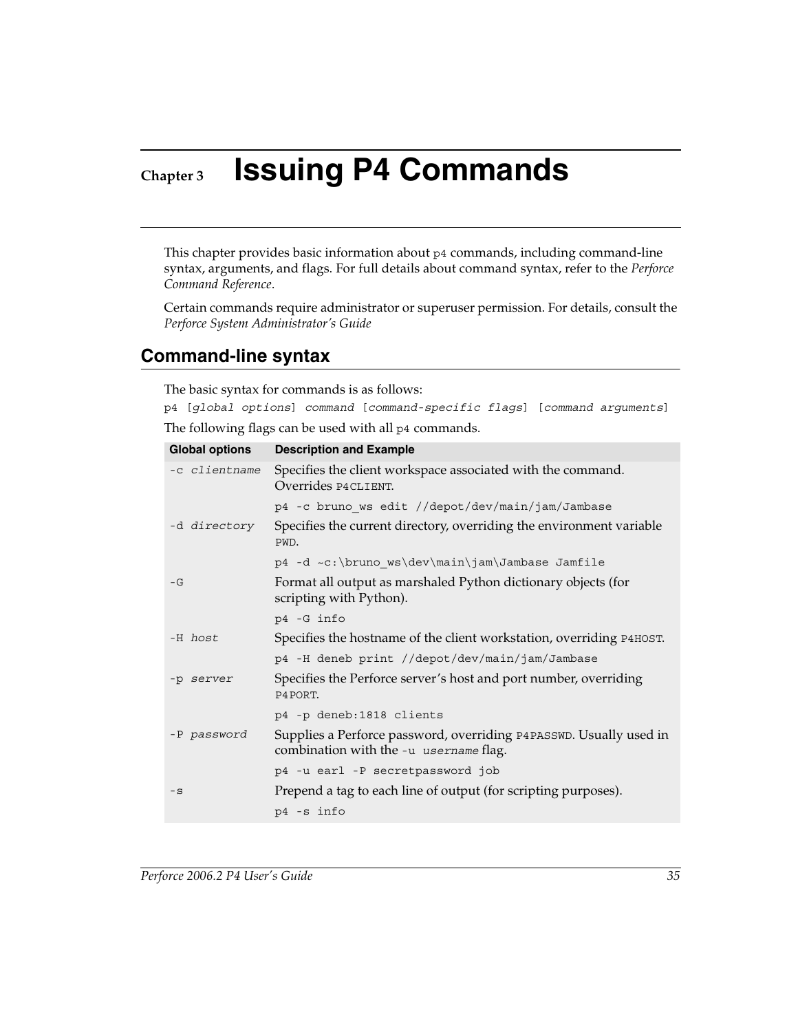# Chapter 3 Issuing P4 Commands

This chapter provides basic information about `p4` commands, including command-line syntax, arguments, and flags. For full details about command syntax, refer to the *Perforce Command Reference*.

Certain commands require administrator or superuser permission. For details, consult the *Perforce System Administrator's Guide*

## Command-line syntax

The basic syntax for commands is as follows:

`p4 [global options] command [command-specific flags] [command arguments]`

The following flags can be used with all `p4` commands.

| Global options | Description and Example |
|---|---|
| `-c clientname` | Specifies the client workspace associated with the command. Overrides `P4CLIENT`. |
| | `p4 -c bruno_ws edit //depot/dev/main/jam/Jambase` |
| `-d directory` | Specifies the current directory, overriding the environment variable `PWD`. |
| | `p4 -d ~c:\bruno_ws\dev\main\jam\Jambase Jamfile` |
| `-G` | Format all output as marshaled Python dictionary objects (for scripting with Python). |
| | `p4 -G info` |
| `-H host` | Specifies the hostname of the client workstation, overriding `P4HOST`. |
| | `p4 -H deneb print //depot/dev/main/jam/Jambase` |
| `-p server` | Specifies the Perforce server's host and port number, overriding `P4PORT`. |
| | `p4 -p deneb:1818 clients` |
| `-P password` | Supplies a Perforce password, overriding `P4PASSWD`. Usually used in combination with the `-u username` flag. |
| | `p4 -u earl -P secretpassword job` |
| `-s` | Prepend a tag to each line of output (for scripting purposes). |
| | `p4 -s info` |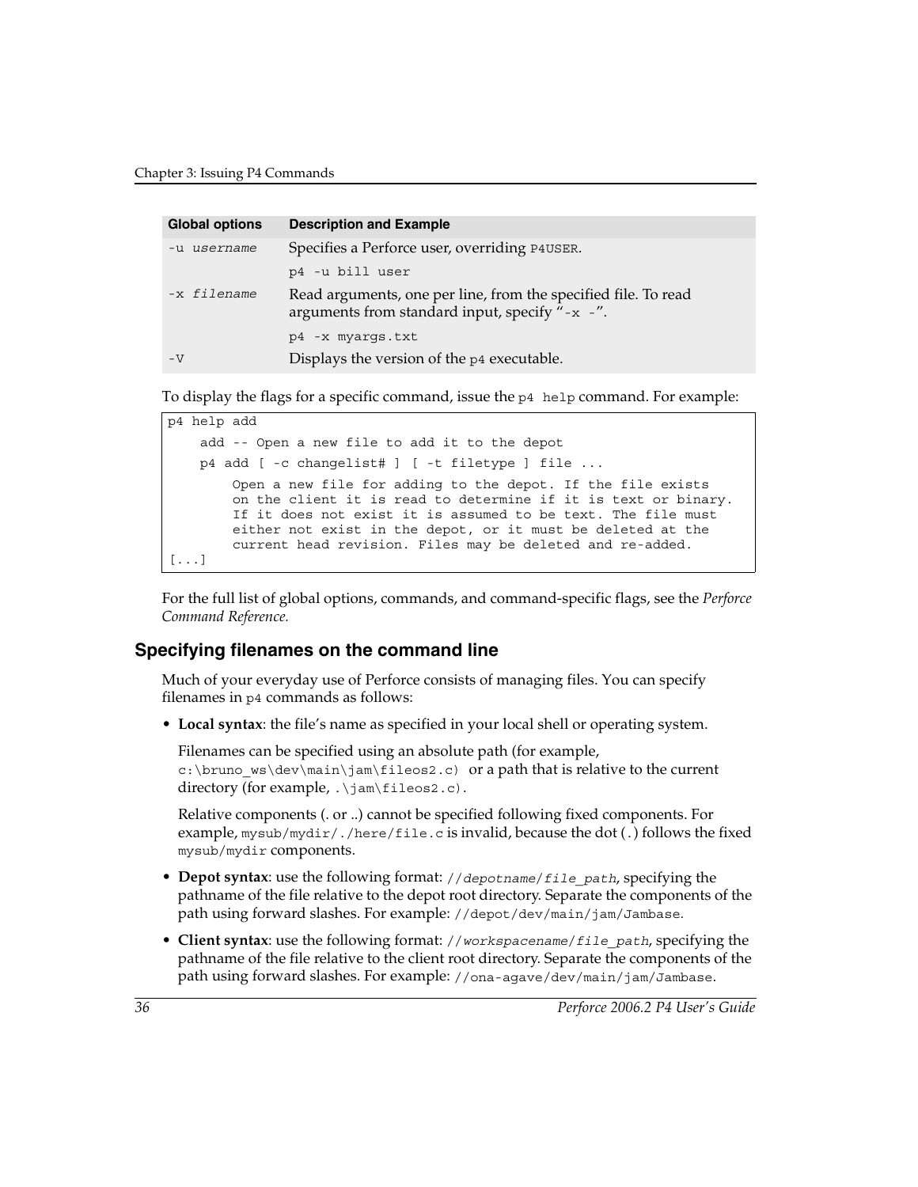| Global options | Description and Example |
| --- | --- |
| `-u username` | Specifies a Perforce user, overriding `P4USER`. |
| | `p4 -u bill user` |
| `-x filename` | Read arguments, one per line, from the specified file. To read arguments from standard input, specify "`-x -`". |
| | `p4 -x myargs.txt` |
| `-V` | Displays the version of the `p4` executable. |

To display the flags for a specific command, issue the `p4 help` command. For example:

```
p4 help add
    add -- Open a new file to add it to the depot
    p4 add [ -c changelist# ] [ -t filetype ] file ...
        Open a new file for adding to the depot. If the file exists
        on the client it is read to determine if it is text or binary.
        If it does not exist it is assumed to be text. The file must
        either not exist in the depot, or it must be deleted at the
        current head revision. Files may be deleted and re-added.
[...]
```

For the full list of global options, commands, and command-specific flags, see the *Perforce Command Reference.*

## Specifying filenames on the command line

Much of your everyday use of Perforce consists of managing files. You can specify filenames in `p4` commands as follows:

- **Local syntax**: the file's name as specified in your local shell or operating system.

  Filenames can be specified using an absolute path (for example, `c:\bruno_ws\dev\main\jam\fileos2.c)` or a path that is relative to the current directory (for example, `.\jam\fileos2.c)`.

  Relative components (. or ..) cannot be specified following fixed components. For example, `mysub/mydir/./here/file.c` is invalid, because the dot (`.`) follows the fixed `mysub/mydir` components.

- **Depot syntax**: use the following format: `//depotname/file_path`, specifying the pathname of the file relative to the depot root directory. Separate the components of the path using forward slashes. For example: `//depot/dev/main/jam/Jambase`.

- **Client syntax**: use the following format: `//workspacename/file_path`, specifying the pathname of the file relative to the client root directory. Separate the components of the path using forward slashes. For example: `//ona-agave/dev/main/jam/Jambase`.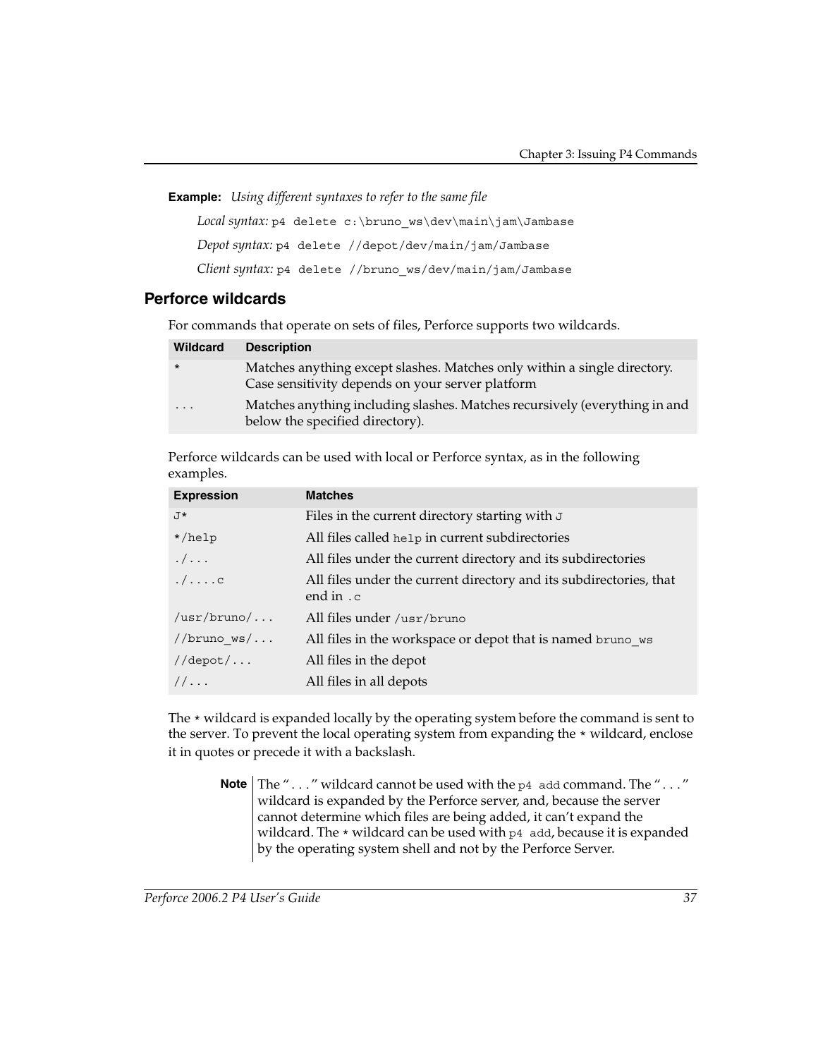**Example:** *Using different syntaxes to refer to the same file*

*Local syntax:* `p4 delete c:\bruno_ws\dev\main\jam\Jambase`

*Depot syntax:* `p4 delete //depot/dev/main/jam/Jambase`

*Client syntax:* `p4 delete //bruno_ws/dev/main/jam/Jambase`

## Perforce wildcards

For commands that operate on sets of files, Perforce supports two wildcards.

| Wildcard | Description |
|---|---|
| `*` | Matches anything except slashes. Matches only within a single directory. Case sensitivity depends on your server platform |
| `...` | Matches anything including slashes. Matches recursively (everything in and below the specified directory). |

Perforce wildcards can be used with local or Perforce syntax, as in the following examples.

| Expression | Matches |
|---|---|
| `J*` | Files in the current directory starting with `J` |
| `*/help` | All files called `help` in current subdirectories |
| `./...` | All files under the current directory and its subdirectories |
| `./....c` | All files under the current directory and its subdirectories, that end in `.c` |
| `/usr/bruno/...` | All files under `/usr/bruno` |
| `//bruno_ws/...` | All files in the workspace or depot that is named `bruno_ws` |
| `//depot/...` | All files in the depot |
| `//...` | All files in all depots |

The `*` wildcard is expanded locally by the operating system before the command is sent to the server. To prevent the local operating system from expanding the `*` wildcard, enclose it in quotes or precede it with a backslash.

**Note** The "..." wildcard cannot be used with the `p4 add` command. The "..." wildcard is expanded by the Perforce server, and, because the server cannot determine which files are being added, it can't expand the wildcard. The `*` wildcard can be used with `p4 add`, because it is expanded by the operating system shell and not by the Perforce Server.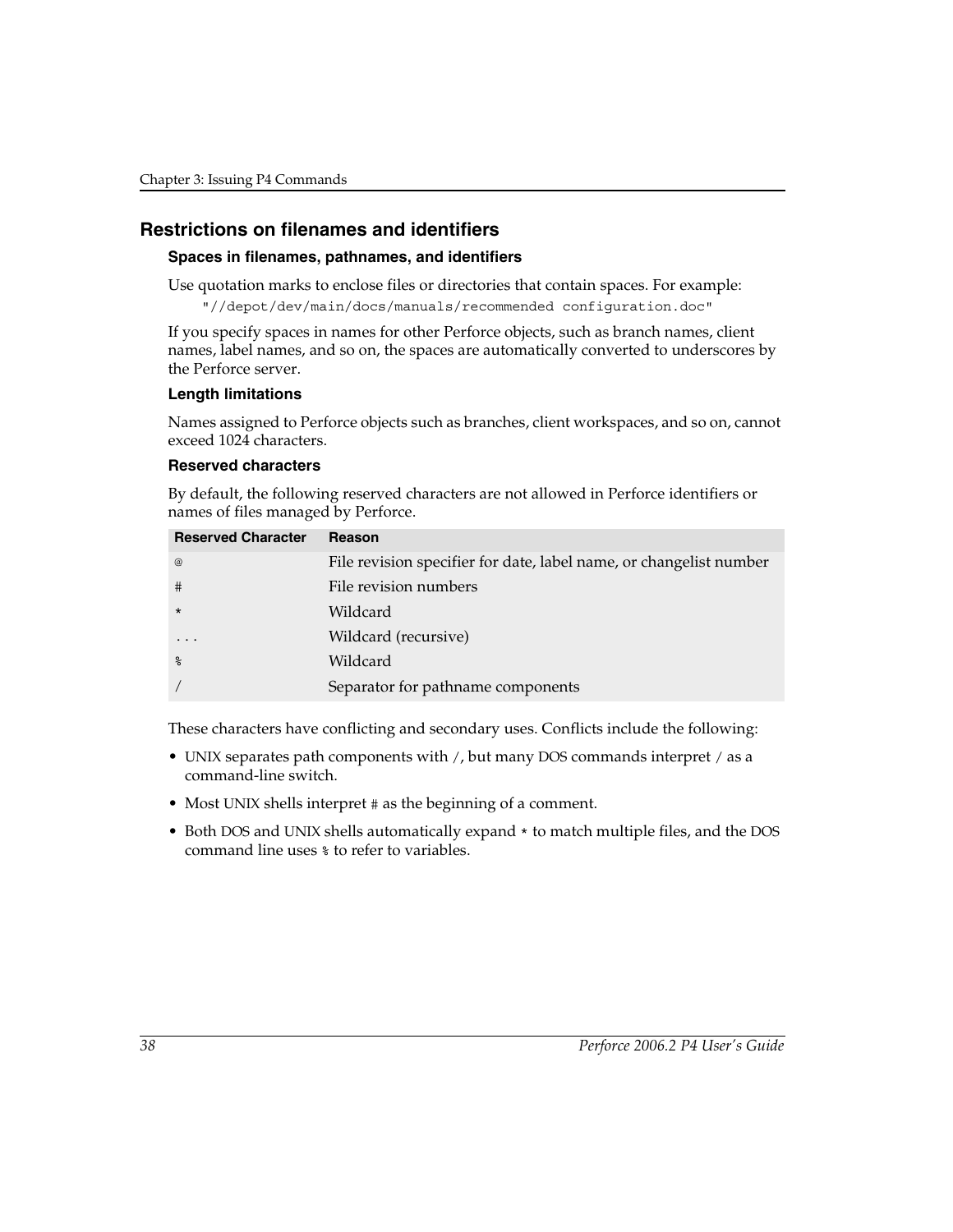## Restrictions on filenames and identifiers

### Spaces in filenames, pathnames, and identifiers

Use quotation marks to enclose files or directories that contain spaces. For example:

```
"//depot/dev/main/docs/manuals/recommended configuration.doc"
```

If you specify spaces in names for other Perforce objects, such as branch names, client names, label names, and so on, the spaces are automatically converted to underscores by the Perforce server.

### Length limitations

Names assigned to Perforce objects such as branches, client workspaces, and so on, cannot exceed 1024 characters.

### Reserved characters

By default, the following reserved characters are not allowed in Perforce identifiers or names of files managed by Perforce.

| Reserved Character | Reason |
|---|---|
| `@` | File revision specifier for date, label name, or changelist number |
| `#` | File revision numbers |
| `*` | Wildcard |
| `...` | Wildcard (recursive) |
| `%` | Wildcard |
| `/` | Separator for pathname components |

These characters have conflicting and secondary uses. Conflicts include the following:

- UNIX separates path components with `/`, but many DOS commands interpret `/` as a command-line switch.
- Most UNIX shells interpret `#` as the beginning of a comment.
- Both DOS and UNIX shells automatically expand `*` to match multiple files, and the DOS command line uses `%` to refer to variables.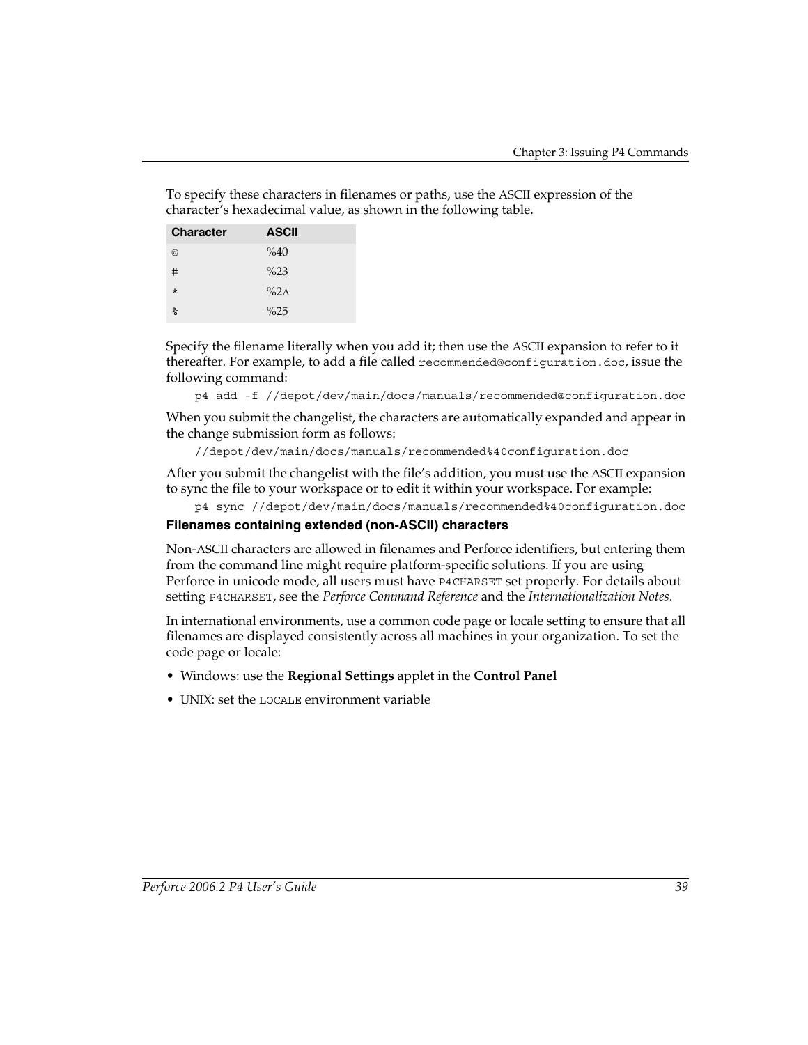To specify these characters in filenames or paths, use the ASCII expression of the character's hexadecimal value, as shown in the following table.

| Character | ASCII |
| --- | --- |
| @ | %40 |
| # | %23 |
| * | %2A |
| % | %25 |

Specify the filename literally when you add it; then use the ASCII expansion to refer to it thereafter. For example, to add a file called `recommended@configuration.doc`, issue the following command:

```
p4 add -f //depot/dev/main/docs/manuals/recommended@configuration.doc
```

When you submit the changelist, the characters are automatically expanded and appear in the change submission form as follows:

```
//depot/dev/main/docs/manuals/recommended%40configuration.doc
```

After you submit the changelist with the file's addition, you must use the ASCII expansion to sync the file to your workspace or to edit it within your workspace. For example:

```
p4 sync //depot/dev/main/docs/manuals/recommended%40configuration.doc
```

### Filenames containing extended (non-ASCII) characters

Non-ASCII characters are allowed in filenames and Perforce identifiers, but entering them from the command line might require platform-specific solutions. If you are using Perforce in unicode mode, all users must have `P4CHARSET` set properly. For details about setting `P4CHARSET`, see the *Perforce Command Reference* and the *Internationalization Notes*.

In international environments, use a common code page or locale setting to ensure that all filenames are displayed consistently across all machines in your organization. To set the code page or locale:

- Windows: use the **Regional Settings** applet in the **Control Panel**
- UNIX: set the `LOCALE` environment variable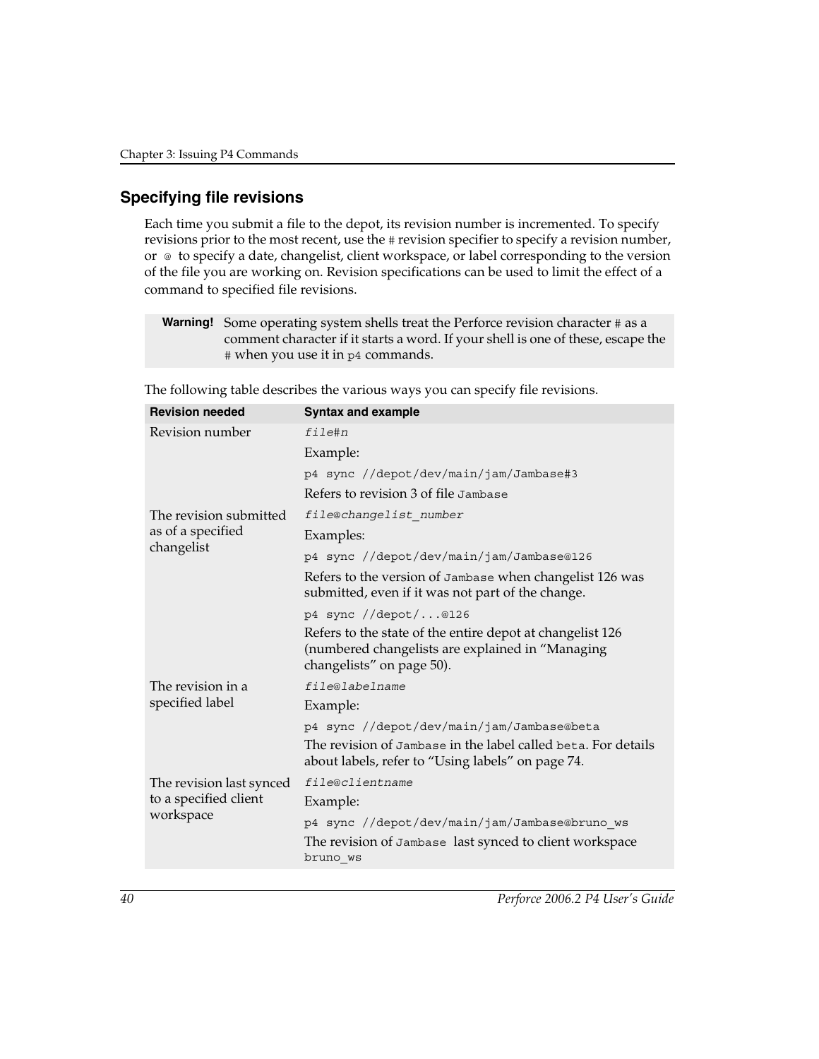## Specifying file revisions

Each time you submit a file to the depot, its revision number is incremented. To specify revisions prior to the most recent, use the `#` revision specifier to specify a revision number, or `@` to specify a date, changelist, client workspace, or label corresponding to the version of the file you are working on. Revision specifications can be used to limit the effect of a command to specified file revisions.

> **Warning!** Some operating system shells treat the Perforce revision character `#` as a comment character if it starts a word. If your shell is one of these, escape the `#` when you use it in `p4` commands.

The following table describes the various ways you can specify file revisions.

| Revision needed | Syntax and example |
|---|---|
| Revision number | *file*#*n*<br>Example:<br>`p4 sync //depot/dev/main/jam/Jambase#3`<br>Refers to revision 3 of file `Jambase` |
| The revision submitted as of a specified changelist | *file*@*changelist_number*<br>Examples:<br>`p4 sync //depot/dev/main/jam/Jambase@126`<br>Refers to the version of `Jambase` when changelist 126 was submitted, even if it was not part of the change.<br>`p4 sync //depot/...@126`<br>Refers to the state of the entire depot at changelist 126 (numbered changelists are explained in "Managing changelists" on page 50). |
| The revision in a specified label | *file*@*labelname*<br>Example:<br>`p4 sync //depot/dev/main/jam/Jambase@beta`<br>The revision of `Jambase` in the label called `beta`. For details about labels, refer to "Using labels" on page 74. |
| The revision last synced to a specified client workspace | *file*@*clientname*<br>Example:<br>`p4 sync //depot/dev/main/jam/Jambase@bruno_ws`<br>The revision of `Jambase` last synced to client workspace `bruno_ws` |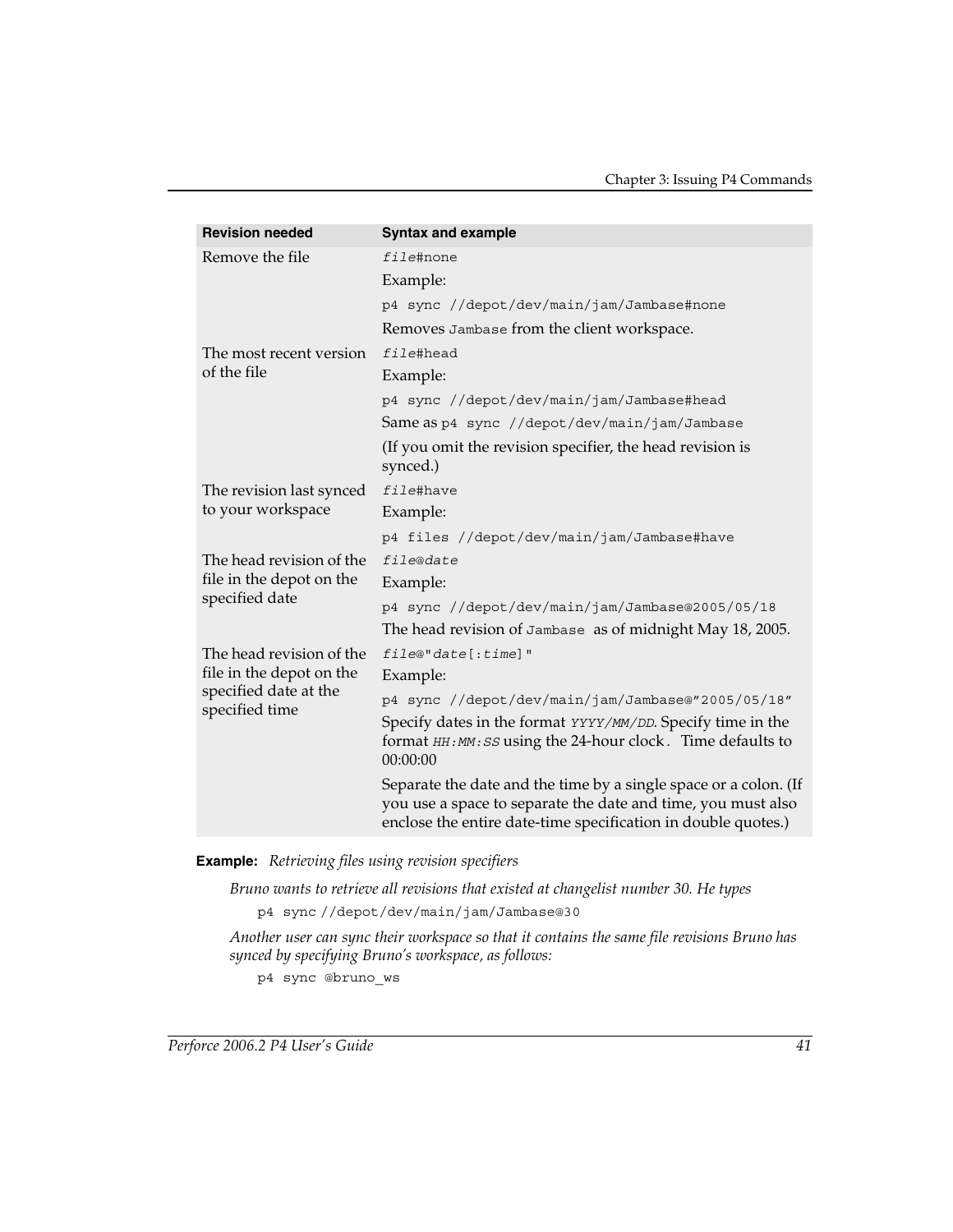| Revision needed | Syntax and example |
|---|---|
| Remove the file | `file#none`<br>Example:<br>`p4 sync //depot/dev/main/jam/Jambase#none`<br>Removes `Jambase` from the client workspace. |
| The most recent version of the file | `file#head`<br>Example:<br>`p4 sync //depot/dev/main/jam/Jambase#head`<br>Same as `p4 sync //depot/dev/main/jam/Jambase`<br>(If you omit the revision specifier, the head revision is synced.) |
| The revision last synced to your workspace | `file#have`<br>Example:<br>`p4 files //depot/dev/main/jam/Jambase#have` |
| The head revision of the file in the depot on the specified date | `file@date`<br>Example:<br>`p4 sync //depot/dev/main/jam/Jambase@2005/05/18`<br>The head revision of `Jambase` as of midnight May 18, 2005. |
| The head revision of the file in the depot on the specified date at the specified time | `file@"date[:time]"`<br>Example:<br>`p4 sync //depot/dev/main/jam/Jambase@"2005/05/18"`<br>Specify dates in the format *YYYY/MM/DD*. Specify time in the format *HH:MM:SS* using the 24-hour clock. Time defaults to 00:00:00<br>Separate the date and the time by a single space or a colon. (If you use a space to separate the date and time, you must also enclose the entire date-time specification in double quotes.) |

**Example:** *Retrieving files using revision specifiers*

*Bruno wants to retrieve all revisions that existed at changelist number 30. He types*

```
p4 sync //depot/dev/main/jam/Jambase@30
```

*Another user can sync their workspace so that it contains the same file revisions Bruno has synced by specifying Bruno's workspace, as follows:*

```
p4 sync @bruno_ws
```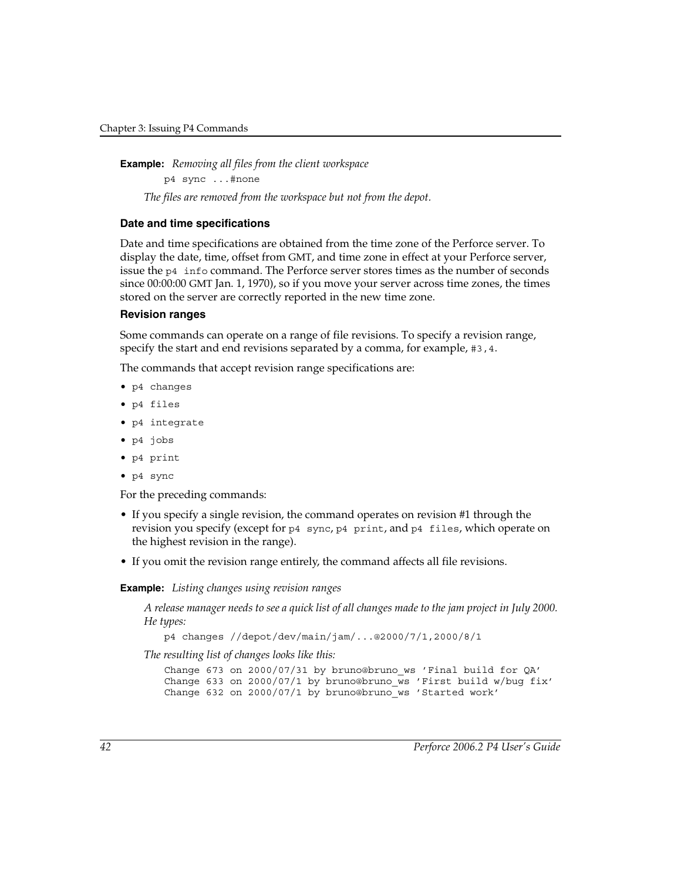**Example:** *Removing all files from the client workspace*

```
p4 sync ...#none
```

*The files are removed from the workspace but not from the depot.*

### Date and time specifications

Date and time specifications are obtained from the time zone of the Perforce server. To display the date, time, offset from GMT, and time zone in effect at your Perforce server, issue the `p4 info` command. The Perforce server stores times as the number of seconds since 00:00:00 GMT Jan. 1, 1970), so if you move your server across time zones, the times stored on the server are correctly reported in the new time zone.

### Revision ranges

Some commands can operate on a range of file revisions. To specify a revision range, specify the start and end revisions separated by a comma, for example, `#3,4`.

The commands that accept revision range specifications are:

- `p4 changes`
- `p4 files`
- `p4 integrate`
- `p4 jobs`
- `p4 print`
- `p4 sync`

For the preceding commands:

- If you specify a single revision, the command operates on revision #1 through the revision you specify (except for `p4 sync`, `p4 print`, and `p4 files`, which operate on the highest revision in the range).
- If you omit the revision range entirely, the command affects all file revisions.

**Example:** *Listing changes using revision ranges*

*A release manager needs to see a quick list of all changes made to the jam project in July 2000. He types:*

```
p4 changes //depot/dev/main/jam/...@2000/7/1,2000/8/1
```

*The resulting list of changes looks like this:*

```
Change 673 on 2000/07/31 by bruno@bruno_ws 'Final build for QA'
Change 633 on 2000/07/1 by bruno@bruno_ws 'First build w/bug fix'
Change 632 on 2000/07/1 by bruno@bruno_ws 'Started work'
```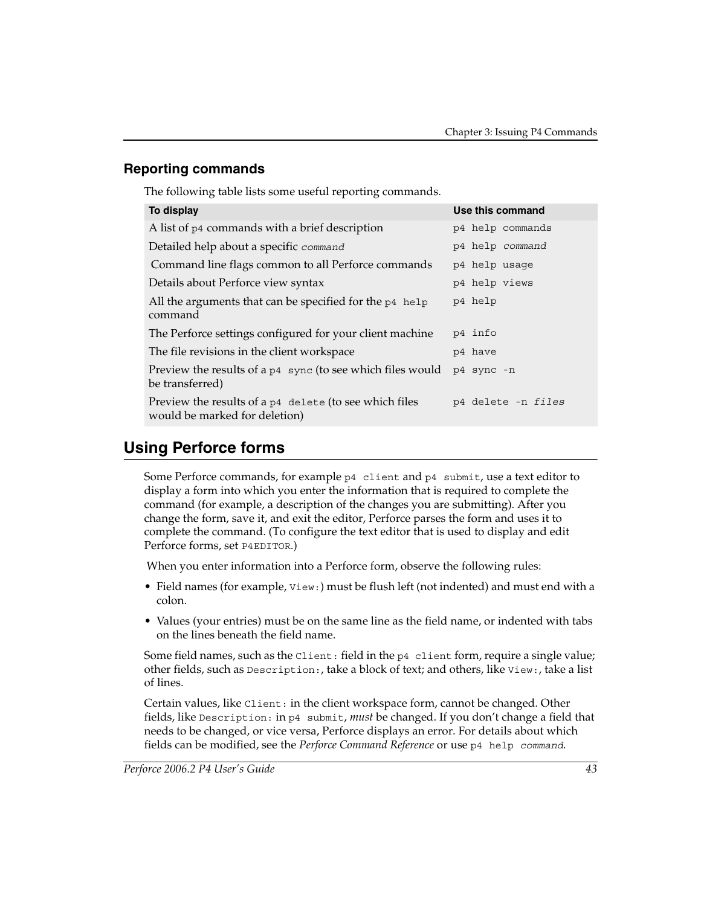### Reporting commands

The following table lists some useful reporting commands.

| To display | Use this command |
| --- | --- |
| A list of `p4` commands with a brief description | `p4 help commands` |
| Detailed help about a specific *`command`* | `p4 help` *`command`* |
| Command line flags common to all Perforce commands | `p4 help usage` |
| Details about Perforce view syntax | `p4 help views` |
| All the arguments that can be specified for the `p4 help` command | `p4 help` |
| The Perforce settings configured for your client machine | `p4 info` |
| The file revisions in the client workspace | `p4 have` |
| Preview the results of a `p4 sync` (to see which files would be transferred) | `p4 sync -n` |
| Preview the results of a `p4 delete` (to see which files would be marked for deletion) | `p4 delete -n` *`files`* |

## Using Perforce forms

Some Perforce commands, for example `p4 client` and `p4 submit`, use a text editor to display a form into which you enter the information that is required to complete the command (for example, a description of the changes you are submitting). After you change the form, save it, and exit the editor, Perforce parses the form and uses it to complete the command. (To configure the text editor that is used to display and edit Perforce forms, set `P4EDITOR`.)

When you enter information into a Perforce form, observe the following rules:

- Field names (for example, `View:`) must be flush left (not indented) and must end with a colon.
- Values (your entries) must be on the same line as the field name, or indented with tabs on the lines beneath the field name.

Some field names, such as the `Client:` field in the `p4 client` form, require a single value; other fields, such as `Description:`, take a block of text; and others, like `View:`, take a list of lines.

Certain values, like `Client:` in the client workspace form, cannot be changed. Other fields, like `Description:` in `p4 submit`, *must* be changed. If you don't change a field that needs to be changed, or vice versa, Perforce displays an error. For details about which fields can be modified, see the *Perforce Command Reference* or use `p4 help` *`command`*.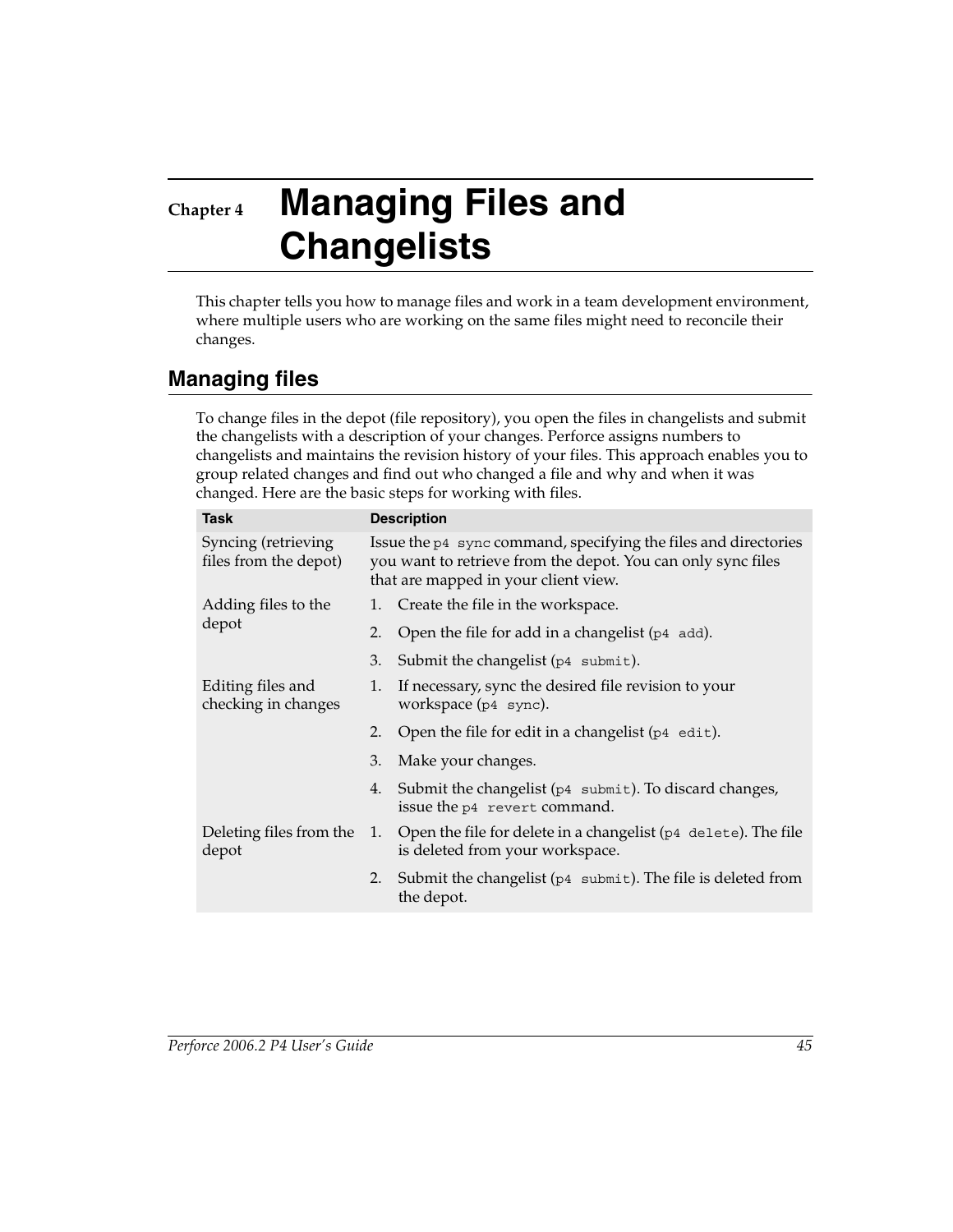# Chapter 4 Managing Files and Changelists

This chapter tells you how to manage files and work in a team development environment, where multiple users who are working on the same files might need to reconcile their changes.

## Managing files

To change files in the depot (file repository), you open the files in changelists and submit the changelists with a description of your changes. Perforce assigns numbers to changelists and maintains the revision history of your files. This approach enables you to group related changes and find out who changed a file and why and when it was changed. Here are the basic steps for working with files.

| Task | Description |
|---|---|
| Syncing (retrieving files from the depot) | Issue the `p4 sync` command, specifying the files and directories you want to retrieve from the depot. You can only sync files that are mapped in your client view. |
| Adding files to the depot | 1. Create the file in the workspace.<br>2. Open the file for add in a changelist (`p4 add`).<br>3. Submit the changelist (`p4 submit`). |
| Editing files and checking in changes | 1. If necessary, sync the desired file revision to your workspace (`p4 sync`).<br>2. Open the file for edit in a changelist (`p4 edit`).<br>3. Make your changes.<br>4. Submit the changelist (`p4 submit`). To discard changes, issue the `p4 revert` command. |
| Deleting files from the depot | 1. Open the file for delete in a changelist (`p4 delete`). The file is deleted from your workspace.<br>2. Submit the changelist (`p4 submit`). The file is deleted from the depot. |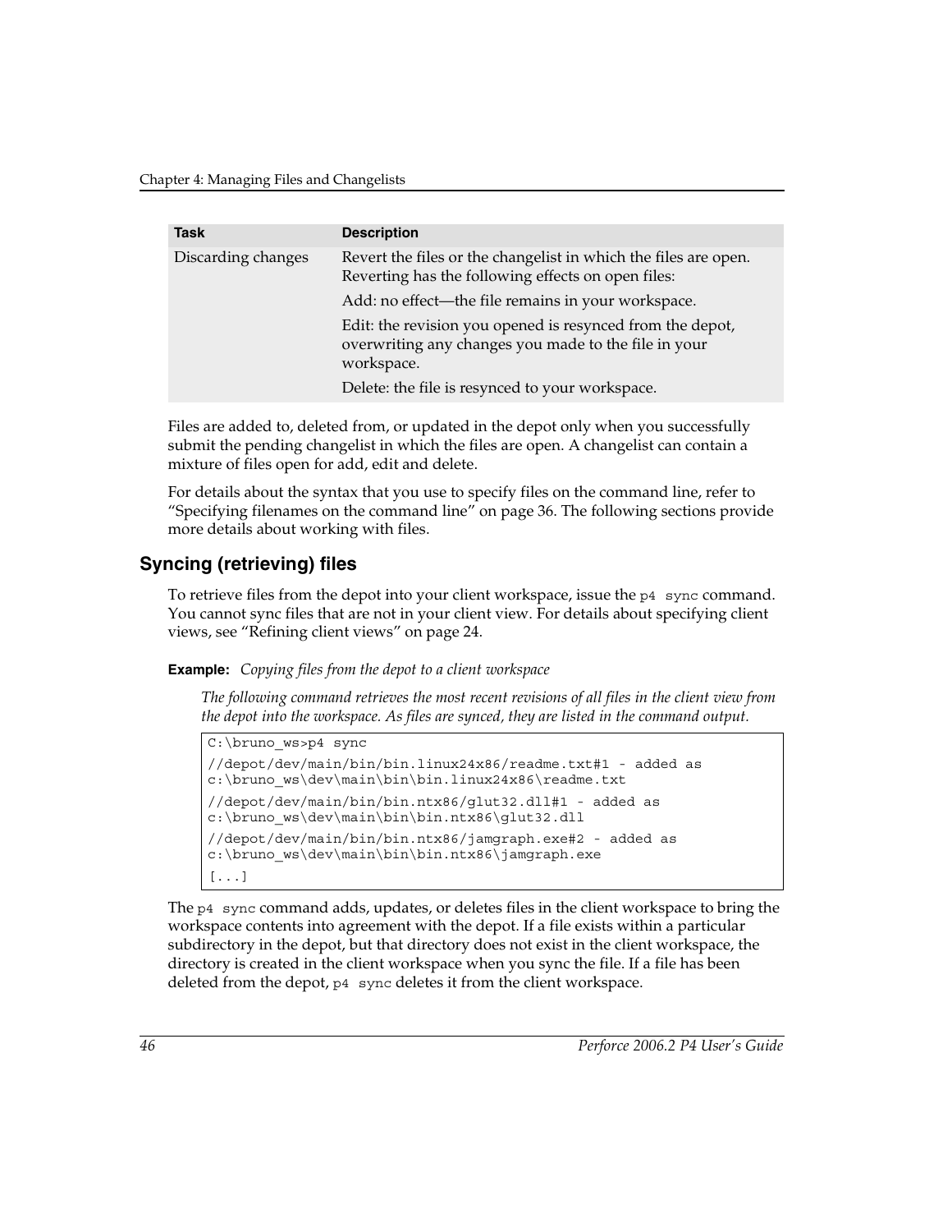| Task | Description |
| --- | --- |
| Discarding changes | Revert the files or the changelist in which the files are open. Reverting has the following effects on open files: |
| | Add: no effect—the file remains in your workspace. |
| | Edit: the revision you opened is resynced from the depot, overwriting any changes you made to the file in your workspace. |
| | Delete: the file is resynced to your workspace. |

Files are added to, deleted from, or updated in the depot only when you successfully submit the pending changelist in which the files are open. A changelist can contain a mixture of files open for add, edit and delete.

For details about the syntax that you use to specify files on the command line, refer to "Specifying filenames on the command line" on page 36. The following sections provide more details about working with files.

## Syncing (retrieving) files

To retrieve files from the depot into your client workspace, issue the `p4 sync` command. You cannot sync files that are not in your client view. For details about specifying client views, see "Refining client views" on page 24.

**Example:** *Copying files from the depot to a client workspace*

*The following command retrieves the most recent revisions of all files in the client view from the depot into the workspace. As files are synced, they are listed in the command output.*

```
C:\bruno_ws>p4 sync
//depot/dev/main/bin/bin.linux24x86/readme.txt#1 - added as
c:\bruno_ws\dev\main\bin\bin.linux24x86\readme.txt
//depot/dev/main/bin/bin.ntx86/glut32.dll#1 - added as
c:\bruno_ws\dev\main\bin\bin.ntx86\glut32.dll
//depot/dev/main/bin/bin.ntx86/jamgraph.exe#2 - added as
c:\bruno_ws\dev\main\bin\bin.ntx86\jamgraph.exe
[...]
```

The `p4 sync` command adds, updates, or deletes files in the client workspace to bring the workspace contents into agreement with the depot. If a file exists within a particular subdirectory in the depot, but that directory does not exist in the client workspace, the directory is created in the client workspace when you sync the file. If a file has been deleted from the depot, `p4 sync` deletes it from the client workspace.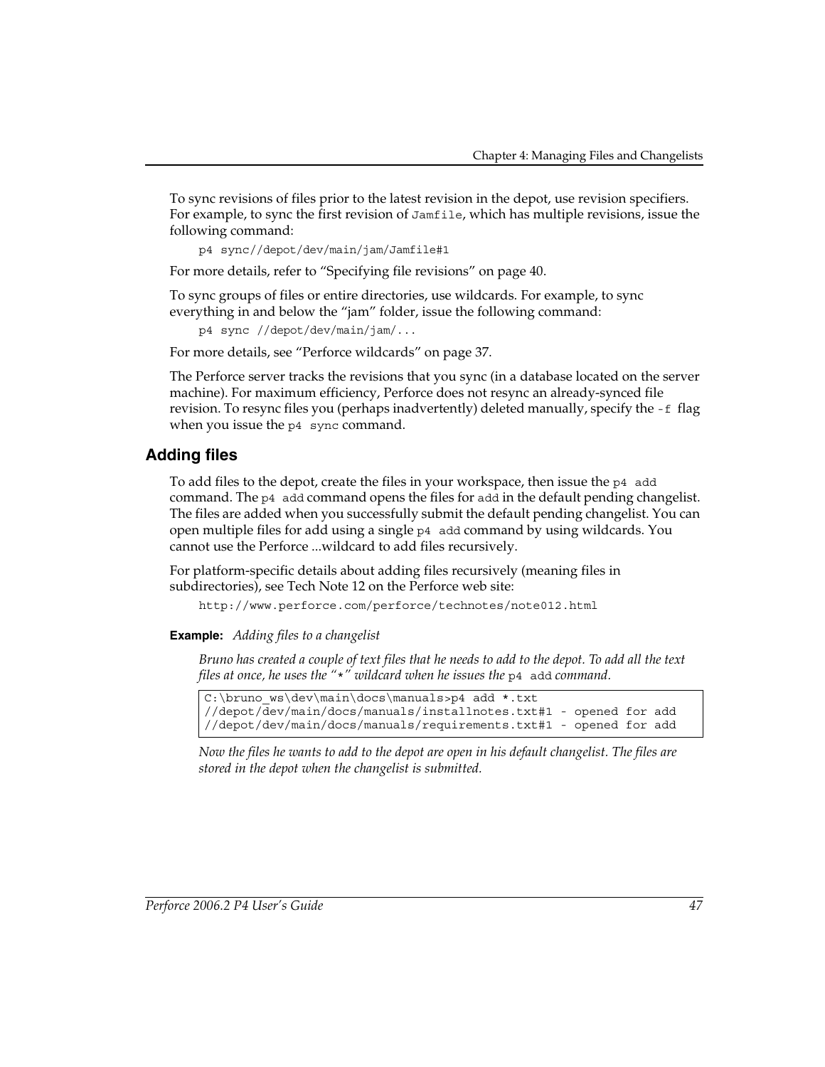To sync revisions of files prior to the latest revision in the depot, use revision specifiers. For example, to sync the first revision of `Jamfile`, which has multiple revisions, issue the following command:

```
p4 sync//depot/dev/main/jam/Jamfile#1
```

For more details, refer to "Specifying file revisions" on page 40.

To sync groups of files or entire directories, use wildcards. For example, to sync everything in and below the "jam" folder, issue the following command:

```
p4 sync //depot/dev/main/jam/...
```

For more details, see "Perforce wildcards" on page 37.

The Perforce server tracks the revisions that you sync (in a database located on the server machine). For maximum efficiency, Perforce does not resync an already-synced file revision. To resync files you (perhaps inadvertently) deleted manually, specify the `-f` flag when you issue the `p4 sync` command.

## Adding files

To add files to the depot, create the files in your workspace, then issue the `p4 add` command. The `p4 add` command opens the files for `add` in the default pending changelist. The files are added when you successfully submit the default pending changelist. You can open multiple files for add using a single `p4 add` command by using wildcards. You cannot use the Perforce ...wildcard to add files recursively.

For platform-specific details about adding files recursively (meaning files in subdirectories), see Tech Note 12 on the Perforce web site:

```
http://www.perforce.com/perforce/technotes/note012.html
```

**Example:** *Adding files to a changelist*

*Bruno has created a couple of text files that he needs to add to the depot. To add all the text files at once, he uses the "*" wildcard when he issues the* `p4 add` *command.*

```
C:\bruno_ws\dev\main\docs\manuals>p4 add *.txt
//depot/dev/main/docs/manuals/installnotes.txt#1 - opened for add
//depot/dev/main/docs/manuals/requirements.txt#1 - opened for add
```

*Now the files he wants to add to the depot are open in his default changelist. The files are stored in the depot when the changelist is submitted.*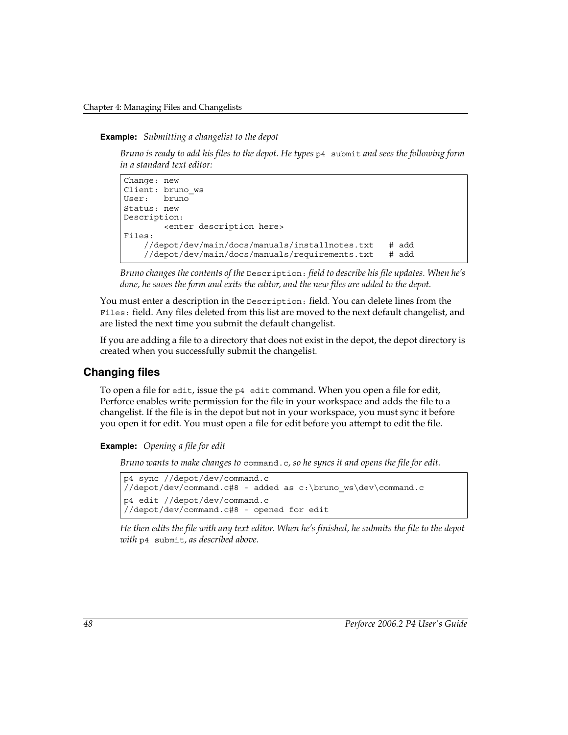**Example:** *Submitting a changelist to the depot*

*Bruno is ready to add his files to the depot. He types* `p4 submit` *and sees the following form in a standard text editor:*

```
Change: new
Client: bruno_ws
User:   bruno
Status: new
Description:
        <enter description here>
Files:
    //depot/dev/main/docs/manuals/installnotes.txt   # add
    //depot/dev/main/docs/manuals/requirements.txt   # add
```

*Bruno changes the contents of the* `Description:` *field to describe his file updates. When he's done, he saves the form and exits the editor, and the new files are added to the depot.*

You must enter a description in the `Description:` field. You can delete lines from the `Files:` field. Any files deleted from this list are moved to the next default changelist, and are listed the next time you submit the default changelist.

If you are adding a file to a directory that does not exist in the depot, the depot directory is created when you successfully submit the changelist.

## Changing files

To open a file for `edit`, issue the `p4 edit` command. When you open a file for edit, Perforce enables write permission for the file in your workspace and adds the file to a changelist. If the file is in the depot but not in your workspace, you must sync it before you open it for edit. You must open a file for edit before you attempt to edit the file.

**Example:** *Opening a file for edit*

*Bruno wants to make changes to* `command.c`*, so he syncs it and opens the file for edit.*

```
p4 sync //depot/dev/command.c
//depot/dev/command.c#8 - added as c:\bruno_ws\dev\command.c
p4 edit //depot/dev/command.c
//depot/dev/command.c#8 - opened for edit
```

*He then edits the file with any text editor. When he's finished, he submits the file to the depot with* `p4 submit`*, as described above.*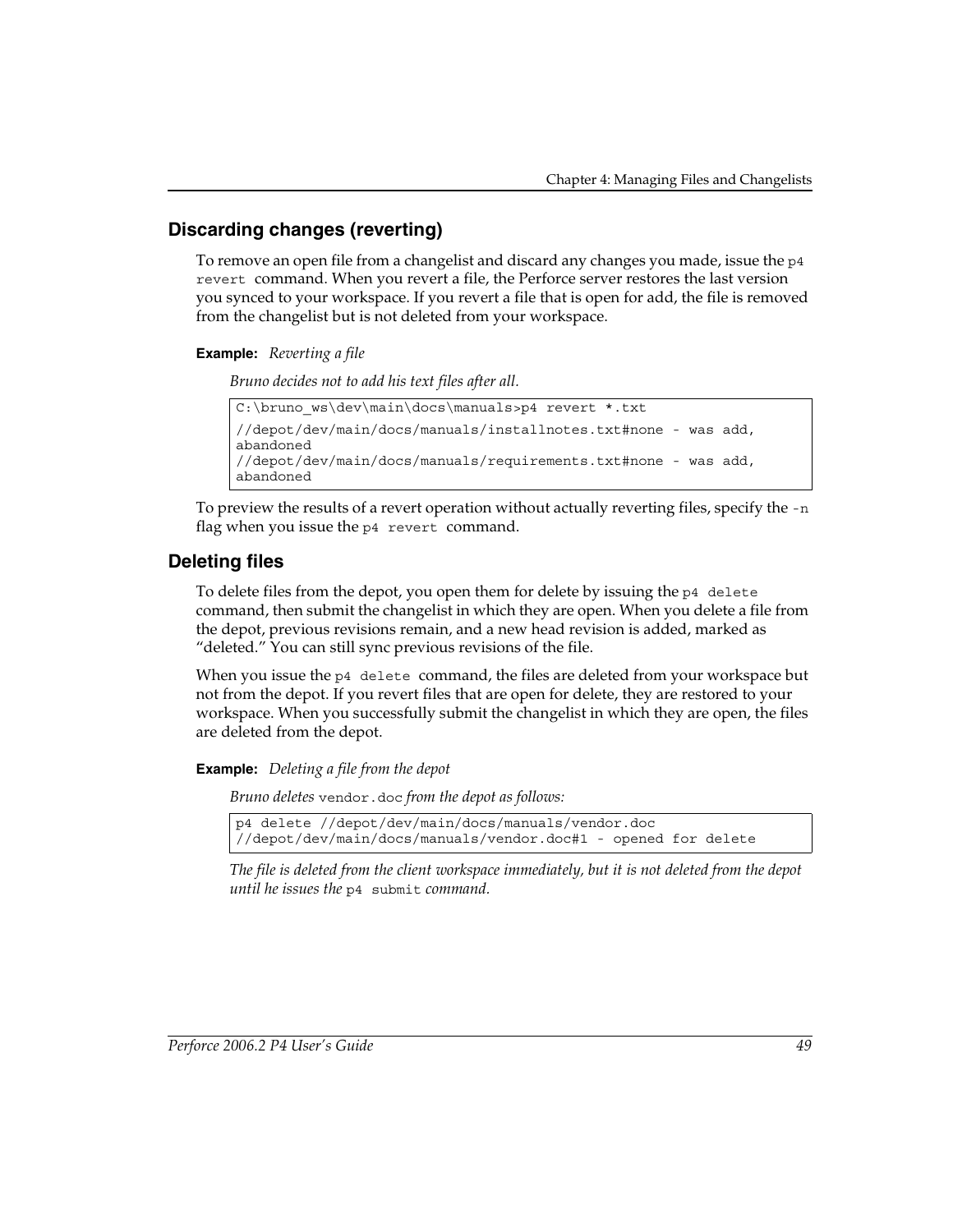## Discarding changes (reverting)

To remove an open file from a changelist and discard any changes you made, issue the `p4 revert` command. When you revert a file, the Perforce server restores the last version you synced to your workspace. If you revert a file that is open for add, the file is removed from the changelist but is not deleted from your workspace.

**Example:** *Reverting a file*

*Bruno decides not to add his text files after all.*

```
C:\bruno_ws\dev\main\docs\manuals>p4 revert *.txt
//depot/dev/main/docs/manuals/installnotes.txt#none - was add,
abandoned
//depot/dev/main/docs/manuals/requirements.txt#none - was add,
abandoned
```

To preview the results of a revert operation without actually reverting files, specify the `-n` flag when you issue the `p4 revert` command.

## Deleting files

To delete files from the depot, you open them for delete by issuing the `p4 delete` command, then submit the changelist in which they are open. When you delete a file from the depot, previous revisions remain, and a new head revision is added, marked as "deleted." You can still sync previous revisions of the file.

When you issue the `p4 delete` command, the files are deleted from your workspace but not from the depot. If you revert files that are open for delete, they are restored to your workspace. When you successfully submit the changelist in which they are open, the files are deleted from the depot.

**Example:** *Deleting a file from the depot*

*Bruno deletes* `vendor.doc` *from the depot as follows:*

```
p4 delete //depot/dev/main/docs/manuals/vendor.doc
//depot/dev/main/docs/manuals/vendor.doc#1 - opened for delete
```

*The file is deleted from the client workspace immediately, but it is not deleted from the depot until he issues the* `p4 submit` *command.*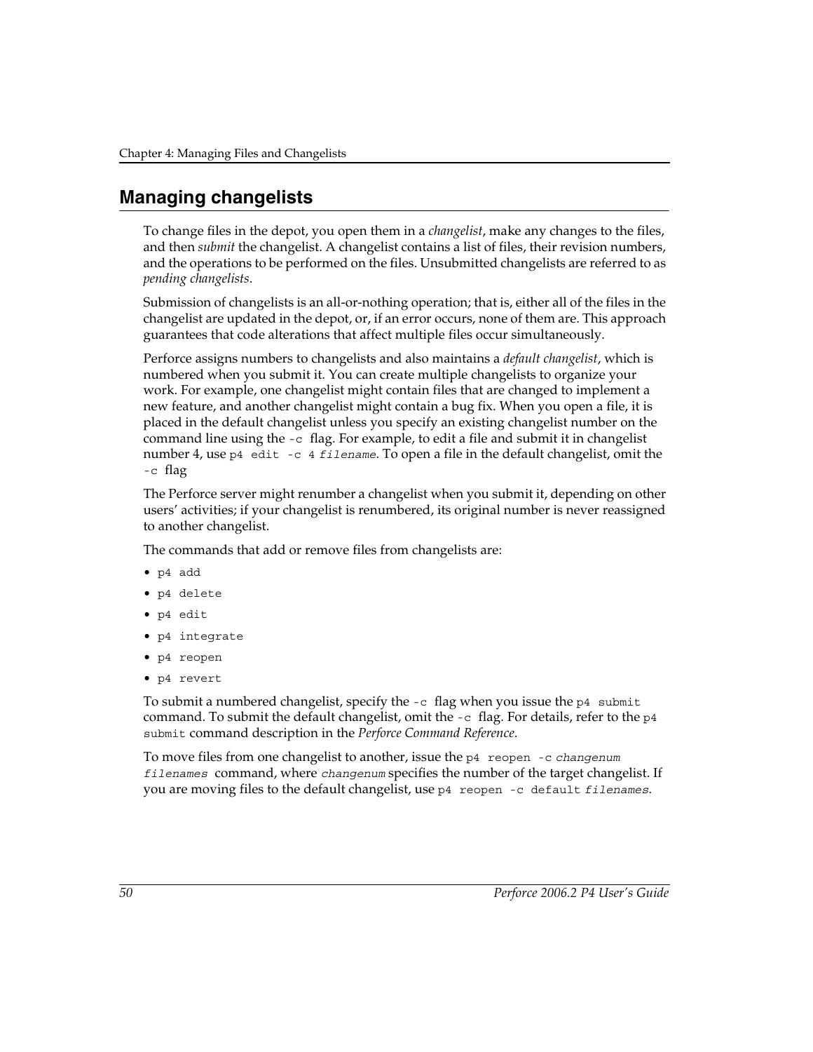## Managing changelists

To change files in the depot, you open them in a *changelist*, make any changes to the files, and then *submit* the changelist. A changelist contains a list of files, their revision numbers, and the operations to be performed on the files. Unsubmitted changelists are referred to as *pending changelists*.

Submission of changelists is an all-or-nothing operation; that is, either all of the files in the changelist are updated in the depot, or, if an error occurs, none of them are. This approach guarantees that code alterations that affect multiple files occur simultaneously.

Perforce assigns numbers to changelists and also maintains a *default changelist*, which is numbered when you submit it. You can create multiple changelists to organize your work. For example, one changelist might contain files that are changed to implement a new feature, and another changelist might contain a bug fix. When you open a file, it is placed in the default changelist unless you specify an existing changelist number on the command line using the `-c` flag. For example, to edit a file and submit it in changelist number 4, use `p4 edit -c 4 filename`. To open a file in the default changelist, omit the `-c` flag

The Perforce server might renumber a changelist when you submit it, depending on other users' activities; if your changelist is renumbered, its original number is never reassigned to another changelist.

The commands that add or remove files from changelists are:

- `p4 add`
- `p4 delete`
- `p4 edit`
- `p4 integrate`
- `p4 reopen`
- `p4 revert`

To submit a numbered changelist, specify the `-c` flag when you issue the `p4 submit` command. To submit the default changelist, omit the `-c` flag. For details, refer to the `p4 submit` command description in the *Perforce Command Reference*.

To move files from one changelist to another, issue the `p4 reopen -c changenum filenames` command, where `changenum` specifies the number of the target changelist. If you are moving files to the default changelist, use `p4 reopen -c default filenames`.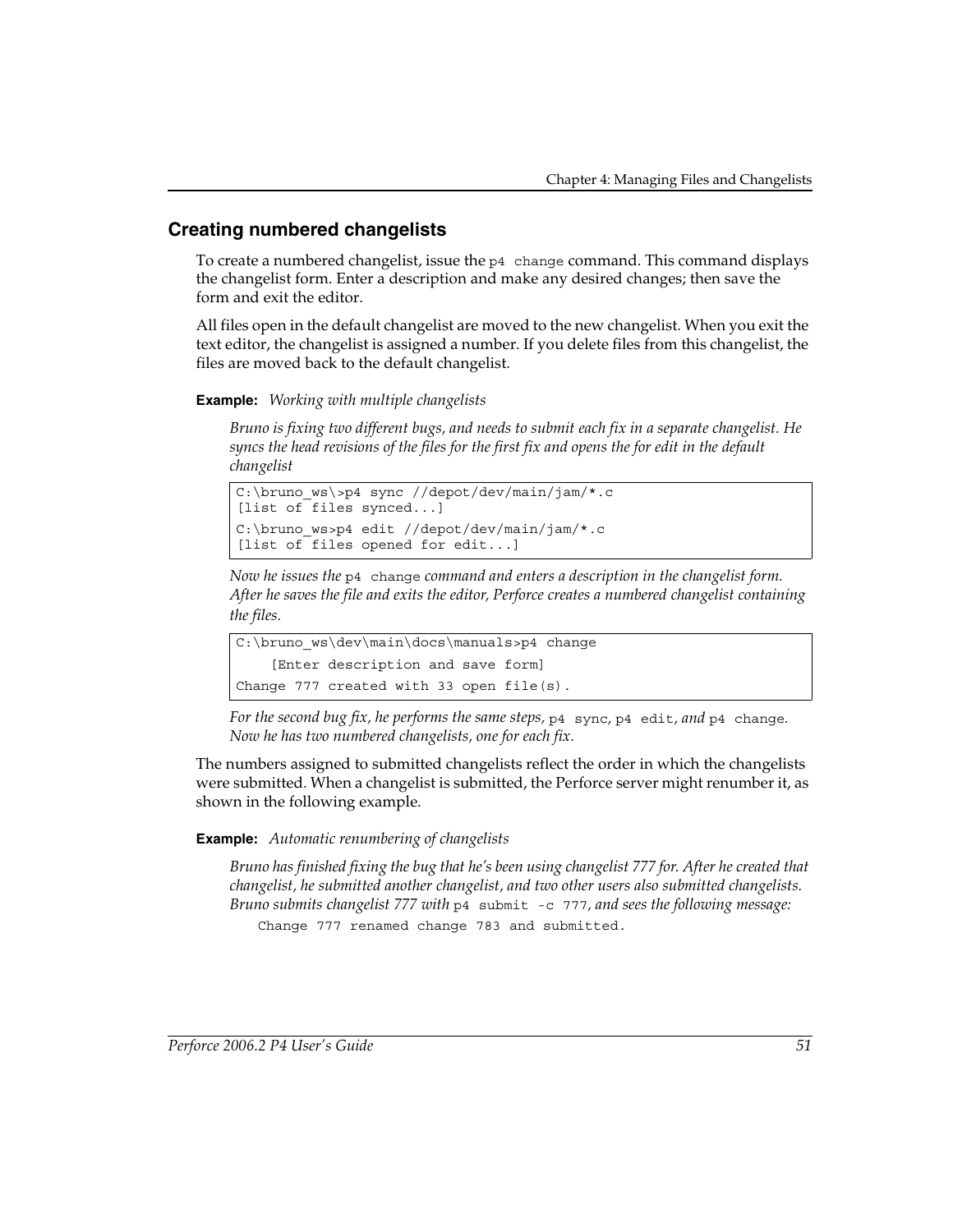## Creating numbered changelists

To create a numbered changelist, issue the `p4 change` command. This command displays the changelist form. Enter a description and make any desired changes; then save the form and exit the editor.

All files open in the default changelist are moved to the new changelist. When you exit the text editor, the changelist is assigned a number. If you delete files from this changelist, the files are moved back to the default changelist.

**Example:** *Working with multiple changelists*

*Bruno is fixing two different bugs, and needs to submit each fix in a separate changelist. He syncs the head revisions of the files for the first fix and opens the for edit in the default changelist*

```
C:\bruno_ws\>p4 sync //depot/dev/main/jam/*.c
[list of files synced...]
C:\bruno_ws>p4 edit //depot/dev/main/jam/*.c
[list of files opened for edit...]
```

*Now he issues the* `p4 change` *command and enters a description in the changelist form. After he saves the file and exits the editor, Perforce creates a numbered changelist containing the files.*

```
C:\bruno_ws\dev\main\docs\manuals>p4 change
    [Enter description and save form]
Change 777 created with 33 open file(s).
```

*For the second bug fix, he performs the same steps,* `p4 sync`*,* `p4 edit`*, and* `p4 change`*. Now he has two numbered changelists, one for each fix.*

The numbers assigned to submitted changelists reflect the order in which the changelists were submitted. When a changelist is submitted, the Perforce server might renumber it, as shown in the following example.

**Example:** *Automatic renumbering of changelists*

*Bruno has finished fixing the bug that he's been using changelist 777 for. After he created that changelist, he submitted another changelist, and two other users also submitted changelists. Bruno submits changelist 777 with* `p4 submit -c 777`*, and sees the following message:*

```
Change 777 renamed change 783 and submitted.
```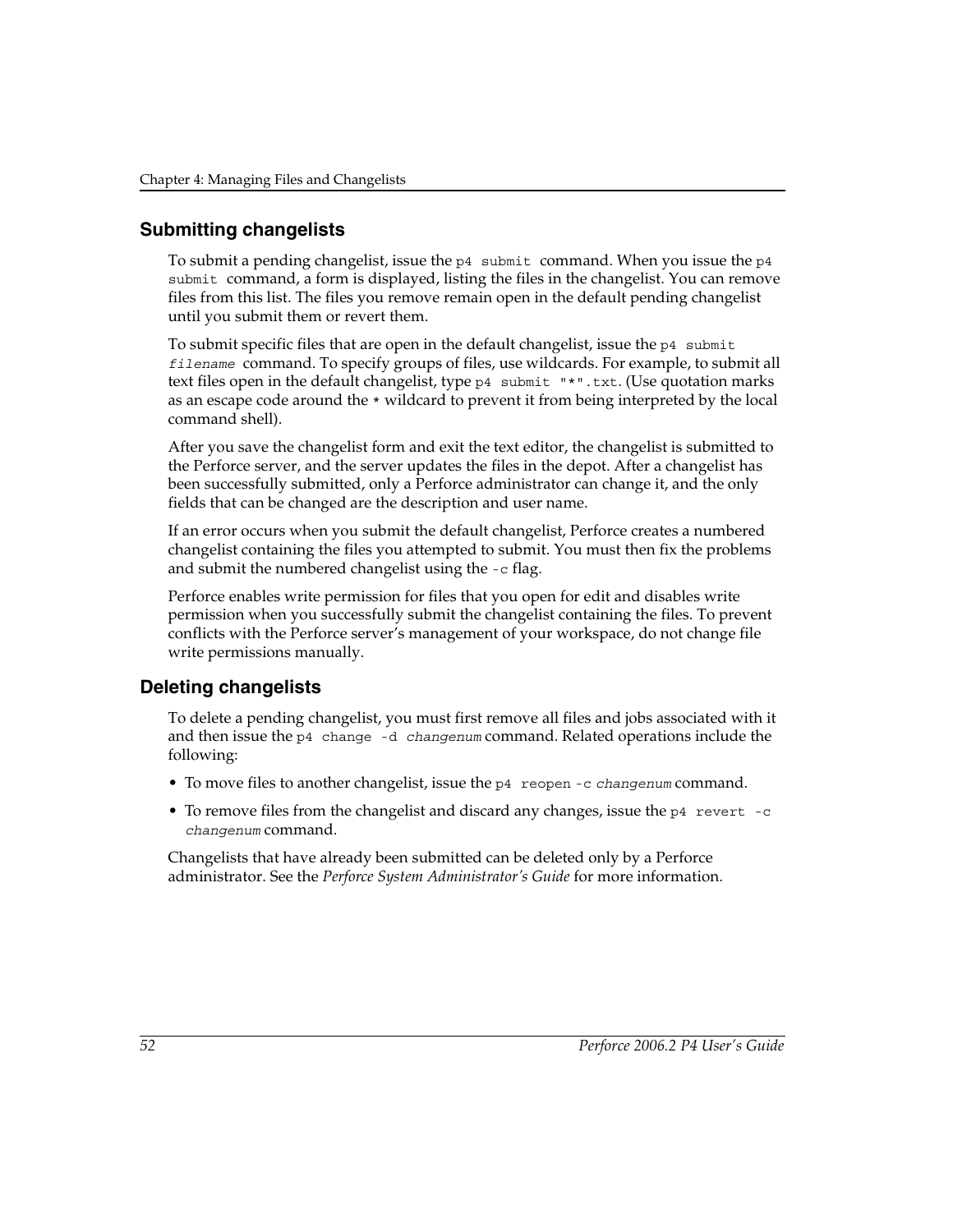## Submitting changelists

To submit a pending changelist, issue the `p4 submit` command. When you issue the `p4 submit` command, a form is displayed, listing the files in the changelist. You can remove files from this list. The files you remove remain open in the default pending changelist until you submit them or revert them.

To submit specific files that are open in the default changelist, issue the `p4 submit` *`filename`* command. To specify groups of files, use wildcards. For example, to submit all text files open in the default changelist, type `p4 submit "*".txt`. (Use quotation marks as an escape code around the `*` wildcard to prevent it from being interpreted by the local command shell).

After you save the changelist form and exit the text editor, the changelist is submitted to the Perforce server, and the server updates the files in the depot. After a changelist has been successfully submitted, only a Perforce administrator can change it, and the only fields that can be changed are the description and user name.

If an error occurs when you submit the default changelist, Perforce creates a numbered changelist containing the files you attempted to submit. You must then fix the problems and submit the numbered changelist using the `-c` flag.

Perforce enables write permission for files that you open for edit and disables write permission when you successfully submit the changelist containing the files. To prevent conflicts with the Perforce server's management of your workspace, do not change file write permissions manually.

## Deleting changelists

To delete a pending changelist, you must first remove all files and jobs associated with it and then issue the `p4 change -d` *`changenum`* command. Related operations include the following:

- To move files to another changelist, issue the `p4 reopen -c` *`changenum`* command.
- To remove files from the changelist and discard any changes, issue the `p4 revert -c` *`changenum`* command.

Changelists that have already been submitted can be deleted only by a Perforce administrator. See the *Perforce System Administrator's Guide* for more information.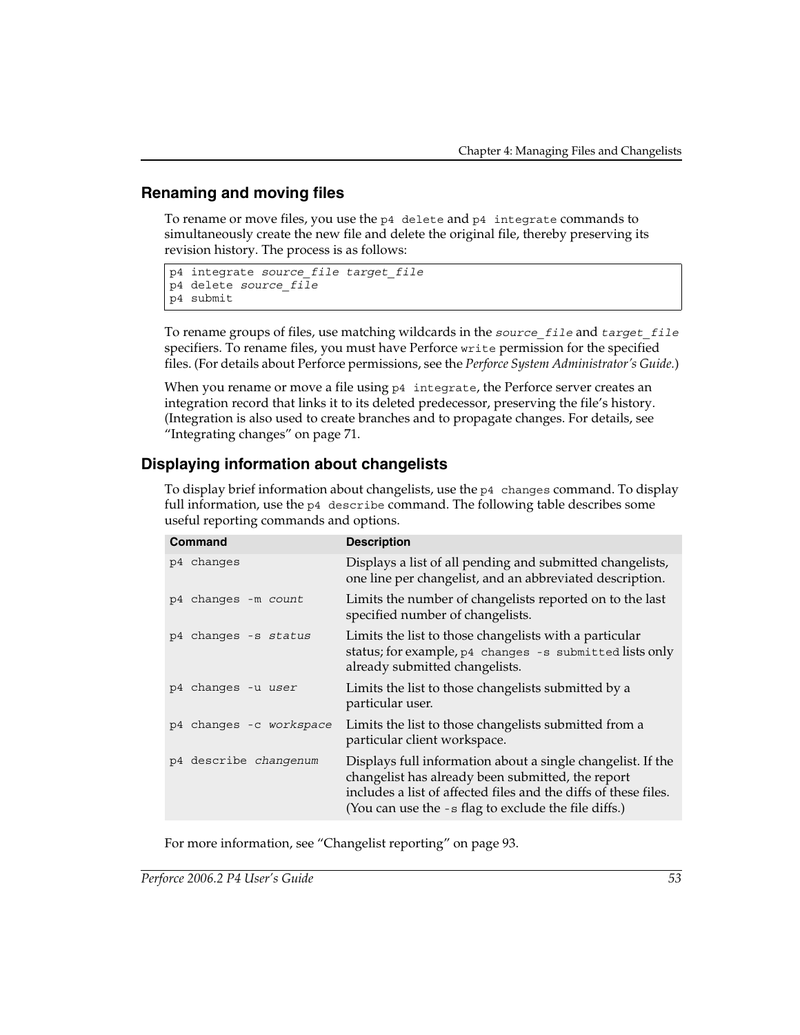## Renaming and moving files

To rename or move files, you use the `p4 delete` and `p4 integrate` commands to simultaneously create the new file and delete the original file, thereby preserving its revision history. The process is as follows:

```
p4 integrate source_file target_file
p4 delete source_file
p4 submit
```

To rename groups of files, use matching wildcards in the *`source_file`* and *`target_file`* specifiers. To rename files, you must have Perforce `write` permission for the specified files. (For details about Perforce permissions, see the *Perforce System Administrator's Guide.*)

When you rename or move a file using `p4 integrate`, the Perforce server creates an integration record that links it to its deleted predecessor, preserving the file's history. (Integration is also used to create branches and to propagate changes. For details, see "Integrating changes" on page 71.

## Displaying information about changelists

To display brief information about changelists, use the `p4 changes` command. To display full information, use the `p4 describe` command. The following table describes some useful reporting commands and options.

| Command | Description |
|---|---|
| `p4 changes` | Displays a list of all pending and submitted changelists, one line per changelist, and an abbreviated description. |
| `p4 changes -m` *`count`* | Limits the number of changelists reported on to the last specified number of changelists. |
| `p4 changes -s` *`status`* | Limits the list to those changelists with a particular status; for example, `p4 changes -s submitted` lists only already submitted changelists. |
| `p4 changes -u` *`user`* | Limits the list to those changelists submitted by a particular user. |
| `p4 changes -c` *`workspace`* | Limits the list to those changelists submitted from a particular client workspace. |
| `p4 describe` *`changenum`* | Displays full information about a single changelist. If the changelist has already been submitted, the report includes a list of affected files and the diffs of these files. (You can use the `-s` flag to exclude the file diffs.) |

For more information, see "Changelist reporting" on page 93.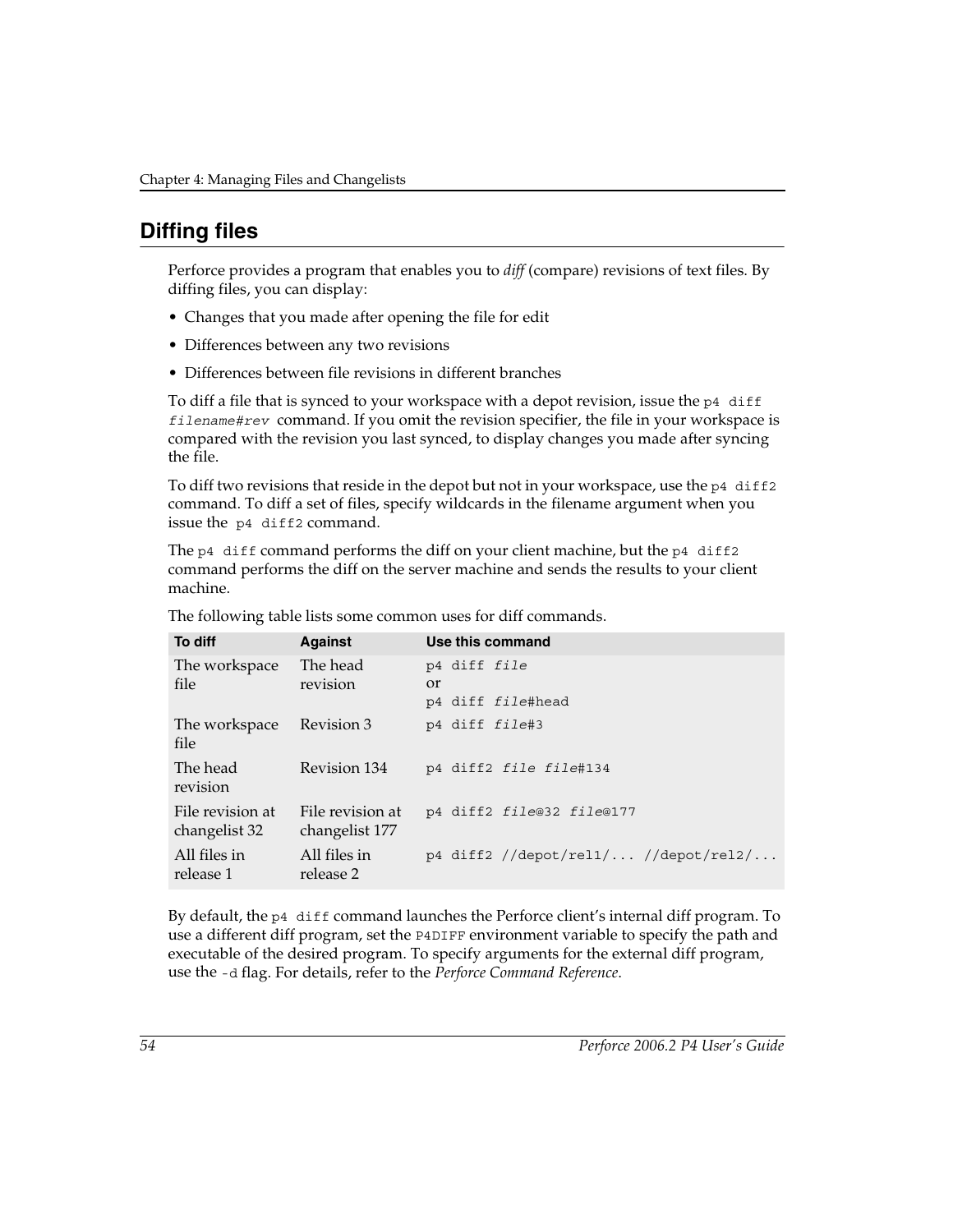## Diffing files

Perforce provides a program that enables you to *diff* (compare) revisions of text files. By diffing files, you can display:

- Changes that you made after opening the file for edit
- Differences between any two revisions
- Differences between file revisions in different branches

To diff a file that is synced to your workspace with a depot revision, issue the `p4 diff filename#rev` command. If you omit the revision specifier, the file in your workspace is compared with the revision you last synced, to display changes you made after syncing the file.

To diff two revisions that reside in the depot but not in your workspace, use the `p4 diff2` command. To diff a set of files, specify wildcards in the filename argument when you issue the `p4 diff2` command.

The `p4 diff` command performs the diff on your client machine, but the `p4 diff2` command performs the diff on the server machine and sends the results to your client machine.

The following table lists some common uses for diff commands.

| To diff | Against | Use this command |
| --- | --- | --- |
| The workspace file | The head revision | `p4 diff file` or `p4 diff file#head` |
| The workspace file | Revision 3 | `p4 diff file#3` |
| The head revision | Revision 134 | `p4 diff2 file file#134` |
| File revision at changelist 32 | File revision at changelist 177 | `p4 diff2 file@32 file@177` |
| All files in release 1 | All files in release 2 | `p4 diff2 //depot/rel1/... //depot/rel2/...` |

By default, the `p4 diff` command launches the Perforce client's internal diff program. To use a different diff program, set the `P4DIFF` environment variable to specify the path and executable of the desired program. To specify arguments for the external diff program, use the `-d` flag. For details, refer to the *Perforce Command Reference*.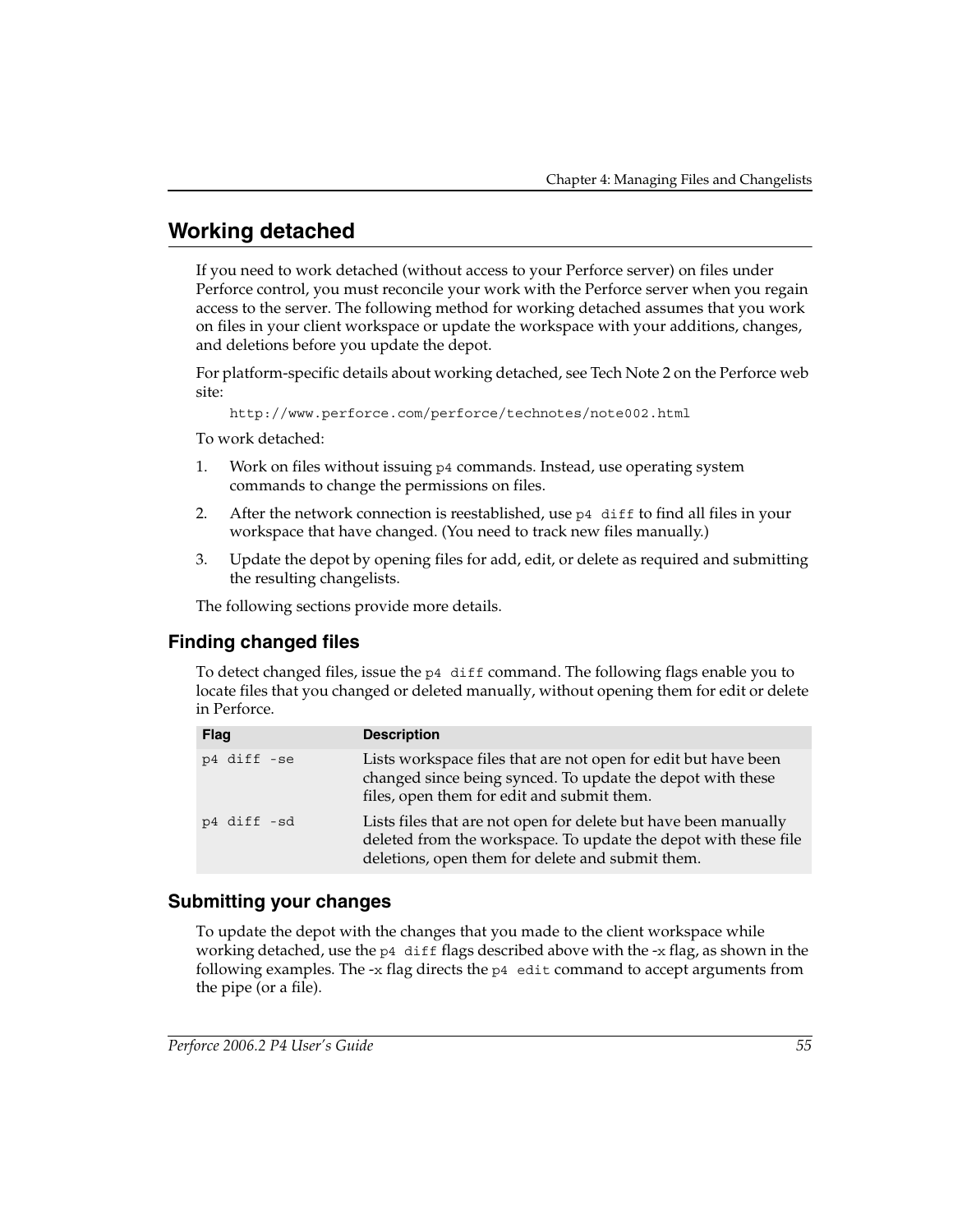## Working detached

If you need to work detached (without access to your Perforce server) on files under Perforce control, you must reconcile your work with the Perforce server when you regain access to the server. The following method for working detached assumes that you work on files in your client workspace or update the workspace with your additions, changes, and deletions before you update the depot.

For platform-specific details about working detached, see Tech Note 2 on the Perforce web site:

```
http://www.perforce.com/perforce/technotes/note002.html
```

To work detached:

1. Work on files without issuing `p4` commands. Instead, use operating system commands to change the permissions on files.
2. After the network connection is reestablished, use `p4 diff` to find all files in your workspace that have changed. (You need to track new files manually.)
3. Update the depot by opening files for add, edit, or delete as required and submitting the resulting changelists.

The following sections provide more details.

### Finding changed files

To detect changed files, issue the `p4 diff` command. The following flags enable you to locate files that you changed or deleted manually, without opening them for edit or delete in Perforce.

| Flag | Description |
|---|---|
| `p4 diff -se` | Lists workspace files that are not open for edit but have been changed since being synced. To update the depot with these files, open them for edit and submit them. |
| `p4 diff -sd` | Lists files that are not open for delete but have been manually deleted from the workspace. To update the depot with these file deletions, open them for delete and submit them. |

### Submitting your changes

To update the depot with the changes that you made to the client workspace while working detached, use the `p4 diff` flags described above with the `-x` flag, as shown in the following examples. The `-x` flag directs the `p4 edit` command to accept arguments from the pipe (or a file).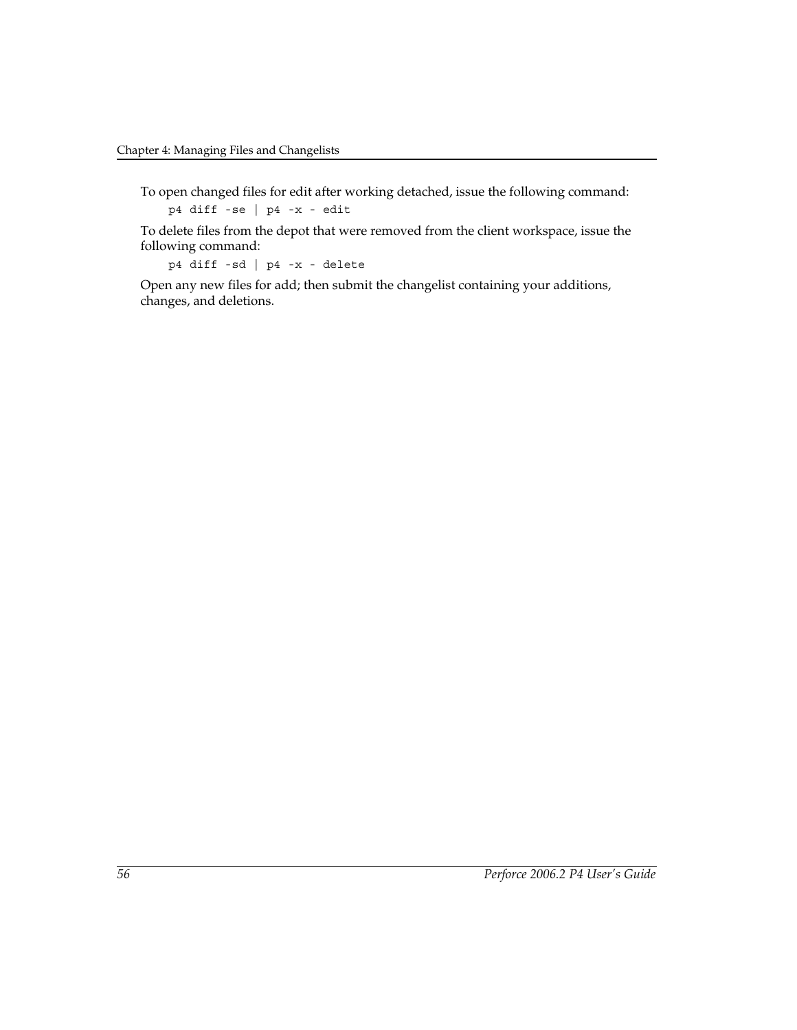To open changed files for edit after working detached, issue the following command:

```
p4 diff -se | p4 -x - edit
```

To delete files from the depot that were removed from the client workspace, issue the following command:

```
p4 diff -sd | p4 -x - delete
```

Open any new files for add; then submit the changelist containing your additions, changes, and deletions.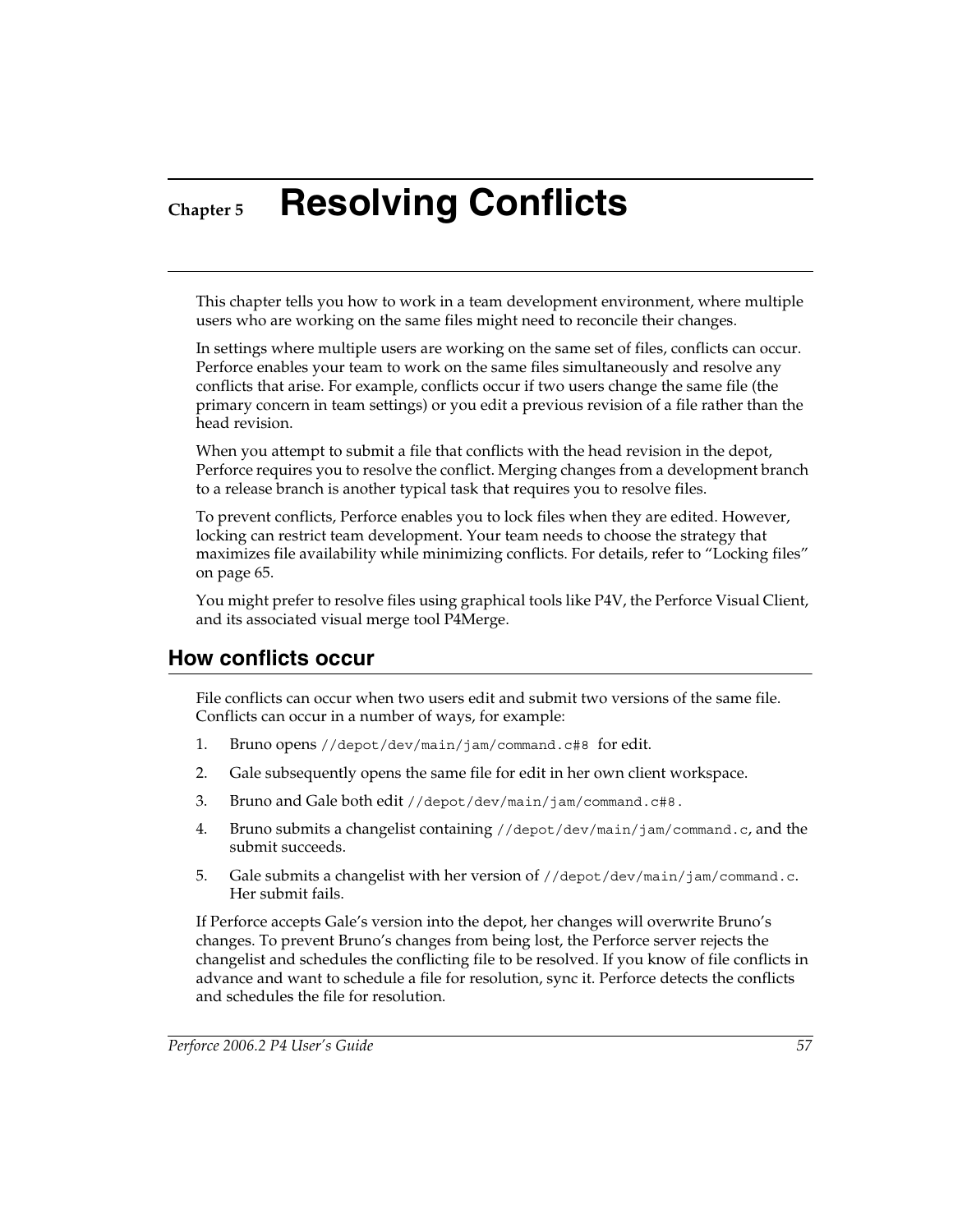# Chapter 5 Resolving Conflicts

This chapter tells you how to work in a team development environment, where multiple users who are working on the same files might need to reconcile their changes.

In settings where multiple users are working on the same set of files, conflicts can occur. Perforce enables your team to work on the same files simultaneously and resolve any conflicts that arise. For example, conflicts occur if two users change the same file (the primary concern in team settings) or you edit a previous revision of a file rather than the head revision.

When you attempt to submit a file that conflicts with the head revision in the depot, Perforce requires you to resolve the conflict. Merging changes from a development branch to a release branch is another typical task that requires you to resolve files.

To prevent conflicts, Perforce enables you to lock files when they are edited. However, locking can restrict team development. Your team needs to choose the strategy that maximizes file availability while minimizing conflicts. For details, refer to "Locking files" on page 65.

You might prefer to resolve files using graphical tools like P4V, the Perforce Visual Client, and its associated visual merge tool P4Merge.

## How conflicts occur

File conflicts can occur when two users edit and submit two versions of the same file. Conflicts can occur in a number of ways, for example:

1. Bruno opens `//depot/dev/main/jam/command.c#8` for edit.
2. Gale subsequently opens the same file for edit in her own client workspace.
3. Bruno and Gale both edit `//depot/dev/main/jam/command.c#8`.
4. Bruno submits a changelist containing `//depot/dev/main/jam/command.c`, and the submit succeeds.
5. Gale submits a changelist with her version of `//depot/dev/main/jam/command.c`. Her submit fails.

If Perforce accepts Gale's version into the depot, her changes will overwrite Bruno's changes. To prevent Bruno's changes from being lost, the Perforce server rejects the changelist and schedules the conflicting file to be resolved. If you know of file conflicts in advance and want to schedule a file for resolution, sync it. Perforce detects the conflicts and schedules the file for resolution.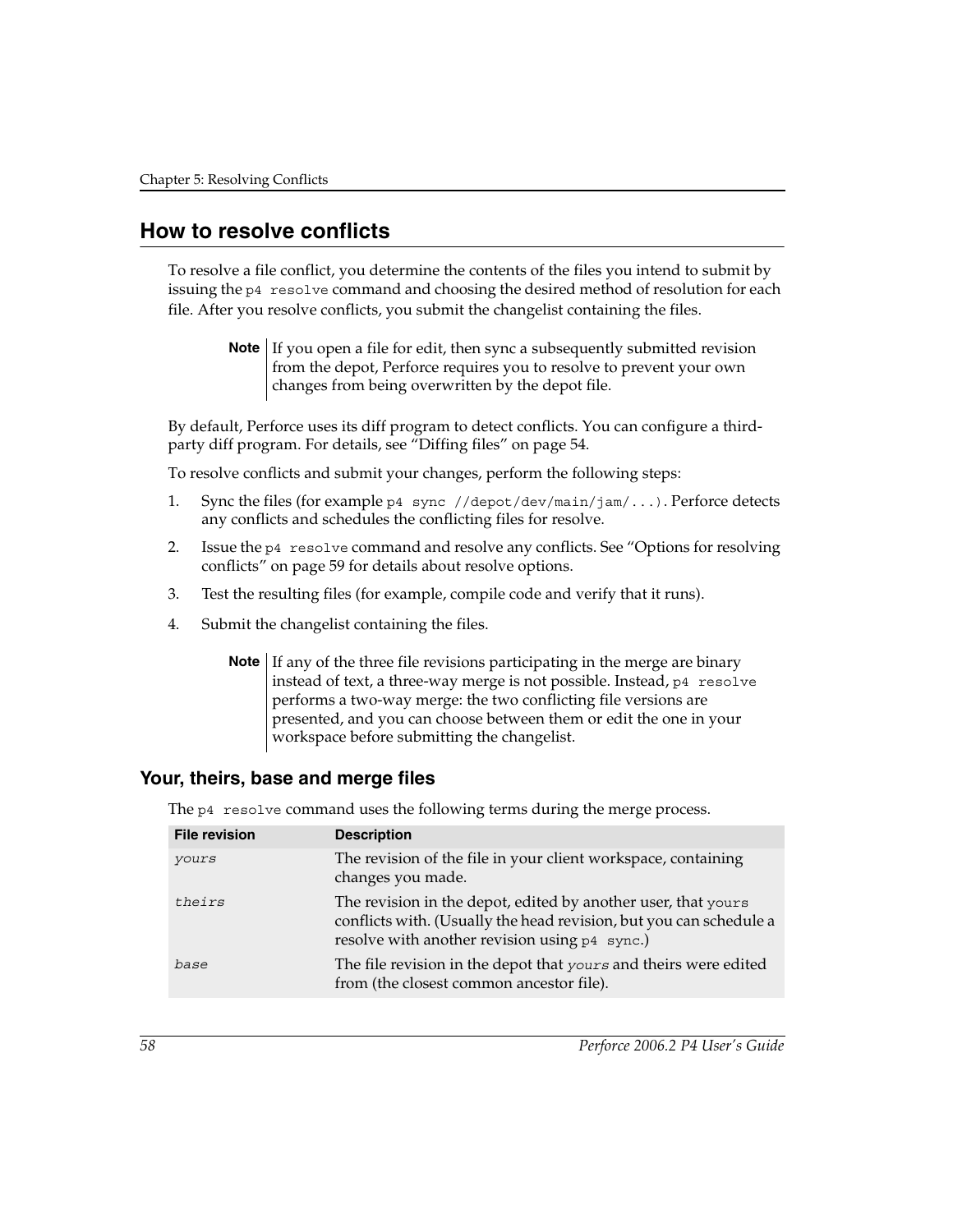## How to resolve conflicts

To resolve a file conflict, you determine the contents of the files you intend to submit by issuing the `p4 resolve` command and choosing the desired method of resolution for each file. After you resolve conflicts, you submit the changelist containing the files.

> **Note** If you open a file for edit, then sync a subsequently submitted revision from the depot, Perforce requires you to resolve to prevent your own changes from being overwritten by the depot file.

By default, Perforce uses its diff program to detect conflicts. You can configure a third-party diff program. For details, see "Diffing files" on page 54.

To resolve conflicts and submit your changes, perform the following steps:

1. Sync the files (for example `p4 sync //depot/dev/main/jam/...`). Perforce detects any conflicts and schedules the conflicting files for resolve.
2. Issue the `p4 resolve` command and resolve any conflicts. See "Options for resolving conflicts" on page 59 for details about resolve options.
3. Test the resulting files (for example, compile code and verify that it runs).
4. Submit the changelist containing the files.

> **Note** If any of the three file revisions participating in the merge are binary instead of text, a three-way merge is not possible. Instead, `p4 resolve` performs a two-way merge: the two conflicting file versions are presented, and you can choose between them or edit the one in your workspace before submitting the changelist.

### Your, theirs, base and merge files

The `p4 resolve` command uses the following terms during the merge process.

| File revision | Description |
|---|---|
| *yours* | The revision of the file in your client workspace, containing changes you made. |
| *theirs* | The revision in the depot, edited by another user, that `yours` conflicts with. (Usually the head revision, but you can schedule a resolve with another revision using `p4 sync`.) |
| *base* | The file revision in the depot that *yours* and theirs were edited from (the closest common ancestor file). |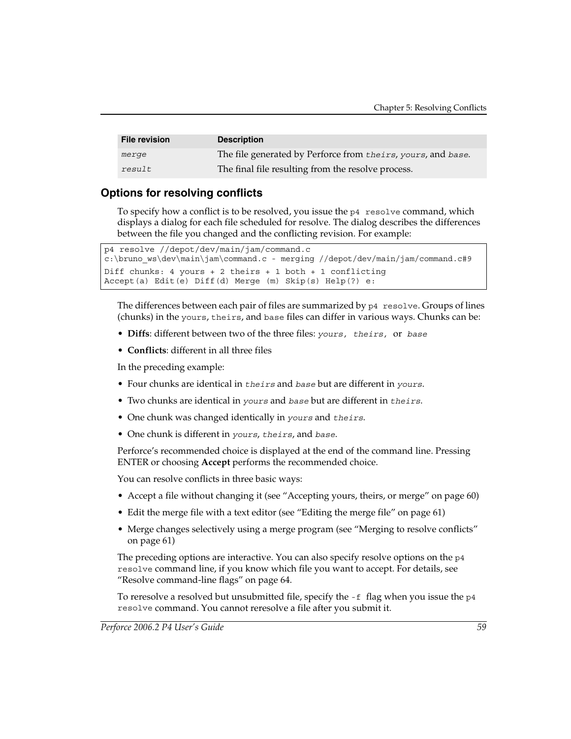| File revision | Description |
|---|---|
| *merge* | The file generated by Perforce from *theirs*, *yours*, and *base*. |
| *result* | The final file resulting from the resolve process. |

## Options for resolving conflicts

To specify how a conflict is to be resolved, you issue the `p4 resolve` command, which displays a dialog for each file scheduled for resolve. The dialog describes the differences between the file you changed and the conflicting revision. For example:

```
p4 resolve //depot/dev/main/jam/command.c
c:\bruno_ws\dev\main\jam\command.c - merging //depot/dev/main/jam/command.c#9
Diff chunks: 4 yours + 2 theirs + 1 both + 1 conflicting
Accept(a) Edit(e) Diff(d) Merge (m) Skip(s) Help(?) e:
```

The differences between each pair of files are summarized by `p4 resolve`. Groups of lines (chunks) in the `yours`, `theirs`, and `base` files can differ in various ways. Chunks can be:

- **Diffs**: different between two of the three files: *yours, theirs,* or *base*
- **Conflicts**: different in all three files

In the preceding example:

- Four chunks are identical in *theirs* and *base* but are different in *yours*.
- Two chunks are identical in *yours* and *base* but are different in *theirs*.
- One chunk was changed identically in *yours* and *theirs*.
- One chunk is different in *yours*, *theirs*, and *base*.

Perforce's recommended choice is displayed at the end of the command line. Pressing ENTER or choosing **Accept** performs the recommended choice.

You can resolve conflicts in three basic ways:

- Accept a file without changing it (see "Accepting yours, theirs, or merge" on page 60)
- Edit the merge file with a text editor (see "Editing the merge file" on page 61)
- Merge changes selectively using a merge program (see "Merging to resolve conflicts" on page 61)

The preceding options are interactive. You can also specify resolve options on the `p4 resolve` command line, if you know which file you want to accept. For details, see "Resolve command-line flags" on page 64.

To reresolve a resolved but unsubmitted file, specify the `-f` flag when you issue the `p4 resolve` command. You cannot reresolve a file after you submit it.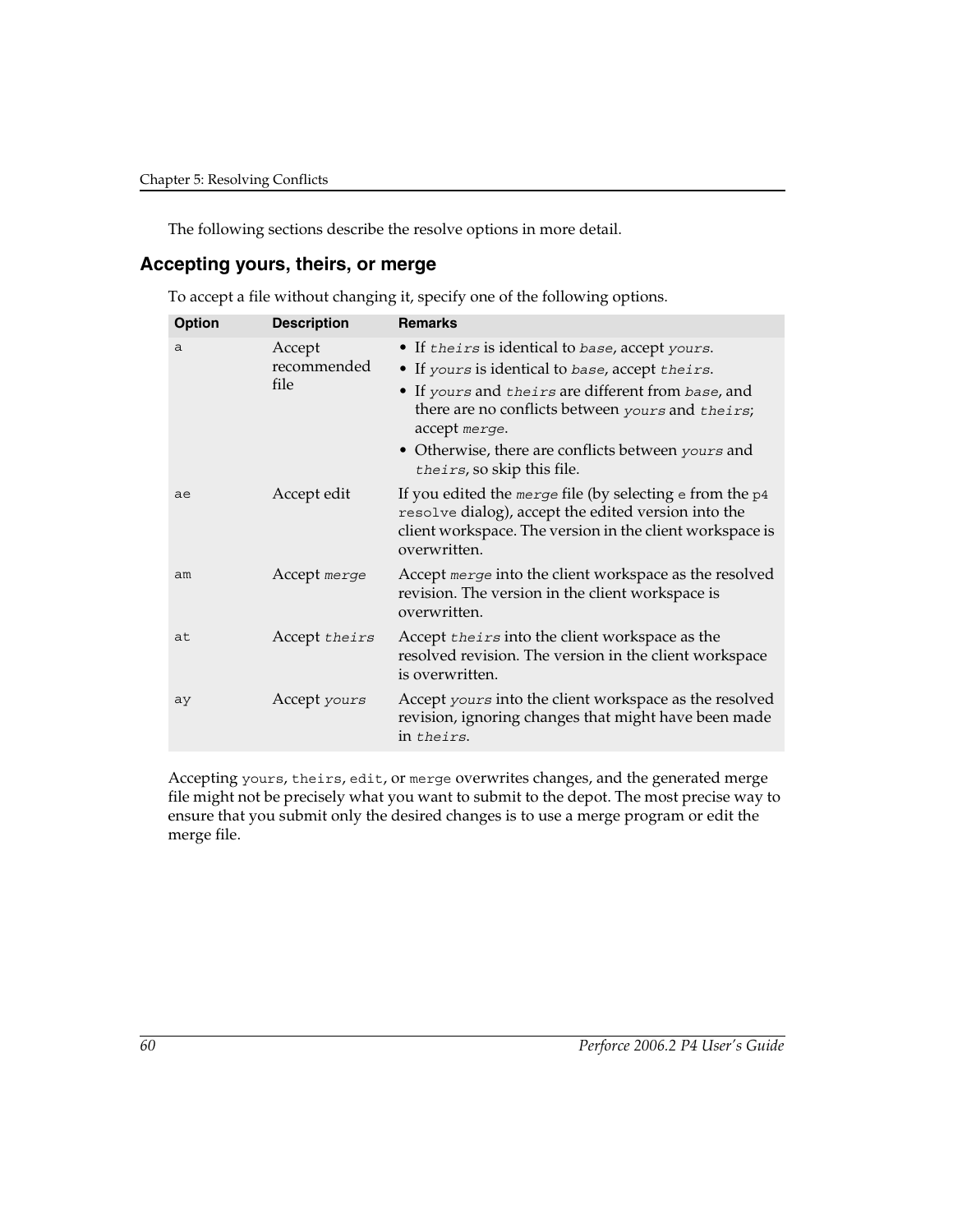The following sections describe the resolve options in more detail.

## Accepting yours, theirs, or merge

To accept a file without changing it, specify one of the following options.

| Option | Description | Remarks |
|---|---|---|
| `a` | Accept recommended file | • If *theirs* is identical to *base*, accept *yours*.<br>• If *yours* is identical to *base*, accept *theirs*.<br>• If *yours* and *theirs* are different from *base*, and there are no conflicts between *yours* and *theirs*; accept *merge*.<br>• Otherwise, there are conflicts between *yours* and *theirs*, so skip this file. |
| `ae` | Accept edit | If you edited the *merge* file (by selecting `e` from the `p4 resolve` dialog), accept the edited version into the client workspace. The version in the client workspace is overwritten. |
| `am` | Accept *merge* | Accept *merge* into the client workspace as the resolved revision. The version in the client workspace is overwritten. |
| `at` | Accept *theirs* | Accept *theirs* into the client workspace as the resolved revision. The version in the client workspace is overwritten. |
| `ay` | Accept *yours* | Accept *yours* into the client workspace as the resolved revision, ignoring changes that might have been made in *theirs*. |

Accepting `yours`, `theirs`, `edit`, or `merge` overwrites changes, and the generated merge file might not be precisely what you want to submit to the depot. The most precise way to ensure that you submit only the desired changes is to use a merge program or edit the merge file.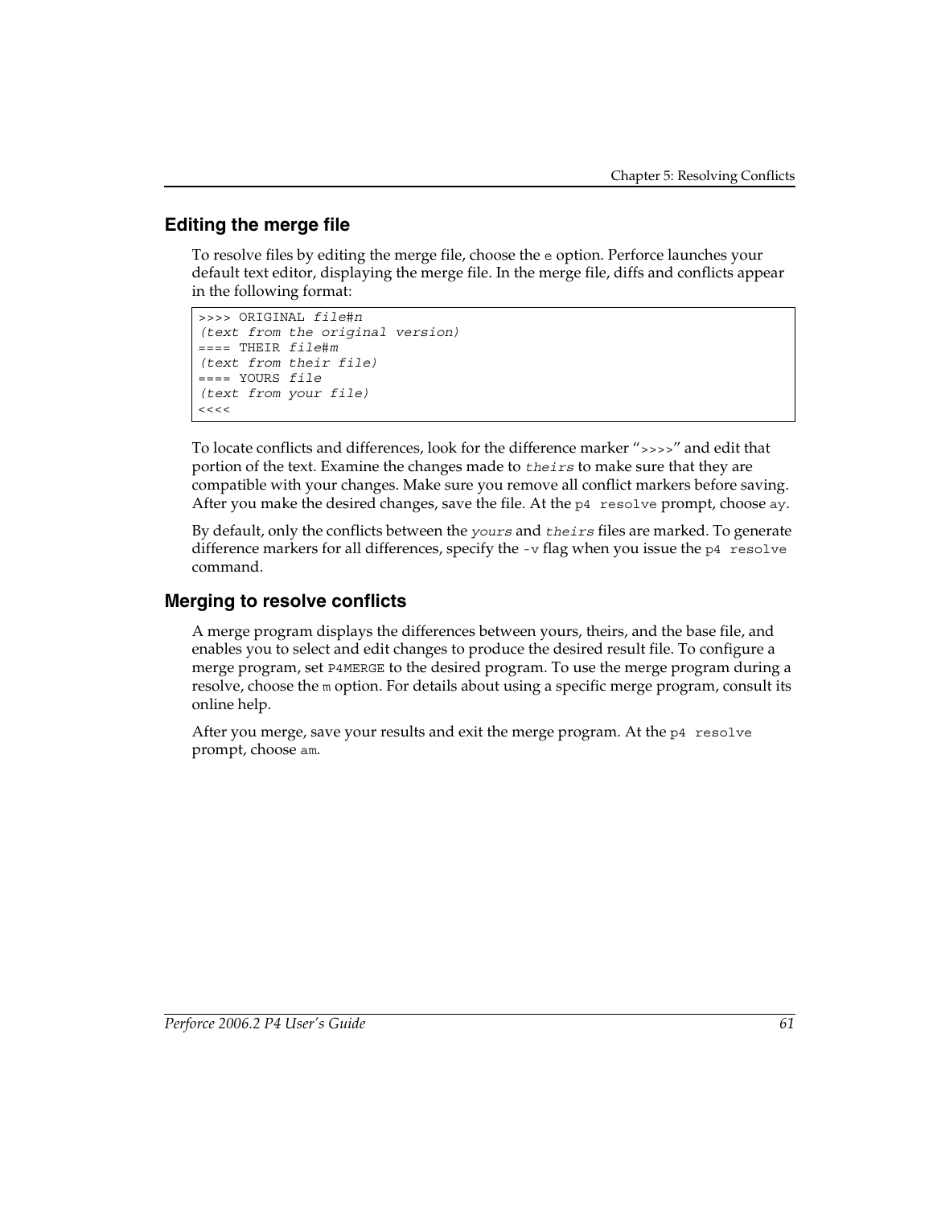## Editing the merge file

To resolve files by editing the merge file, choose the `e` option. Perforce launches your default text editor, displaying the merge file. In the merge file, diffs and conflicts appear in the following format:

```
>>>> ORIGINAL file#n
(text from the original version)
==== THEIR file#m
(text from their file)
==== YOURS file
(text from your file)
<<<<
```

To locate conflicts and differences, look for the difference marker "`>>>>`" and edit that portion of the text. Examine the changes made to *`theirs`* to make sure that they are compatible with your changes. Make sure you remove all conflict markers before saving. After you make the desired changes, save the file. At the `p4 resolve` prompt, choose `ay`.

By default, only the conflicts between the *`yours`* and *`theirs`* files are marked. To generate difference markers for all differences, specify the `-v` flag when you issue the `p4 resolve` command.

## Merging to resolve conflicts

A merge program displays the differences between yours, theirs, and the base file, and enables you to select and edit changes to produce the desired result file. To configure a merge program, set `P4MERGE` to the desired program. To use the merge program during a resolve, choose the `m` option. For details about using a specific merge program, consult its online help.

After you merge, save your results and exit the merge program. At the `p4 resolve` prompt, choose `am`.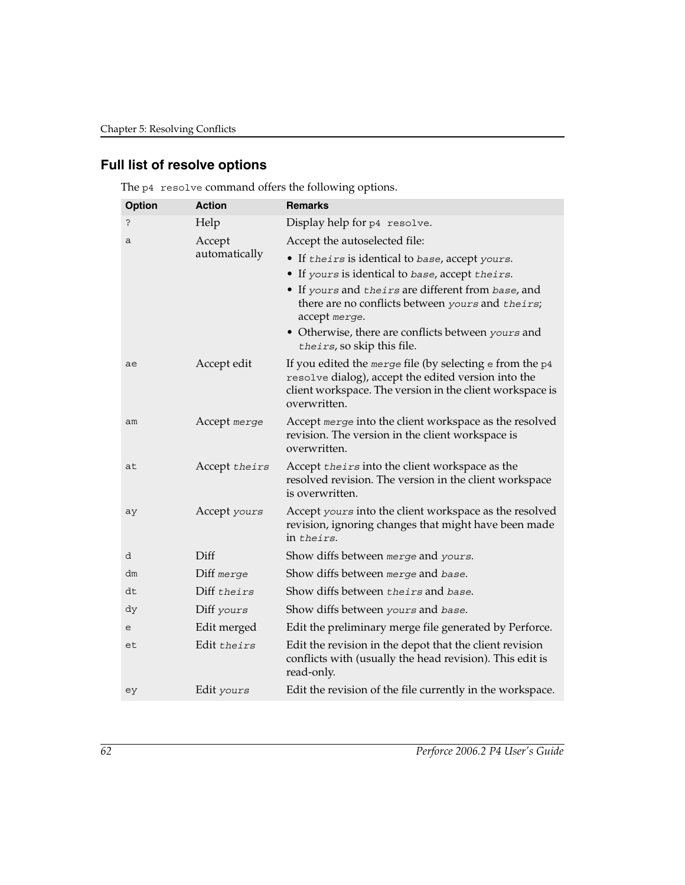## Full list of resolve options

The `p4 resolve` command offers the following options.

| Option | Action | Remarks |
|---|---|---|
| `?` | Help | Display help for `p4 resolve`. |
| `a` | Accept automatically | Accept the autoselected file:<br>• If *theirs* is identical to *base*, accept *yours*.<br>• If *yours* is identical to *base*, accept *theirs*.<br>• If *yours* and *theirs* are different from *base*, and there are no conflicts between *yours* and *theirs*; accept *merge*.<br>• Otherwise, there are conflicts between *yours* and *theirs*, so skip this file. |
| `ae` | Accept edit | If you edited the *merge* file (by selecting `e` from the `p4 resolve` dialog), accept the edited version into the client workspace. The version in the client workspace is overwritten. |
| `am` | Accept *merge* | Accept *merge* into the client workspace as the resolved revision. The version in the client workspace is overwritten. |
| `at` | Accept *theirs* | Accept *theirs* into the client workspace as the resolved revision. The version in the client workspace is overwritten. |
| `ay` | Accept *yours* | Accept *yours* into the client workspace as the resolved revision, ignoring changes that might have been made in *theirs*. |
| `d` | Diff | Show diffs between *merge* and *yours*. |
| `dm` | Diff *merge* | Show diffs between *merge* and *base*. |
| `dt` | Diff *theirs* | Show diffs between *theirs* and *base*. |
| `dy` | Diff *yours* | Show diffs between *yours* and *base*. |
| `e` | Edit merged | Edit the preliminary merge file generated by Perforce. |
| `et` | Edit *theirs* | Edit the revision in the depot that the client revision conflicts with (usually the head revision). This edit is read-only. |
| `ey` | Edit *yours* | Edit the revision of the file currently in the workspace. |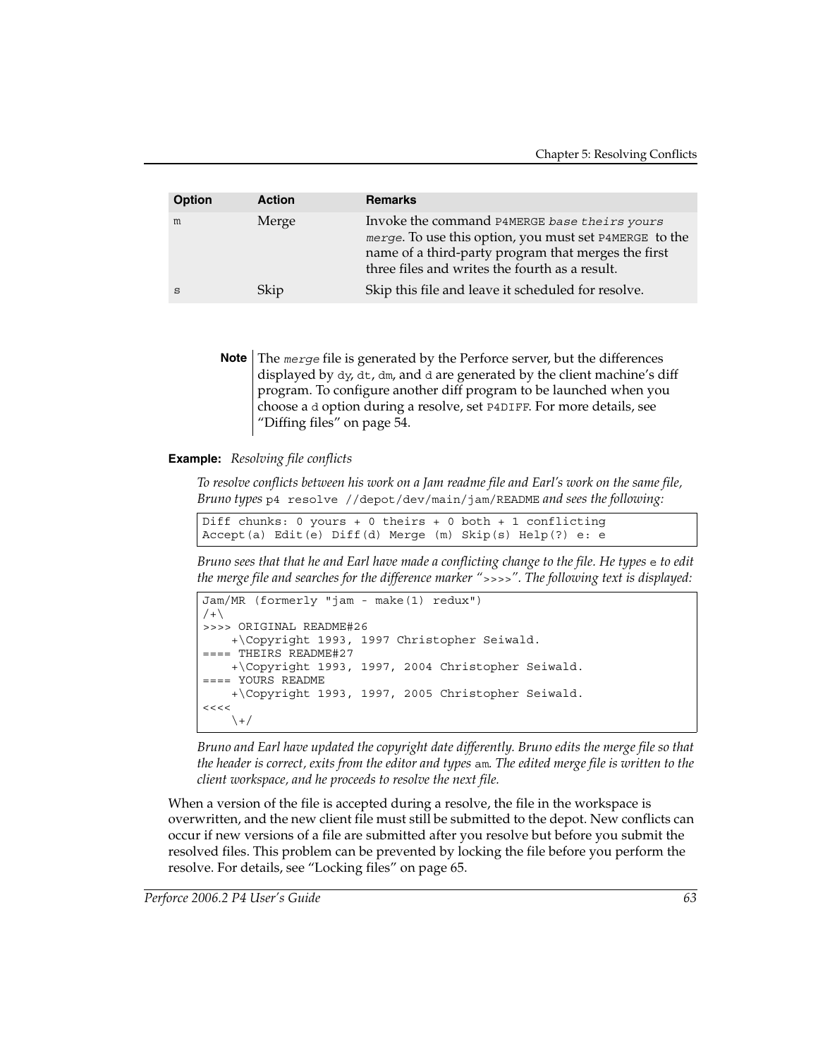| Option | Action | Remarks |
| --- | --- | --- |
| m | Merge | Invoke the command `P4MERGE` *`base theirs yours merge`*. To use this option, you must set `P4MERGE` to the name of a third-party program that merges the first three files and writes the fourth as a result. |
| s | Skip | Skip this file and leave it scheduled for resolve. |

> **Note** The *`merge`* file is generated by the Perforce server, but the differences displayed by `dy`, `dt`, `dm`, and `d` are generated by the client machine's diff program. To configure another diff program to be launched when you choose a `d` option during a resolve, set `P4DIFF`. For more details, see "Diffing files" on page 54.

**Example:** *Resolving file conflicts*

*To resolve conflicts between his work on a Jam readme file and Earl's work on the same file, Bruno types* `p4 resolve //depot/dev/main/jam/README` *and sees the following:*

```
Diff chunks: 0 yours + 0 theirs + 0 both + 1 conflicting
Accept(a) Edit(e) Diff(d) Merge (m) Skip(s) Help(?) e: e
```

*Bruno sees that that he and Earl have made a conflicting change to the file. He types* `e` *to edit the merge file and searches for the difference marker "*`>>>>`*". The following text is displayed:*

```
Jam/MR (formerly "jam - make(1) redux")
/+\
>>>> ORIGINAL README#26
    +\Copyright 1993, 1997 Christopher Seiwald.
==== THEIRS README#27
    +\Copyright 1993, 1997, 2004 Christopher Seiwald.
==== YOURS README
    +\Copyright 1993, 1997, 2005 Christopher Seiwald.
<<<<
    \+/
```

*Bruno and Earl have updated the copyright date differently. Bruno edits the merge file so that the header is correct, exits from the editor and types* `am`*. The edited merge file is written to the client workspace, and he proceeds to resolve the next file.*

When a version of the file is accepted during a resolve, the file in the workspace is overwritten, and the new client file must still be submitted to the depot. New conflicts can occur if new versions of a file are submitted after you resolve but before you submit the resolved files. This problem can be prevented by locking the file before you perform the resolve. For details, see "Locking files" on page 65.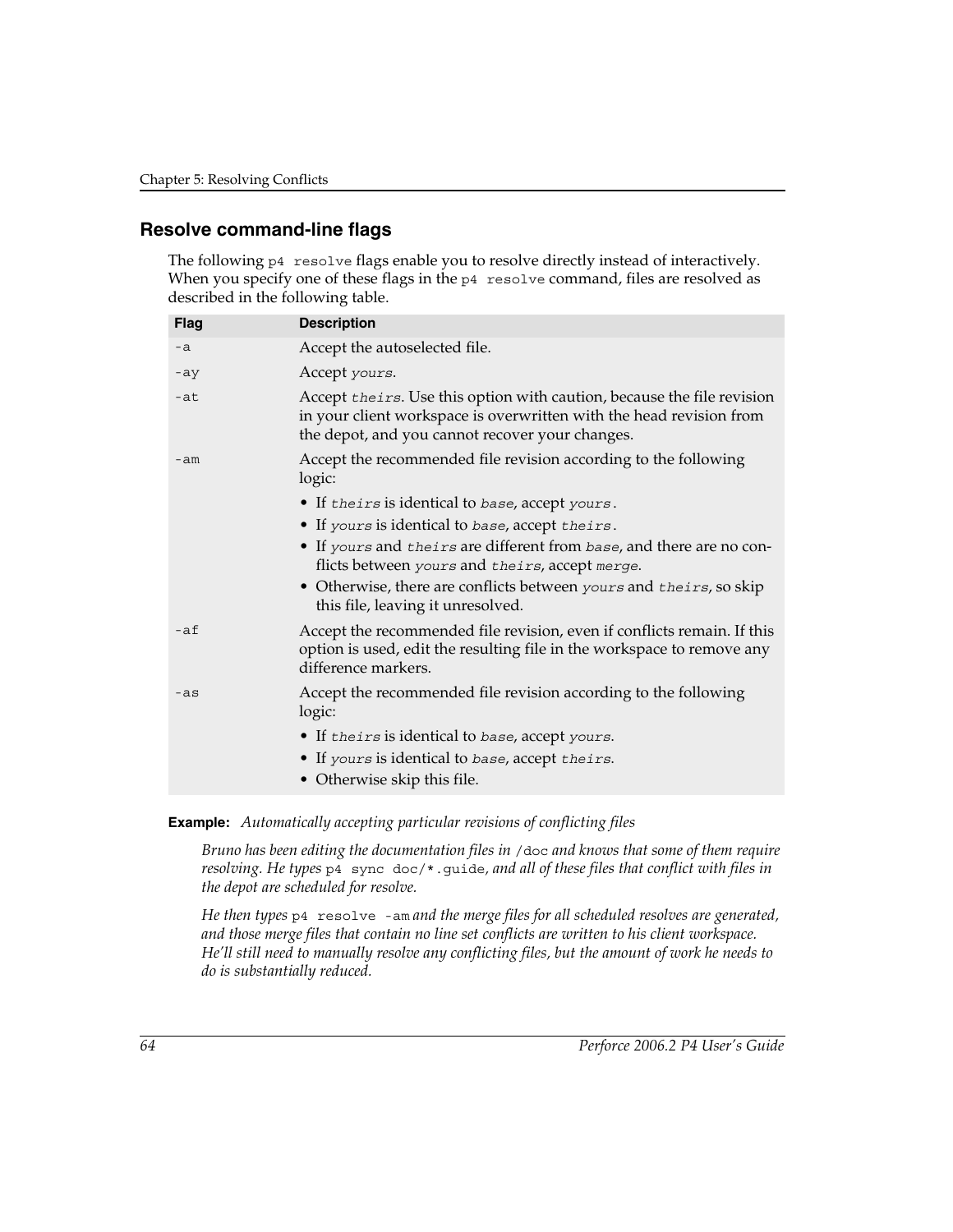## Resolve command-line flags

The following `p4 resolve` flags enable you to resolve directly instead of interactively. When you specify one of these flags in the `p4 resolve` command, files are resolved as described in the following table.

| Flag | Description |
|---|---|
| `-a` | Accept the autoselected file. |
| `-ay` | Accept *`yours`*. |
| `-at` | Accept *`theirs`*. Use this option with caution, because the file revision in your client workspace is overwritten with the head revision from the depot, and you cannot recover your changes. |
| `-am` | Accept the recommended file revision according to the following logic:<br>• If *`theirs`* is identical to *`base`*, accept *`yours`*.<br>• If *`yours`* is identical to *`base`*, accept *`theirs`*.<br>• If *`yours`* and *`theirs`* are different from *`base`*, and there are no conflicts between *`yours`* and *`theirs`*, accept *`merge`*.<br>• Otherwise, there are conflicts between *`yours`* and *`theirs`*, so skip this file, leaving it unresolved. |
| `-af` | Accept the recommended file revision, even if conflicts remain. If this option is used, edit the resulting file in the workspace to remove any difference markers. |
| `-as` | Accept the recommended file revision according to the following logic:<br>• If *`theirs`* is identical to *`base`*, accept *`yours`*.<br>• If *`yours`* is identical to *`base`*, accept *`theirs`*.<br>• Otherwise skip this file. |

**Example:** *Automatically accepting particular revisions of conflicting files*

*Bruno has been editing the documentation files in* `/doc` *and knows that some of them require resolving. He types* `p4 sync doc/*.guide`*, and all of these files that conflict with files in the depot are scheduled for resolve.*

*He then types* `p4 resolve -am` *and the merge files for all scheduled resolves are generated, and those merge files that contain no line set conflicts are written to his client workspace. He'll still need to manually resolve any conflicting files, but the amount of work he needs to do is substantially reduced.*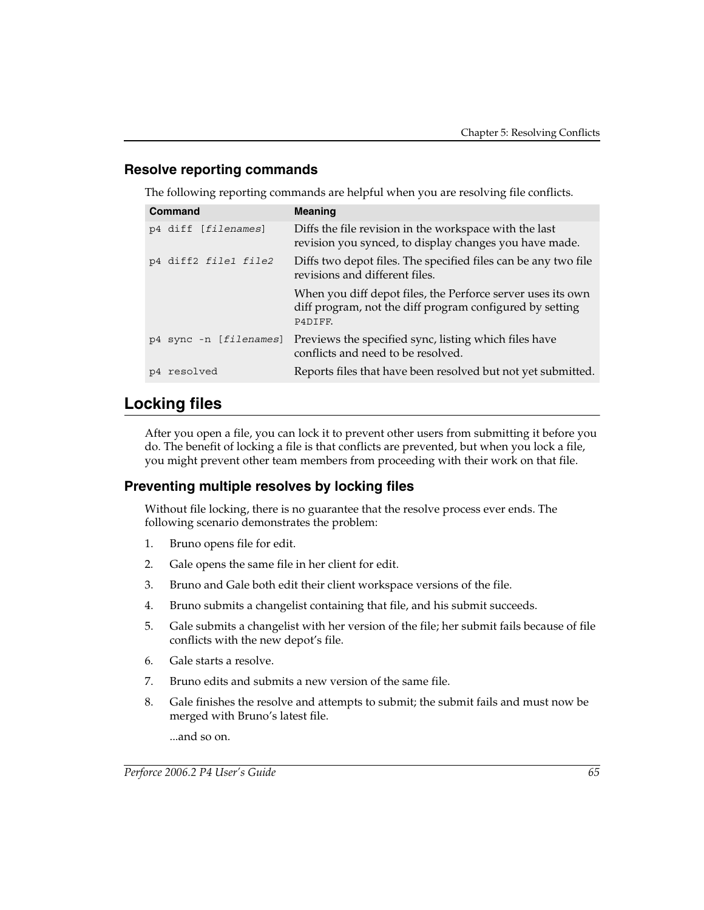### Resolve reporting commands

The following reporting commands are helpful when you are resolving file conflicts.

| Command | Meaning |
| --- | --- |
| `p4 diff [filenames]` | Diffs the file revision in the workspace with the last revision you synced, to display changes you have made. |
| `p4 diff2 file1 file2` | Diffs two depot files. The specified files can be any two file revisions and different files.<br><br>When you diff depot files, the Perforce server uses its own diff program, not the diff program configured by setting `P4DIFF`. |
| `p4 sync -n [filenames]` | Previews the specified sync, listing which files have conflicts and need to be resolved. |
| `p4 resolved` | Reports files that have been resolved but not yet submitted. |

## Locking files

After you open a file, you can lock it to prevent other users from submitting it before you do. The benefit of locking a file is that conflicts are prevented, but when you lock a file, you might prevent other team members from proceeding with their work on that file.

### Preventing multiple resolves by locking files

Without file locking, there is no guarantee that the resolve process ever ends. The following scenario demonstrates the problem:

1. Bruno opens file for edit.
2. Gale opens the same file in her client for edit.
3. Bruno and Gale both edit their client workspace versions of the file.
4. Bruno submits a changelist containing that file, and his submit succeeds.
5. Gale submits a changelist with her version of the file; her submit fails because of file conflicts with the new depot's file.
6. Gale starts a resolve.
7. Bruno edits and submits a new version of the same file.
8. Gale finishes the resolve and attempts to submit; the submit fails and must now be merged with Bruno's latest file.

   ...and so on.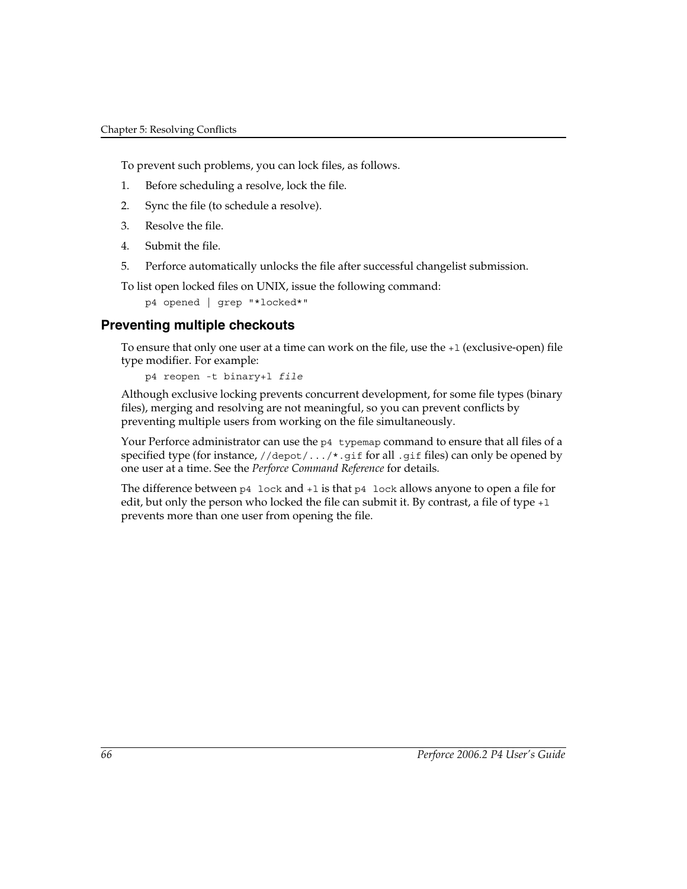To prevent such problems, you can lock files, as follows.

1. Before scheduling a resolve, lock the file.
2. Sync the file (to schedule a resolve).
3. Resolve the file.
4. Submit the file.
5. Perforce automatically unlocks the file after successful changelist submission.

To list open locked files on UNIX, issue the following command:

```
p4 opened | grep "*locked*"
```

### Preventing multiple checkouts

To ensure that only one user at a time can work on the file, use the `+l` (exclusive-open) file type modifier. For example:

```
p4 reopen -t binary+l file
```

Although exclusive locking prevents concurrent development, for some file types (binary files), merging and resolving are not meaningful, so you can prevent conflicts by preventing multiple users from working on the file simultaneously.

Your Perforce administrator can use the `p4 typemap` command to ensure that all files of a specified type (for instance, `//depot/.../*.gif` for all `.gif` files) can only be opened by one user at a time. See the *Perforce Command Reference* for details.

The difference between `p4 lock` and `+l` is that `p4 lock` allows anyone to open a file for edit, but only the person who locked the file can submit it. By contrast, a file of type `+l` prevents more than one user from opening the file.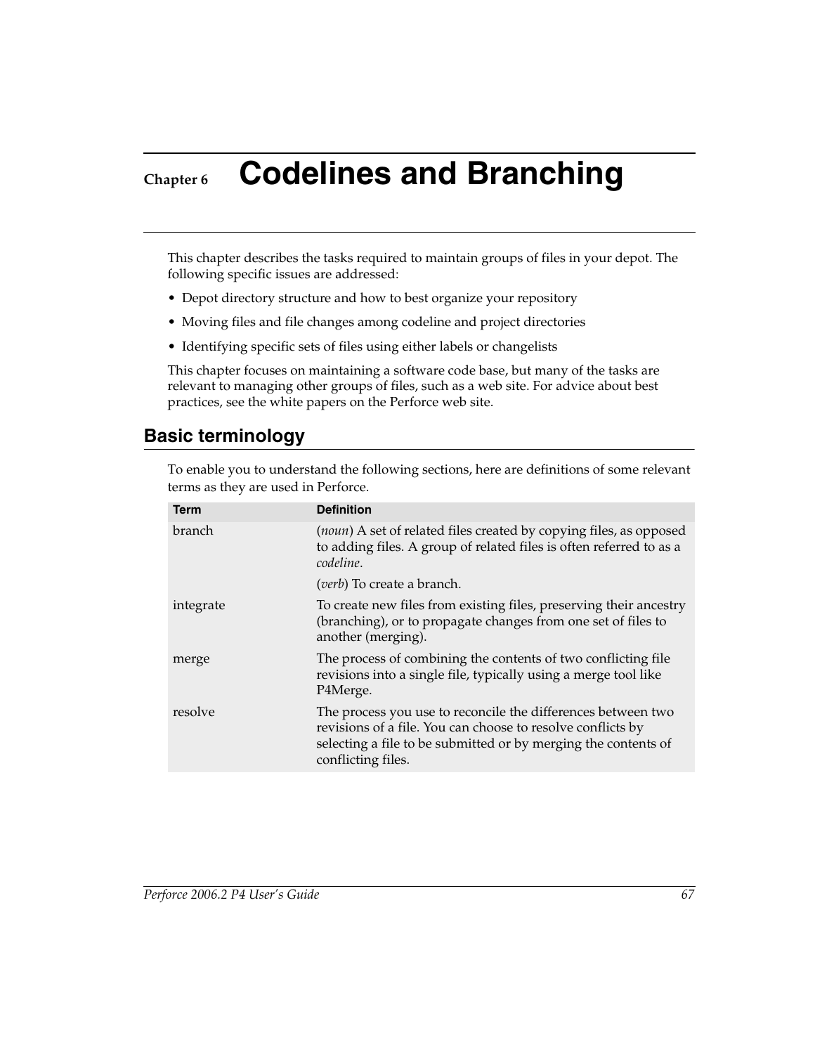# Chapter 6 Codelines and Branching

This chapter describes the tasks required to maintain groups of files in your depot. The following specific issues are addressed:

- Depot directory structure and how to best organize your repository
- Moving files and file changes among codeline and project directories
- Identifying specific sets of files using either labels or changelists

This chapter focuses on maintaining a software code base, but many of the tasks are relevant to managing other groups of files, such as a web site. For advice about best practices, see the white papers on the Perforce web site.

## Basic terminology

To enable you to understand the following sections, here are definitions of some relevant terms as they are used in Perforce.

| Term | Definition |
|---|---|
| branch | (*noun*) A set of related files created by copying files, as opposed to adding files. A group of related files is often referred to as a *codeline*.<br><br>(*verb*) To create a branch. |
| integrate | To create new files from existing files, preserving their ancestry (branching), or to propagate changes from one set of files to another (merging). |
| merge | The process of combining the contents of two conflicting file revisions into a single file, typically using a merge tool like P4Merge. |
| resolve | The process you use to reconcile the differences between two revisions of a file. You can choose to resolve conflicts by selecting a file to be submitted or by merging the contents of conflicting files. |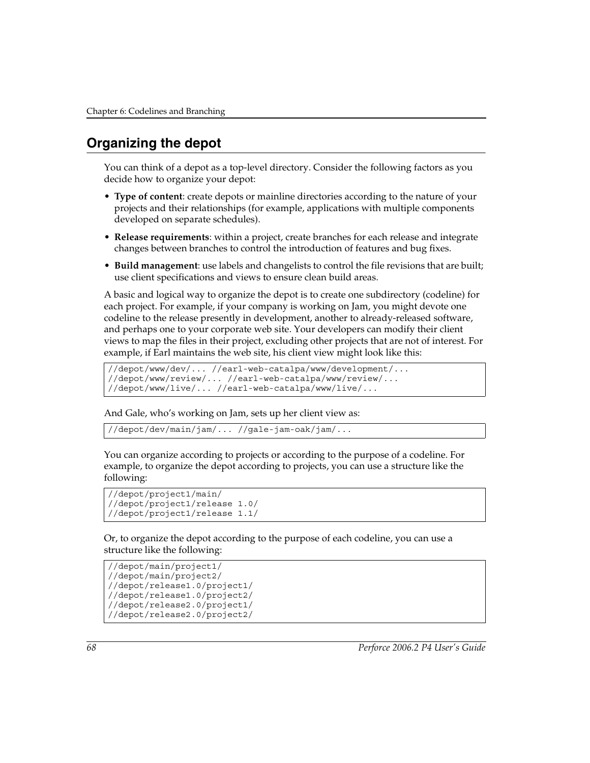## Organizing the depot

You can think of a depot as a top-level directory. Consider the following factors as you decide how to organize your depot:

- **Type of content**: create depots or mainline directories according to the nature of your projects and their relationships (for example, applications with multiple components developed on separate schedules).
- **Release requirements**: within a project, create branches for each release and integrate changes between branches to control the introduction of features and bug fixes.
- **Build management**: use labels and changelists to control the file revisions that are built; use client specifications and views to ensure clean build areas.

A basic and logical way to organize the depot is to create one subdirectory (codeline) for each project. For example, if your company is working on Jam, you might devote one codeline to the release presently in development, another to already-released software, and perhaps one to your corporate web site. Your developers can modify their client views to map the files in their project, excluding other projects that are not of interest. For example, if Earl maintains the web site, his client view might look like this:

```
//depot/www/dev/... //earl-web-catalpa/www/development/...
//depot/www/review/... //earl-web-catalpa/www/review/...
//depot/www/live/... //earl-web-catalpa/www/live/...
```

And Gale, who's working on Jam, sets up her client view as:

```
//depot/dev/main/jam/... //gale-jam-oak/jam/...
```

You can organize according to projects or according to the purpose of a codeline. For example, to organize the depot according to projects, you can use a structure like the following:

```
//depot/project1/main/
//depot/project1/release 1.0/
//depot/project1/release 1.1/
```

Or, to organize the depot according to the purpose of each codeline, you can use a structure like the following:

```
//depot/main/project1/
//depot/main/project2/
//depot/release1.0/project1/
//depot/release1.0/project2/
//depot/release2.0/project1/
//depot/release2.0/project2/
```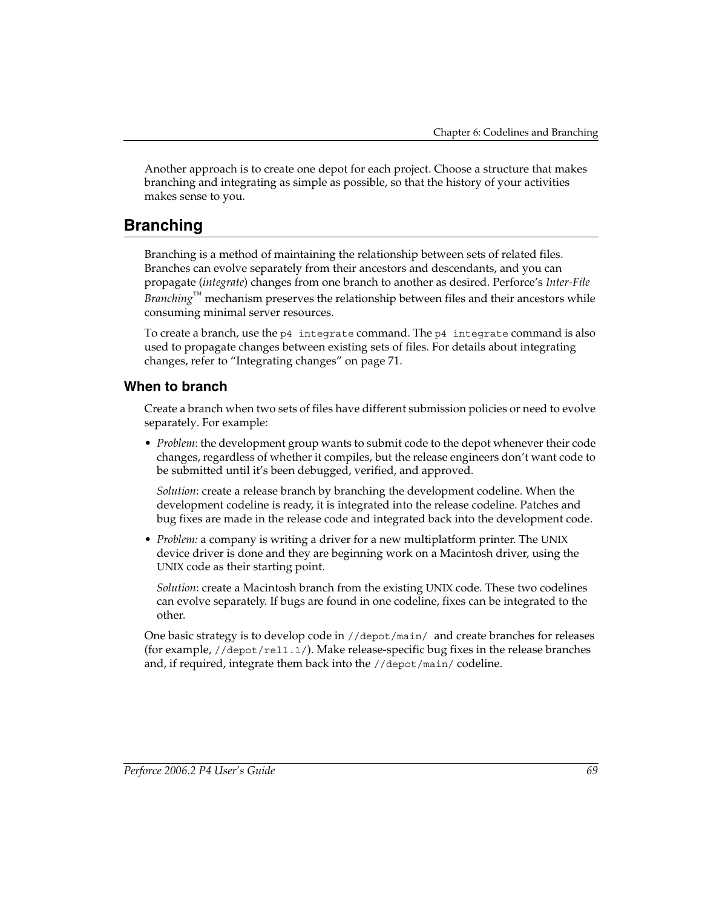Another approach is to create one depot for each project. Choose a structure that makes branching and integrating as simple as possible, so that the history of your activities makes sense to you.

## Branching

Branching is a method of maintaining the relationship between sets of related files. Branches can evolve separately from their ancestors and descendants, and you can propagate (*integrate*) changes from one branch to another as desired. Perforce's *Inter-File Branching*™ mechanism preserves the relationship between files and their ancestors while consuming minimal server resources.

To create a branch, use the `p4 integrate` command. The `p4 integrate` command is also used to propagate changes between existing sets of files. For details about integrating changes, refer to "Integrating changes" on page 71.

### When to branch

Create a branch when two sets of files have different submission policies or need to evolve separately. For example:

- *Problem*: the development group wants to submit code to the depot whenever their code changes, regardless of whether it compiles, but the release engineers don't want code to be submitted until it's been debugged, verified, and approved.

  *Solution*: create a release branch by branching the development codeline. When the development codeline is ready, it is integrated into the release codeline. Patches and bug fixes are made in the release code and integrated back into the development code.

- *Problem:* a company is writing a driver for a new multiplatform printer. The UNIX device driver is done and they are beginning work on a Macintosh driver, using the UNIX code as their starting point.

  *Solution*: create a Macintosh branch from the existing UNIX code. These two codelines can evolve separately. If bugs are found in one codeline, fixes can be integrated to the other.

One basic strategy is to develop code in `//depot/main/` and create branches for releases (for example, `//depot/rel1.1/`). Make release-specific bug fixes in the release branches and, if required, integrate them back into the `//depot/main/` codeline.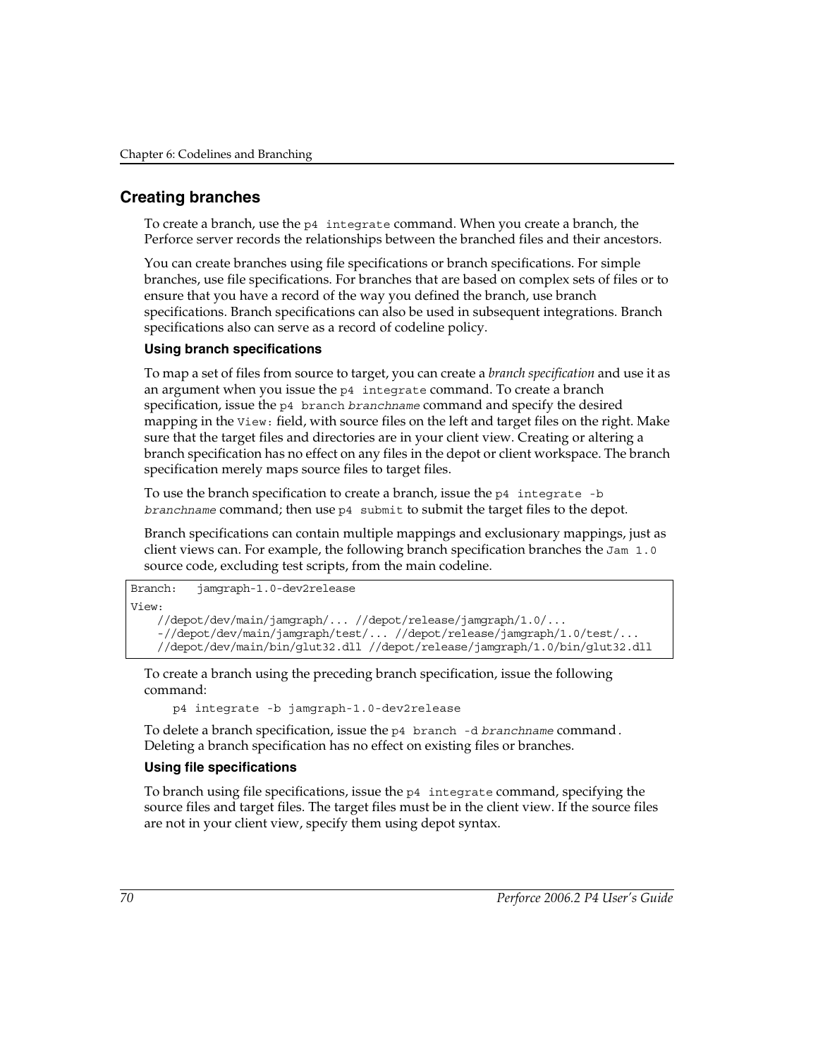## Creating branches

To create a branch, use the `p4 integrate` command. When you create a branch, the Perforce server records the relationships between the branched files and their ancestors.

You can create branches using file specifications or branch specifications. For simple branches, use file specifications. For branches that are based on complex sets of files or to ensure that you have a record of the way you defined the branch, use branch specifications. Branch specifications can also be used in subsequent integrations. Branch specifications also can serve as a record of codeline policy.

### Using branch specifications

To map a set of files from source to target, you can create a *branch specification* and use it as an argument when you issue the `p4 integrate` command. To create a branch specification, issue the `p4 branch` *`branchname`* command and specify the desired mapping in the `View:` field, with source files on the left and target files on the right. Make sure that the target files and directories are in your client view. Creating or altering a branch specification has no effect on any files in the depot or client workspace. The branch specification merely maps source files to target files.

To use the branch specification to create a branch, issue the `p4 integrate -b` *`branchname`* command; then use `p4 submit` to submit the target files to the depot.

Branch specifications can contain multiple mappings and exclusionary mappings, just as client views can. For example, the following branch specification branches the `Jam 1.0` source code, excluding test scripts, from the main codeline.

```
Branch:   jamgraph-1.0-dev2release
View:
    //depot/dev/main/jamgraph/... //depot/release/jamgraph/1.0/...
    -//depot/dev/main/jamgraph/test/... //depot/release/jamgraph/1.0/test/...
    //depot/dev/main/bin/glut32.dll //depot/release/jamgraph/1.0/bin/glut32.dll
```

To create a branch using the preceding branch specification, issue the following command:

```
p4 integrate -b jamgraph-1.0-dev2release
```

To delete a branch specification, issue the `p4 branch -d` *`branchname`* command. Deleting a branch specification has no effect on existing files or branches.

### Using file specifications

To branch using file specifications, issue the `p4 integrate` command, specifying the source files and target files. The target files must be in the client view. If the source files are not in your client view, specify them using depot syntax.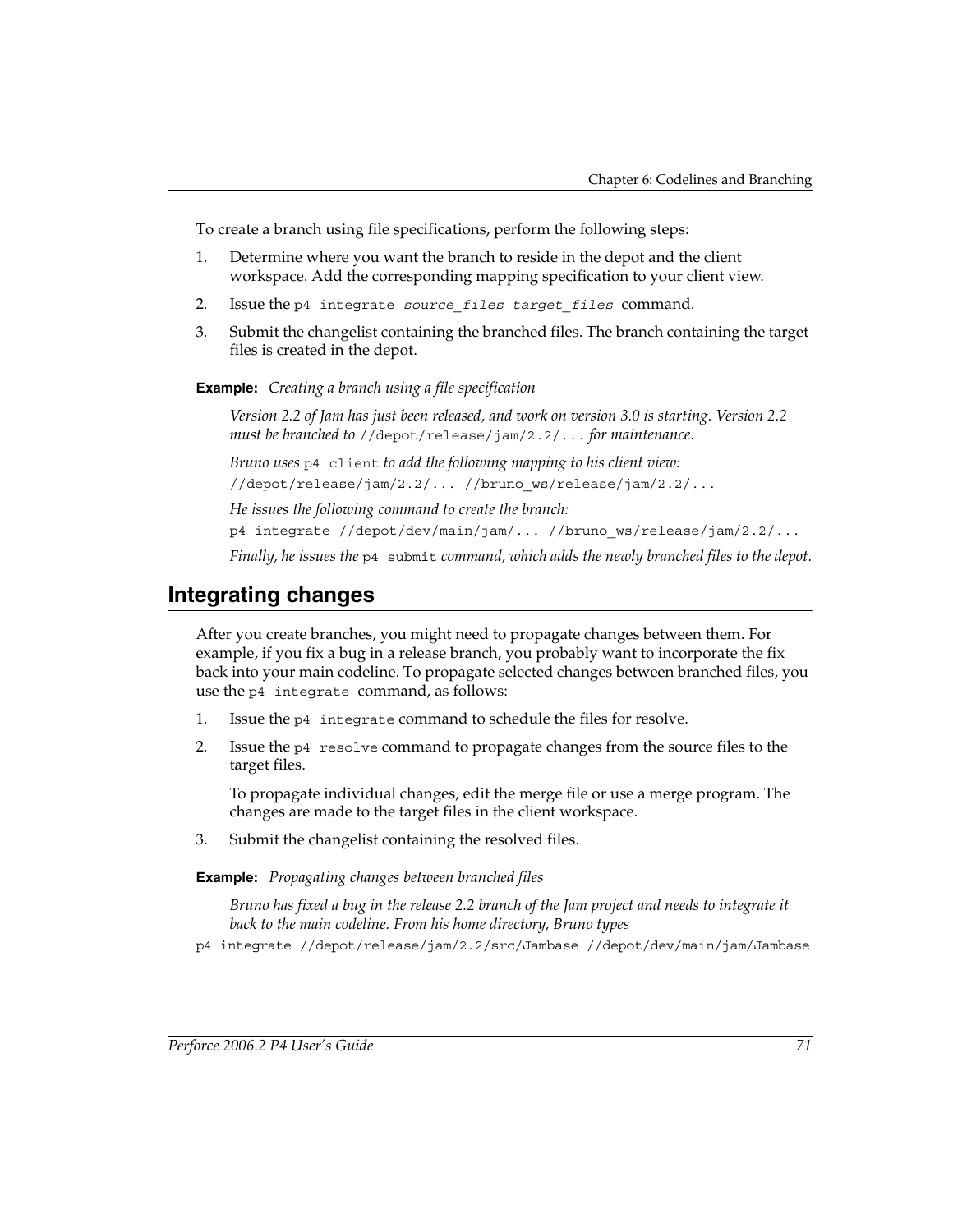To create a branch using file specifications, perform the following steps:

1. Determine where you want the branch to reside in the depot and the client workspace. Add the corresponding mapping specification to your client view.
2. Issue the `p4 integrate` *`source_files target_files`* command.
3. Submit the changelist containing the branched files. The branch containing the target files is created in the depot.

**Example:** *Creating a branch using a file specification*

*Version 2.2 of Jam has just been released, and work on version 3.0 is starting. Version 2.2 must be branched to* `//depot/release/jam/2.2/...` *for maintenance.*

*Bruno uses* `p4 client` *to add the following mapping to his client view:*

```
//depot/release/jam/2.2/... //bruno_ws/release/jam/2.2/...
```

*He issues the following command to create the branch:*

```
p4 integrate //depot/dev/main/jam/... //bruno_ws/release/jam/2.2/...
```

*Finally, he issues the* `p4 submit` *command, which adds the newly branched files to the depot.*

## Integrating changes

After you create branches, you might need to propagate changes between them. For example, if you fix a bug in a release branch, you probably want to incorporate the fix back into your main codeline. To propagate selected changes between branched files, you use the `p4 integrate` command, as follows:

1. Issue the `p4 integrate` command to schedule the files for resolve.
2. Issue the `p4 resolve` command to propagate changes from the source files to the target files.

   To propagate individual changes, edit the merge file or use a merge program. The changes are made to the target files in the client workspace.
3. Submit the changelist containing the resolved files.

**Example:** *Propagating changes between branched files*

*Bruno has fixed a bug in the release 2.2 branch of the Jam project and needs to integrate it back to the main codeline. From his home directory, Bruno types*

```
p4 integrate //depot/release/jam/2.2/src/Jambase //depot/dev/main/jam/Jambase
```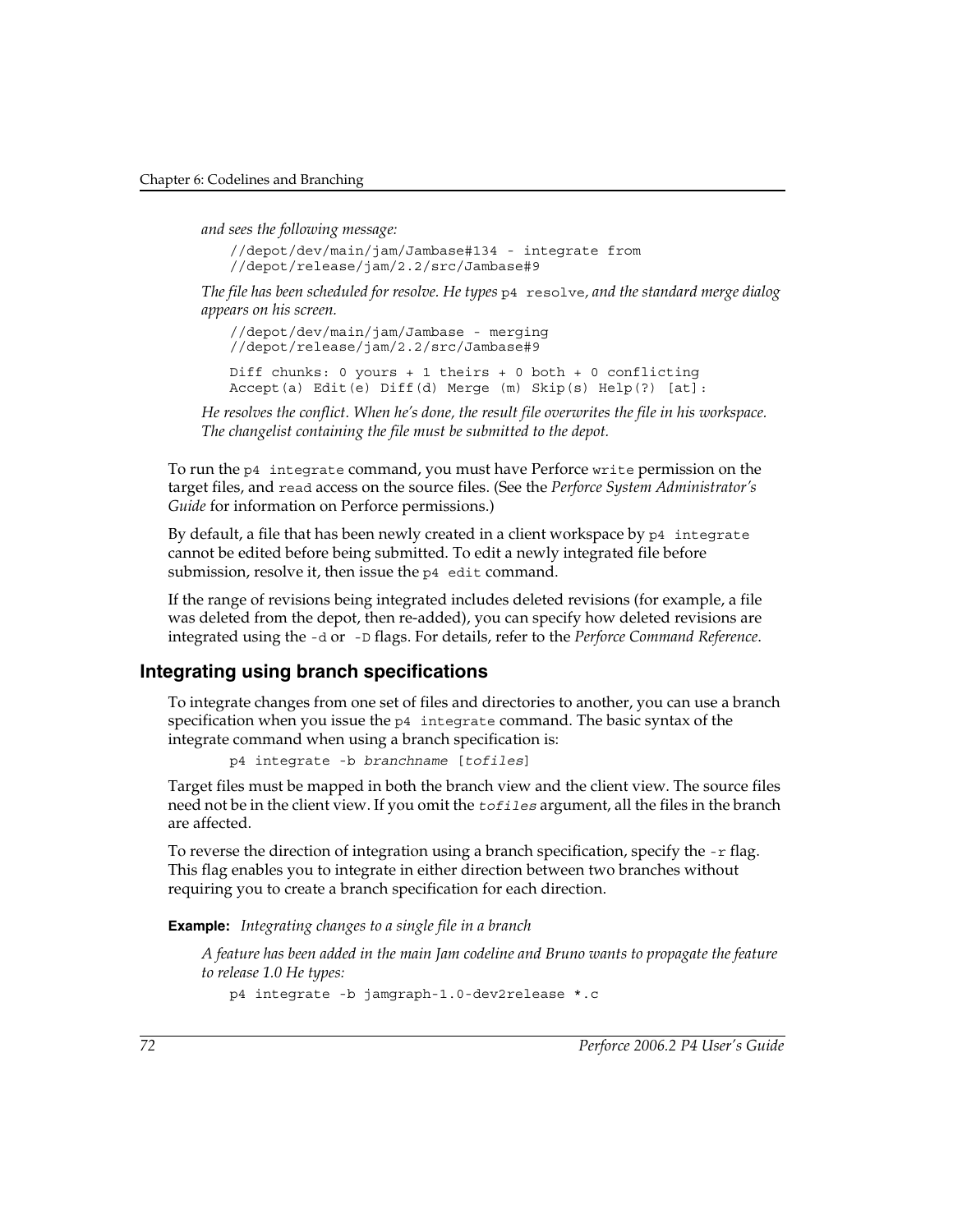*and sees the following message:*

```
//depot/dev/main/jam/Jambase#134 - integrate from
//depot/release/jam/2.2/src/Jambase#9
```

*The file has been scheduled for resolve. He types* `p4 resolve`*, and the standard merge dialog appears on his screen.*

```
//depot/dev/main/jam/Jambase - merging
//depot/release/jam/2.2/src/Jambase#9

Diff chunks: 0 yours + 1 theirs + 0 both + 0 conflicting
Accept(a) Edit(e) Diff(d) Merge (m) Skip(s) Help(?) [at]:
```

*He resolves the conflict. When he's done, the result file overwrites the file in his workspace. The changelist containing the file must be submitted to the depot.*

To run the `p4 integrate` command, you must have Perforce `write` permission on the target files, and `read` access on the source files. (See the *Perforce System Administrator's Guide* for information on Perforce permissions.)

By default, a file that has been newly created in a client workspace by `p4 integrate` cannot be edited before being submitted. To edit a newly integrated file before submission, resolve it, then issue the `p4 edit` command.

If the range of revisions being integrated includes deleted revisions (for example, a file was deleted from the depot, then re-added), you can specify how deleted revisions are integrated using the `-d` or `-D` flags. For details, refer to the *Perforce Command Reference*.

## Integrating using branch specifications

To integrate changes from one set of files and directories to another, you can use a branch specification when you issue the `p4 integrate` command. The basic syntax of the integrate command when using a branch specification is:

```
p4 integrate -b branchname [tofiles]
```

Target files must be mapped in both the branch view and the client view. The source files need not be in the client view. If you omit the *`tofiles`* argument, all the files in the branch are affected.

To reverse the direction of integration using a branch specification, specify the `-r` flag. This flag enables you to integrate in either direction between two branches without requiring you to create a branch specification for each direction.

**Example:** *Integrating changes to a single file in a branch*

*A feature has been added in the main Jam codeline and Bruno wants to propagate the feature to release 1.0 He types:*

```
p4 integrate -b jamgraph-1.0-dev2release *.c
```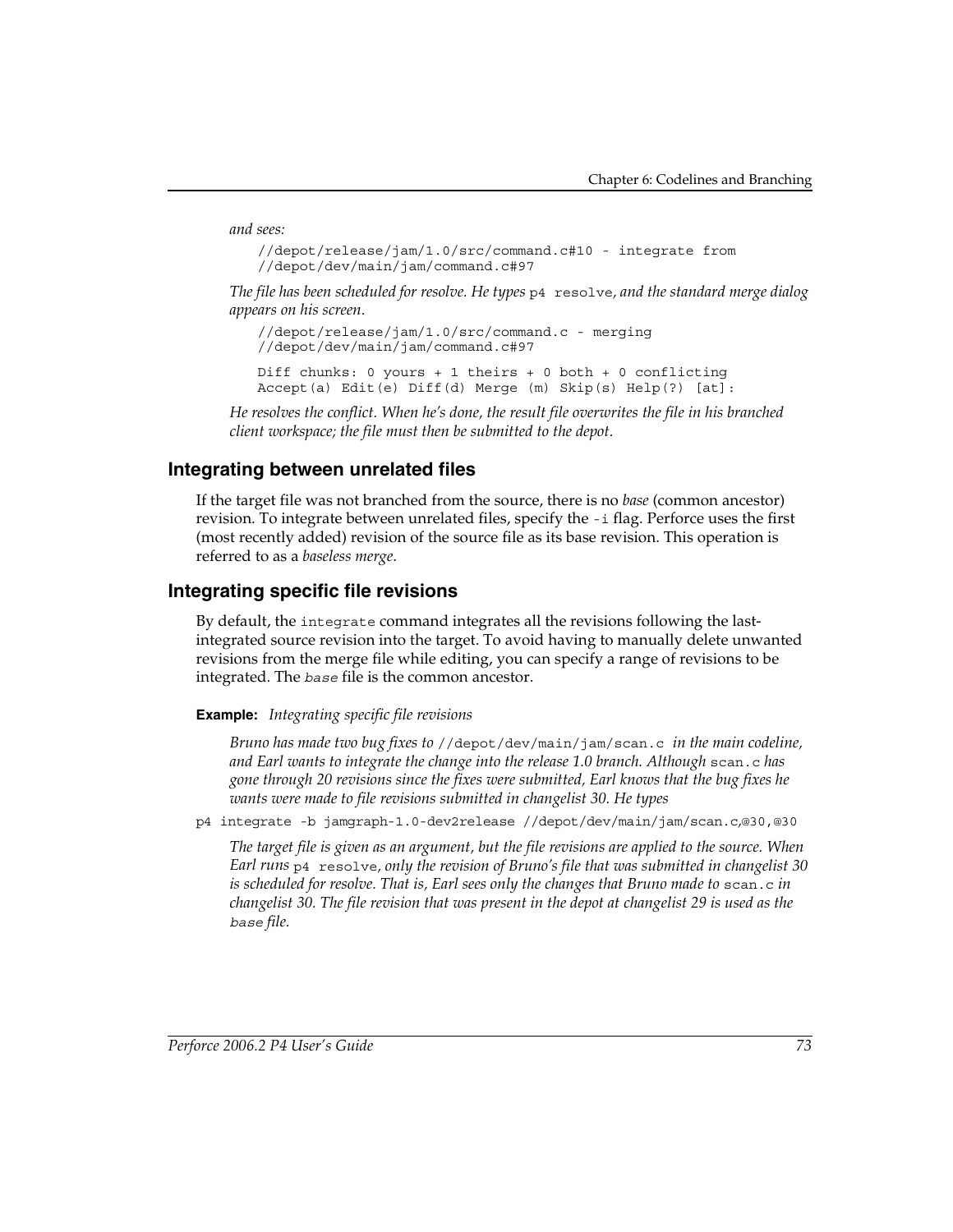*and sees:*

```
//depot/release/jam/1.0/src/command.c#10 - integrate from
//depot/dev/main/jam/command.c#97
```

*The file has been scheduled for resolve. He types* `p4 resolve`, *and the standard merge dialog appears on his screen.*

```
//depot/release/jam/1.0/src/command.c - merging
//depot/dev/main/jam/command.c#97

Diff chunks: 0 yours + 1 theirs + 0 both + 0 conflicting
Accept(a) Edit(e) Diff(d) Merge (m) Skip(s) Help(?) [at]:
```

*He resolves the conflict. When he's done, the result file overwrites the file in his branched client workspace; the file must then be submitted to the depot.*

## Integrating between unrelated files

If the target file was not branched from the source, there is no *base* (common ancestor) revision. To integrate between unrelated files, specify the `-i` flag. Perforce uses the first (most recently added) revision of the source file as its base revision. This operation is referred to as a *baseless merge*.

## Integrating specific file revisions

By default, the `integrate` command integrates all the revisions following the last-integrated source revision into the target. To avoid having to manually delete unwanted revisions from the merge file while editing, you can specify a range of revisions to be integrated. The *base* file is the common ancestor.

**Example:** *Integrating specific file revisions*

*Bruno has made two bug fixes to* `//depot/dev/main/jam/scan.c` *in the main codeline, and Earl wants to integrate the change into the release 1.0 branch. Although* `scan.c` *has gone through 20 revisions since the fixes were submitted, Earl knows that the bug fixes he wants were made to file revisions submitted in changelist 30. He types*

```
p4 integrate -b jamgraph-1.0-dev2release //depot/dev/main/jam/scan.c,@30,@30
```

*The target file is given as an argument, but the file revisions are applied to the source. When Earl runs* `p4 resolve`, *only the revision of Bruno's file that was submitted in changelist 30 is scheduled for resolve. That is, Earl sees only the changes that Bruno made to* `scan.c` *in changelist 30. The file revision that was present in the depot at changelist 29 is used as the* *base* *file.*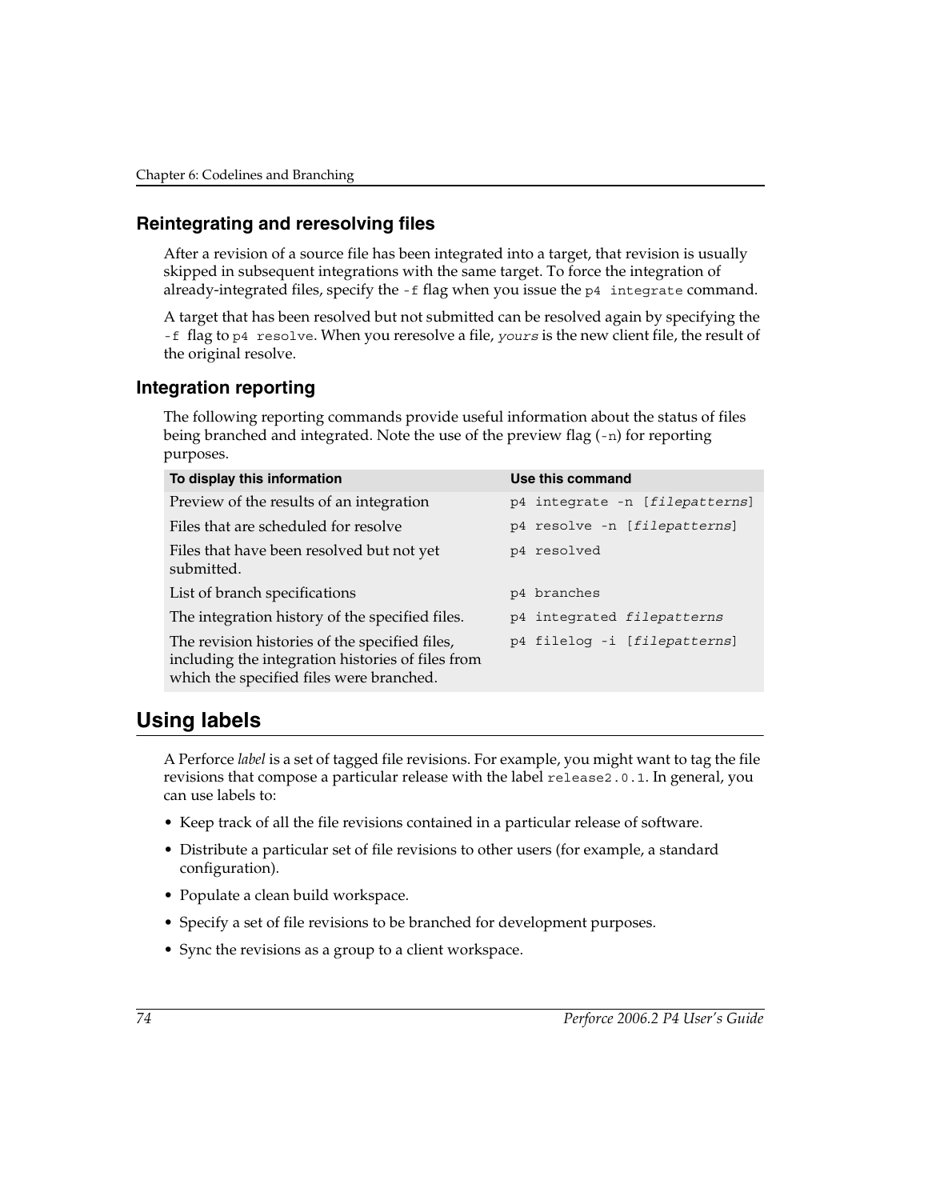### Reintegrating and reresolving files

After a revision of a source file has been integrated into a target, that revision is usually skipped in subsequent integrations with the same target. To force the integration of already-integrated files, specify the `-f` flag when you issue the `p4 integrate` command.

A target that has been resolved but not submitted can be resolved again by specifying the `-f` flag to `p4 resolve`. When you reresolve a file, *`yours`* is the new client file, the result of the original resolve.

### Integration reporting

The following reporting commands provide useful information about the status of files being branched and integrated. Note the use of the preview flag (`-n`) for reporting purposes.

| To display this information | Use this command |
|---|---|
| Preview of the results of an integration | `p4 integrate -n [`*`filepatterns`*`]` |
| Files that are scheduled for resolve | `p4 resolve -n [`*`filepatterns`*`]` |
| Files that have been resolved but not yet submitted. | `p4 resolved` |
| List of branch specifications | `p4 branches` |
| The integration history of the specified files. | `p4 integrated` *`filepatterns`* |
| The revision histories of the specified files, including the integration histories of files from which the specified files were branched. | `p4 filelog -i [`*`filepatterns`*`]` |

## Using labels

A Perforce *label* is a set of tagged file revisions. For example, you might want to tag the file revisions that compose a particular release with the label `release2.0.1`. In general, you can use labels to:

- Keep track of all the file revisions contained in a particular release of software.
- Distribute a particular set of file revisions to other users (for example, a standard configuration).
- Populate a clean build workspace.
- Specify a set of file revisions to be branched for development purposes.
- Sync the revisions as a group to a client workspace.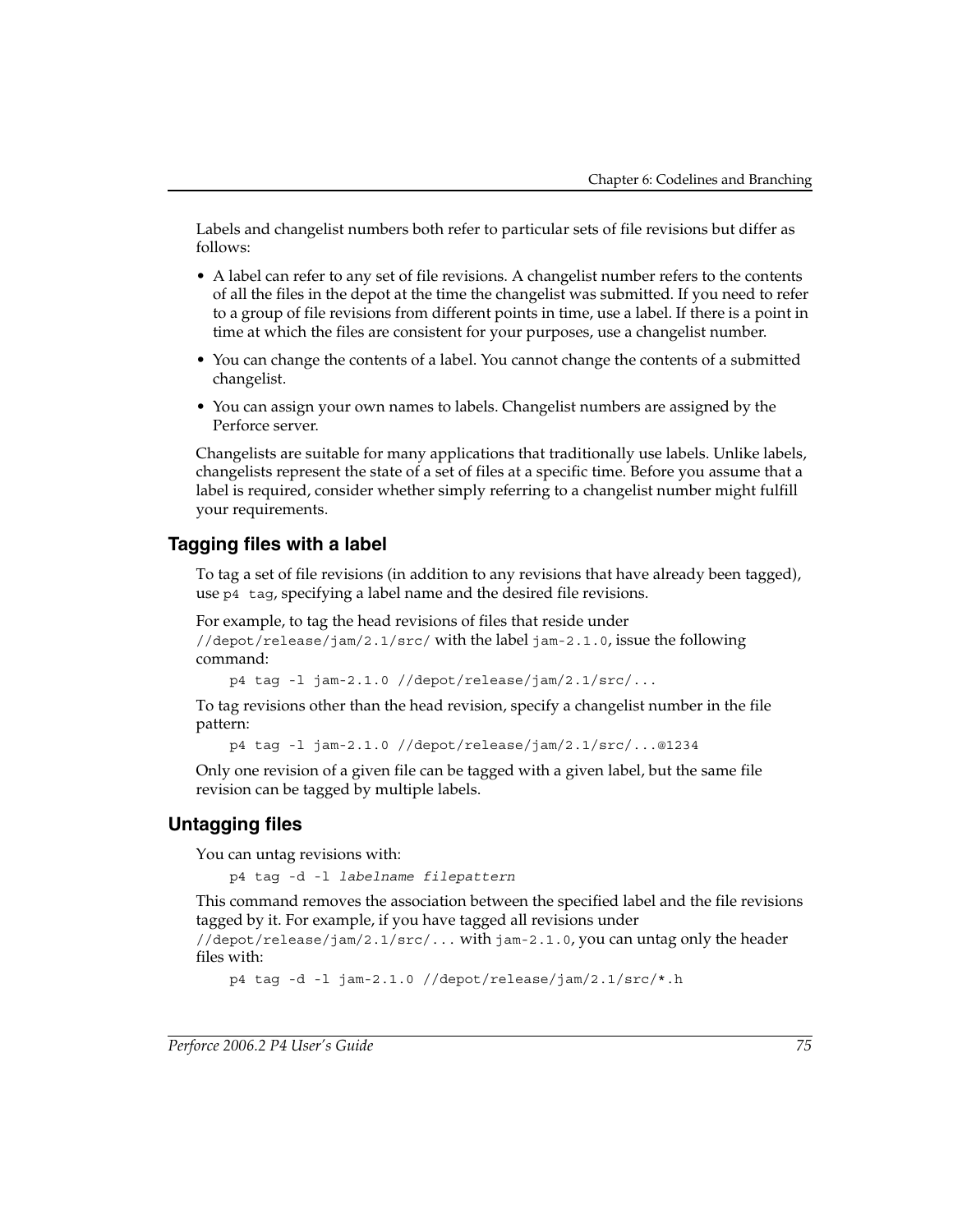Labels and changelist numbers both refer to particular sets of file revisions but differ as follows:

- A label can refer to any set of file revisions. A changelist number refers to the contents of all the files in the depot at the time the changelist was submitted. If you need to refer to a group of file revisions from different points in time, use a label. If there is a point in time at which the files are consistent for your purposes, use a changelist number.
- You can change the contents of a label. You cannot change the contents of a submitted changelist.
- You can assign your own names to labels. Changelist numbers are assigned by the Perforce server.

Changelists are suitable for many applications that traditionally use labels. Unlike labels, changelists represent the state of a set of files at a specific time. Before you assume that a label is required, consider whether simply referring to a changelist number might fulfill your requirements.

### Tagging files with a label

To tag a set of file revisions (in addition to any revisions that have already been tagged), use `p4 tag`, specifying a label name and the desired file revisions.

For example, to tag the head revisions of files that reside under `//depot/release/jam/2.1/src/` with the label `jam-2.1.0`, issue the following command:

```
p4 tag -l jam-2.1.0 //depot/release/jam/2.1/src/...
```

To tag revisions other than the head revision, specify a changelist number in the file pattern:

```
p4 tag -l jam-2.1.0 //depot/release/jam/2.1/src/...@1234
```

Only one revision of a given file can be tagged with a given label, but the same file revision can be tagged by multiple labels.

### Untagging files

You can untag revisions with:

```
p4 tag -d -l labelname filepattern
```

This command removes the association between the specified label and the file revisions tagged by it. For example, if you have tagged all revisions under `//depot/release/jam/2.1/src/...` with `jam-2.1.0`, you can untag only the header files with:

```
p4 tag -d -l jam-2.1.0 //depot/release/jam/2.1/src/*.h
```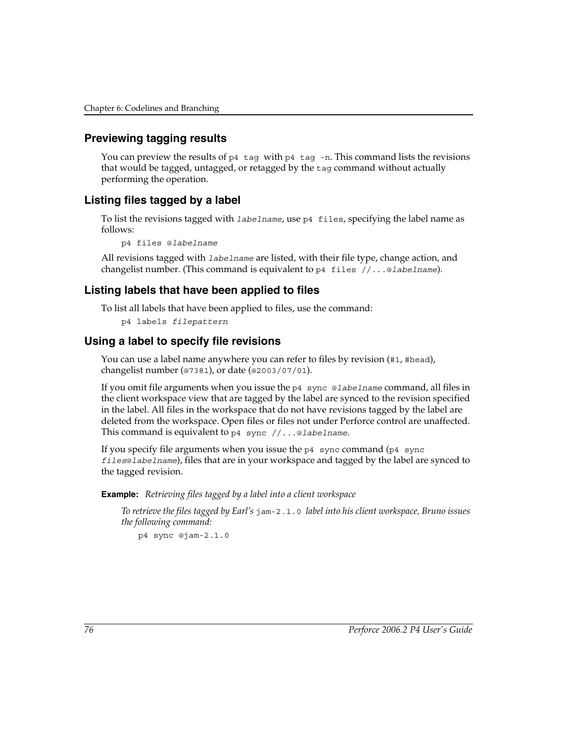### Previewing tagging results

You can preview the results of `p4 tag` with `p4 tag -n`. This command lists the revisions that would be tagged, untagged, or retagged by the `tag` command without actually performing the operation.

### Listing files tagged by a label

To list the revisions tagged with *`labelname`*, use `p4 files`, specifying the label name as follows:

```
p4 files @labelname
```

All revisions tagged with *`labelname`* are listed, with their file type, change action, and changelist number. (This command is equivalent to `p4 files //...@labelname`).

### Listing labels that have been applied to files

To list all labels that have been applied to files, use the command:

```
p4 labels filepattern
```

### Using a label to specify file revisions

You can use a label name anywhere you can refer to files by revision (`#1`, `#head`), changelist number (`@7381`), or date (`@2003/07/01`).

If you omit file arguments when you issue the `p4 sync @labelname` command, all files in the client workspace view that are tagged by the label are synced to the revision specified in the label. All files in the workspace that do not have revisions tagged by the label are deleted from the workspace. Open files or files not under Perforce control are unaffected. This command is equivalent to `p4 sync //...@labelname`.

If you specify file arguments when you issue the `p4 sync` command (`p4 sync files@labelname`), files that are in your workspace and tagged by the label are synced to the tagged revision.

**Example:** *Retrieving files tagged by a label into a client workspace*

*To retrieve the files tagged by Earl's* `jam-2.1.0` *label into his client workspace, Bruno issues the following command:*

```
p4 sync @jam-2.1.0
```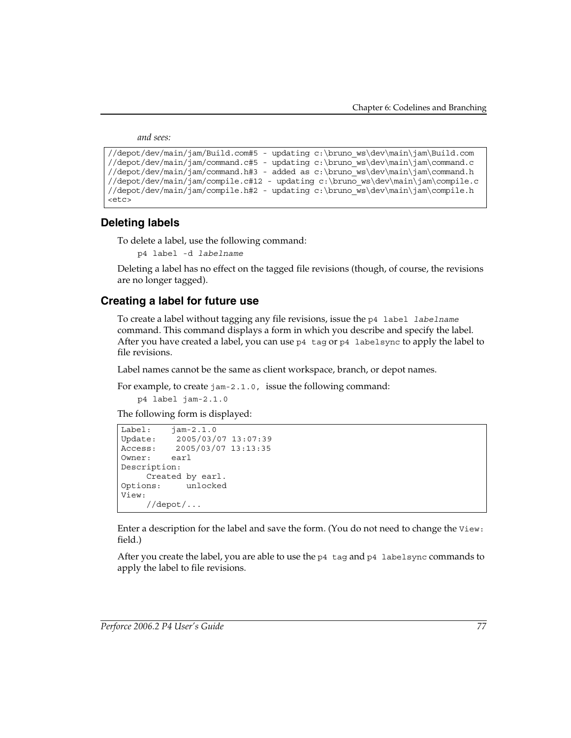*and sees:*

```
//depot/dev/main/jam/Build.com#5 - updating c:\bruno_ws\dev\main\jam\Build.com
//depot/dev/main/jam/command.c#5 - updating c:\bruno_ws\dev\main\jam\command.c
//depot/dev/main/jam/command.h#3 - added as c:\bruno_ws\dev\main\jam\command.h
//depot/dev/main/jam/compile.c#12 - updating c:\bruno_ws\dev\main\jam\compile.c
//depot/dev/main/jam/compile.h#2 - updating c:\bruno_ws\dev\main\jam\compile.h
<etc>
```

### Deleting labels

To delete a label, use the following command:

```
p4 label -d labelname
```

Deleting a label has no effect on the tagged file revisions (though, of course, the revisions are no longer tagged).

### Creating a label for future use

To create a label without tagging any file revisions, issue the `p4 label labelname` command. This command displays a form in which you describe and specify the label. After you have created a label, you can use `p4 tag` or `p4 labelsync` to apply the label to file revisions.

Label names cannot be the same as client workspace, branch, or depot names.

For example, to create `jam-2.1.0`, issue the following command:

```
p4 label jam-2.1.0
```

The following form is displayed:

```
Label:    jam-2.1.0
Update:    2005/03/07 13:07:39
Access:    2005/03/07 13:13:35
Owner:    earl
Description:
     Created by earl.
Options:     unlocked
View:
     //depot/...
```

Enter a description for the label and save the form. (You do not need to change the `View:` field.)

After you create the label, you are able to use the `p4 tag` and `p4 labelsync` commands to apply the label to file revisions.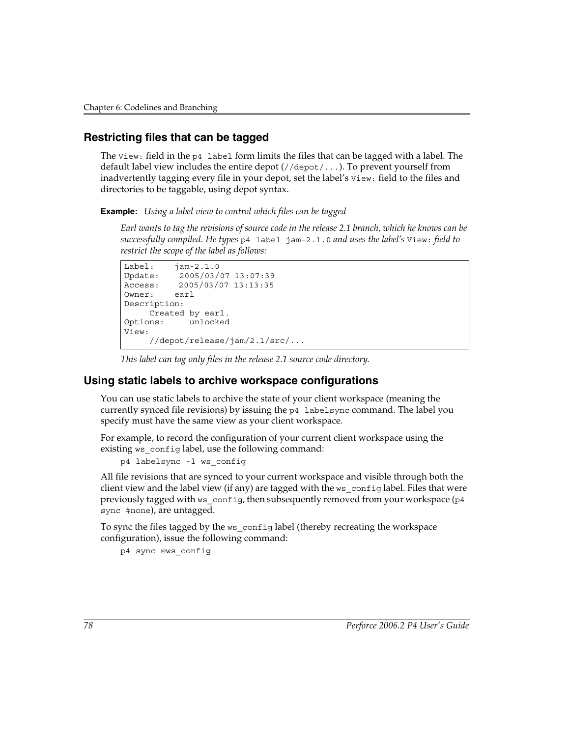## Restricting files that can be tagged

The `View:` field in the `p4 label` form limits the files that can be tagged with a label. The default label view includes the entire depot (`//depot/...`). To prevent yourself from inadvertently tagging every file in your depot, set the label's `View:` field to the files and directories to be taggable, using depot syntax.

**Example:** *Using a label view to control which files can be tagged*

*Earl wants to tag the revisions of source code in the release 2.1 branch, which he knows can be successfully compiled. He types* `p4 label jam-2.1.0` *and uses the label's* `View:` *field to restrict the scope of the label as follows:*

```
Label:    jam-2.1.0
Update:    2005/03/07 13:07:39
Access:    2005/03/07 13:13:35
Owner:    earl
Description:
     Created by earl.
Options:     unlocked
View:
     //depot/release/jam/2.1/src/...
```

*This label can tag only files in the release 2.1 source code directory.*

## Using static labels to archive workspace configurations

You can use static labels to archive the state of your client workspace (meaning the currently synced file revisions) by issuing the `p4 labelsync` command. The label you specify must have the same view as your client workspace.

For example, to record the configuration of your current client workspace using the existing `ws_config` label, use the following command:

```
p4 labelsync -l ws_config
```

All file revisions that are synced to your current workspace and visible through both the client view and the label view (if any) are tagged with the `ws_config` label. Files that were previously tagged with `ws_config`, then subsequently removed from your workspace (`p4 sync #none`), are untagged.

To sync the files tagged by the `ws_config` label (thereby recreating the workspace configuration), issue the following command:

```
p4 sync @ws_config
```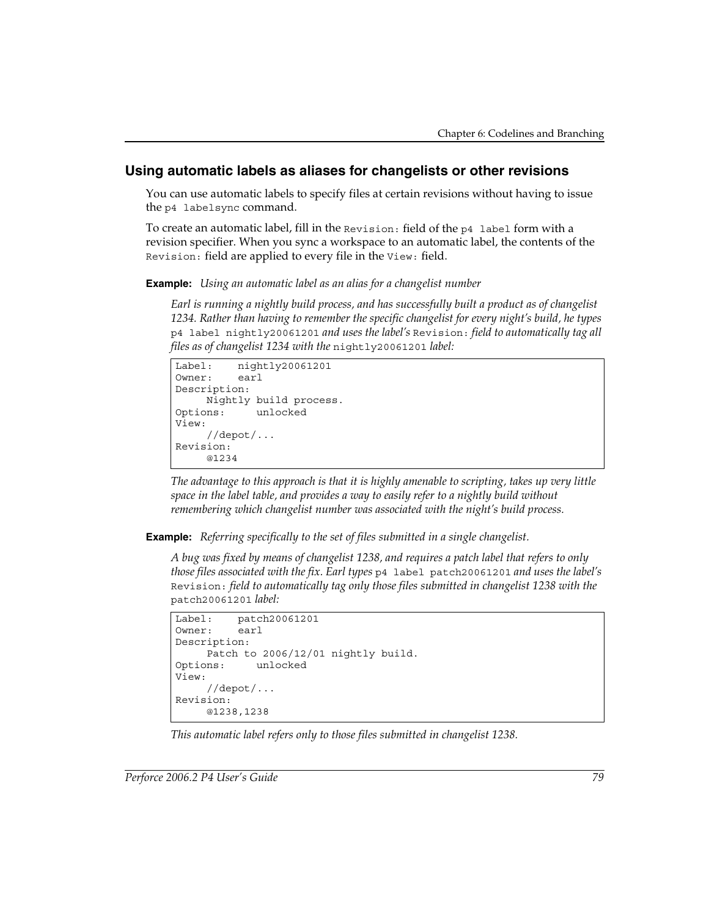## Using automatic labels as aliases for changelists or other revisions

You can use automatic labels to specify files at certain revisions without having to issue the `p4 labelsync` command.

To create an automatic label, fill in the `Revision:` field of the `p4 label` form with a revision specifier. When you sync a workspace to an automatic label, the contents of the `Revision:` field are applied to every file in the `View:` field.

**Example:** *Using an automatic label as an alias for a changelist number*

*Earl is running a nightly build process, and has successfully built a product as of changelist 1234. Rather than having to remember the specific changelist for every night's build, he types* `p4 label nightly20061201` *and uses the label's* `Revision:` *field to automatically tag all files as of changelist 1234 with the* `nightly20061201` *label:*

```
Label:    nightly20061201
Owner:    earl
Description:
     Nightly build process.
Options:     unlocked
View:
     //depot/...
Revision:
     @1234
```

*The advantage to this approach is that it is highly amenable to scripting, takes up very little space in the label table, and provides a way to easily refer to a nightly build without remembering which changelist number was associated with the night's build process.*

**Example:** *Referring specifically to the set of files submitted in a single changelist.*

*A bug was fixed by means of changelist 1238, and requires a patch label that refers to only those files associated with the fix. Earl types* `p4 label patch20061201` *and uses the label's* `Revision:` *field to automatically tag only those files submitted in changelist 1238 with the* `patch20061201` *label:*

```
Label:    patch20061201
Owner:    earl
Description:
     Patch to 2006/12/01 nightly build.
Options:     unlocked
View:
     //depot/...
Revision:
     @1238,1238
```

*This automatic label refers only to those files submitted in changelist 1238.*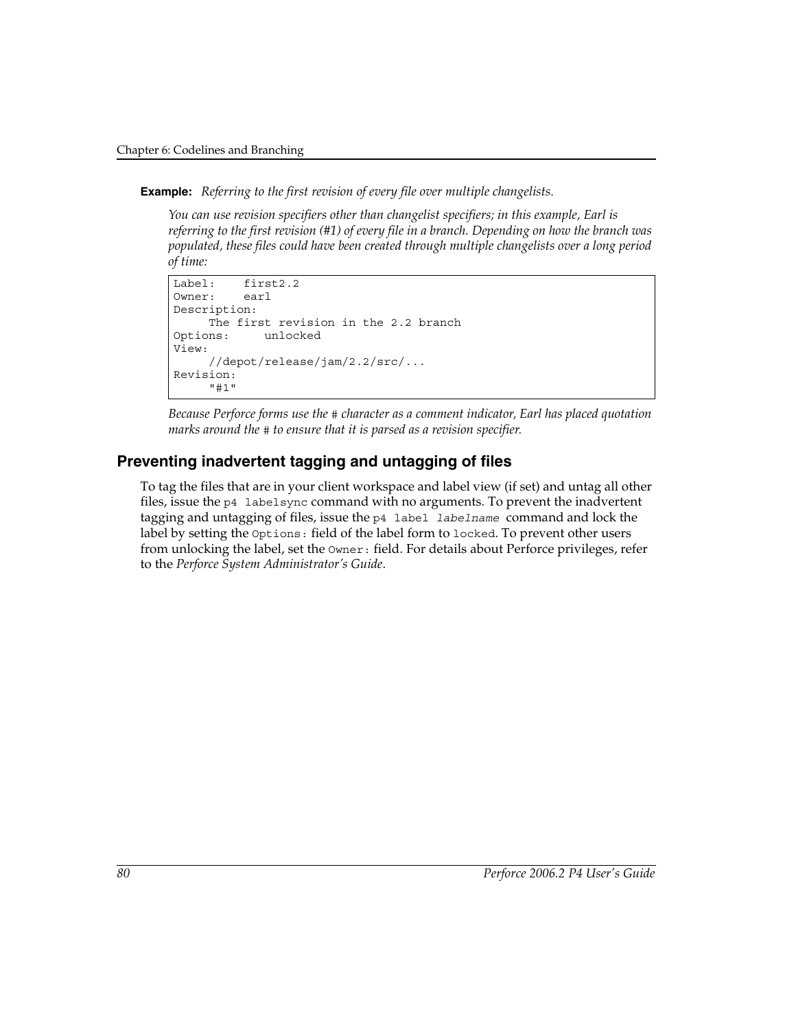**Example:** *Referring to the first revision of every file over multiple changelists.*

*You can use revision specifiers other than changelist specifiers; in this example, Earl is referring to the first revision (#1) of every file in a branch. Depending on how the branch was populated, these files could have been created through multiple changelists over a long period of time:*

```
Label:    first2.2
Owner:    earl
Description:
     The first revision in the 2.2 branch
Options:     unlocked
View:
     //depot/release/jam/2.2/src/...
Revision:
     "#1"
```

*Because Perforce forms use the `#` character as a comment indicator, Earl has placed quotation marks around the `#` to ensure that it is parsed as a revision specifier.*

## Preventing inadvertent tagging and untagging of files

To tag the files that are in your client workspace and label view (if set) and untag all other files, issue the `p4 labelsync` command with no arguments. To prevent the inadvertent tagging and untagging of files, issue the `p4 label` *`labelname`* command and lock the label by setting the `Options:` field of the label form to `locked`. To prevent other users from unlocking the label, set the `Owner:` field. For details about Perforce privileges, refer to the *Perforce System Administrator's Guide*.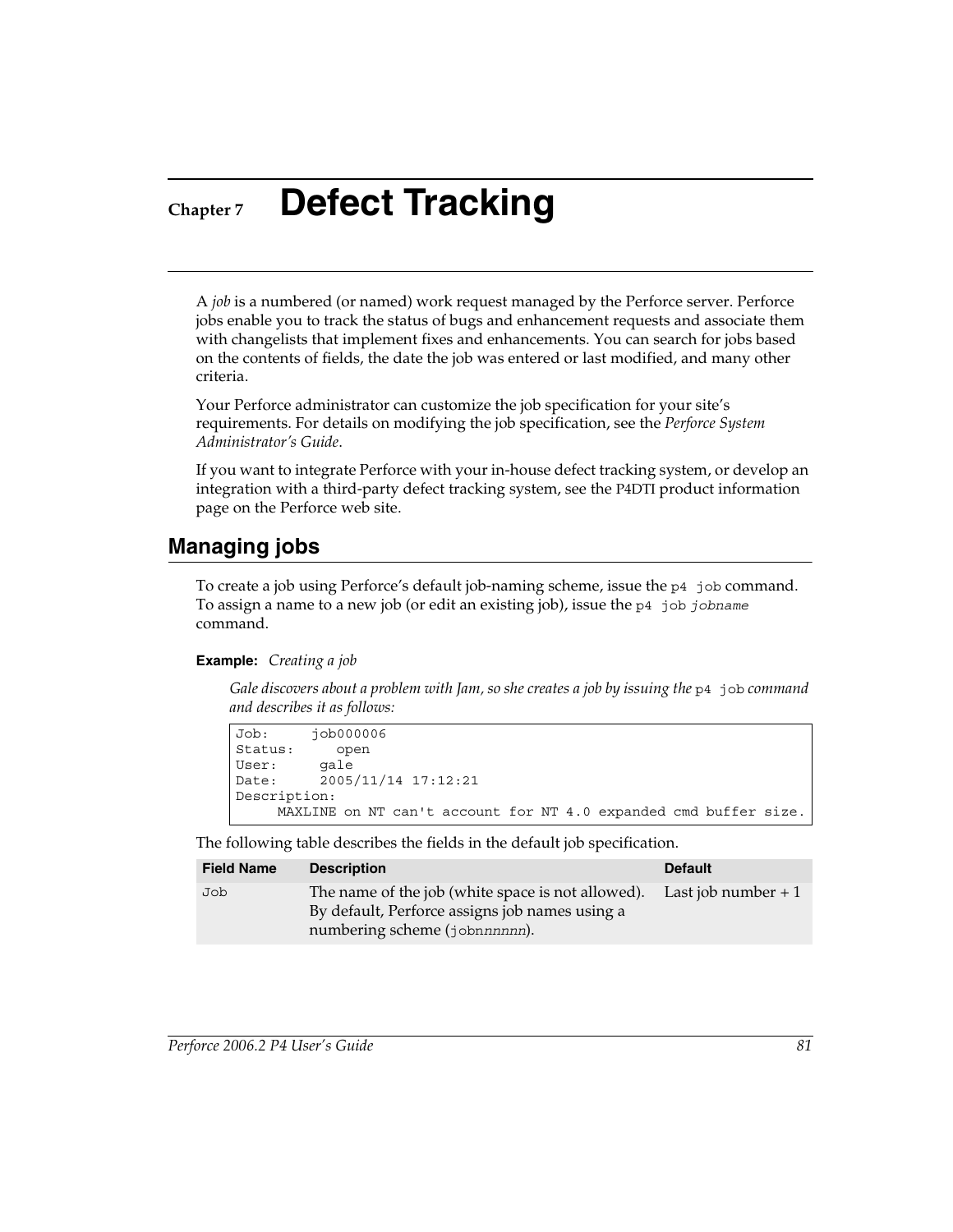# Chapter 7 Defect Tracking

A *job* is a numbered (or named) work request managed by the Perforce server. Perforce jobs enable you to track the status of bugs and enhancement requests and associate them with changelists that implement fixes and enhancements. You can search for jobs based on the contents of fields, the date the job was entered or last modified, and many other criteria.

Your Perforce administrator can customize the job specification for your site's requirements. For details on modifying the job specification, see the *Perforce System Administrator's Guide*.

If you want to integrate Perforce with your in-house defect tracking system, or develop an integration with a third-party defect tracking system, see the P4DTI product information page on the Perforce web site.

## Managing jobs

To create a job using Perforce's default job-naming scheme, issue the `p4 job` command. To assign a name to a new job (or edit an existing job), issue the `p4 job` *`jobname`* command.

**Example:** *Creating a job*

*Gale discovers about a problem with Jam, so she creates a job by issuing the* `p4 job` *command and describes it as follows:*

```
Job:      job000006
Status:      open
User:      gale
Date:      2005/11/14 17:12:21
Description:
     MAXLINE on NT can't account for NT 4.0 expanded cmd buffer size.
```

The following table describes the fields in the default job specification.

| Field Name | Description | Default |
|---|---|---|
| `Job` | The name of the job (white space is not allowed). By default, Perforce assigns job names using a numbering scheme (`job`*nnnnnn*). | Last job number + 1 |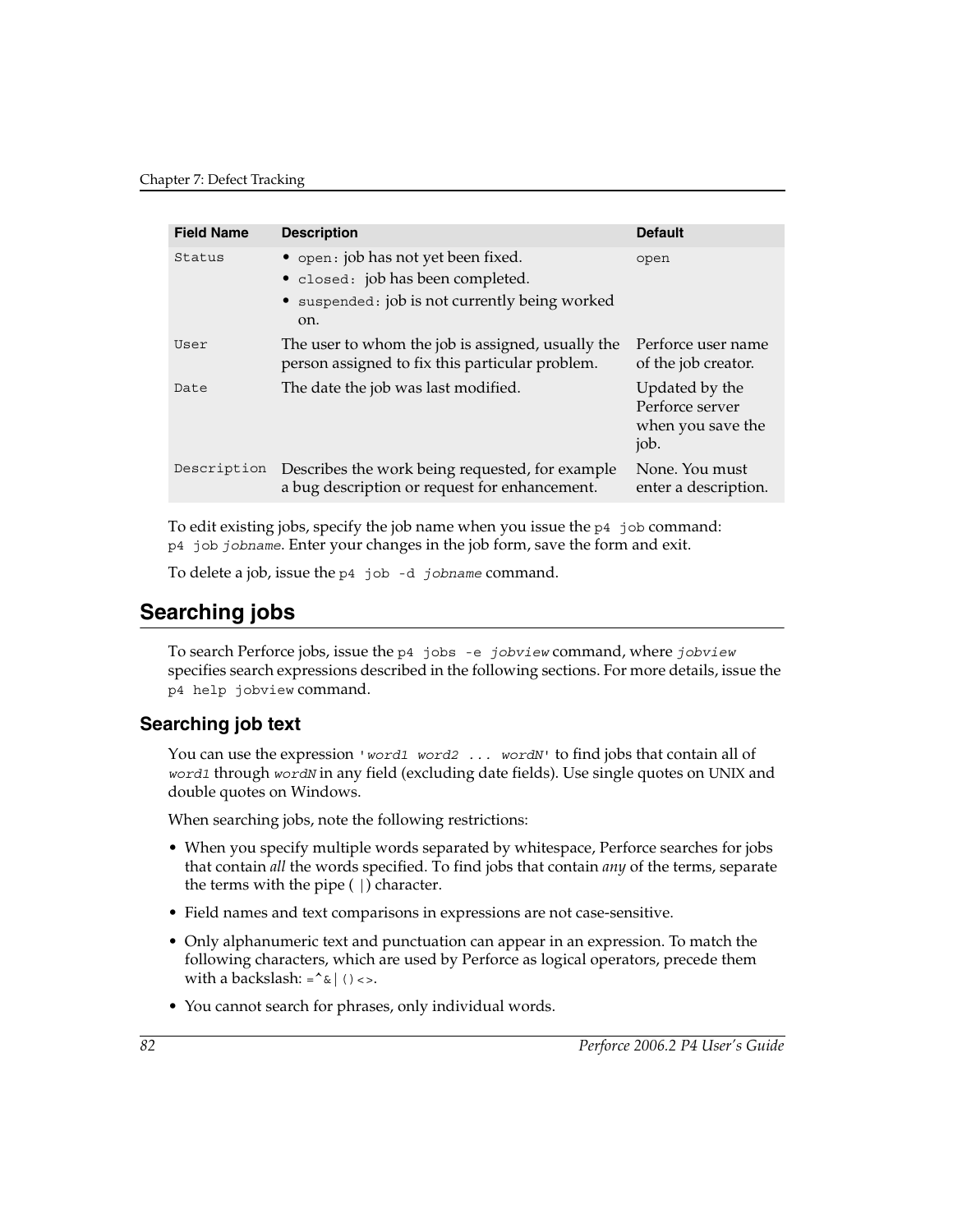| Field Name | Description | Default |
| --- | --- | --- |
| `Status` | • `open:` job has not yet been fixed.<br>• `closed:` job has been completed.<br>• `suspended:` job is not currently being worked on. | `open` |
| `User` | The user to whom the job is assigned, usually the person assigned to fix this particular problem. | Perforce user name of the job creator. |
| `Date` | The date the job was last modified. | Updated by the Perforce server when you save the job. |
| `Description` | Describes the work being requested, for example a bug description or request for enhancement. | None. You must enter a description. |

To edit existing jobs, specify the job name when you issue the `p4 job` command: `p4 job` *`jobname`*. Enter your changes in the job form, save the form and exit.

To delete a job, issue the `p4 job -d` *`jobname`* command.

## Searching jobs

To search Perforce jobs, issue the `p4 jobs -e` *`jobview`* command, where *`jobview`* specifies search expressions described in the following sections. For more details, issue the `p4 help jobview` command.

### Searching job text

You can use the expression `'`*`word1 word2 ... wordN`*`'` to find jobs that contain all of *`word1`* through *`wordN`* in any field (excluding date fields). Use single quotes on UNIX and double quotes on Windows.

When searching jobs, note the following restrictions:

- When you specify multiple words separated by whitespace, Perforce searches for jobs that contain *all* the words specified. To find jobs that contain *any* of the terms, separate the terms with the pipe ( `|`) character.
- Field names and text comparisons in expressions are not case-sensitive.
- Only alphanumeric text and punctuation can appear in an expression. To match the following characters, which are used by Perforce as logical operators, precede them with a backslash: `=^&|()<>`.
- You cannot search for phrases, only individual words.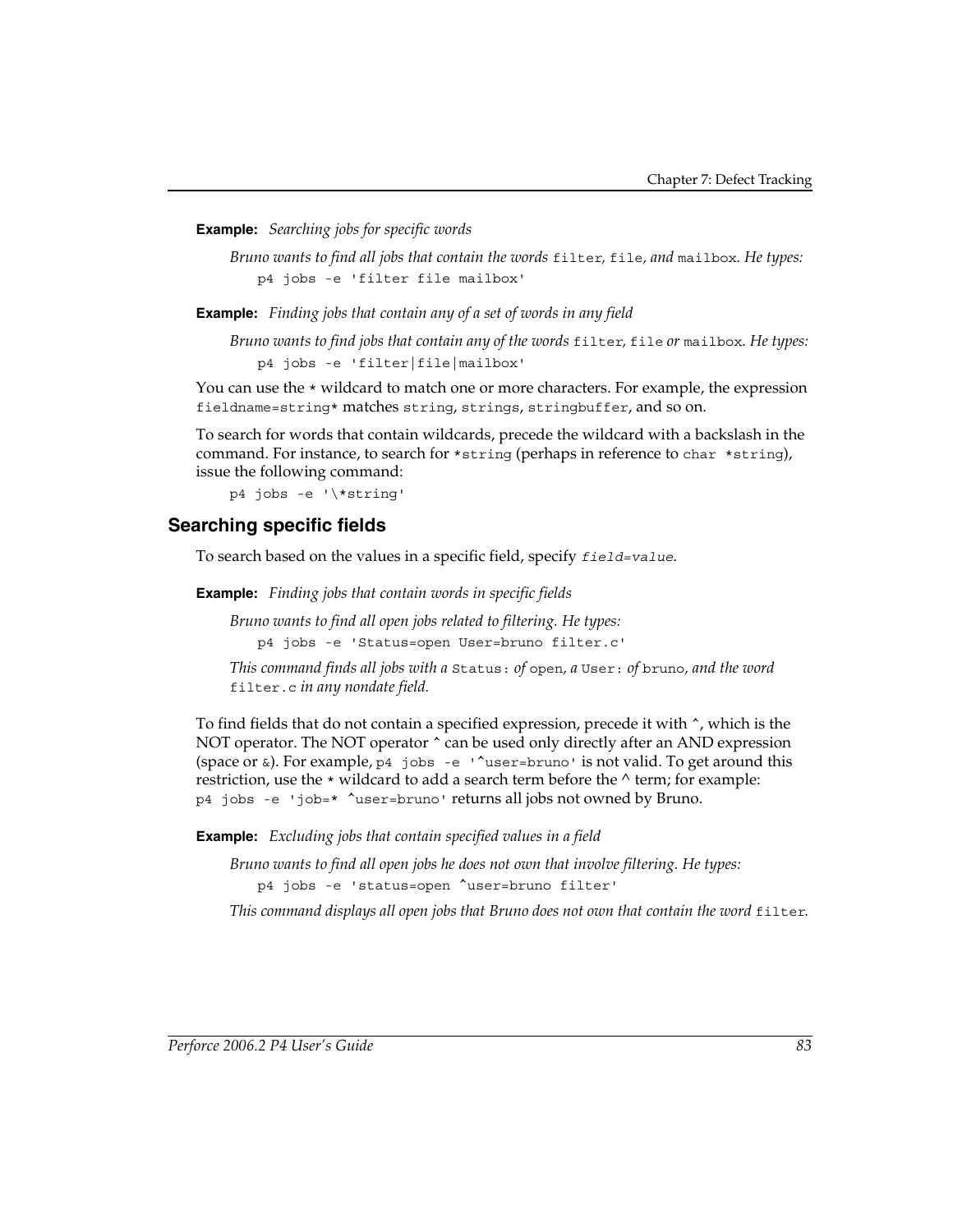**Example:** *Searching jobs for specific words*

*Bruno wants to find all jobs that contain the words* `filter`, `file`, *and* `mailbox`. *He types:*

```
p4 jobs -e 'filter file mailbox'
```

**Example:** *Finding jobs that contain any of a set of words in any field*

*Bruno wants to find jobs that contain any of the words* `filter`, `file` *or* `mailbox`. *He types:*

```
p4 jobs -e 'filter|file|mailbox'
```

You can use the `*` wildcard to match one or more characters. For example, the expression `fieldname=string*` matches `string`, `strings`, `stringbuffer`, and so on.

To search for words that contain wildcards, precede the wildcard with a backslash in the command. For instance, to search for `*string` (perhaps in reference to `char *string`), issue the following command:

```
p4 jobs -e '\*string'
```

## Searching specific fields

To search based on the values in a specific field, specify *`field=value`*.

**Example:** *Finding jobs that contain words in specific fields*

*Bruno wants to find all open jobs related to filtering. He types:*

```
p4 jobs -e 'Status=open User=bruno filter.c'
```

*This command finds all jobs with a* `Status:` *of* `open`, *a* `User:` *of* `bruno`, *and the word* `filter.c` *in any nondate field.*

To find fields that do not contain a specified expression, precede it with `^`, which is the NOT operator. The NOT operator `^` can be used only directly after an AND expression (space or `&`). For example, `p4 jobs -e '^user=bruno'` is not valid. To get around this restriction, use the `*` wildcard to add a search term before the ^ term; for example: `p4 jobs -e 'job=* ^user=bruno'` returns all jobs not owned by Bruno.

**Example:** *Excluding jobs that contain specified values in a field*

*Bruno wants to find all open jobs he does not own that involve filtering. He types:*

```
p4 jobs -e 'status=open ^user=bruno filter'
```

*This command displays all open jobs that Bruno does not own that contain the word* `filter`.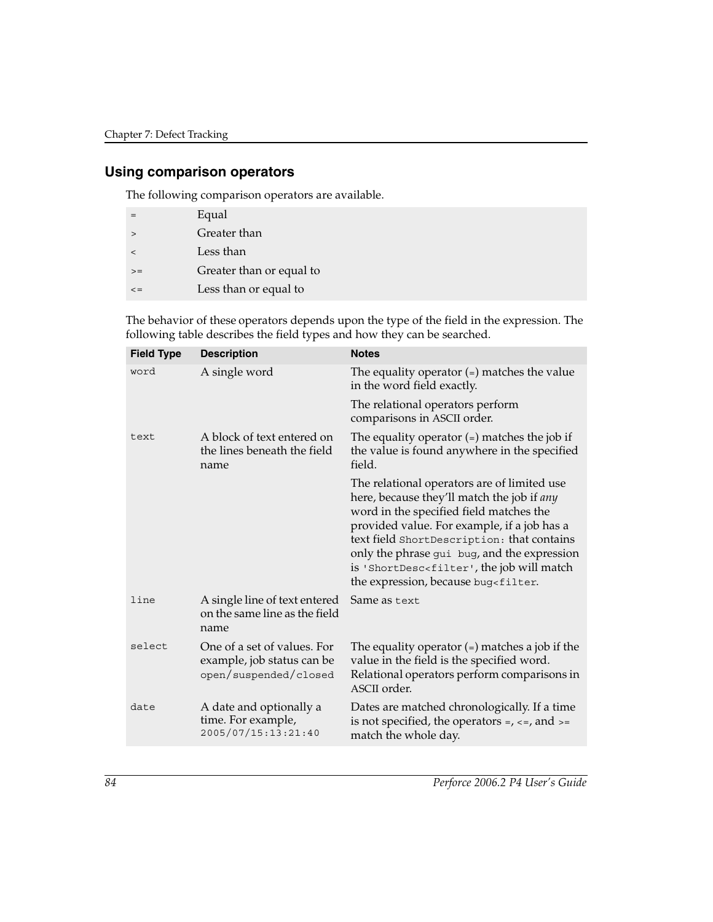## Using comparison operators

The following comparison operators are available.

| | |
|---|---|
| `=` | Equal |
| `>` | Greater than |
| `<` | Less than |
| `>=` | Greater than or equal to |
| `<=` | Less than or equal to |

The behavior of these operators depends upon the type of the field in the expression. The following table describes the field types and how they can be searched.

| Field Type | Description | Notes |
|---|---|---|
| `word` | A single word | The equality operator (`=`) matches the value in the word field exactly.<br><br>The relational operators perform comparisons in ASCII order. |
| `text` | A block of text entered on the lines beneath the field name | The equality operator (`=`) matches the job if the value is found anywhere in the specified field.<br><br>The relational operators are of limited use here, because they'll match the job if *any* word in the specified field matches the provided value. For example, if a job has a text field `ShortDescription:` that contains only the phrase `gui bug`, and the expression is `'ShortDesc<filter'`, the job will match the expression, because `bug<filter`. |
| `line` | A single line of text entered on the same line as the field name | Same as `text` |
| `select` | One of a set of values. For example, job status can be `open/suspended/closed` | The equality operator (`=`) matches a job if the value in the field is the specified word. Relational operators perform comparisons in ASCII order. |
| `date` | A date and optionally a time. For example, `2005/07/15:13:21:40` | Dates are matched chronologically. If a time is not specified, the operators `=`, `<=`, and `>=` match the whole day. |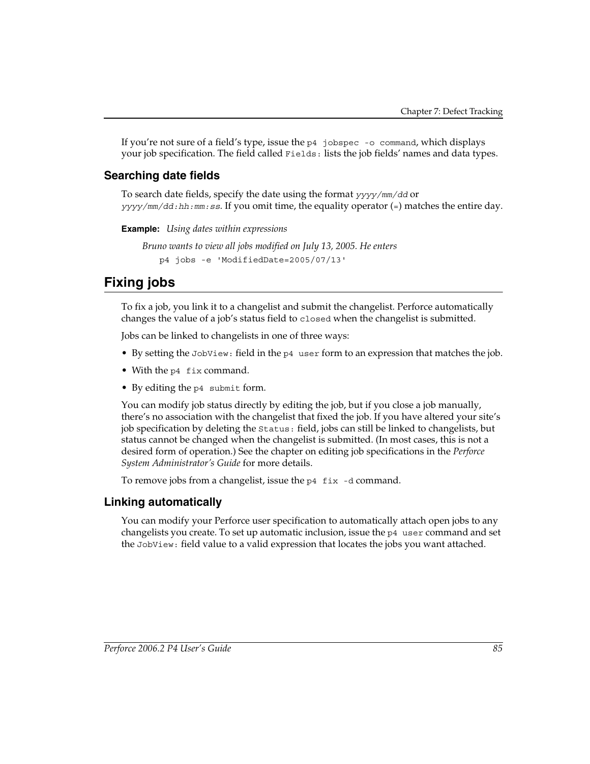If you're not sure of a field's type, issue the `p4 jobspec -o command`, which displays your job specification. The field called `Fields:` lists the job fields' names and data types.

### Searching date fields

To search date fields, specify the date using the format *`yyyy/mm/dd`* or *`yyyy/mm/dd:hh:mm:ss`*. If you omit time, the equality operator (`=`) matches the entire day.

**Example:** *Using dates within expressions*

*Bruno wants to view all jobs modified on July 13, 2005. He enters*

```
p4 jobs -e 'ModifiedDate=2005/07/13'
```

## Fixing jobs

To fix a job, you link it to a changelist and submit the changelist. Perforce automatically changes the value of a job's status field to `closed` when the changelist is submitted.

Jobs can be linked to changelists in one of three ways:

- By setting the `JobView:` field in the `p4 user` form to an expression that matches the job.
- With the `p4 fix` command.
- By editing the `p4 submit` form.

You can modify job status directly by editing the job, but if you close a job manually, there's no association with the changelist that fixed the job. If you have altered your site's job specification by deleting the `Status:` field, jobs can still be linked to changelists, but status cannot be changed when the changelist is submitted. (In most cases, this is not a desired form of operation.) See the chapter on editing job specifications in the *Perforce System Administrator's Guide* for more details.

To remove jobs from a changelist, issue the `p4 fix -d` command.

### Linking automatically

You can modify your Perforce user specification to automatically attach open jobs to any changelists you create. To set up automatic inclusion, issue the `p4 user` command and set the `JobView:` field value to a valid expression that locates the jobs you want attached.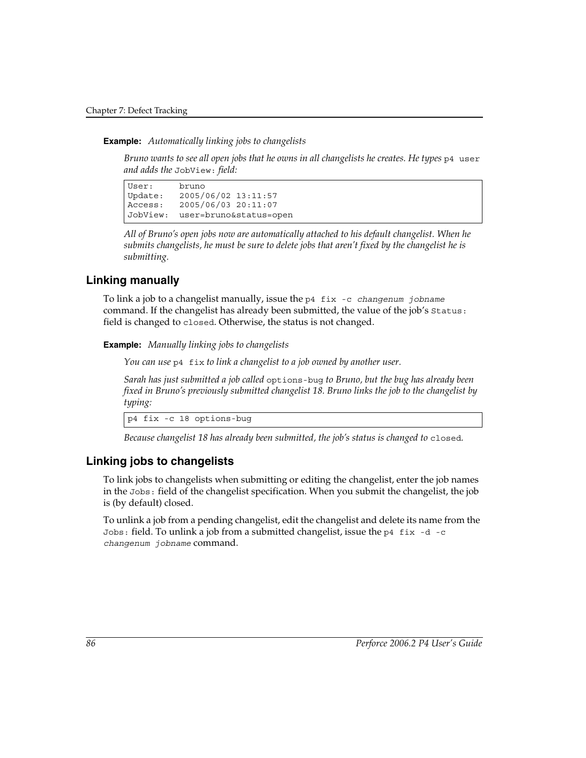**Example:** *Automatically linking jobs to changelists*

*Bruno wants to see all open jobs that he owns in all changelists he creates. He types* `p4 user` *and adds the* `JobView:` *field:*

```
User:     bruno
Update:   2005/06/02 13:11:57
Access:   2005/06/03 20:11:07
JobView:  user=bruno&status=open
```

*All of Bruno's open jobs now are automatically attached to his default changelist. When he submits changelists, he must be sure to delete jobs that aren't fixed by the changelist he is submitting.*

## Linking manually

To link a job to a changelist manually, issue the `p4 fix -c changenum jobname` command. If the changelist has already been submitted, the value of the job's `Status:` field is changed to `closed`. Otherwise, the status is not changed.

**Example:** *Manually linking jobs to changelists*

*You can use* `p4 fix` *to link a changelist to a job owned by another user.*

*Sarah has just submitted a job called* `options-bug` *to Bruno, but the bug has already been fixed in Bruno's previously submitted changelist 18. Bruno links the job to the changelist by typing:*

```
p4 fix -c 18 options-bug
```

*Because changelist 18 has already been submitted, the job's status is changed to* `closed`*.*

## Linking jobs to changelists

To link jobs to changelists when submitting or editing the changelist, enter the job names in the `Jobs:` field of the changelist specification. When you submit the changelist, the job is (by default) closed.

To unlink a job from a pending changelist, edit the changelist and delete its name from the `Jobs:` field. To unlink a job from a submitted changelist, issue the `p4 fix -d -c changenum jobname` command.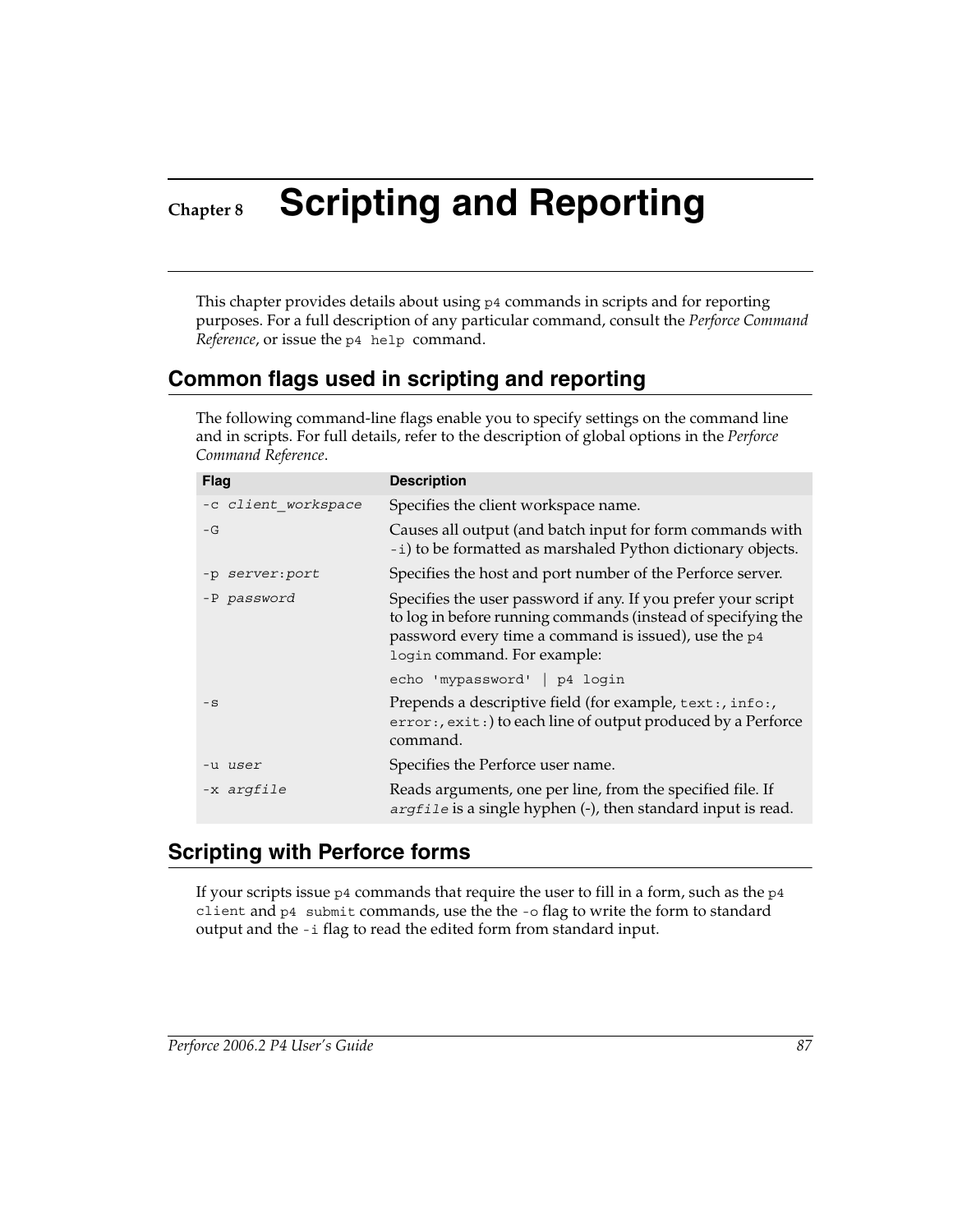# Chapter 8 Scripting and Reporting

This chapter provides details about using `p4` commands in scripts and for reporting purposes. For a full description of any particular command, consult the *Perforce Command Reference*, or issue the `p4 help` command.

## Common flags used in scripting and reporting

The following command-line flags enable you to specify settings on the command line and in scripts. For full details, refer to the description of global options in the *Perforce Command Reference*.

| Flag | Description |
|---|---|
| `-c` *client_workspace* | Specifies the client workspace name. |
| `-G` | Causes all output (and batch input for form commands with `-i`) to be formatted as marshaled Python dictionary objects. |
| `-p` *server:port* | Specifies the host and port number of the Perforce server. |
| `-P` *password* | Specifies the user password if any. If you prefer your script to log in before running commands (instead of specifying the password every time a command is issued), use the `p4 login` command. For example: `echo 'mypassword' \| p4 login` |
| `-s` | Prepends a descriptive field (for example, `text:`, `info:`, `error:`, `exit:`) to each line of output produced by a Perforce command. |
| `-u` *user* | Specifies the Perforce user name. |
| `-x` *argfile* | Reads arguments, one per line, from the specified file. If *argfile* is a single hyphen (-), then standard input is read. |

## Scripting with Perforce forms

If your scripts issue `p4` commands that require the user to fill in a form, such as the `p4 client` and `p4 submit` commands, use the the `-o` flag to write the form to standard output and the `-i` flag to read the edited form from standard input.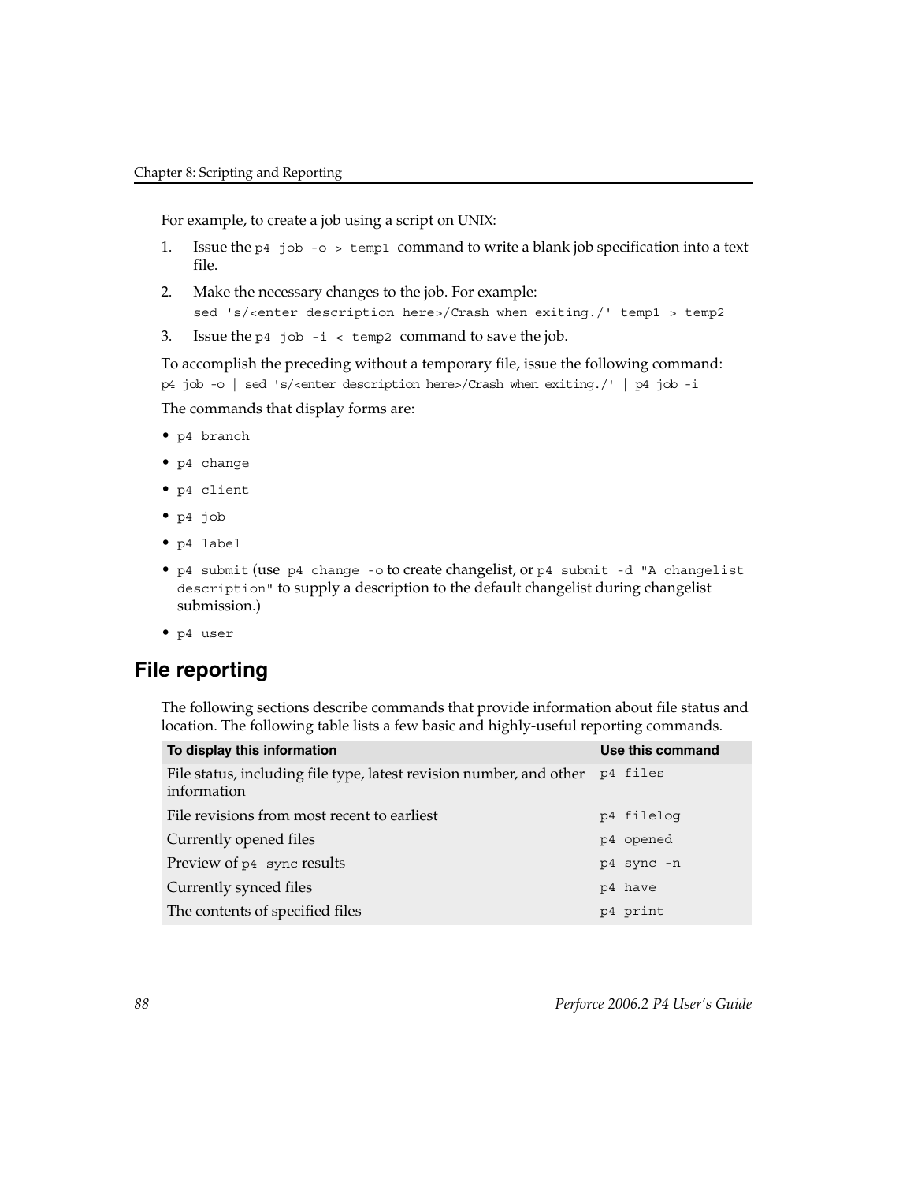For example, to create a job using a script on UNIX:

1. Issue the `p4 job -o > temp1` command to write a blank job specification into a text file.
2. Make the necessary changes to the job. For example:
   ```
   sed 's/<enter description here>/Crash when exiting./' temp1 > temp2
   ```
3. Issue the `p4 job -i < temp2` command to save the job.

To accomplish the preceding without a temporary file, issue the following command:

```
p4 job -o | sed 's/<enter description here>/Crash when exiting./' | p4 job -i
```

The commands that display forms are:

- `p4 branch`
- `p4 change`
- `p4 client`
- `p4 job`
- `p4 label`
- `p4 submit` (use `p4 change -o` to create changelist, or `p4 submit -d "A changelist description"` to supply a description to the default changelist during changelist submission.)
- `p4 user`

## File reporting

The following sections describe commands that provide information about file status and location. The following table lists a few basic and highly-useful reporting commands.

| To display this information | Use this command |
|---|---|
| File status, including file type, latest revision number, and other information | `p4 files` |
| File revisions from most recent to earliest | `p4 filelog` |
| Currently opened files | `p4 opened` |
| Preview of `p4 sync` results | `p4 sync -n` |
| Currently synced files | `p4 have` |
| The contents of specified files | `p4 print` |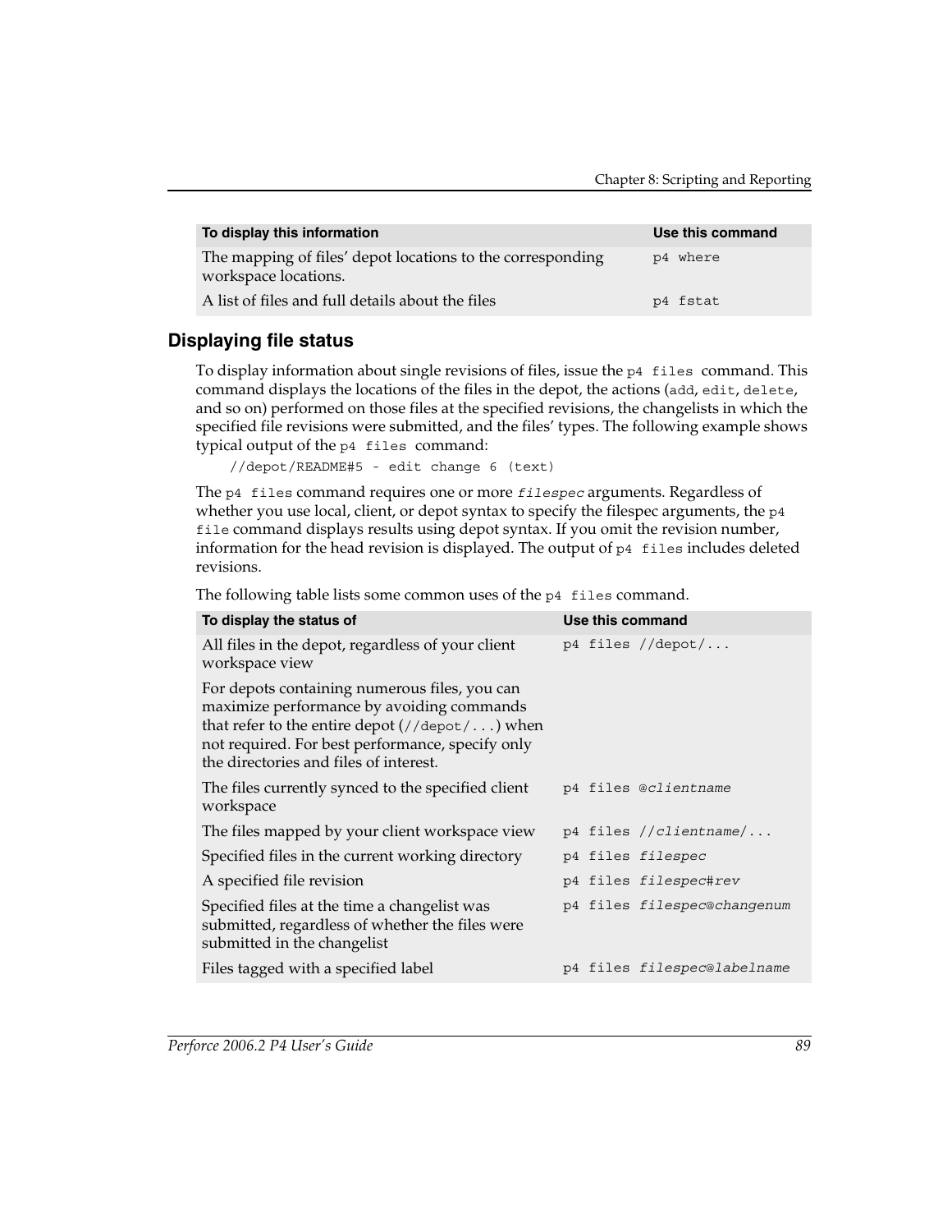| To display this information | Use this command |
|---|---|
| The mapping of files' depot locations to the corresponding workspace locations. | `p4 where` |
| A list of files and full details about the files | `p4 fstat` |

## Displaying file status

To display information about single revisions of files, issue the `p4 files` command. This command displays the locations of the files in the depot, the actions (`add`, `edit`, `delete`, and so on) performed on those files at the specified revisions, the changelists in which the specified file revisions were submitted, and the files' types. The following example shows typical output of the `p4 files` command:

```
//depot/README#5 - edit change 6 (text)
```

The `p4 files` command requires one or more *`filespec`* arguments. Regardless of whether you use local, client, or depot syntax to specify the filespec arguments, the `p4 file` command displays results using depot syntax. If you omit the revision number, information for the head revision is displayed. The output of `p4 files` includes deleted revisions.

The following table lists some common uses of the `p4 files` command.

| To display the status of | Use this command |
|---|---|
| All files in the depot, regardless of your client workspace view | `p4 files //depot/...` |
| For depots containing numerous files, you can maximize performance by avoiding commands that refer to the entire depot (`//depot/...`) when not required. For best performance, specify only the directories and files of interest. | |
| The files currently synced to the specified client workspace | `p4 files @`*`clientname`* |
| The files mapped by your client workspace view | `p4 files //`*`clientname`*`/...` |
| Specified files in the current working directory | `p4 files` *`filespec`* |
| A specified file revision | `p4 files` *`filespec`*`#`*`rev`* |
| Specified files at the time a changelist was submitted, regardless of whether the files were submitted in the changelist | `p4 files` *`filespec`*`@`*`changenum`* |
| Files tagged with a specified label | `p4 files` *`filespec`*`@`*`labelname`* |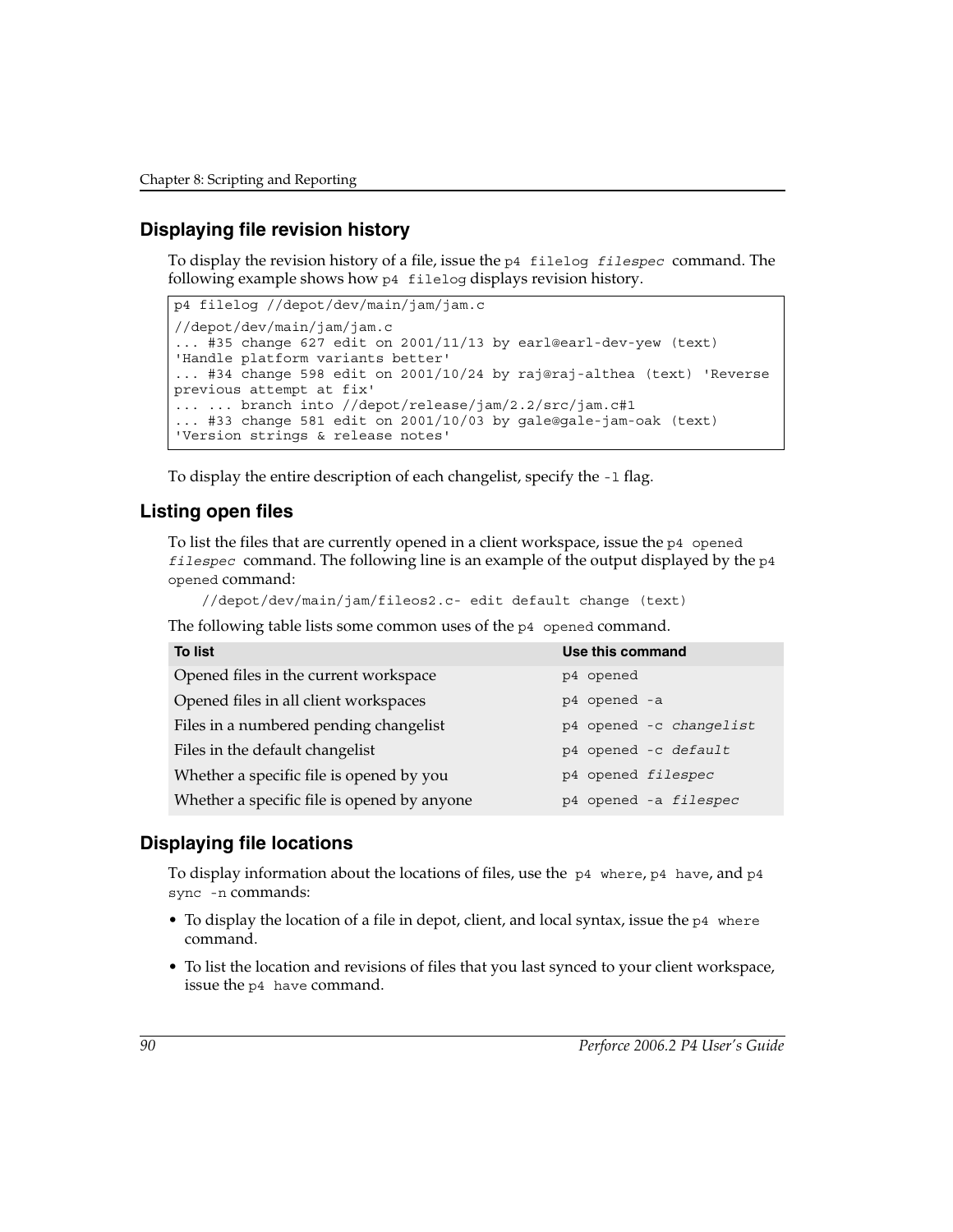## Displaying file revision history

To display the revision history of a file, issue the `p4 filelog` *`filespec`* command. The following example shows how `p4 filelog` displays revision history.

```
p4 filelog //depot/dev/main/jam/jam.c
//depot/dev/main/jam/jam.c
... #35 change 627 edit on 2001/11/13 by earl@earl-dev-yew (text)
'Handle platform variants better'
... #34 change 598 edit on 2001/10/24 by raj@raj-althea (text) 'Reverse
previous attempt at fix'
... ... branch into //depot/release/jam/2.2/src/jam.c#1
... #33 change 581 edit on 2001/10/03 by gale@gale-jam-oak (text)
'Version strings & release notes'
```

To display the entire description of each changelist, specify the `-l` flag.

## Listing open files

To list the files that are currently opened in a client workspace, issue the `p4 opened` *`filespec`* command. The following line is an example of the output displayed by the `p4 opened` command:

```
//depot/dev/main/jam/fileos2.c- edit default change (text)
```

The following table lists some common uses of the `p4 opened` command.

| To list | Use this command |
|---|---|
| Opened files in the current workspace | `p4 opened` |
| Opened files in all client workspaces | `p4 opened -a` |
| Files in a numbered pending changelist | `p4 opened -c` *`changelist`* |
| Files in the default changelist | `p4 opened -c` *`default`* |
| Whether a specific file is opened by you | `p4 opened` *`filespec`* |
| Whether a specific file is opened by anyone | `p4 opened -a` *`filespec`* |

## Displaying file locations

To display information about the locations of files, use the `p4 where`, `p4 have`, and `p4 sync -n` commands:

- To display the location of a file in depot, client, and local syntax, issue the `p4 where` command.
- To list the location and revisions of files that you last synced to your client workspace, issue the `p4 have` command.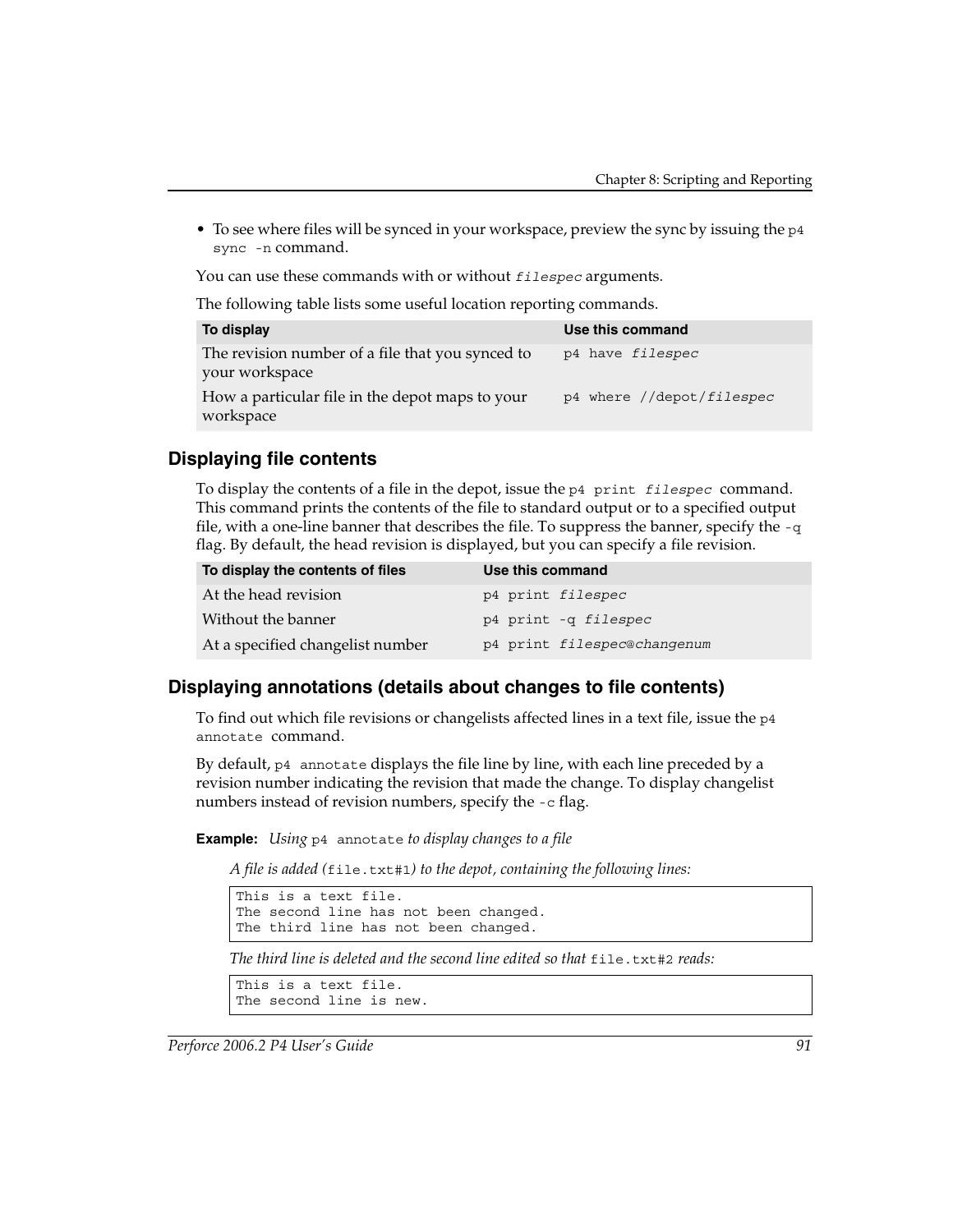- To see where files will be synced in your workspace, preview the sync by issuing the `p4 sync -n` command.

You can use these commands with or without *filespec* arguments.

The following table lists some useful location reporting commands.

| To display | Use this command |
|---|---|
| The revision number of a file that you synced to your workspace | `p4 have filespec` |
| How a particular file in the depot maps to your workspace | `p4 where //depot/filespec` |

## Displaying file contents

To display the contents of a file in the depot, issue the `p4 print filespec` command. This command prints the contents of the file to standard output or to a specified output file, with a one-line banner that describes the file. To suppress the banner, specify the `-q` flag. By default, the head revision is displayed, but you can specify a file revision.

| To display the contents of files | Use this command |
|---|---|
| At the head revision | `p4 print filespec` |
| Without the banner | `p4 print -q filespec` |
| At a specified changelist number | `p4 print filespec@changenum` |

## Displaying annotations (details about changes to file contents)

To find out which file revisions or changelists affected lines in a text file, issue the `p4 annotate` command.

By default, `p4 annotate` displays the file line by line, with each line preceded by a revision number indicating the revision that made the change. To display changelist numbers instead of revision numbers, specify the `-c` flag.

**Example:** *Using* `p4 annotate` *to display changes to a file*

*A file is added (*`file.txt#1`*) to the depot, containing the following lines:*

```
This is a text file.
The second line has not been changed.
The third line has not been changed.
```

*The third line is deleted and the second line edited so that* `file.txt#2` *reads:*

```
This is a text file.
The second line is new.
```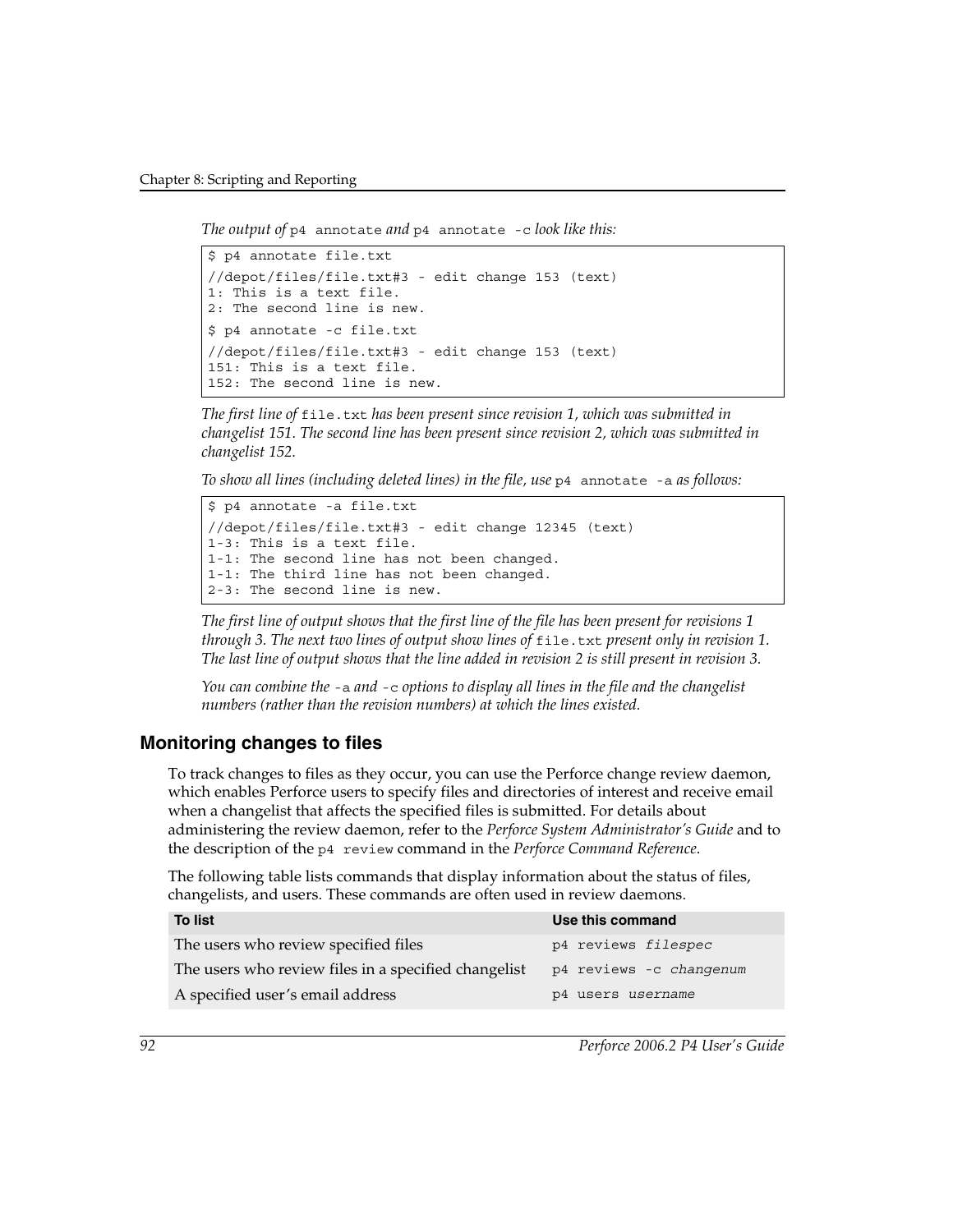*The output of* `p4 annotate` *and* `p4 annotate -c` *look like this:*

```
$ p4 annotate file.txt
//depot/files/file.txt#3 - edit change 153 (text)
1: This is a text file.
2: The second line is new.
$ p4 annotate -c file.txt
//depot/files/file.txt#3 - edit change 153 (text)
151: This is a text file.
152: The second line is new.
```

*The first line of* `file.txt` *has been present since revision 1, which was submitted in changelist 151. The second line has been present since revision 2, which was submitted in changelist 152.*

*To show all lines (including deleted lines) in the file, use* `p4 annotate -a` *as follows:*

```
$ p4 annotate -a file.txt
//depot/files/file.txt#3 - edit change 12345 (text)
1-3: This is a text file.
1-1: The second line has not been changed.
1-1: The third line has not been changed.
2-3: The second line is new.
```

*The first line of output shows that the first line of the file has been present for revisions 1 through 3. The next two lines of output show lines of* `file.txt` *present only in revision 1. The last line of output shows that the line added in revision 2 is still present in revision 3.*

*You can combine the* `-a` *and* `-c` *options to display all lines in the file and the changelist numbers (rather than the revision numbers) at which the lines existed.*

## Monitoring changes to files

To track changes to files as they occur, you can use the Perforce change review daemon, which enables Perforce users to specify files and directories of interest and receive email when a changelist that affects the specified files is submitted. For details about administering the review daemon, refer to the *Perforce System Administrator's Guide* and to the description of the `p4 review` command in the *Perforce Command Reference*.

The following table lists commands that display information about the status of files, changelists, and users. These commands are often used in review daemons.

| To list | Use this command |
|---|---|
| The users who review specified files | `p4 reviews` *`filespec`* |
| The users who review files in a specified changelist | `p4 reviews -c` *`changenum`* |
| A specified user's email address | `p4 users` *`username`* |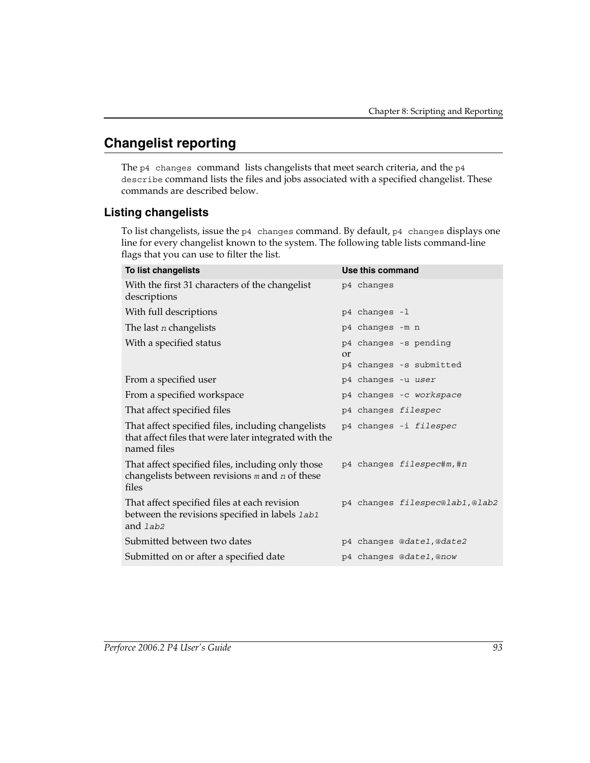## Changelist reporting

The `p4 changes` command lists changelists that meet search criteria, and the `p4 describe` command lists the files and jobs associated with a specified changelist. These commands are described below.

### Listing changelists

To list changelists, issue the `p4 changes` command. By default, `p4 changes` displays one line for every changelist known to the system. The following table lists command-line flags that you can use to filter the list.

| To list changelists | Use this command |
|---|---|
| With the first 31 characters of the changelist descriptions | `p4 changes` |
| With full descriptions | `p4 changes -l` |
| The last *n* changelists | `p4 changes -m n` |
| With a specified status | `p4 changes -s pending` or `p4 changes -s submitted` |
| From a specified user | `p4 changes -u` *`user`* |
| From a specified workspace | `p4 changes -c` *`workspace`* |
| That affect specified files | `p4 changes` *`filespec`* |
| That affect specified files, including changelists that affect files that were later integrated with the named files | `p4 changes -i` *`filespec`* |
| That affect specified files, including only those changelists between revisions *m* and *n* of these files | `p4 changes` *`filespec#m,#n`* |
| That affect specified files at each revision between the revisions specified in labels *lab1* and *lab2* | `p4 changes` *`filespec@lab1,@lab2`* |
| Submitted between two dates | `p4 changes` *`@date1,@date2`* |
| Submitted on or after a specified date | `p4 changes` *`@date1,@now`* |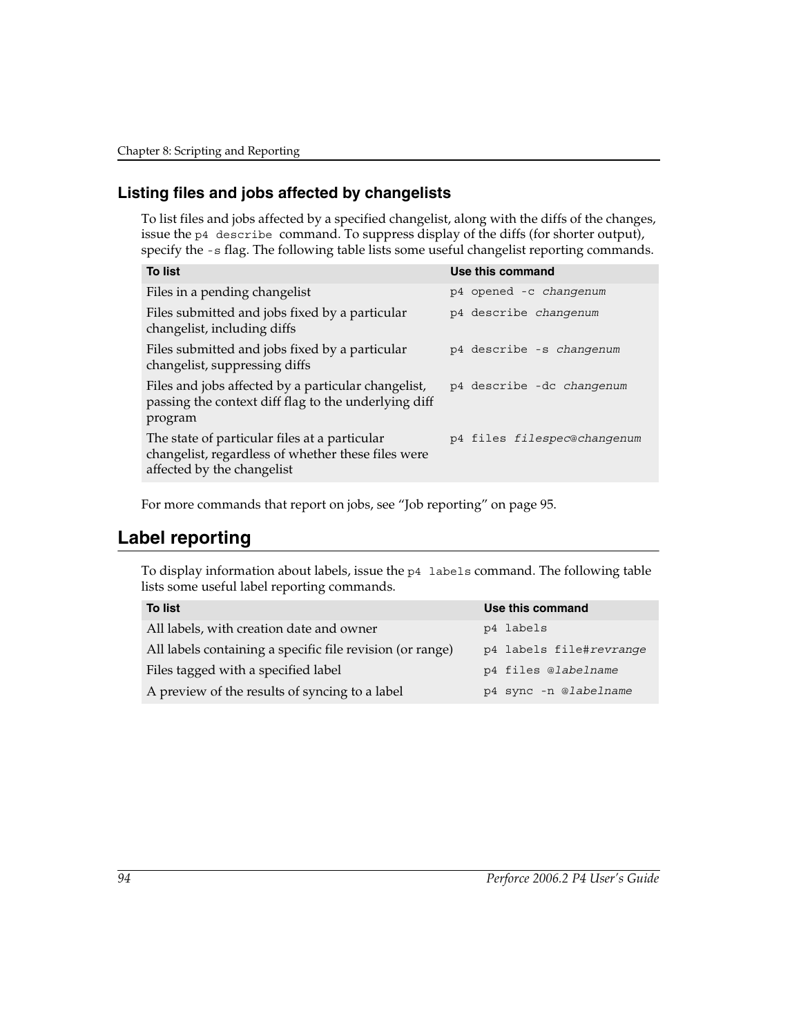### Listing files and jobs affected by changelists

To list files and jobs affected by a specified changelist, along with the diffs of the changes, issue the `p4 describe` command. To suppress display of the diffs (for shorter output), specify the `-s` flag. The following table lists some useful changelist reporting commands.

| To list | Use this command |
|---|---|
| Files in a pending changelist | `p4 opened -c` *`changenum`* |
| Files submitted and jobs fixed by a particular changelist, including diffs | `p4 describe` *`changenum`* |
| Files submitted and jobs fixed by a particular changelist, suppressing diffs | `p4 describe -s` *`changenum`* |
| Files and jobs affected by a particular changelist, passing the context diff flag to the underlying diff program | `p4 describe -dc` *`changenum`* |
| The state of particular files at a particular changelist, regardless of whether these files were affected by the changelist | `p4 files` *`filespec@changenum`* |

For more commands that report on jobs, see "Job reporting" on page 95.

## Label reporting

To display information about labels, issue the `p4 labels` command. The following table lists some useful label reporting commands.

| To list | Use this command |
|---|---|
| All labels, with creation date and owner | `p4 labels` |
| All labels containing a specific file revision (or range) | `p4 labels file#`*`revrange`* |
| Files tagged with a specified label | `p4 files @`*`labelname`* |
| A preview of the results of syncing to a label | `p4 sync -n @`*`labelname`* |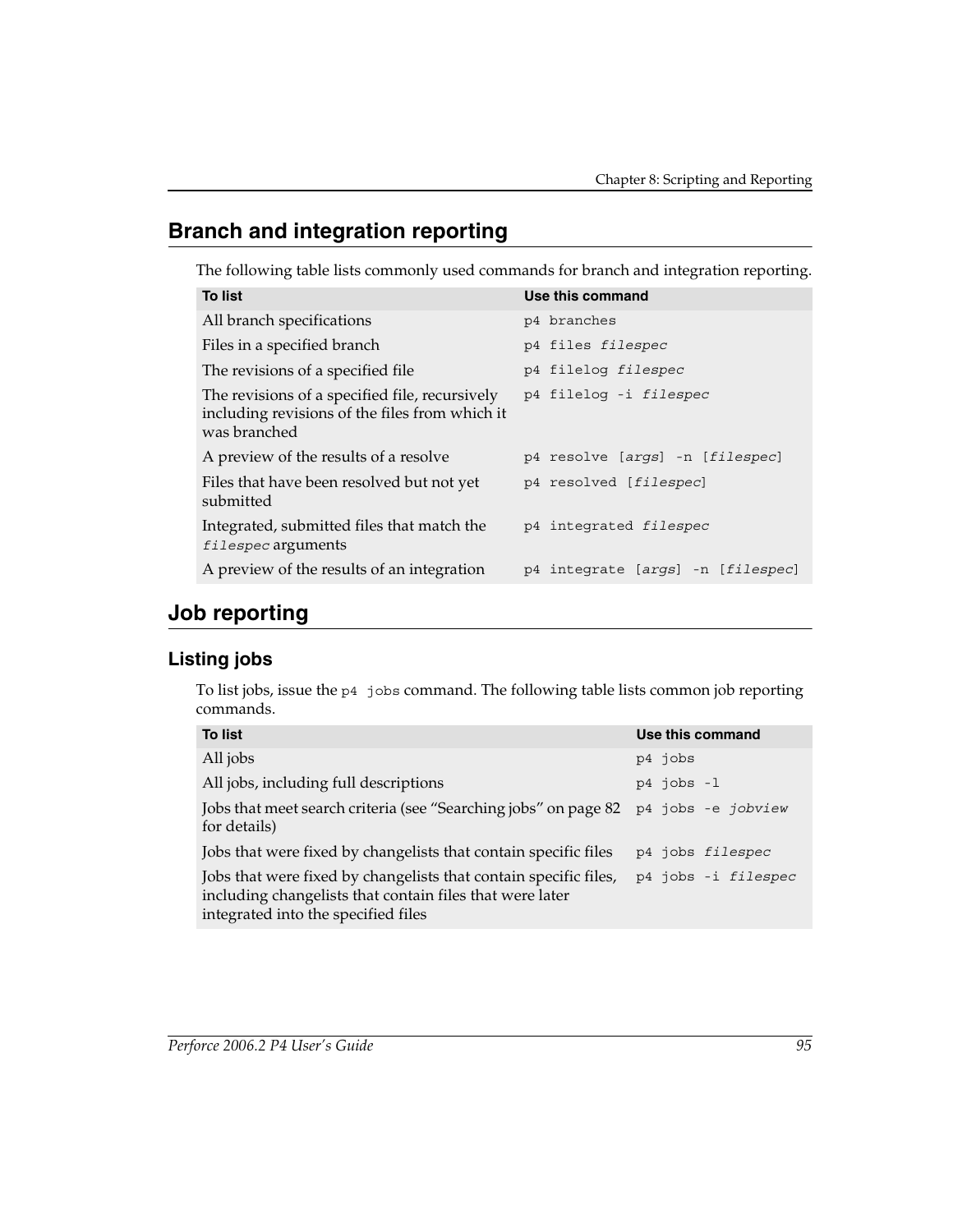## Branch and integration reporting

The following table lists commonly used commands for branch and integration reporting.

| To list | Use this command |
|---|---|
| All branch specifications | `p4 branches` |
| Files in a specified branch | `p4 files` *`filespec`* |
| The revisions of a specified file | `p4 filelog` *`filespec`* |
| The revisions of a specified file, recursively including revisions of the files from which it was branched | `p4 filelog -i` *`filespec`* |
| A preview of the results of a resolve | `p4 resolve [`*`args`*`] -n [`*`filespec`*`]` |
| Files that have been resolved but not yet submitted | `p4 resolved [`*`filespec`*`]` |
| Integrated, submitted files that match the *`filespec`* arguments | `p4 integrated` *`filespec`* |
| A preview of the results of an integration | `p4 integrate [`*`args`*`] -n [`*`filespec`*`]` |

## Job reporting

### Listing jobs

To list jobs, issue the `p4 jobs` command. The following table lists common job reporting commands.

| To list | Use this command |
|---|---|
| All jobs | `p4 jobs` |
| All jobs, including full descriptions | `p4 jobs -l` |
| Jobs that meet search criteria (see "Searching jobs" on page 82 for details) | `p4 jobs -e` *`jobview`* |
| Jobs that were fixed by changelists that contain specific files | `p4 jobs` *`filespec`* |
| Jobs that were fixed by changelists that contain specific files, including changelists that contain files that were later integrated into the specified files | `p4 jobs -i` *`filespec`* |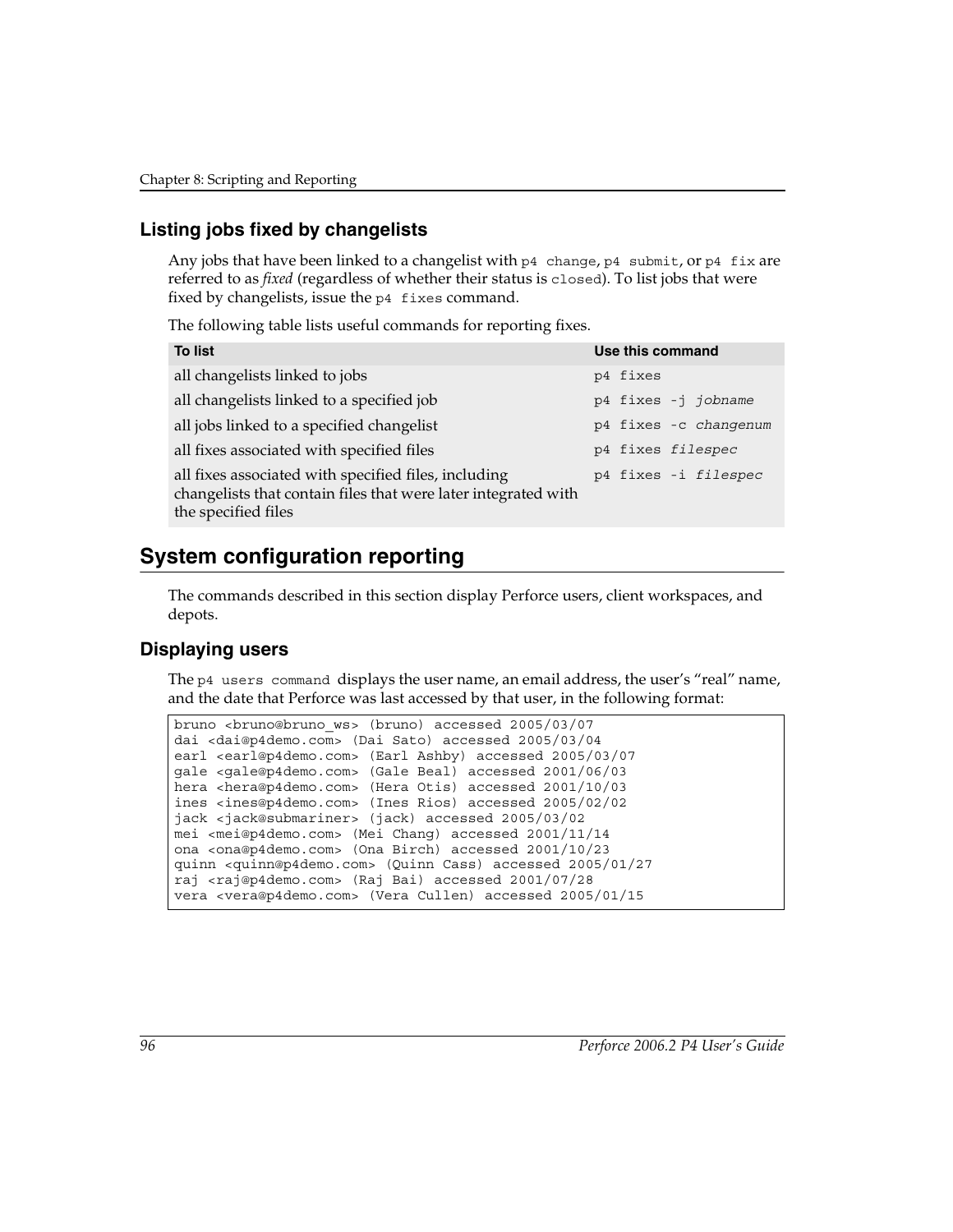### Listing jobs fixed by changelists

Any jobs that have been linked to a changelist with `p4 change`, `p4 submit`, or `p4 fix` are referred to as *fixed* (regardless of whether their status is `closed`). To list jobs that were fixed by changelists, issue the `p4 fixes` command.

The following table lists useful commands for reporting fixes.

| To list | Use this command |
|---|---|
| all changelists linked to jobs | `p4 fixes` |
| all changelists linked to a specified job | `p4 fixes -j` *`jobname`* |
| all jobs linked to a specified changelist | `p4 fixes -c` *`changenum`* |
| all fixes associated with specified files | `p4 fixes` *`filespec`* |
| all fixes associated with specified files, including changelists that contain files that were later integrated with the specified files | `p4 fixes -i` *`filespec`* |

## System configuration reporting

The commands described in this section display Perforce users, client workspaces, and depots.

### Displaying users

The `p4 users command` displays the user name, an email address, the user's "real" name, and the date that Perforce was last accessed by that user, in the following format:

```
bruno <bruno@bruno_ws> (bruno) accessed 2005/03/07
dai <dai@p4demo.com> (Dai Sato) accessed 2005/03/04
earl <earl@p4demo.com> (Earl Ashby) accessed 2005/03/07
gale <gale@p4demo.com> (Gale Beal) accessed 2001/06/03
hera <hera@p4demo.com> (Hera Otis) accessed 2001/10/03
ines <ines@p4demo.com> (Ines Rios) accessed 2005/02/02
jack <jack@submariner> (jack) accessed 2005/03/02
mei <mei@p4demo.com> (Mei Chang) accessed 2001/11/14
ona <ona@p4demo.com> (Ona Birch) accessed 2001/10/23
quinn <quinn@p4demo.com> (Quinn Cass) accessed 2005/01/27
raj <raj@p4demo.com> (Raj Bai) accessed 2001/07/28
vera <vera@p4demo.com> (Vera Cullen) accessed 2005/01/15
```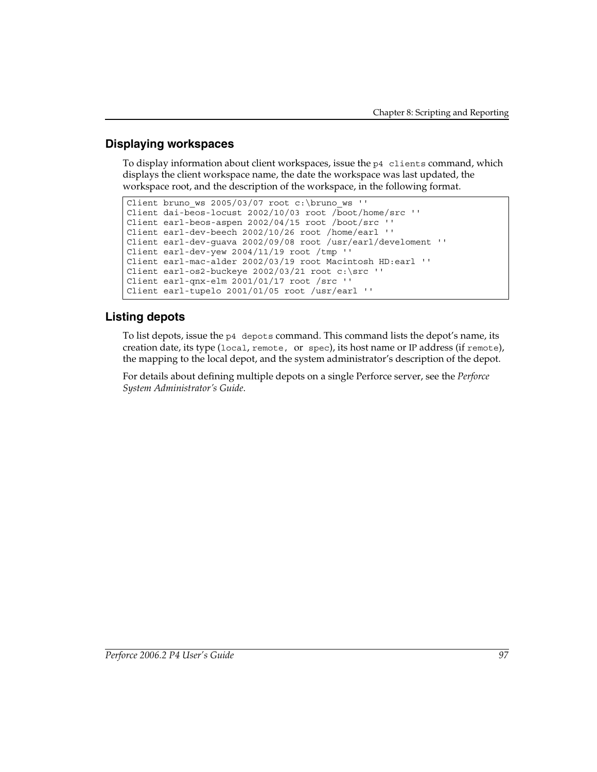## Displaying workspaces

To display information about client workspaces, issue the `p4 clients` command, which displays the client workspace name, the date the workspace was last updated, the workspace root, and the description of the workspace, in the following format.

```
Client bruno_ws 2005/03/07 root c:\bruno_ws ''
Client dai-beos-locust 2002/10/03 root /boot/home/src ''
Client earl-beos-aspen 2002/04/15 root /boot/src ''
Client earl-dev-beech 2002/10/26 root /home/earl ''
Client earl-dev-guava 2002/09/08 root /usr/earl/develoment ''
Client earl-dev-yew 2004/11/19 root /tmp ''
Client earl-mac-alder 2002/03/19 root Macintosh HD:earl ''
Client earl-os2-buckeye 2002/03/21 root c:\src ''
Client earl-qnx-elm 2001/01/17 root /src ''
Client earl-tupelo 2001/01/05 root /usr/earl ''
```

## Listing depots

To list depots, issue the `p4 depots` command. This command lists the depot's name, its creation date, its type (`local`, `remote`, or `spec`), its host name or IP address (if `remote`), the mapping to the local depot, and the system administrator's description of the depot.

For details about defining multiple depots on a single Perforce server, see the *Perforce System Administrator's Guide*.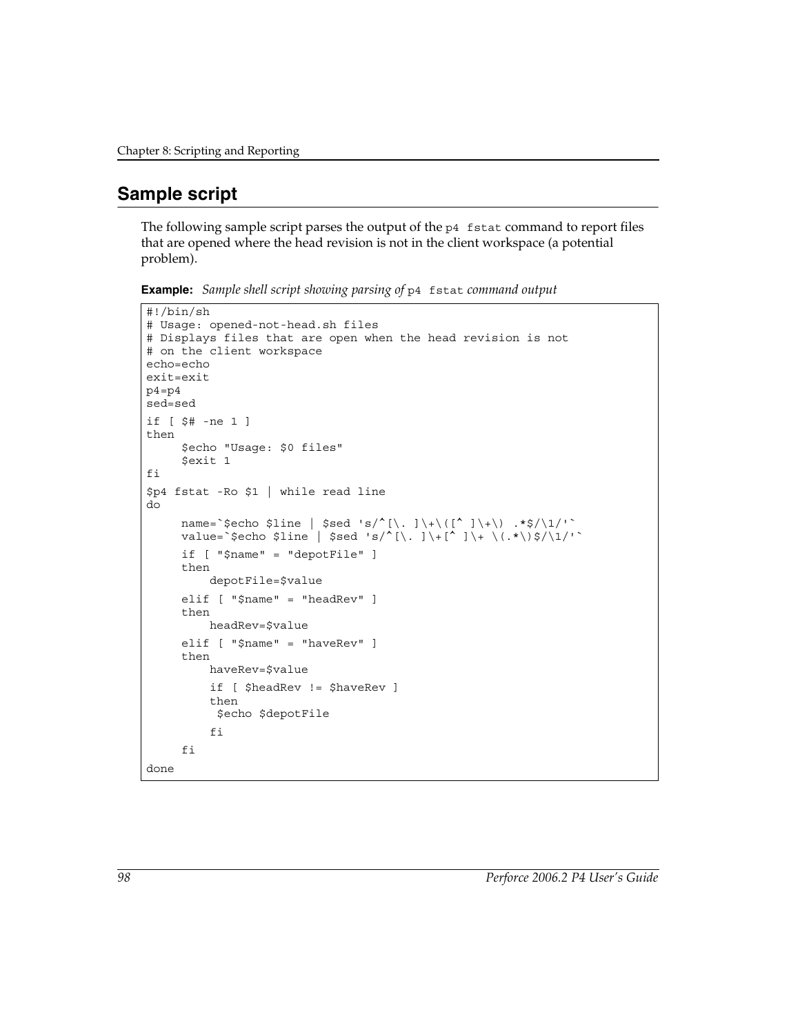## Sample script

The following sample script parses the output of the `p4 fstat` command to report files that are opened where the head revision is not in the client workspace (a potential problem).

**Example:** *Sample shell script showing parsing of* `p4 fstat` *command output*

```
#!/bin/sh
# Usage: opened-not-head.sh files
# Displays files that are open when the head revision is not
# on the client workspace
echo=echo
exit=exit
p4=p4
sed=sed
if [ $# -ne 1 ]
then
     $echo "Usage: $0 files"
     $exit 1
fi
$p4 fstat -Ro $1 | while read line
do
     name=`$echo $line | $sed 's/^[\. ]\+\([^ ]\+\) .*$/\1/'`
     value=`$echo $line | $sed 's/^[\. ]\+[^ ]\+ \(.*\)$/\1/'`
     if [ "$name" = "depotFile" ]
     then
         depotFile=$value
     elif [ "$name" = "headRev" ]
     then
         headRev=$value
     elif [ "$name" = "haveRev" ]
     then
         haveRev=$value
         if [ $headRev != $haveRev ]
         then
          $echo $depotFile
         fi
     fi
done
```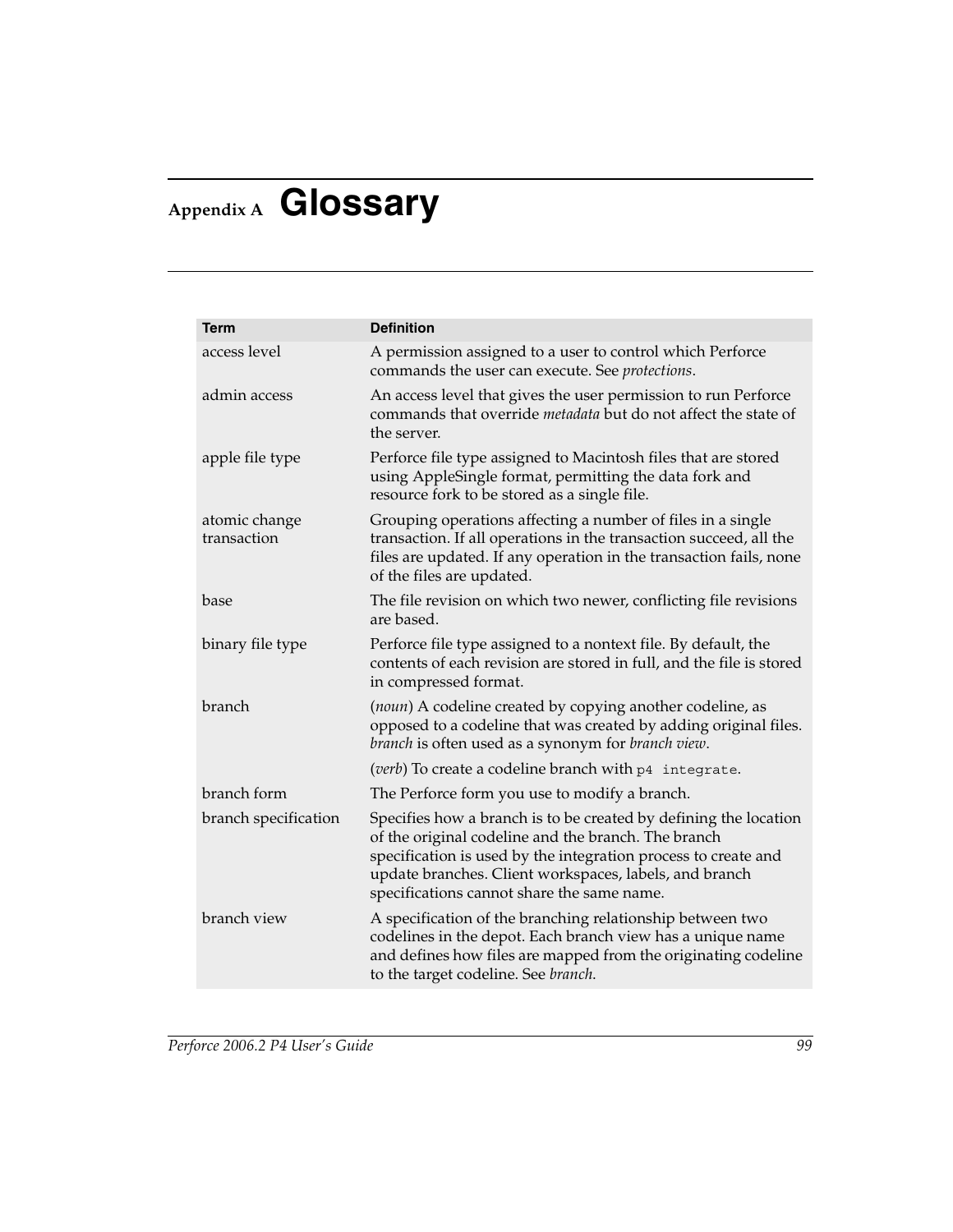# Appendix A Glossary

| Term | Definition |
|---|---|
| access level | A permission assigned to a user to control which Perforce commands the user can execute. See *protections*. |
| admin access | An access level that gives the user permission to run Perforce commands that override *metadata* but do not affect the state of the server. |
| apple file type | Perforce file type assigned to Macintosh files that are stored using AppleSingle format, permitting the data fork and resource fork to be stored as a single file. |
| atomic change transaction | Grouping operations affecting a number of files in a single transaction. If all operations in the transaction succeed, all the files are updated. If any operation in the transaction fails, none of the files are updated. |
| base | The file revision on which two newer, conflicting file revisions are based. |
| binary file type | Perforce file type assigned to a nontext file. By default, the contents of each revision are stored in full, and the file is stored in compressed format. |
| branch | (*noun*) A codeline created by copying another codeline, as opposed to a codeline that was created by adding original files. *branch* is often used as a synonym for *branch view*. |
| | (*verb*) To create a codeline branch with `p4 integrate`. |
| branch form | The Perforce form you use to modify a branch. |
| branch specification | Specifies how a branch is to be created by defining the location of the original codeline and the branch. The branch specification is used by the integration process to create and update branches. Client workspaces, labels, and branch specifications cannot share the same name. |
| branch view | A specification of the branching relationship between two codelines in the depot. Each branch view has a unique name and defines how files are mapped from the originating codeline to the target codeline. See *branch*. |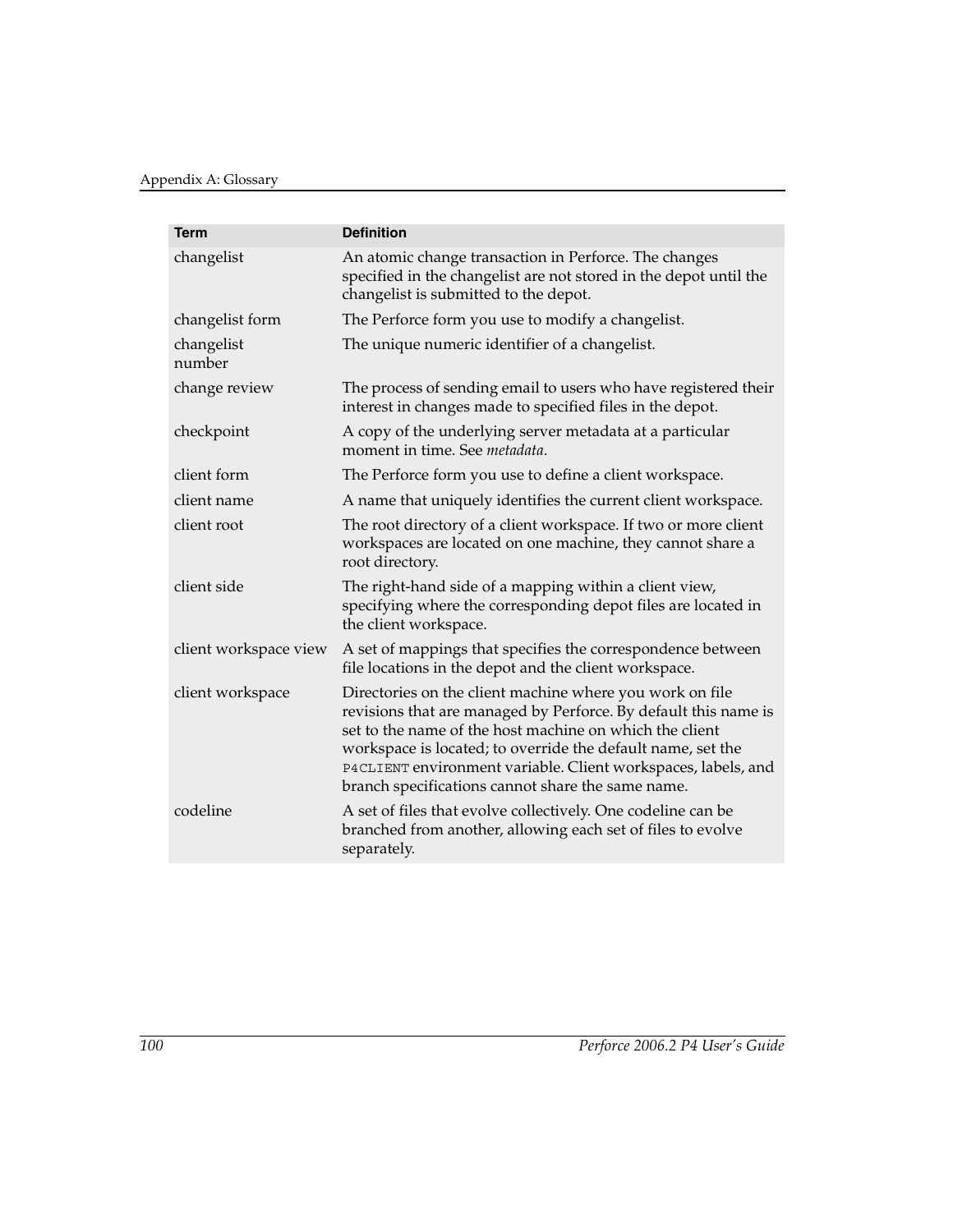| Term | Definition |
| --- | --- |
| changelist | An atomic change transaction in Perforce. The changes specified in the changelist are not stored in the depot until the changelist is submitted to the depot. |
| changelist form | The Perforce form you use to modify a changelist. |
| changelist number | The unique numeric identifier of a changelist. |
| change review | The process of sending email to users who have registered their interest in changes made to specified files in the depot. |
| checkpoint | A copy of the underlying server metadata at a particular moment in time. See *metadata*. |
| client form | The Perforce form you use to define a client workspace. |
| client name | A name that uniquely identifies the current client workspace. |
| client root | The root directory of a client workspace. If two or more client workspaces are located on one machine, they cannot share a root directory. |
| client side | The right-hand side of a mapping within a client view, specifying where the corresponding depot files are located in the client workspace. |
| client workspace view | A set of mappings that specifies the correspondence between file locations in the depot and the client workspace. |
| client workspace | Directories on the client machine where you work on file revisions that are managed by Perforce. By default this name is set to the name of the host machine on which the client workspace is located; to override the default name, set the `P4CLIENT` environment variable. Client workspaces, labels, and branch specifications cannot share the same name. |
| codeline | A set of files that evolve collectively. One codeline can be branched from another, allowing each set of files to evolve separately. |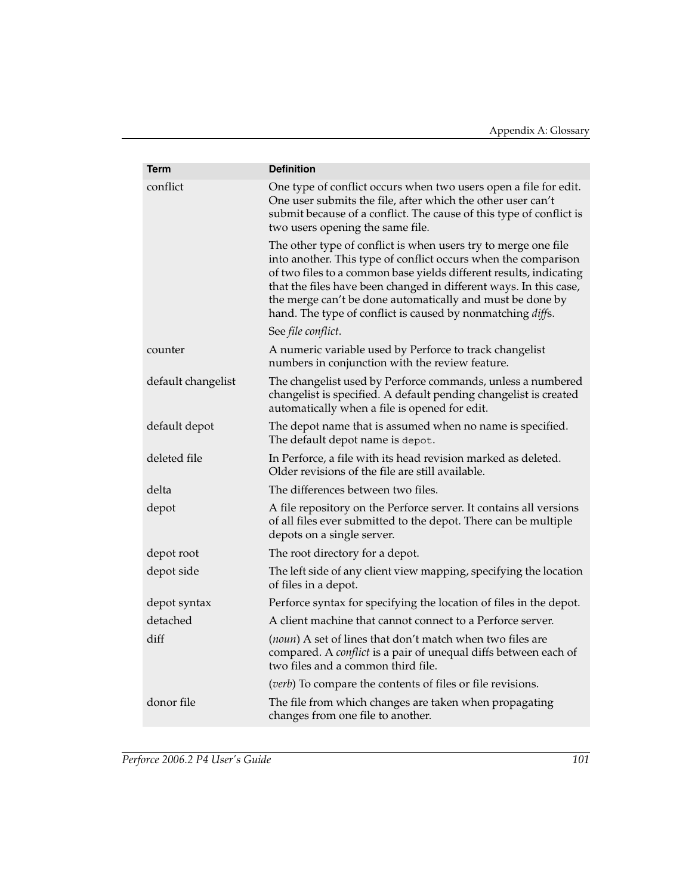| Term | Definition |
| --- | --- |
| conflict | One type of conflict occurs when two users open a file for edit. One user submits the file, after which the other user can't submit because of a conflict. The cause of this type of conflict is two users opening the same file.<br><br>The other type of conflict is when users try to merge one file into another. This type of conflict occurs when the comparison of two files to a common base yields different results, indicating that the files have been changed in different ways. In this case, the merge can't be done automatically and must be done by hand. The type of conflict is caused by nonmatching *diff*s.<br><br>See *file conflict*. |
| counter | A numeric variable used by Perforce to track changelist numbers in conjunction with the review feature. |
| default changelist | The changelist used by Perforce commands, unless a numbered changelist is specified. A default pending changelist is created automatically when a file is opened for edit. |
| default depot | The depot name that is assumed when no name is specified. The default depot name is `depot`. |
| deleted file | In Perforce, a file with its head revision marked as deleted. Older revisions of the file are still available. |
| delta | The differences between two files. |
| depot | A file repository on the Perforce server. It contains all versions of all files ever submitted to the depot. There can be multiple depots on a single server. |
| depot root | The root directory for a depot. |
| depot side | The left side of any client view mapping, specifying the location of files in a depot. |
| depot syntax | Perforce syntax for specifying the location of files in the depot. |
| detached | A client machine that cannot connect to a Perforce server. |
| diff | (*noun*) A set of lines that don't match when two files are compared. A *conflict* is a pair of unequal diffs between each of two files and a common third file.<br><br>(*verb*) To compare the contents of files or file revisions. |
| donor file | The file from which changes are taken when propagating changes from one file to another. |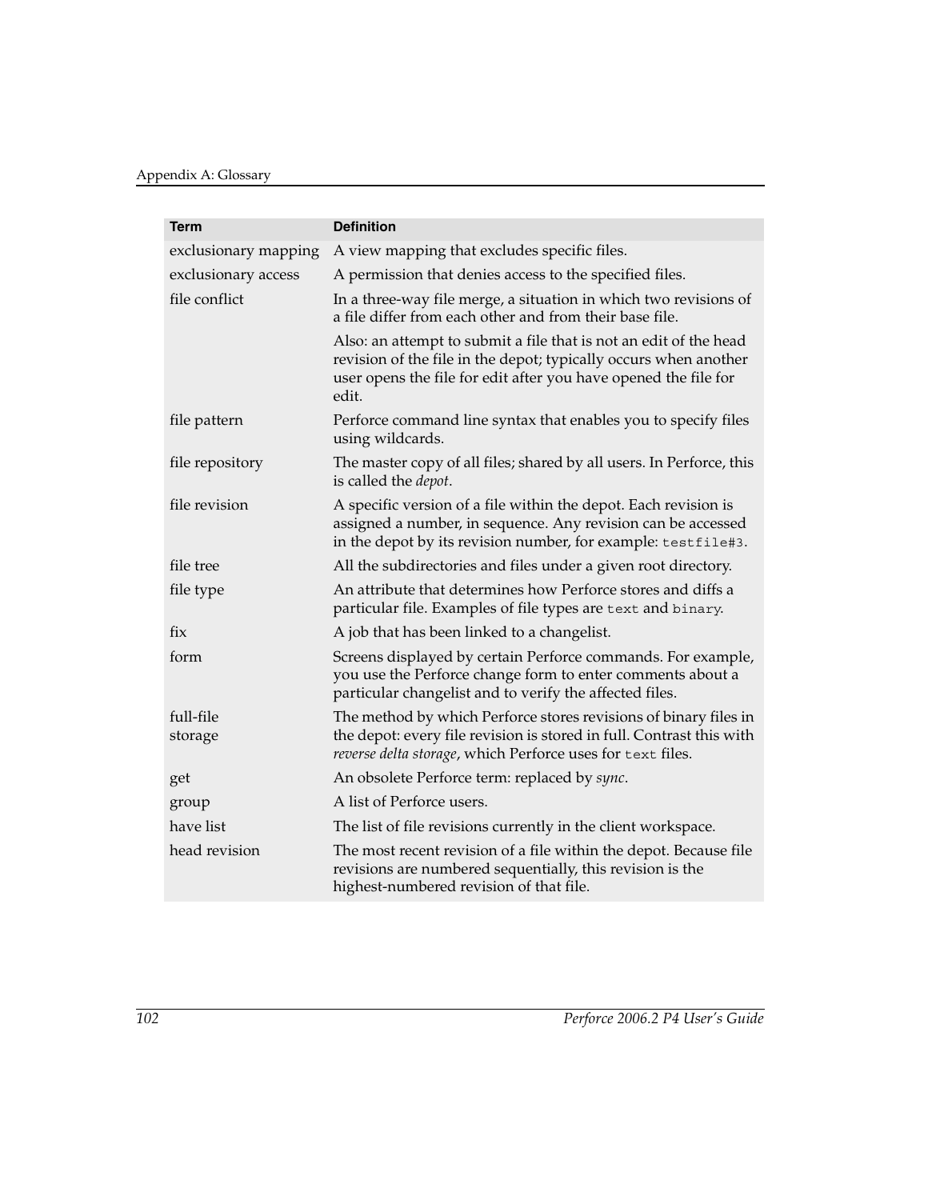| Term | Definition |
|---|---|
| exclusionary mapping | A view mapping that excludes specific files. |
| exclusionary access | A permission that denies access to the specified files. |
| file conflict | In a three-way file merge, a situation in which two revisions of a file differ from each other and from their base file.<br><br>Also: an attempt to submit a file that is not an edit of the head revision of the file in the depot; typically occurs when another user opens the file for edit after you have opened the file for edit. |
| file pattern | Perforce command line syntax that enables you to specify files using wildcards. |
| file repository | The master copy of all files; shared by all users. In Perforce, this is called the *depot*. |
| file revision | A specific version of a file within the depot. Each revision is assigned a number, in sequence. Any revision can be accessed in the depot by its revision number, for example: `testfile#3`. |
| file tree | All the subdirectories and files under a given root directory. |
| file type | An attribute that determines how Perforce stores and diffs a particular file. Examples of file types are `text` and `binary`. |
| fix | A job that has been linked to a changelist. |
| form | Screens displayed by certain Perforce commands. For example, you use the Perforce change form to enter comments about a particular changelist and to verify the affected files. |
| full-file storage | The method by which Perforce stores revisions of binary files in the depot: every file revision is stored in full. Contrast this with *reverse delta storage*, which Perforce uses for `text` files. |
| get | An obsolete Perforce term: replaced by *sync*. |
| group | A list of Perforce users. |
| have list | The list of file revisions currently in the client workspace. |
| head revision | The most recent revision of a file within the depot. Because file revisions are numbered sequentially, this revision is the highest-numbered revision of that file. |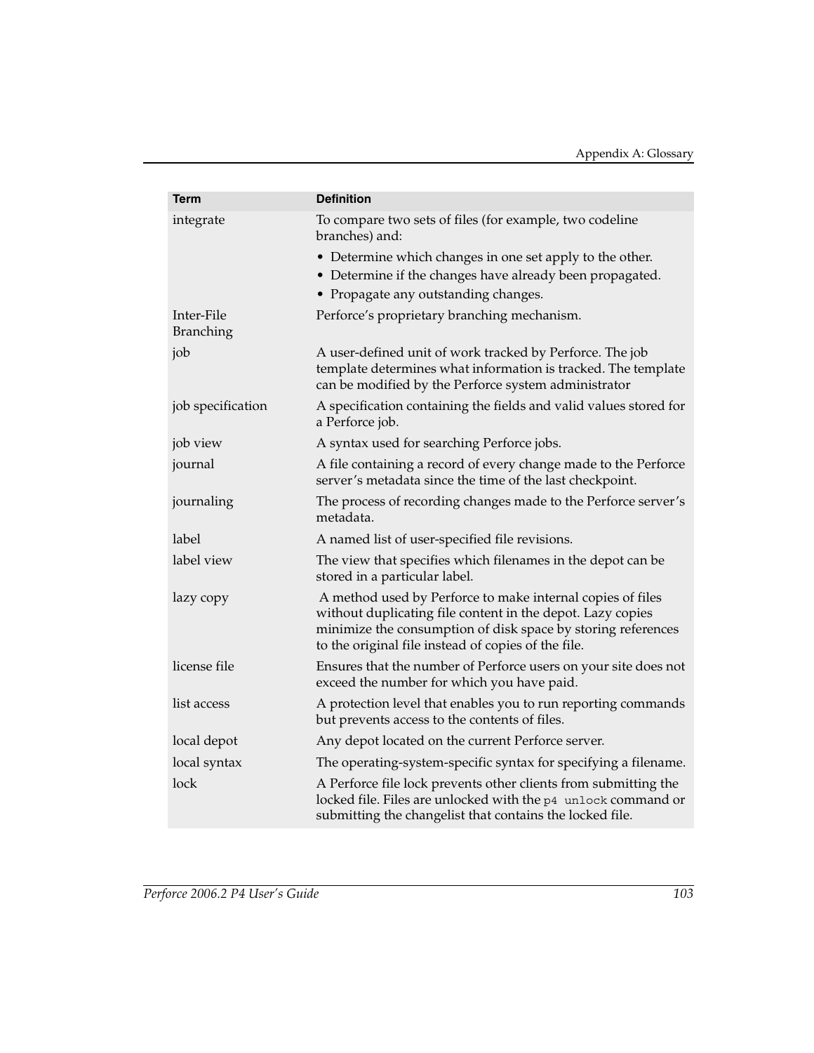| Term | Definition |
|---|---|
| integrate | To compare two sets of files (for example, two codeline branches) and:<br>• Determine which changes in one set apply to the other.<br>• Determine if the changes have already been propagated.<br>• Propagate any outstanding changes. |
| Inter-File Branching | Perforce's proprietary branching mechanism. |
| job | A user-defined unit of work tracked by Perforce. The job template determines what information is tracked. The template can be modified by the Perforce system administrator |
| job specification | A specification containing the fields and valid values stored for a Perforce job. |
| job view | A syntax used for searching Perforce jobs. |
| journal | A file containing a record of every change made to the Perforce server's metadata since the time of the last checkpoint. |
| journaling | The process of recording changes made to the Perforce server's metadata. |
| label | A named list of user-specified file revisions. |
| label view | The view that specifies which filenames in the depot can be stored in a particular label. |
| lazy copy | A method used by Perforce to make internal copies of files without duplicating file content in the depot. Lazy copies minimize the consumption of disk space by storing references to the original file instead of copies of the file. |
| license file | Ensures that the number of Perforce users on your site does not exceed the number for which you have paid. |
| list access | A protection level that enables you to run reporting commands but prevents access to the contents of files. |
| local depot | Any depot located on the current Perforce server. |
| local syntax | The operating-system-specific syntax for specifying a filename. |
| lock | A Perforce file lock prevents other clients from submitting the locked file. Files are unlocked with the `p4 unlock` command or submitting the changelist that contains the locked file. |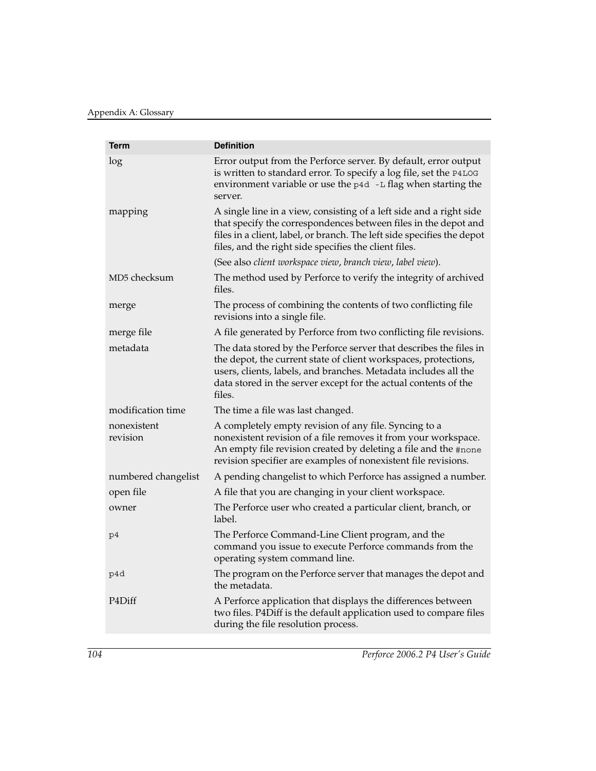| Term | Definition |
|---|---|
| log | Error output from the Perforce server. By default, error output is written to standard error. To specify a log file, set the `P4LOG` environment variable or use the `p4d -L` flag when starting the server. |
| mapping | A single line in a view, consisting of a left side and a right side that specify the correspondences between files in the depot and files in a client, label, or branch. The left side specifies the depot files, and the right side specifies the client files.<br><br>(See also *client workspace view*, *branch view*, *label view*). |
| MD5 checksum | The method used by Perforce to verify the integrity of archived files. |
| merge | The process of combining the contents of two conflicting file revisions into a single file. |
| merge file | A file generated by Perforce from two conflicting file revisions. |
| metadata | The data stored by the Perforce server that describes the files in the depot, the current state of client workspaces, protections, users, clients, labels, and branches. Metadata includes all the data stored in the server except for the actual contents of the files. |
| modification time | The time a file was last changed. |
| nonexistent revision | A completely empty revision of any file. Syncing to a nonexistent revision of a file removes it from your workspace. An empty file revision created by deleting a file and the `#none` revision specifier are examples of nonexistent file revisions. |
| numbered changelist | A pending changelist to which Perforce has assigned a number. |
| open file | A file that you are changing in your client workspace. |
| owner | The Perforce user who created a particular client, branch, or label. |
| `p4` | The Perforce Command-Line Client program, and the command you issue to execute Perforce commands from the operating system command line. |
| `p4d` | The program on the Perforce server that manages the depot and the metadata. |
| P4Diff | A Perforce application that displays the differences between two files. P4Diff is the default application used to compare files during the file resolution process. |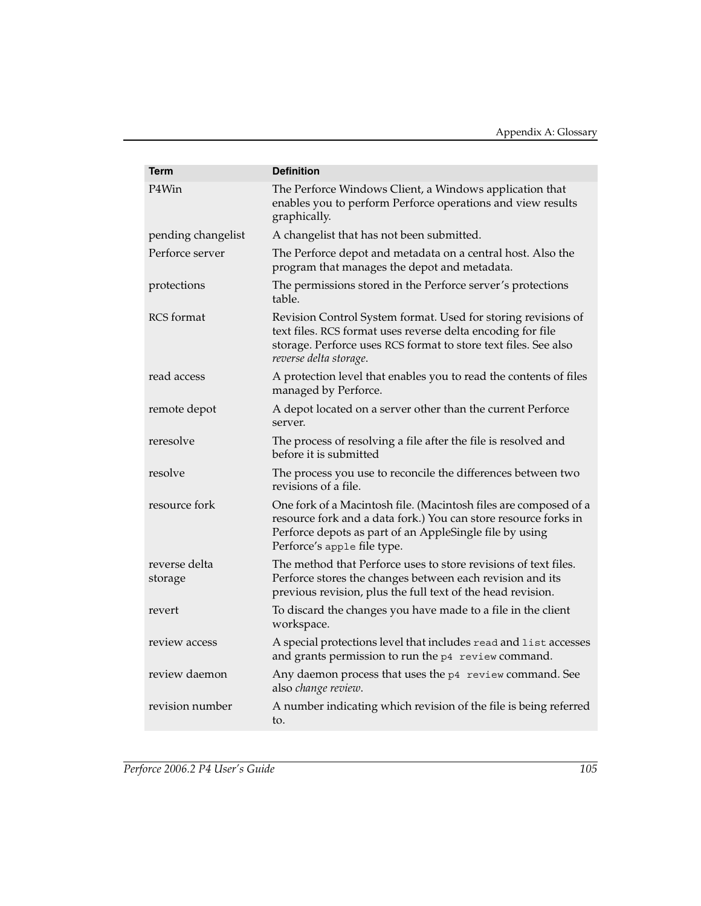| Term | Definition |
| --- | --- |
| P4Win | The Perforce Windows Client, a Windows application that enables you to perform Perforce operations and view results graphically. |
| pending changelist | A changelist that has not been submitted. |
| Perforce server | The Perforce depot and metadata on a central host. Also the program that manages the depot and metadata. |
| protections | The permissions stored in the Perforce server's protections table. |
| RCS format | Revision Control System format. Used for storing revisions of text files. RCS format uses reverse delta encoding for file storage. Perforce uses RCS format to store text files. See also *reverse delta storage*. |
| read access | A protection level that enables you to read the contents of files managed by Perforce. |
| remote depot | A depot located on a server other than the current Perforce server. |
| reresolve | The process of resolving a file after the file is resolved and before it is submitted |
| resolve | The process you use to reconcile the differences between two revisions of a file. |
| resource fork | One fork of a Macintosh file. (Macintosh files are composed of a resource fork and a data fork.) You can store resource forks in Perforce depots as part of an AppleSingle file by using Perforce's `apple` file type. |
| reverse delta storage | The method that Perforce uses to store revisions of text files. Perforce stores the changes between each revision and its previous revision, plus the full text of the head revision. |
| revert | To discard the changes you have made to a file in the client workspace. |
| review access | A special protections level that includes `read` and `list` accesses and grants permission to run the `p4 review` command. |
| review daemon | Any daemon process that uses the `p4 review` command. See also *change review*. |
| revision number | A number indicating which revision of the file is being referred to. |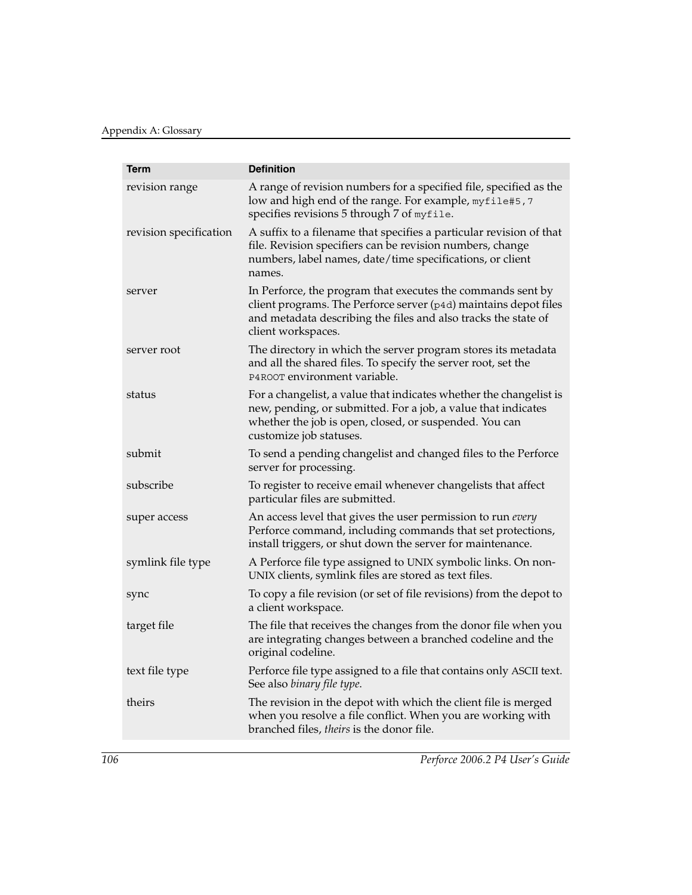| Term | Definition |
| --- | --- |
| revision range | A range of revision numbers for a specified file, specified as the low and high end of the range. For example, `myfile#5,7` specifies revisions 5 through 7 of `myfile`. |
| revision specification | A suffix to a filename that specifies a particular revision of that file. Revision specifiers can be revision numbers, change numbers, label names, date/time specifications, or client names. |
| server | In Perforce, the program that executes the commands sent by client programs. The Perforce server (`p4d`) maintains depot files and metadata describing the files and also tracks the state of client workspaces. |
| server root | The directory in which the server program stores its metadata and all the shared files. To specify the server root, set the `P4ROOT` environment variable. |
| status | For a changelist, a value that indicates whether the changelist is new, pending, or submitted. For a job, a value that indicates whether the job is open, closed, or suspended. You can customize job statuses. |
| submit | To send a pending changelist and changed files to the Perforce server for processing. |
| subscribe | To register to receive email whenever changelists that affect particular files are submitted. |
| super access | An access level that gives the user permission to run *every* Perforce command, including commands that set protections, install triggers, or shut down the server for maintenance. |
| symlink file type | A Perforce file type assigned to UNIX symbolic links. On non-UNIX clients, symlink files are stored as text files. |
| sync | To copy a file revision (or set of file revisions) from the depot to a client workspace. |
| target file | The file that receives the changes from the donor file when you are integrating changes between a branched codeline and the original codeline. |
| text file type | Perforce file type assigned to a file that contains only ASCII text. See also *binary file type*. |
| theirs | The revision in the depot with which the client file is merged when you resolve a file conflict. When you are working with branched files, *theirs* is the donor file. |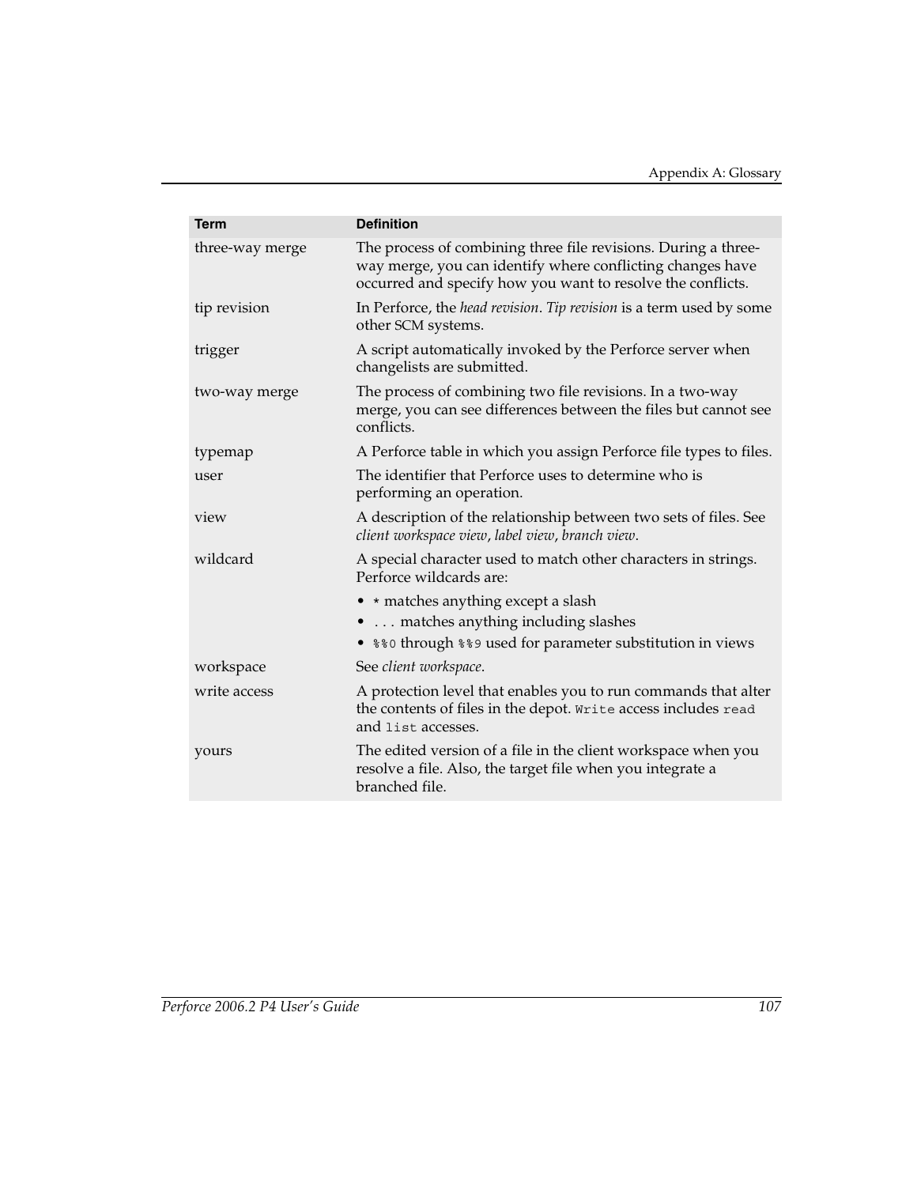| Term | Definition |
| --- | --- |
| three-way merge | The process of combining three file revisions. During a three-way merge, you can identify where conflicting changes have occurred and specify how you want to resolve the conflicts. |
| tip revision | In Perforce, the *head revision*. *Tip revision* is a term used by some other SCM systems. |
| trigger | A script automatically invoked by the Perforce server when changelists are submitted. |
| two-way merge | The process of combining two file revisions. In a two-way merge, you can see differences between the files but cannot see conflicts. |
| typemap | A Perforce table in which you assign Perforce file types to files. |
| user | The identifier that Perforce uses to determine who is performing an operation. |
| view | A description of the relationship between two sets of files. See *client workspace view*, *label view*, *branch view*. |
| wildcard | A special character used to match other characters in strings. Perforce wildcards are:<br>• `*` matches anything except a slash<br>• `...` matches anything including slashes<br>• `%%0` through `%%9` used for parameter substitution in views |
| workspace | See *client workspace*. |
| write access | A protection level that enables you to run commands that alter the contents of files in the depot. `Write` access includes `read` and `list` accesses. |
| yours | The edited version of a file in the client workspace when you resolve a file. Also, the target file when you integrate a branched file. |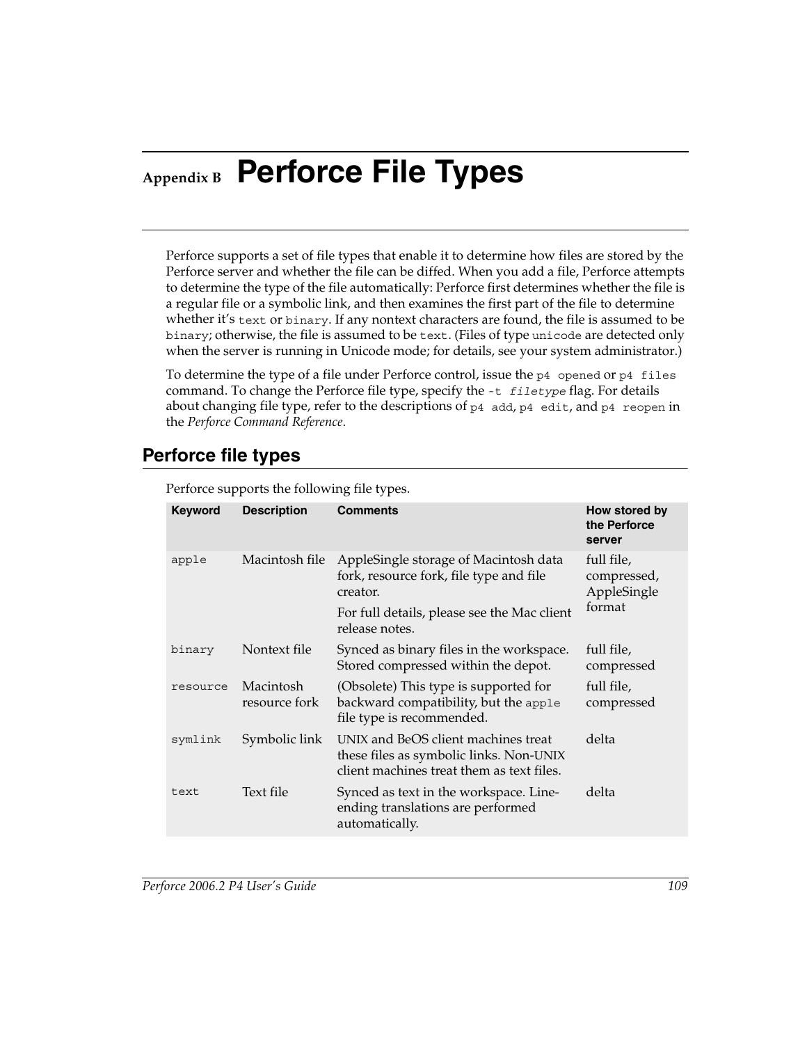# Appendix B Perforce File Types

Perforce supports a set of file types that enable it to determine how files are stored by the Perforce server and whether the file can be diffed. When you add a file, Perforce attempts to determine the type of the file automatically: Perforce first determines whether the file is a regular file or a symbolic link, and then examines the first part of the file to determine whether it's `text` or `binary`. If any nontext characters are found, the file is assumed to be `binary`; otherwise, the file is assumed to be `text`. (Files of type `unicode` are detected only when the server is running in Unicode mode; for details, see your system administrator.)

To determine the type of a file under Perforce control, issue the `p4 opened` or `p4 files` command. To change the Perforce file type, specify the `-t filetype` flag. For details about changing file type, refer to the descriptions of `p4 add`, `p4 edit`, and `p4 reopen` in the *Perforce Command Reference*.

## Perforce file types

Perforce supports the following file types.

| Keyword | Description | Comments | How stored by the Perforce server |
|---|---|---|---|
| `apple` | Macintosh file | AppleSingle storage of Macintosh data fork, resource fork, file type and file creator. For full details, please see the Mac client release notes. | full file, compressed, AppleSingle format |
| `binary` | Nontext file | Synced as binary files in the workspace. Stored compressed within the depot. | full file, compressed |
| `resource` | Macintosh resource fork | (Obsolete) This type is supported for backward compatibility, but the `apple` file type is recommended. | full file, compressed |
| `symlink` | Symbolic link | UNIX and BeOS client machines treat these files as symbolic links. Non-UNIX client machines treat them as text files. | delta |
| `text` | Text file | Synced as text in the workspace. Line-ending translations are performed automatically. | delta |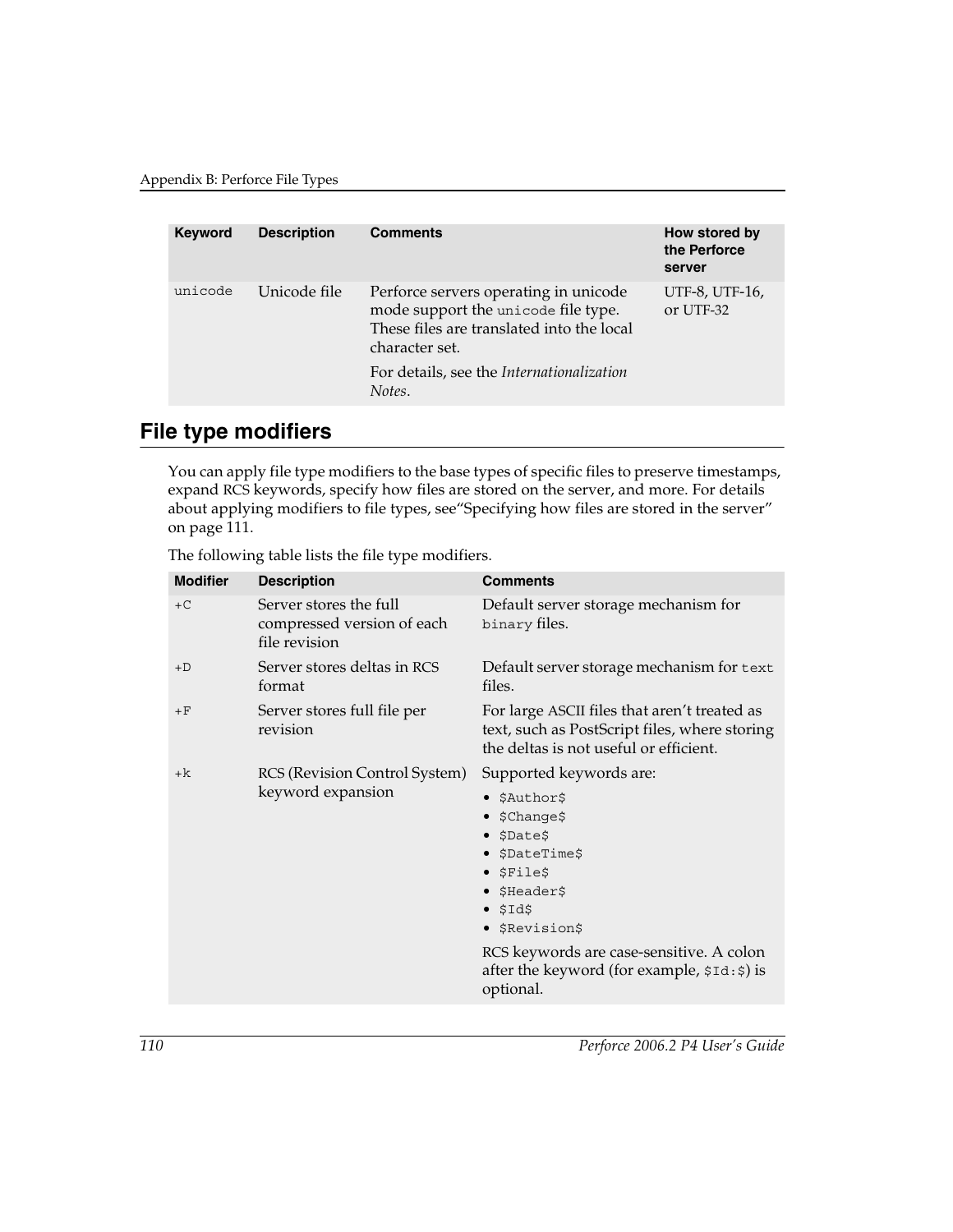| Keyword | Description | Comments | How stored by the Perforce server |
|---|---|---|---|
| `unicode` | Unicode file | Perforce servers operating in unicode mode support the `unicode` file type. These files are translated into the local character set.<br><br>For details, see the *Internationalization Notes*. | UTF-8, UTF-16, or UTF-32 |

## File type modifiers

You can apply file type modifiers to the base types of specific files to preserve timestamps, expand RCS keywords, specify how files are stored on the server, and more. For details about applying modifiers to file types, see"Specifying how files are stored in the server" on page 111.

The following table lists the file type modifiers.

| Modifier | Description | Comments |
|---|---|---|
| `+C` | Server stores the full compressed version of each file revision | Default server storage mechanism for `binary` files. |
| `+D` | Server stores deltas in RCS format | Default server storage mechanism for `text` files. |
| `+F` | Server stores full file per revision | For large ASCII files that aren't treated as text, such as PostScript files, where storing the deltas is not useful or efficient. |
| `+k` | RCS (Revision Control System) keyword expansion | Supported keywords are:<br>• `$Author$`<br>• `$Change$`<br>• `$Date$`<br>• `$DateTime$`<br>• `$File$`<br>• `$Header$`<br>• `$Id$`<br>• `$Revision$`<br><br>RCS keywords are case-sensitive. A colon after the keyword (for example, `$Id:$`) is optional. |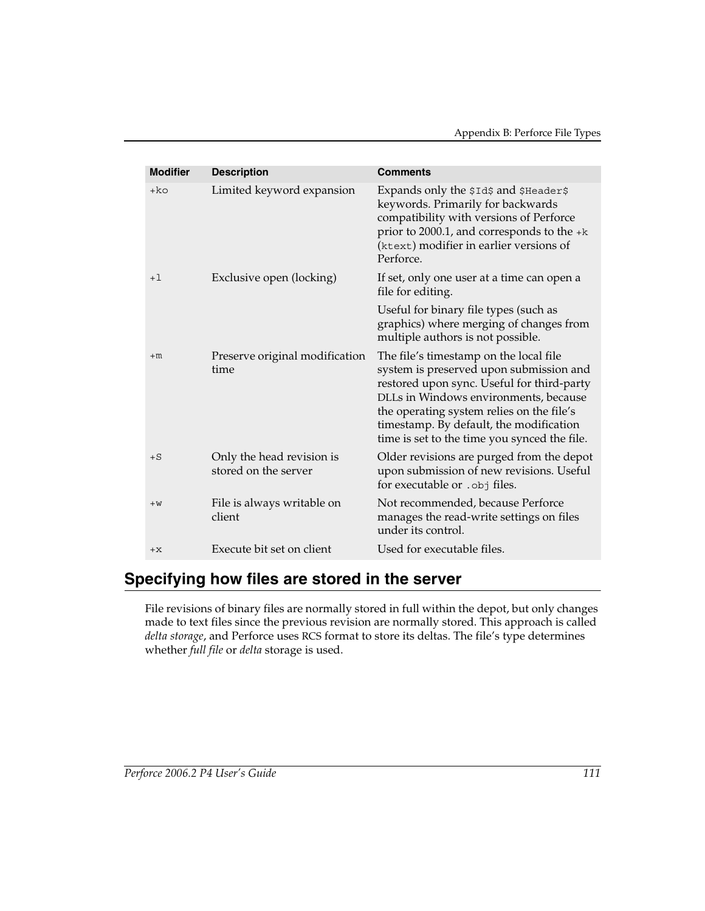| Modifier | Description | Comments |
| --- | --- | --- |
| +ko | Limited keyword expansion | Expands only the `$Id$` and `$Header$` keywords. Primarily for backwards compatibility with versions of Perforce prior to 2000.1, and corresponds to the `+k` (`ktext`) modifier in earlier versions of Perforce. |
| +l | Exclusive open (locking) | If set, only one user at a time can open a file for editing. <br><br> Useful for binary file types (such as graphics) where merging of changes from multiple authors is not possible. |
| +m | Preserve original modification time | The file's timestamp on the local file system is preserved upon submission and restored upon sync. Useful for third-party DLLs in Windows environments, because the operating system relies on the file's timestamp. By default, the modification time is set to the time you synced the file. |
| +S | Only the head revision is stored on the server | Older revisions are purged from the depot upon submission of new revisions. Useful for executable or `.obj` files. |
| +w | File is always writable on client | Not recommended, because Perforce manages the read-write settings on files under its control. |
| +x | Execute bit set on client | Used for executable files. |

## Specifying how files are stored in the server

File revisions of binary files are normally stored in full within the depot, but only changes made to text files since the previous revision are normally stored. This approach is called *delta storage*, and Perforce uses RCS format to store its deltas. The file's type determines whether *full file* or *delta* storage is used.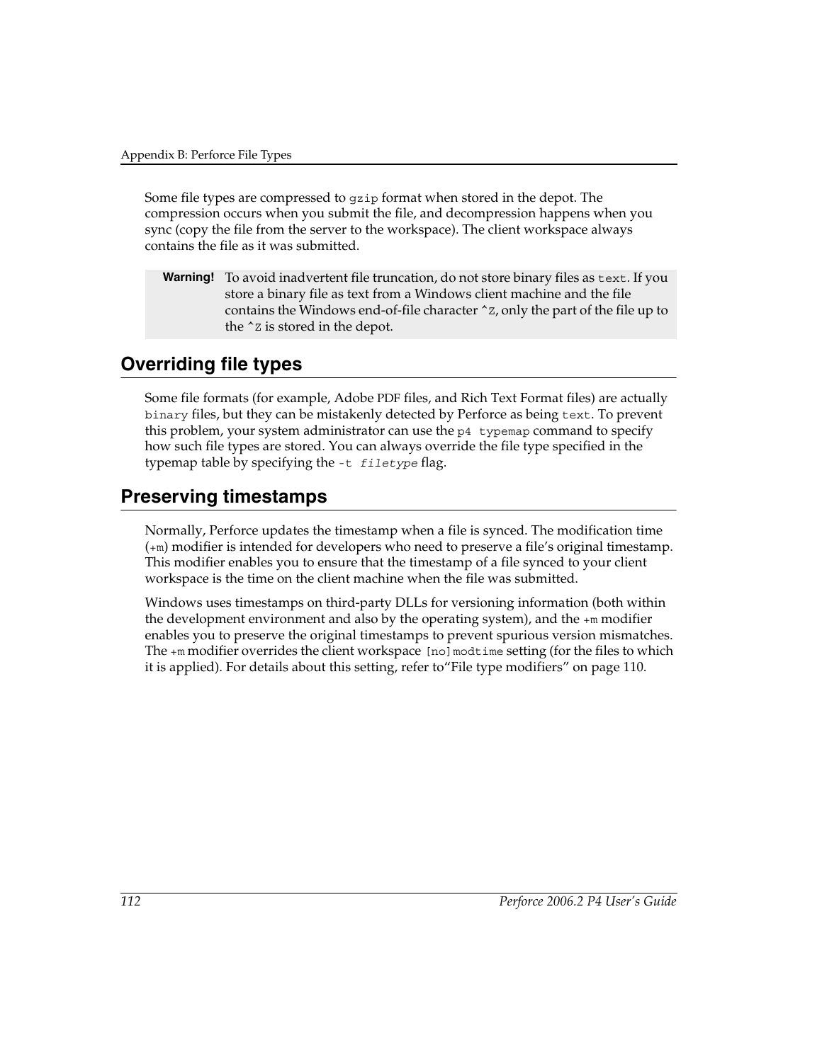Some file types are compressed to `gzip` format when stored in the depot. The compression occurs when you submit the file, and decompression happens when you sync (copy the file from the server to the workspace). The client workspace always contains the file as it was submitted.

> **Warning!** To avoid inadvertent file truncation, do not store binary files as `text`. If you store a binary file as text from a Windows client machine and the file contains the Windows end-of-file character `^Z`, only the part of the file up to the `^Z` is stored in the depot.

## Overriding file types

Some file formats (for example, Adobe PDF files, and Rich Text Format files) are actually `binary` files, but they can be mistakenly detected by Perforce as being `text`. To prevent this problem, your system administrator can use the `p4 typemap` command to specify how such file types are stored. You can always override the file type specified in the typemap table by specifying the `-t` *`filetype`* flag.

## Preserving timestamps

Normally, Perforce updates the timestamp when a file is synced. The modification time (`+m`) modifier is intended for developers who need to preserve a file's original timestamp. This modifier enables you to ensure that the timestamp of a file synced to your client workspace is the time on the client machine when the file was submitted.

Windows uses timestamps on third-party DLLs for versioning information (both within the development environment and also by the operating system), and the `+m` modifier enables you to preserve the original timestamps to prevent spurious version mismatches. The `+m` modifier overrides the client workspace `[no]modtime` setting (for the files to which it is applied). For details about this setting, refer to"File type modifiers" on page 110.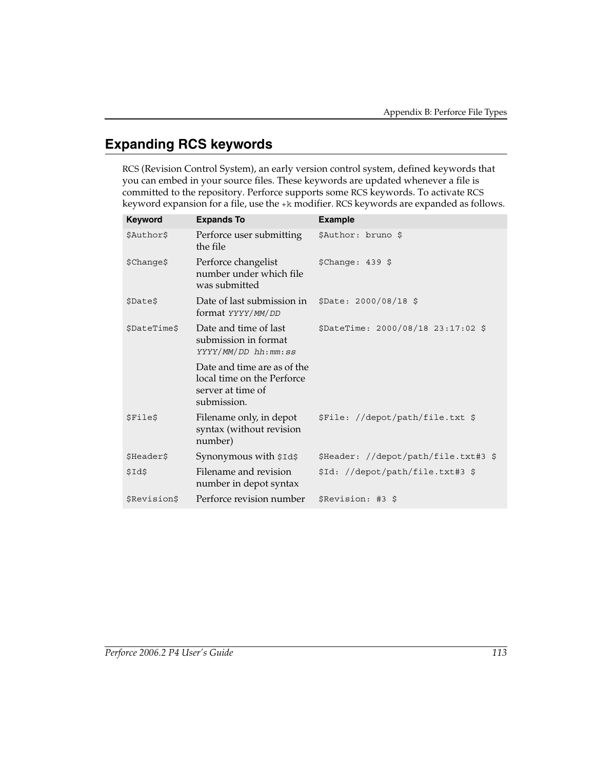## Expanding RCS keywords

RCS (Revision Control System), an early version control system, defined keywords that you can embed in your source files. These keywords are updated whenever a file is committed to the repository. Perforce supports some RCS keywords. To activate RCS keyword expansion for a file, use the `+k` modifier. RCS keywords are expanded as follows.

| Keyword | Expands To | Example |
|---|---|---|
| `$Author$` | Perforce user submitting the file | `$Author: bruno $` |
| `$Change$` | Perforce changelist number under which file was submitted | `$Change: 439 $` |
| `$Date$` | Date of last submission in format *YYYY/MM/DD* | `$Date: 2000/08/18 $` |
| `$DateTime$` | Date and time of last submission in format *YYYY/MM/DD hh:mm:ss*<br><br>Date and time are as of the local time on the Perforce server at time of submission. | `$DateTime: 2000/08/18 23:17:02 $` |
| `$File$` | Filename only, in depot syntax (without revision number) | `$File: //depot/path/file.txt $` |
| `$Header$` | Synonymous with `$Id$` | `$Header: //depot/path/file.txt#3 $` |
| `$Id$` | Filename and revision number in depot syntax | `$Id: //depot/path/file.txt#3 $` |
| `$Revision$` | Perforce revision number | `$Revision: #3 $` |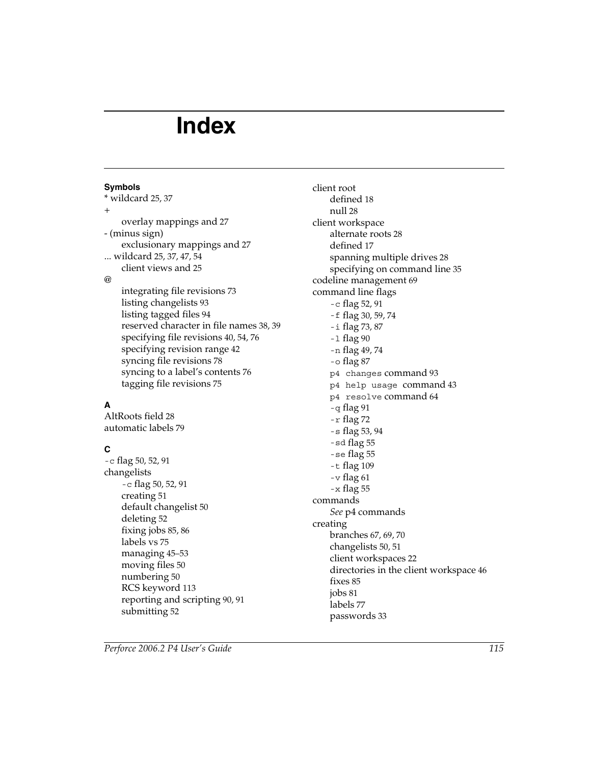# Index

**Symbols**

* wildcard 25, 37
+
  - overlay mappings and 27
- (minus sign)
  - exclusionary mappings and 27

... wildcard 25, 37, 47, 54
  - client views and 25

@
  - integrating file revisions 73
  - listing changelists 93
  - listing tagged files 94
  - reserved character in file names 38, 39
  - specifying file revisions 40, 54, 76
  - specifying revision range 42
  - syncing file revisions 78
  - syncing to a label's contents 76
  - tagging file revisions 75

**A**

AltRoots field 28
automatic labels 79

**C**

`-c` flag 50, 52, 91
changelists
  - `-c` flag 50, 52, 91
  - creating 51
  - default changelist 50
  - deleting 52
  - fixing jobs 85, 86
  - labels vs 75
  - managing 45–53
  - moving files 50
  - numbering 50
  - RCS keyword 113
  - reporting and scripting 90, 91
  - submitting 52

client root
  - defined 18
  - null 28

client workspace
  - alternate roots 28
  - defined 17
  - spanning multiple drives 28
  - specifying on command line 35

codeline management 69
command line flags
  - `-c` flag 52, 91
  - `-f` flag 30, 59, 74
  - `-i` flag 73, 87
  - `-l` flag 90
  - `-n` flag 49, 74
  - `-o` flag 87
  - `p4 changes` command 93
  - `p4 help usage` command 43
  - `p4 resolve` command 64
  - `-q` flag 91
  - `-r` flag 72
  - `-s` flag 53, 94
  - `-sd` flag 55
  - `-se` flag 55
  - `-t` flag 109
  - `-v` flag 61
  - `-x` flag 55

commands
  - *See* p4 commands

creating
  - branches 67, 69, 70
  - changelists 50, 51
  - client workspaces 22
  - directories in the client workspace 46
  - fixes 85
  - jobs 81
  - labels 77
  - passwords 33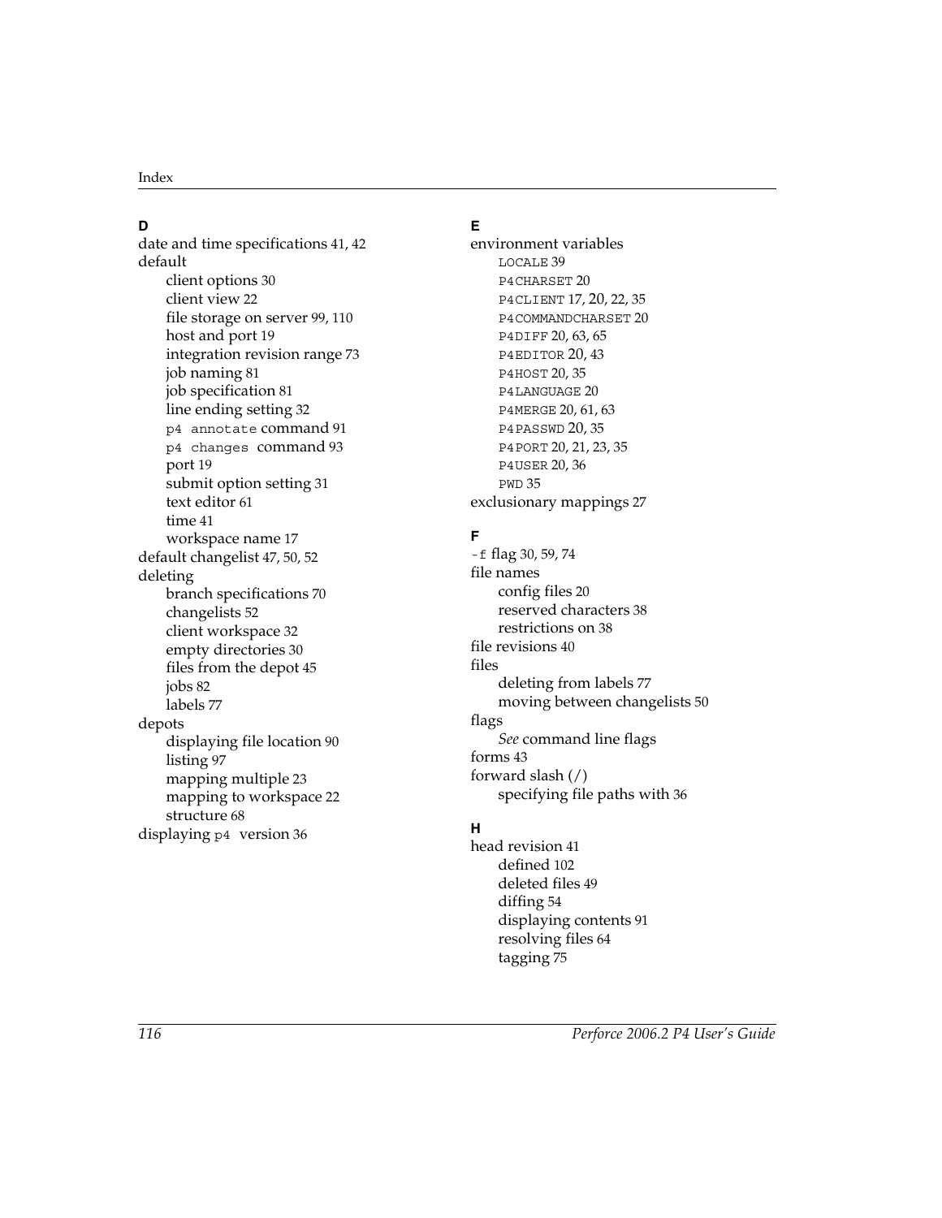**D**

date and time specifications 41, 42
default
- client options 30
- client view 22
- file storage on server 99, 110
- host and port 19
- integration revision range 73
- job naming 81
- job specification 81
- line ending setting 32
- `p4 annotate` command 91
- `p4 changes` command 93
- port 19
- submit option setting 31
- text editor 61
- time 41
- workspace name 17

default changelist 47, 50, 52
deleting
- branch specifications 70
- changelists 52
- client workspace 32
- empty directories 30
- files from the depot 45
- jobs 82
- labels 77

depots
- displaying file location 90
- listing 97
- mapping multiple 23
- mapping to workspace 22
- structure 68

displaying `p4` version 36

**E**

environment variables
- `LOCALE` 39
- `P4CHARSET` 20
- `P4CLIENT` 17, 20, 22, 35
- `P4COMMANDCHARSET` 20
- `P4DIFF` 20, 63, 65
- `P4EDITOR` 20, 43
- `P4HOST` 20, 35
- `P4LANGUAGE` 20
- `P4MERGE` 20, 61, 63
- `P4PASSWD` 20, 35
- `P4PORT` 20, 21, 23, 35
- `P4USER` 20, 36
- `PWD` 35

exclusionary mappings 27

**F**

`-f` flag 30, 59, 74
file names
- config files 20
- reserved characters 38
- restrictions on 38

file revisions 40
files
- deleting from labels 77
- moving between changelists 50

flags
- *See* command line flags

forms 43
forward slash (/)
- specifying file paths with 36

**H**

head revision 41
- defined 102
- deleted files 49
- diffing 54
- displaying contents 91
- resolving files 64
- tagging 75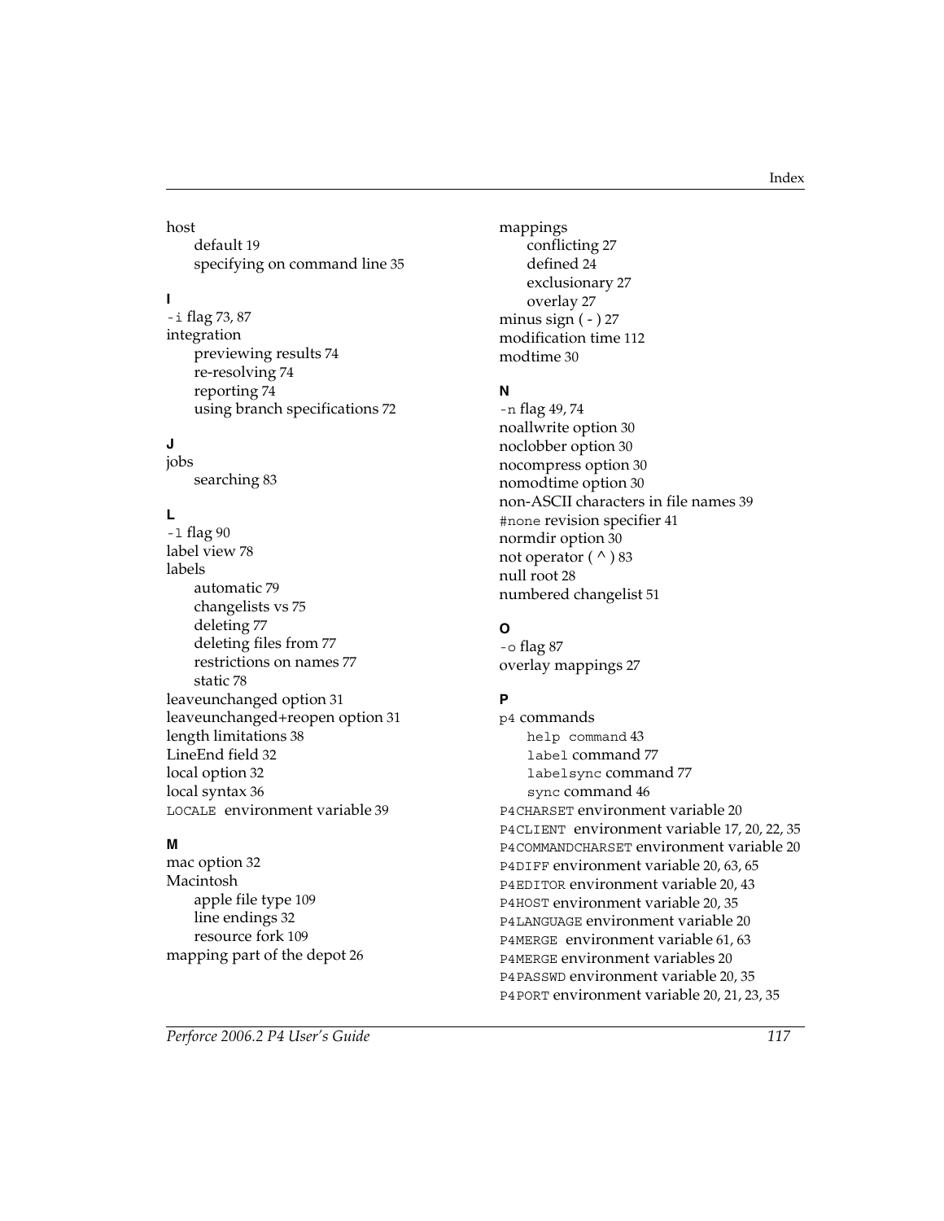host
  - default 19
  - specifying on command line 35

**I**

`-i` flag 73, 87
integration
  - previewing results 74
  - re-resolving 74
  - reporting 74
  - using branch specifications 72

**J**

jobs
  - searching 83

**L**

`-l` flag 90
label view 78
labels
  - automatic 79
  - changelists vs 75
  - deleting 77
  - deleting files from 77
  - restrictions on names 77
  - static 78

leaveunchanged option 31
leaveunchanged+reopen option 31
length limitations 38
LineEnd field 32
local option 32
local syntax 36
`LOCALE` environment variable 39

**M**

mac option 32
Macintosh
  - apple file type 109
  - line endings 32
  - resource fork 109

mapping part of the depot 26
mappings
  - conflicting 27
  - defined 24
  - exclusionary 27
  - overlay 27

minus sign ( - ) 27
modification time 112
modtime 30

**N**

`-n` flag 49, 74
noallwrite option 30
noclobber option 30
nocompress option 30
nomodtime option 30
non-ASCII characters in file names 39
`#none` revision specifier 41
normdir option 30
not operator ( ^ ) 83
null root 28
numbered changelist 51

**O**

`-o` flag 87
overlay mappings 27

**P**

`p4` commands
  - `help command` 43
  - `label` command 77
  - `labelsync` command 77
  - `sync` command 46

`P4CHARSET` environment variable 20
`P4CLIENT` environment variable 17, 20, 22, 35
`P4COMMANDCHARSET` environment variable 20
`P4DIFF` environment variable 20, 63, 65
`P4EDITOR` environment variable 20, 43
`P4HOST` environment variable 20, 35
`P4LANGUAGE` environment variable 20
`P4MERGE` environment variable 61, 63
`P4MERGE` environment variables 20
`P4PASSWD` environment variable 20, 35
`P4PORT` environment variable 20, 21, 23, 35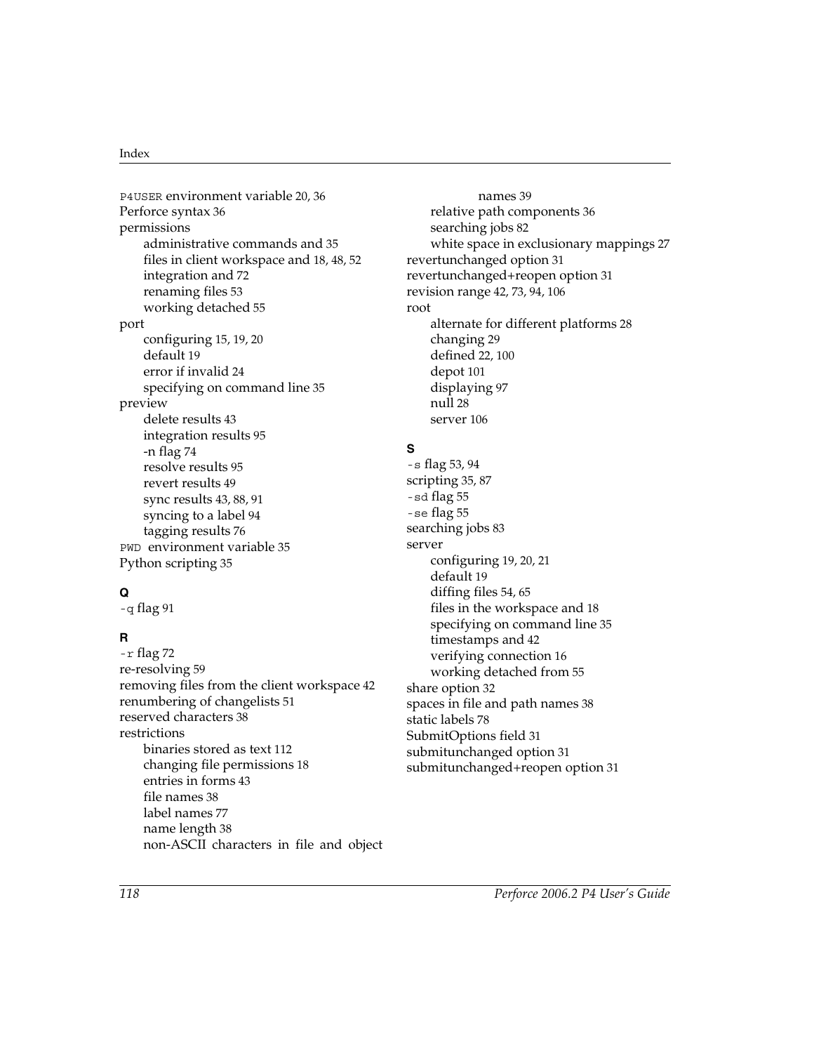P4USER environment variable 20, 36
Perforce syntax 36
permissions
    administrative commands and 35
    files in client workspace and 18, 48, 52
    integration and 72
    renaming files 53
    working detached 55
port
    configuring 15, 19, 20
    default 19
    error if invalid 24
    specifying on command line 35
preview
    delete results 43
    integration results 95
    -n flag 74
    resolve results 95
    revert results 49
    sync results 43, 88, 91
    syncing to a label 94
    tagging results 76
PWD environment variable 35
Python scripting 35

**Q**

-q flag 91

**R**

-r flag 72
re-resolving 59
removing files from the client workspace 42
renumbering of changelists 51
reserved characters 38
restrictions
    binaries stored as text 112
    changing file permissions 18
    entries in forms 43
    file names 38
    label names 77
    name length 38
    non-ASCII characters in file and object names 39
    relative path components 36
    searching jobs 82
    white space in exclusionary mappings 27
revertunchanged option 31
revertunchanged+reopen option 31
revision range 42, 73, 94, 106
root
    alternate for different platforms 28
    changing 29
    defined 22, 100
    depot 101
    displaying 97
    null 28
    server 106

**S**

-s flag 53, 94
scripting 35, 87
-sd flag 55
-se flag 55
searching jobs 83
server
    configuring 19, 20, 21
    default 19
    diffing files 54, 65
    files in the workspace and 18
    specifying on command line 35
    timestamps and 42
    verifying connection 16
    working detached from 55
share option 32
spaces in file and path names 38
static labels 78
SubmitOptions field 31
submitunchanged option 31
submitunchanged+reopen option 31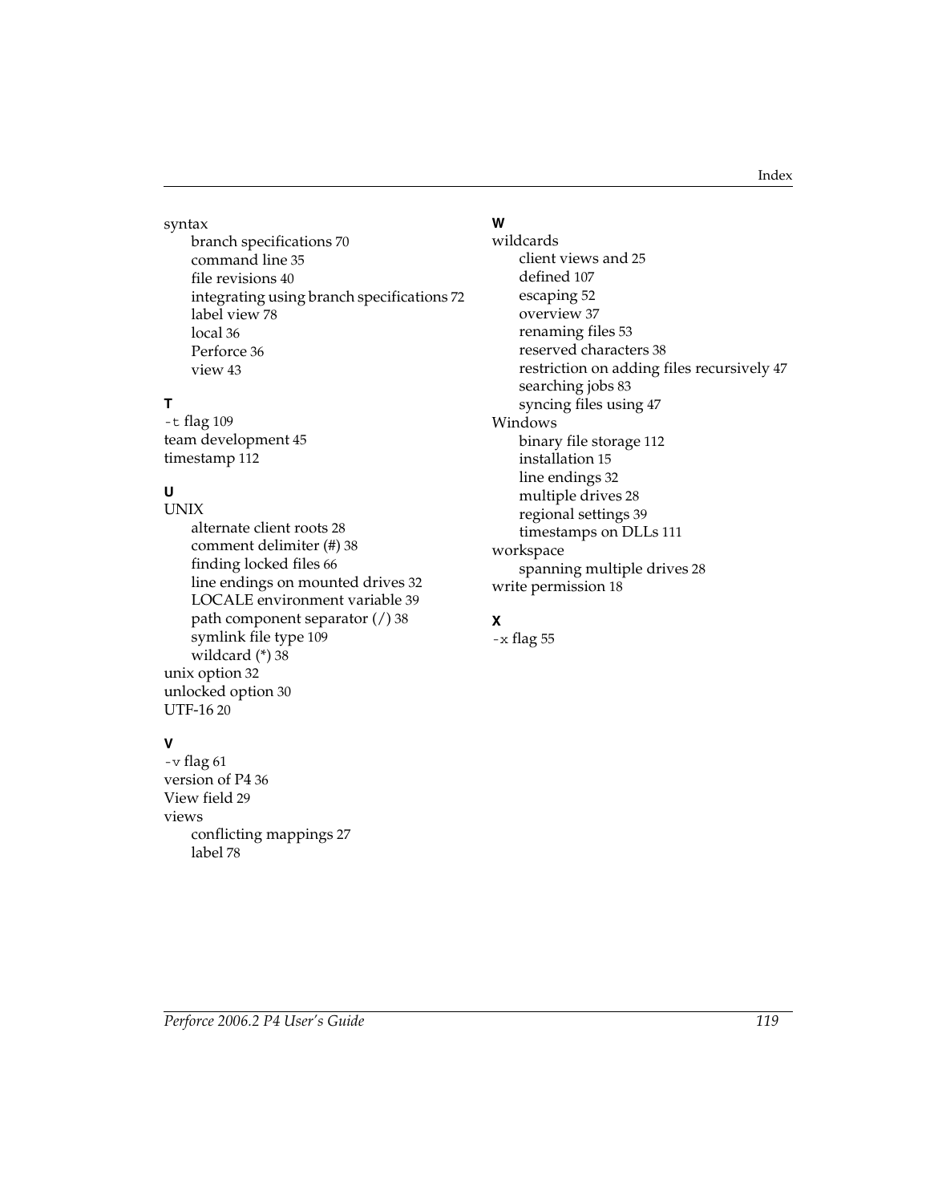syntax
- branch specifications 70
- command line 35
- file revisions 40
- integrating using branch specifications 72
- label view 78
- local 36
- Perforce 36
- view 43

**T**

`-t` flag 109
team development 45
timestamp 112

**U**

UNIX
- alternate client roots 28
- comment delimiter (#) 38
- finding locked files 66
- line endings on mounted drives 32
- LOCALE environment variable 39
- path component separator (/) 38
- symlink file type 109
- wildcard (*) 38

unix option 32
unlocked option 30
UTF-16 20

**V**

`-v` flag 61
version of P4 36
View field 29
views
- conflicting mappings 27
- label 78

**W**

wildcards
- client views and 25
- defined 107
- escaping 52
- overview 37
- renaming files 53
- reserved characters 38
- restriction on adding files recursively 47
- searching jobs 83
- syncing files using 47

Windows
- binary file storage 112
- installation 15
- line endings 32
- multiple drives 28
- regional settings 39
- timestamps on DLLs 111

workspace
- spanning multiple drives 28

write permission 18

**X**

`-x` flag 55